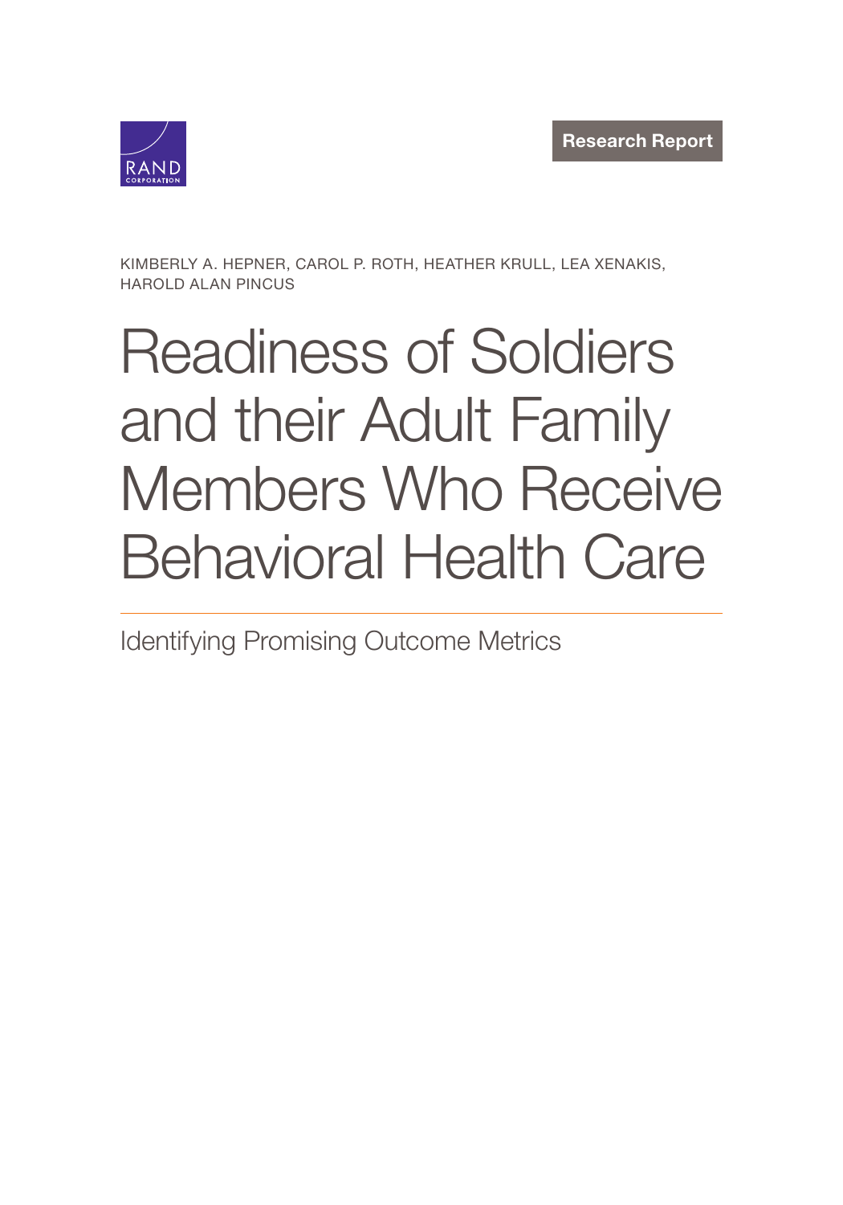RAND CORPORATION

Research Report

KIMBERLY A. HEPNER, CAROL P. ROTH, HEATHER KRULL, LEA XENAKIS, HAROLD ALAN PINCUS

# Readiness of Soldiers and their Adult Family Members Who Receive Behavioral Health Care

## Identifying Promising Outcome Metrics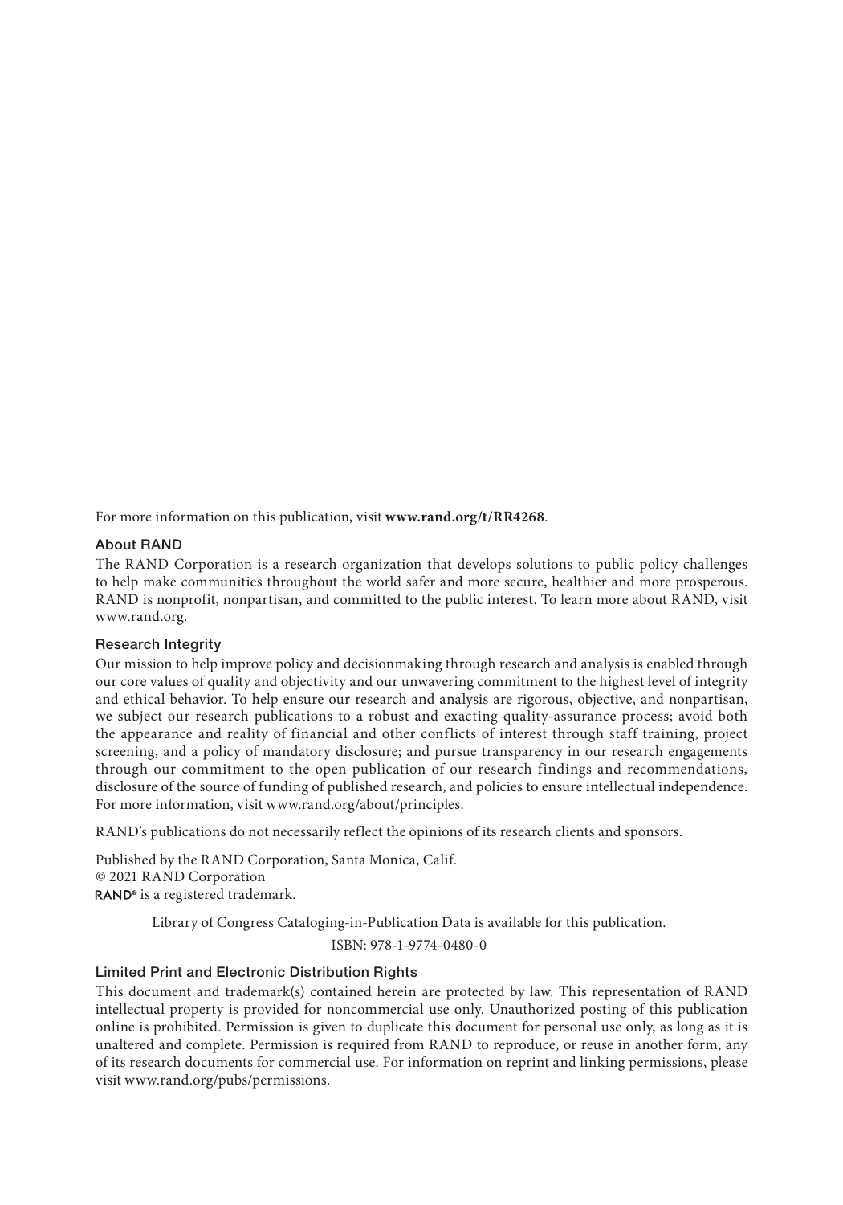For more information on this publication, visit **www.rand.org/t/RR4268**.

### About RAND

The RAND Corporation is a research organization that develops solutions to public policy challenges to help make communities throughout the world safer and more secure, healthier and more prosperous. RAND is nonprofit, nonpartisan, and committed to the public interest. To learn more about RAND, visit www.rand.org.

### Research Integrity

Our mission to help improve policy and decisionmaking through research and analysis is enabled through our core values of quality and objectivity and our unwavering commitment to the highest level of integrity and ethical behavior. To help ensure our research and analysis are rigorous, objective, and nonpartisan, we subject our research publications to a robust and exacting quality-assurance process; avoid both the appearance and reality of financial and other conflicts of interest through staff training, project screening, and a policy of mandatory disclosure; and pursue transparency in our research engagements through our commitment to the open publication of our research findings and recommendations, disclosure of the source of funding of published research, and policies to ensure intellectual independence. For more information, visit www.rand.org/about/principles.

RAND's publications do not necessarily reflect the opinions of its research clients and sponsors.

Published by the RAND Corporation, Santa Monica, Calif.
© 2021 RAND Corporation
RAND® is a registered trademark.

Library of Congress Cataloging-in-Publication Data is available for this publication.

ISBN: 978-1-9774-0480-0

### Limited Print and Electronic Distribution Rights

This document and trademark(s) contained herein are protected by law. This representation of RAND intellectual property is provided for noncommercial use only. Unauthorized posting of this publication online is prohibited. Permission is given to duplicate this document for personal use only, as long as it is unaltered and complete. Permission is required from RAND to reproduce, or reuse in another form, any of its research documents for commercial use. For information on reprint and linking permissions, please visit www.rand.org/pubs/permissions.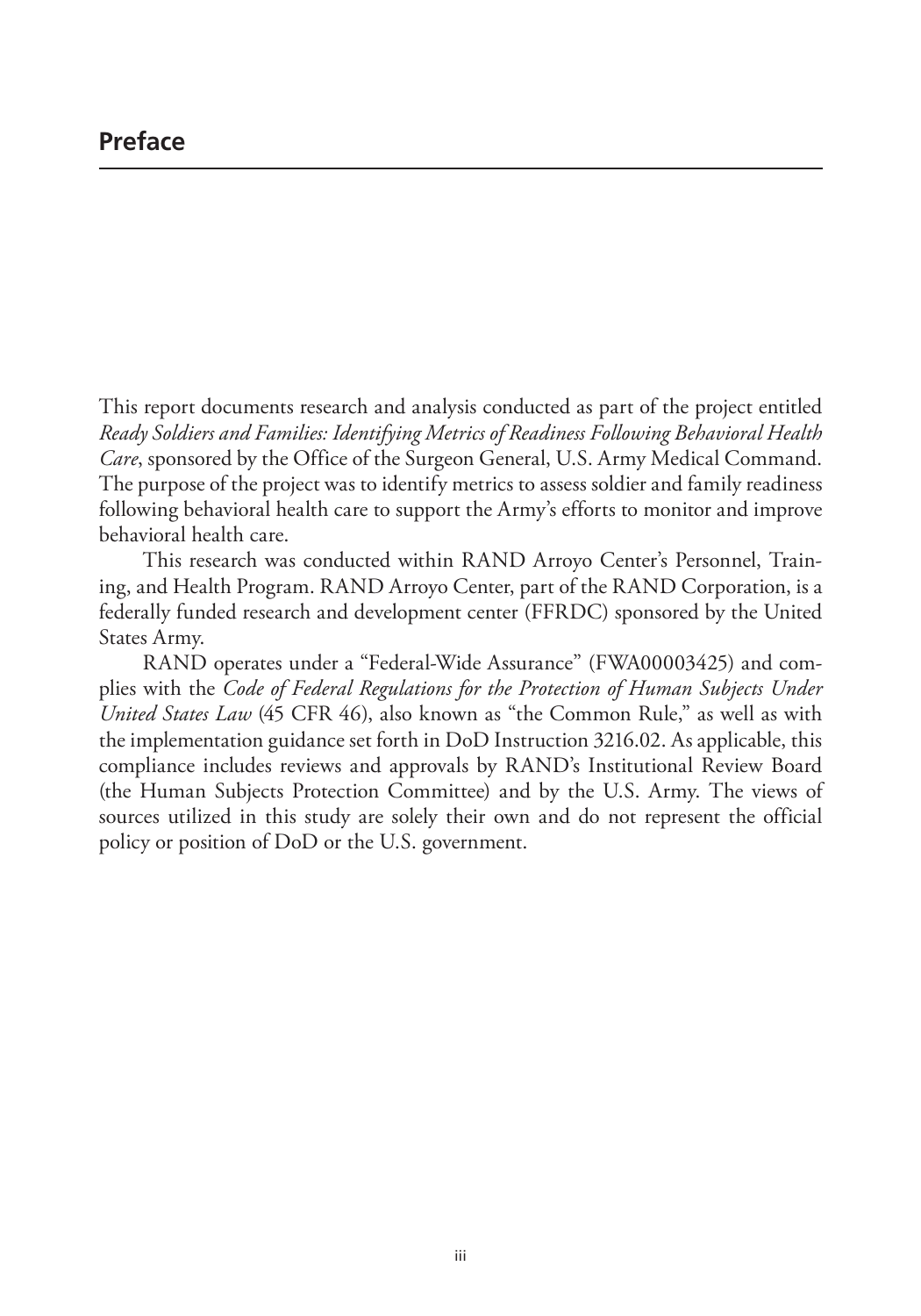# Preface

This report documents research and analysis conducted as part of the project entitled *Ready Soldiers and Families: Identifying Metrics of Readiness Following Behavioral Health Care*, sponsored by the Office of the Surgeon General, U.S. Army Medical Command. The purpose of the project was to identify metrics to assess soldier and family readiness following behavioral health care to support the Army's efforts to monitor and improve behavioral health care.

This research was conducted within RAND Arroyo Center's Personnel, Training, and Health Program. RAND Arroyo Center, part of the RAND Corporation, is a federally funded research and development center (FFRDC) sponsored by the United States Army.

RAND operates under a "Federal-Wide Assurance" (FWA00003425) and complies with the *Code of Federal Regulations for the Protection of Human Subjects Under United States Law* (45 CFR 46), also known as "the Common Rule," as well as with the implementation guidance set forth in DoD Instruction 3216.02. As applicable, this compliance includes reviews and approvals by RAND's Institutional Review Board (the Human Subjects Protection Committee) and by the U.S. Army. The views of sources utilized in this study are solely their own and do not represent the official policy or position of DoD or the U.S. government.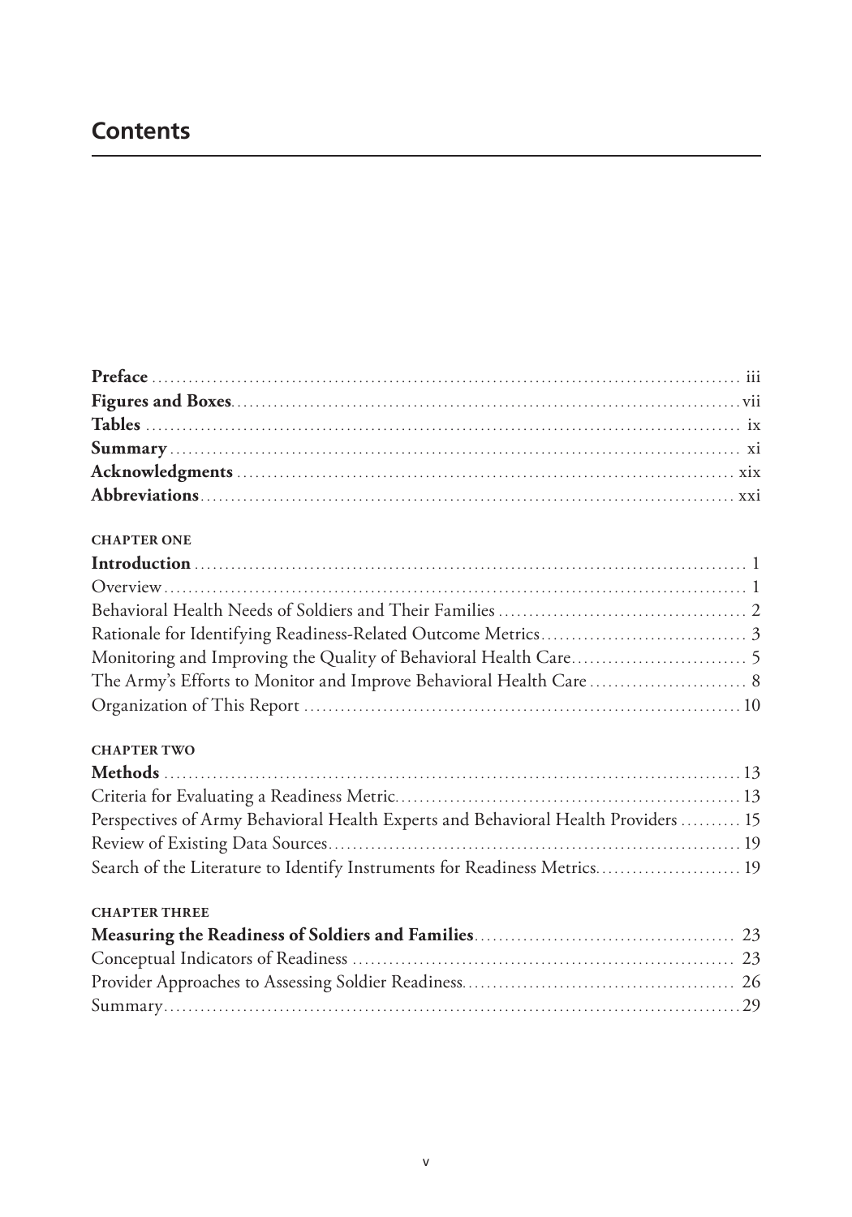# Contents

**Preface** .......... iii
**Figures and Boxes** .......... vii
**Tables** .......... ix
**Summary** .......... xi
**Acknowledgments** .......... xix
**Abbreviations** .......... xxi

**CHAPTER ONE**

**Introduction** .......... 1
Overview .......... 1
Behavioral Health Needs of Soldiers and Their Families .......... 2
Rationale for Identifying Readiness-Related Outcome Metrics .......... 3
Monitoring and Improving the Quality of Behavioral Health Care .......... 5
The Army's Efforts to Monitor and Improve Behavioral Health Care .......... 8
Organization of This Report .......... 10

**CHAPTER TWO**

**Methods** .......... 13
Criteria for Evaluating a Readiness Metric .......... 13
Perspectives of Army Behavioral Health Experts and Behavioral Health Providers .......... 15
Review of Existing Data Sources .......... 19
Search of the Literature to Identify Instruments for Readiness Metrics .......... 19

**CHAPTER THREE**

**Measuring the Readiness of Soldiers and Families** .......... 23
Conceptual Indicators of Readiness .......... 23
Provider Approaches to Assessing Soldier Readiness .......... 26
Summary .......... 29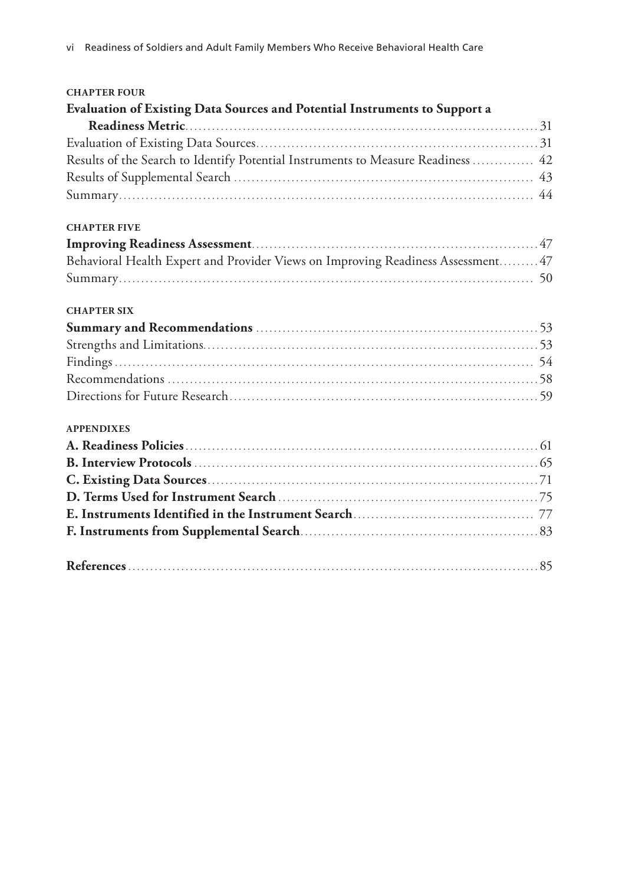**CHAPTER FOUR**

**Evaluation of Existing Data Sources and Potential Instruments to Support a Readiness Metric** ........ 31

Evaluation of Existing Data Sources ........ 31

Results of the Search to Identify Potential Instruments to Measure Readiness ........ 42

Results of Supplemental Search ........ 43

Summary ........ 44

**CHAPTER FIVE**

**Improving Readiness Assessment** ........ 47

Behavioral Health Expert and Provider Views on Improving Readiness Assessment ........ 47

Summary ........ 50

**CHAPTER SIX**

**Summary and Recommendations** ........ 53

Strengths and Limitations ........ 53

Findings ........ 54

Recommendations ........ 58

Directions for Future Research ........ 59

**APPENDIXES**

**A. Readiness Policies** ........ 61

**B. Interview Protocols** ........ 65

**C. Existing Data Sources** ........ 71

**D. Terms Used for Instrument Search** ........ 75

**E. Instruments Identified in the Instrument Search** ........ 77

**F. Instruments from Supplemental Search** ........ 83

**References** ........ 85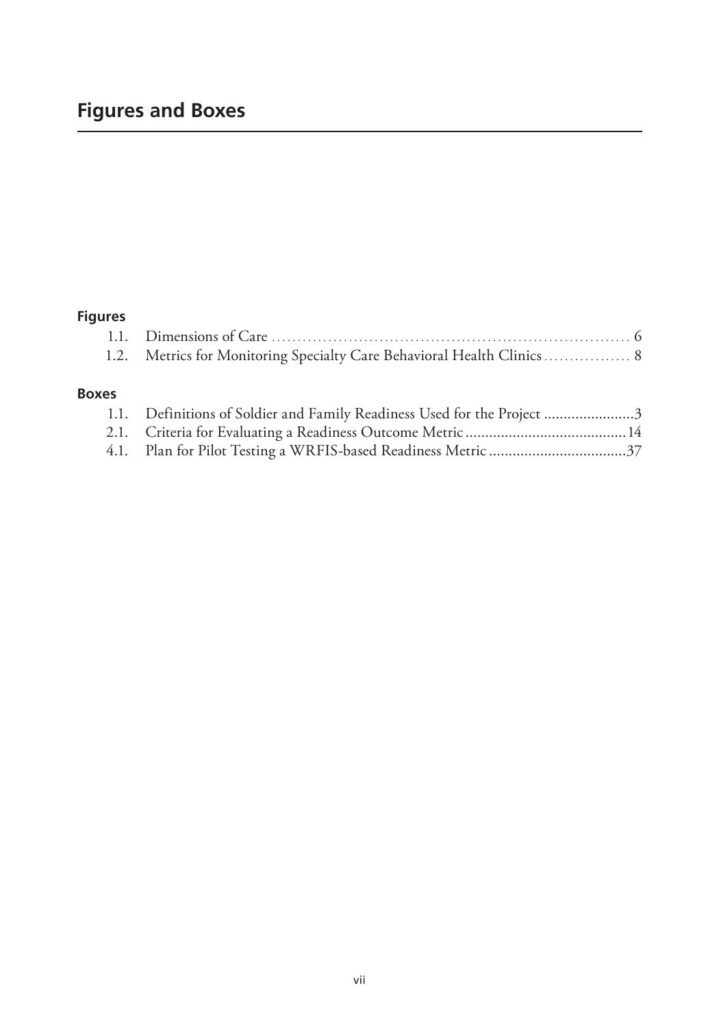# Figures and Boxes

## Figures

1.1. Dimensions of Care ........................................................................ 6
1.2. Metrics for Monitoring Specialty Care Behavioral Health Clinics ................ 8

## Boxes

1.1. Definitions of Soldier and Family Readiness Used for the Project ......................3
2.1. Criteria for Evaluating a Readiness Outcome Metric .........................................14
4.1. Plan for Pilot Testing a WRFIS-based Readiness Metric ...................................37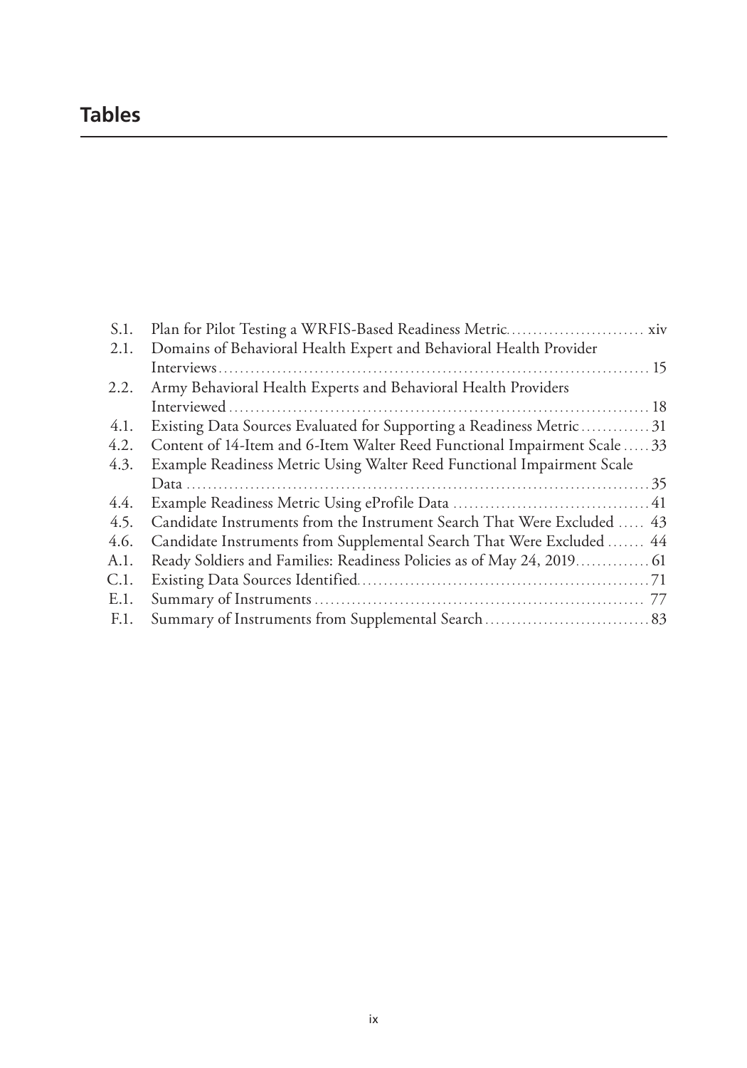# Tables

S.1. Plan for Pilot Testing a WRFIS-Based Readiness Metric ........................ xiv
2.1. Domains of Behavioral Health Expert and Behavioral Health Provider Interviews ........................ 15
2.2. Army Behavioral Health Experts and Behavioral Health Providers Interviewed ........................ 18
4.1. Existing Data Sources Evaluated for Supporting a Readiness Metric ........................ 31
4.2. Content of 14-Item and 6-Item Walter Reed Functional Impairment Scale ........................ 33
4.3. Example Readiness Metric Using Walter Reed Functional Impairment Scale Data ........................ 35
4.4. Example Readiness Metric Using eProfile Data ........................ 41
4.5. Candidate Instruments from the Instrument Search That Were Excluded ........................ 43
4.6. Candidate Instruments from Supplemental Search That Were Excluded ........................ 44
A.1. Ready Soldiers and Families: Readiness Policies as of May 24, 2019 ........................ 61
C.1. Existing Data Sources Identified ........................ 71
E.1. Summary of Instruments ........................ 77
F.1. Summary of Instruments from Supplemental Search ........................ 83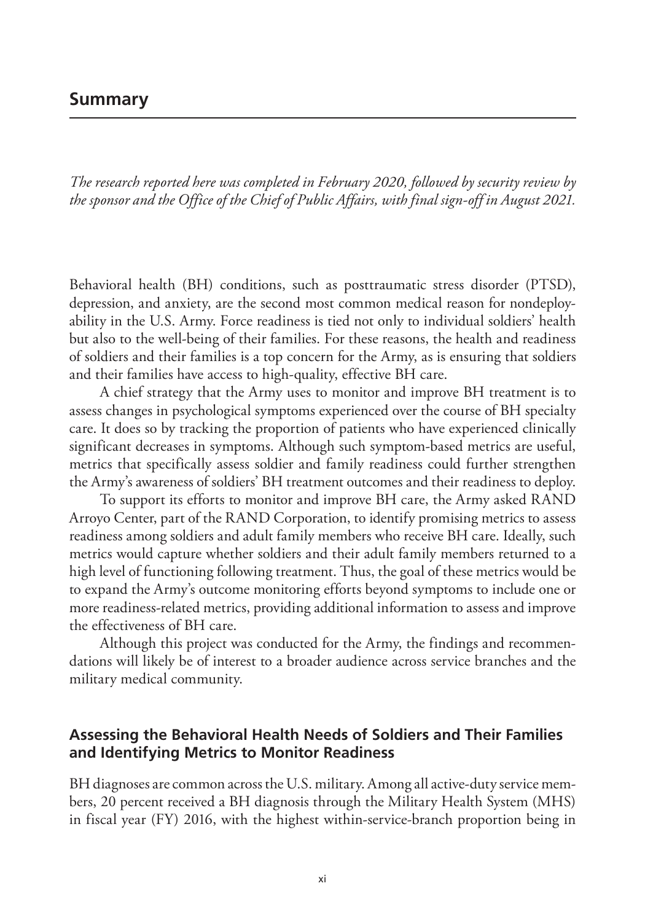# Summary

*The research reported here was completed in February 2020, followed by security review by the sponsor and the Office of the Chief of Public Affairs, with final sign-off in August 2021.*

Behavioral health (BH) conditions, such as posttraumatic stress disorder (PTSD), depression, and anxiety, are the second most common medical reason for nondeployability in the U.S. Army. Force readiness is tied not only to individual soldiers' health but also to the well-being of their families. For these reasons, the health and readiness of soldiers and their families is a top concern for the Army, as is ensuring that soldiers and their families have access to high-quality, effective BH care.

A chief strategy that the Army uses to monitor and improve BH treatment is to assess changes in psychological symptoms experienced over the course of BH specialty care. It does so by tracking the proportion of patients who have experienced clinically significant decreases in symptoms. Although such symptom-based metrics are useful, metrics that specifically assess soldier and family readiness could further strengthen the Army's awareness of soldiers' BH treatment outcomes and their readiness to deploy.

To support its efforts to monitor and improve BH care, the Army asked RAND Arroyo Center, part of the RAND Corporation, to identify promising metrics to assess readiness among soldiers and adult family members who receive BH care. Ideally, such metrics would capture whether soldiers and their adult family members returned to a high level of functioning following treatment. Thus, the goal of these metrics would be to expand the Army's outcome monitoring efforts beyond symptoms to include one or more readiness-related metrics, providing additional information to assess and improve the effectiveness of BH care.

Although this project was conducted for the Army, the findings and recommendations will likely be of interest to a broader audience across service branches and the military medical community.

## Assessing the Behavioral Health Needs of Soldiers and Their Families and Identifying Metrics to Monitor Readiness

BH diagnoses are common across the U.S. military. Among all active-duty service members, 20 percent received a BH diagnosis through the Military Health System (MHS) in fiscal year (FY) 2016, with the highest within-service-branch proportion being in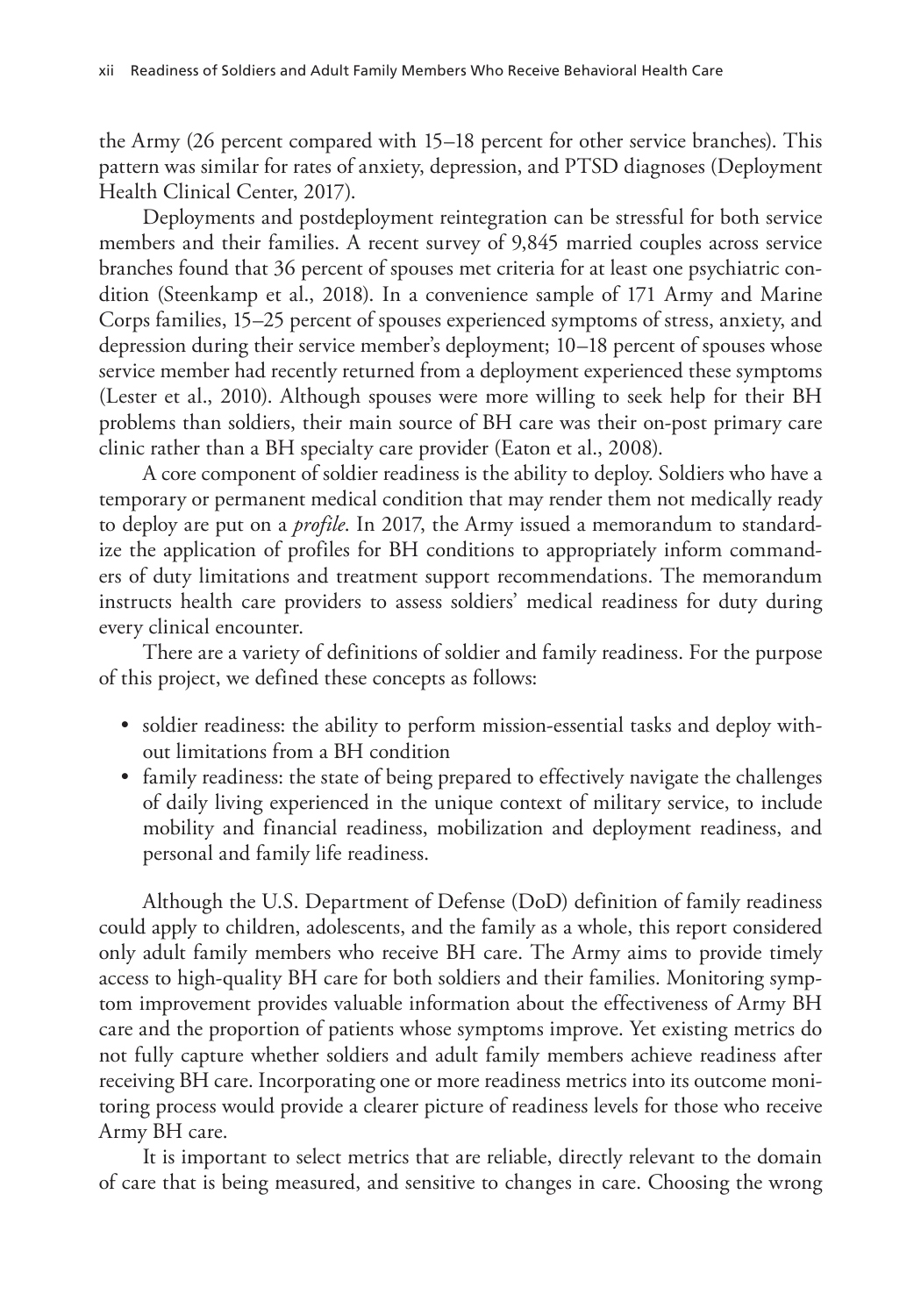the Army (26 percent compared with 15–18 percent for other service branches). This pattern was similar for rates of anxiety, depression, and PTSD diagnoses (Deployment Health Clinical Center, 2017).

Deployments and postdeployment reintegration can be stressful for both service members and their families. A recent survey of 9,845 married couples across service branches found that 36 percent of spouses met criteria for at least one psychiatric condition (Steenkamp et al., 2018). In a convenience sample of 171 Army and Marine Corps families, 15–25 percent of spouses experienced symptoms of stress, anxiety, and depression during their service member's deployment; 10–18 percent of spouses whose service member had recently returned from a deployment experienced these symptoms (Lester et al., 2010). Although spouses were more willing to seek help for their BH problems than soldiers, their main source of BH care was their on-post primary care clinic rather than a BH specialty care provider (Eaton et al., 2008).

A core component of soldier readiness is the ability to deploy. Soldiers who have a temporary or permanent medical condition that may render them not medically ready to deploy are put on a *profile*. In 2017, the Army issued a memorandum to standardize the application of profiles for BH conditions to appropriately inform commanders of duty limitations and treatment support recommendations. The memorandum instructs health care providers to assess soldiers' medical readiness for duty during every clinical encounter.

There are a variety of definitions of soldier and family readiness. For the purpose of this project, we defined these concepts as follows:

- soldier readiness: the ability to perform mission-essential tasks and deploy without limitations from a BH condition
- family readiness: the state of being prepared to effectively navigate the challenges of daily living experienced in the unique context of military service, to include mobility and financial readiness, mobilization and deployment readiness, and personal and family life readiness.

Although the U.S. Department of Defense (DoD) definition of family readiness could apply to children, adolescents, and the family as a whole, this report considered only adult family members who receive BH care. The Army aims to provide timely access to high-quality BH care for both soldiers and their families. Monitoring symptom improvement provides valuable information about the effectiveness of Army BH care and the proportion of patients whose symptoms improve. Yet existing metrics do not fully capture whether soldiers and adult family members achieve readiness after receiving BH care. Incorporating one or more readiness metrics into its outcome monitoring process would provide a clearer picture of readiness levels for those who receive Army BH care.

It is important to select metrics that are reliable, directly relevant to the domain of care that is being measured, and sensitive to changes in care. Choosing the wrong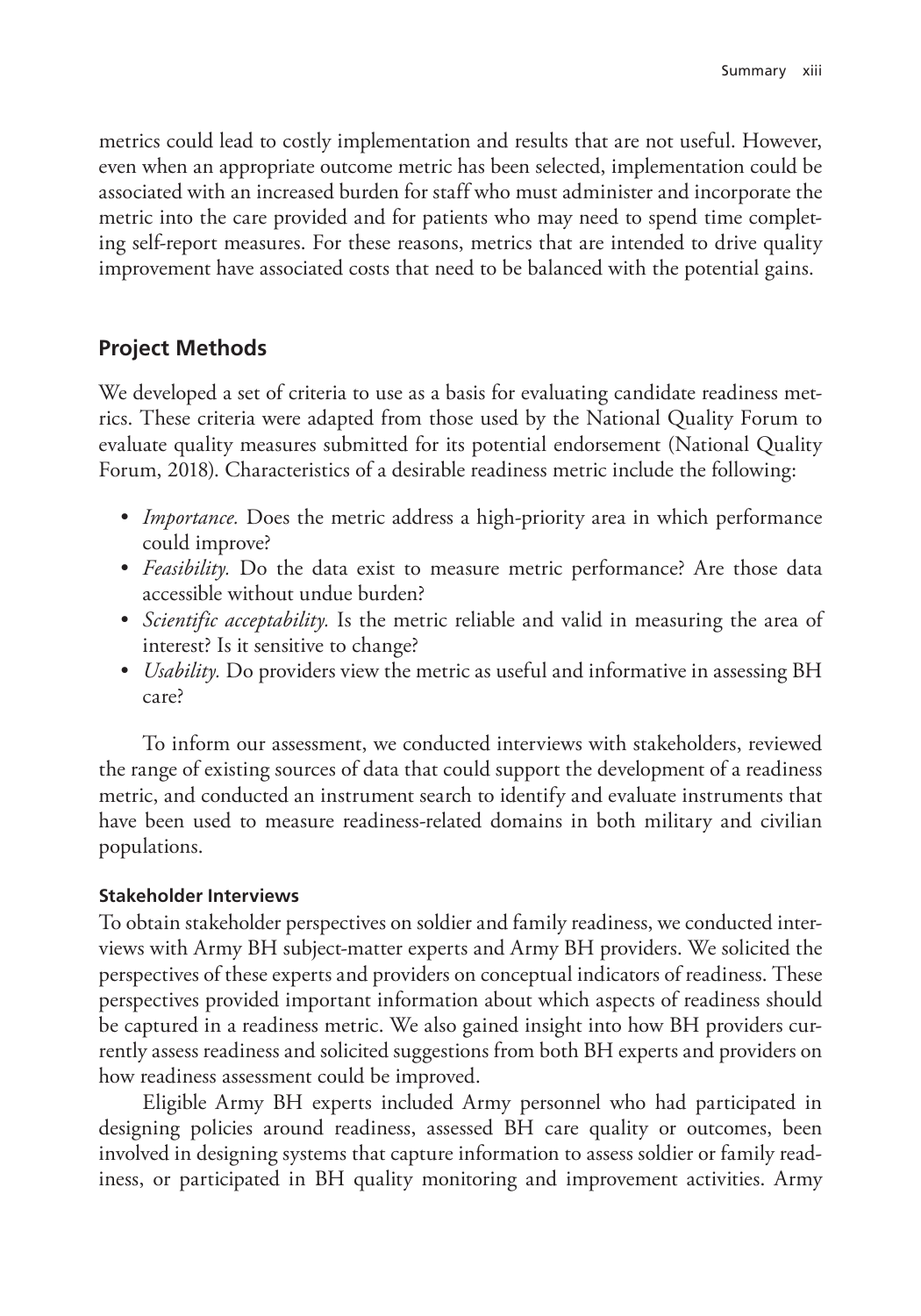metrics could lead to costly implementation and results that are not useful. However, even when an appropriate outcome metric has been selected, implementation could be associated with an increased burden for staff who must administer and incorporate the metric into the care provided and for patients who may need to spend time completing self-report measures. For these reasons, metrics that are intended to drive quality improvement have associated costs that need to be balanced with the potential gains.

## Project Methods

We developed a set of criteria to use as a basis for evaluating candidate readiness metrics. These criteria were adapted from those used by the National Quality Forum to evaluate quality measures submitted for its potential endorsement (National Quality Forum, 2018). Characteristics of a desirable readiness metric include the following:

- *Importance.* Does the metric address a high-priority area in which performance could improve?
- *Feasibility.* Do the data exist to measure metric performance? Are those data accessible without undue burden?
- *Scientific acceptability.* Is the metric reliable and valid in measuring the area of interest? Is it sensitive to change?
- *Usability.* Do providers view the metric as useful and informative in assessing BH care?

To inform our assessment, we conducted interviews with stakeholders, reviewed the range of existing sources of data that could support the development of a readiness metric, and conducted an instrument search to identify and evaluate instruments that have been used to measure readiness-related domains in both military and civilian populations.

### Stakeholder Interviews

To obtain stakeholder perspectives on soldier and family readiness, we conducted interviews with Army BH subject-matter experts and Army BH providers. We solicited the perspectives of these experts and providers on conceptual indicators of readiness. These perspectives provided important information about which aspects of readiness should be captured in a readiness metric. We also gained insight into how BH providers currently assess readiness and solicited suggestions from both BH experts and providers on how readiness assessment could be improved.

Eligible Army BH experts included Army personnel who had participated in designing policies around readiness, assessed BH care quality or outcomes, been involved in designing systems that capture information to assess soldier or family readiness, or participated in BH quality monitoring and improvement activities. Army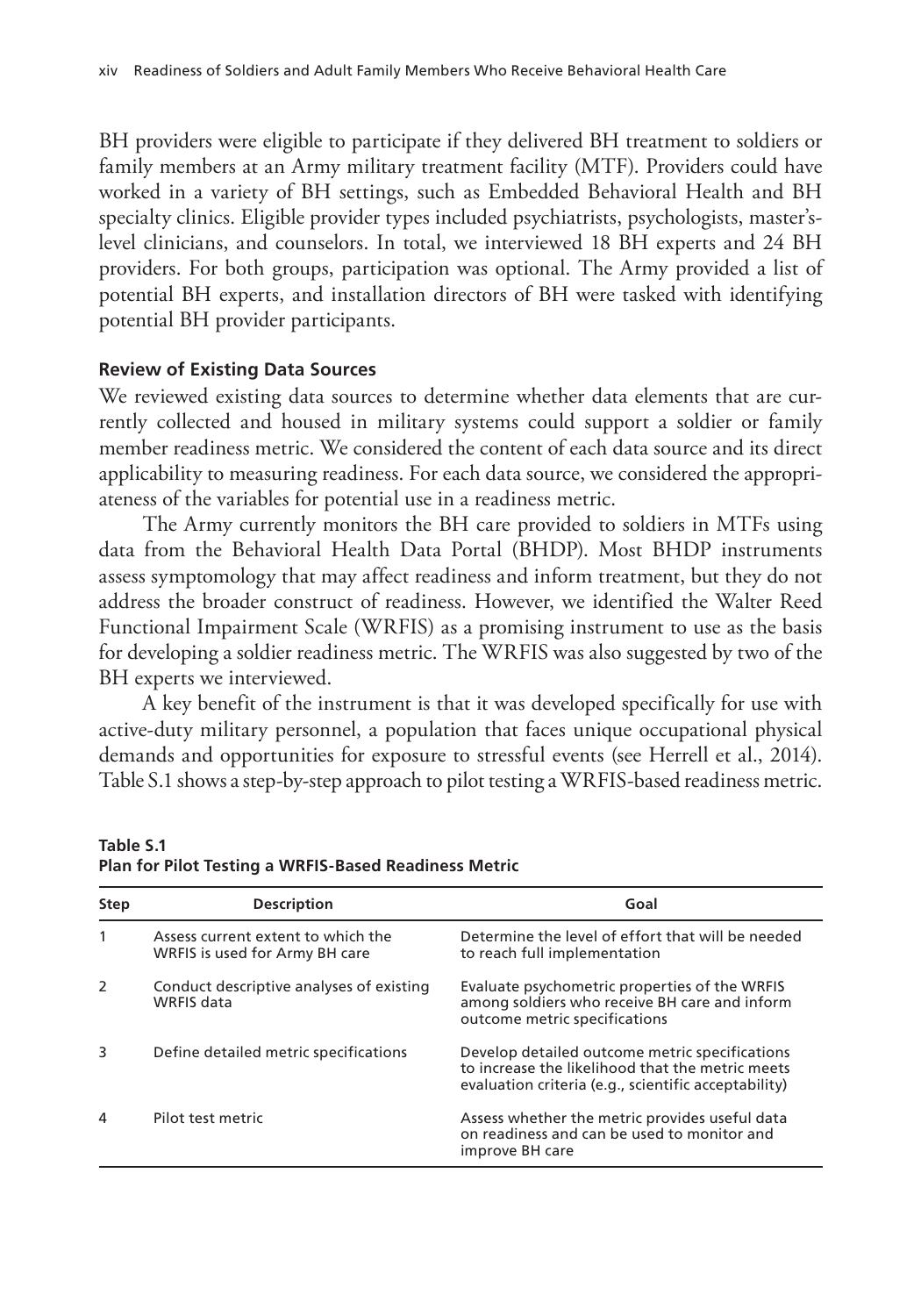BH providers were eligible to participate if they delivered BH treatment to soldiers or family members at an Army military treatment facility (MTF). Providers could have worked in a variety of BH settings, such as Embedded Behavioral Health and BH specialty clinics. Eligible provider types included psychiatrists, psychologists, master's-level clinicians, and counselors. In total, we interviewed 18 BH experts and 24 BH providers. For both groups, participation was optional. The Army provided a list of potential BH experts, and installation directors of BH were tasked with identifying potential BH provider participants.

### Review of Existing Data Sources

We reviewed existing data sources to determine whether data elements that are currently collected and housed in military systems could support a soldier or family member readiness metric. We considered the content of each data source and its direct applicability to measuring readiness. For each data source, we considered the appropriateness of the variables for potential use in a readiness metric.

The Army currently monitors the BH care provided to soldiers in MTFs using data from the Behavioral Health Data Portal (BHDP). Most BHDP instruments assess symptomology that may affect readiness and inform treatment, but they do not address the broader construct of readiness. However, we identified the Walter Reed Functional Impairment Scale (WRFIS) as a promising instrument to use as the basis for developing a soldier readiness metric. The WRFIS was also suggested by two of the BH experts we interviewed.

A key benefit of the instrument is that it was developed specifically for use with active-duty military personnel, a population that faces unique occupational physical demands and opportunities for exposure to stressful events (see Herrell et al., 2014). Table S.1 shows a step-by-step approach to pilot testing a WRFIS-based readiness metric.

**Table S.1**
**Plan for Pilot Testing a WRFIS-Based Readiness Metric**

| Step | Description | Goal |
|---|---|---|
| 1 | Assess current extent to which the WRFIS is used for Army BH care | Determine the level of effort that will be needed to reach full implementation |
| 2 | Conduct descriptive analyses of existing WRFIS data | Evaluate psychometric properties of the WRFIS among soldiers who receive BH care and inform outcome metric specifications |
| 3 | Define detailed metric specifications | Develop detailed outcome metric specifications to increase the likelihood that the metric meets evaluation criteria (e.g., scientific acceptability) |
| 4 | Pilot test metric | Assess whether the metric provides useful data on readiness and can be used to monitor and improve BH care |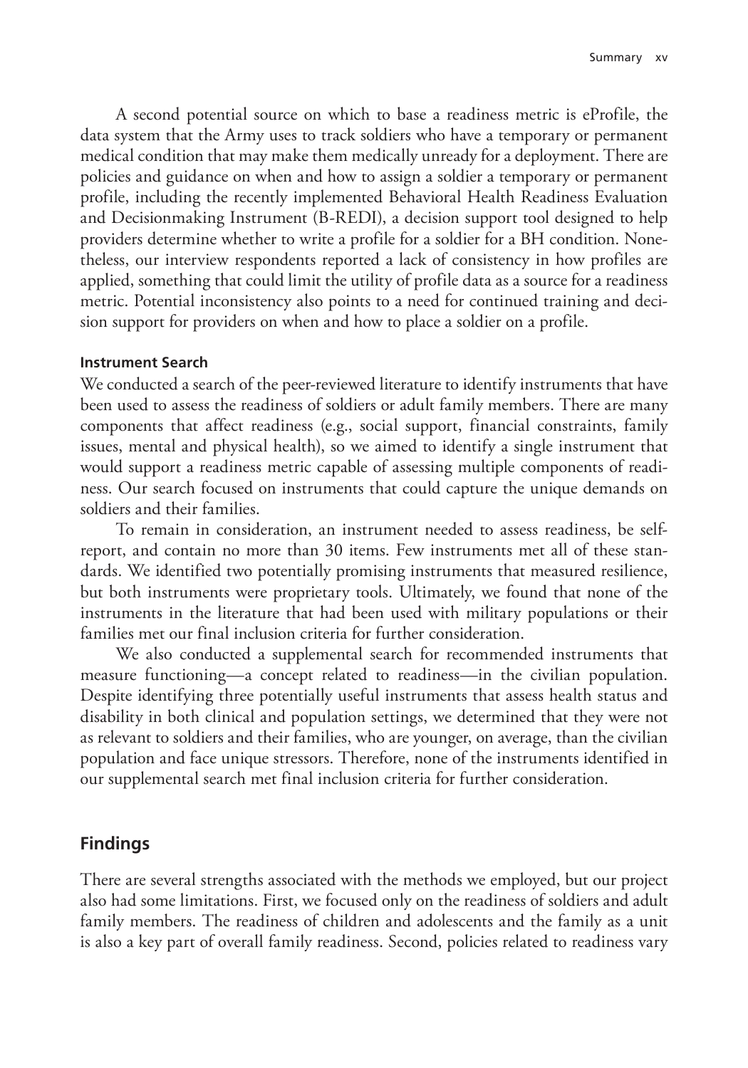A second potential source on which to base a readiness metric is eProfile, the data system that the Army uses to track soldiers who have a temporary or permanent medical condition that may make them medically unready for a deployment. There are policies and guidance on when and how to assign a soldier a temporary or permanent profile, including the recently implemented Behavioral Health Readiness Evaluation and Decisionmaking Instrument (B-REDI), a decision support tool designed to help providers determine whether to write a profile for a soldier for a BH condition. Nonetheless, our interview respondents reported a lack of consistency in how profiles are applied, something that could limit the utility of profile data as a source for a readiness metric. Potential inconsistency also points to a need for continued training and decision support for providers on when and how to place a soldier on a profile.

#### Instrument Search

We conducted a search of the peer-reviewed literature to identify instruments that have been used to assess the readiness of soldiers or adult family members. There are many components that affect readiness (e.g., social support, financial constraints, family issues, mental and physical health), so we aimed to identify a single instrument that would support a readiness metric capable of assessing multiple components of readiness. Our search focused on instruments that could capture the unique demands on soldiers and their families.

To remain in consideration, an instrument needed to assess readiness, be self-report, and contain no more than 30 items. Few instruments met all of these standards. We identified two potentially promising instruments that measured resilience, but both instruments were proprietary tools. Ultimately, we found that none of the instruments in the literature that had been used with military populations or their families met our final inclusion criteria for further consideration.

We also conducted a supplemental search for recommended instruments that measure functioning—a concept related to readiness—in the civilian population. Despite identifying three potentially useful instruments that assess health status and disability in both clinical and population settings, we determined that they were not as relevant to soldiers and their families, who are younger, on average, than the civilian population and face unique stressors. Therefore, none of the instruments identified in our supplemental search met final inclusion criteria for further consideration.

### Findings

There are several strengths associated with the methods we employed, but our project also had some limitations. First, we focused only on the readiness of soldiers and adult family members. The readiness of children and adolescents and the family as a unit is also a key part of overall family readiness. Second, policies related to readiness vary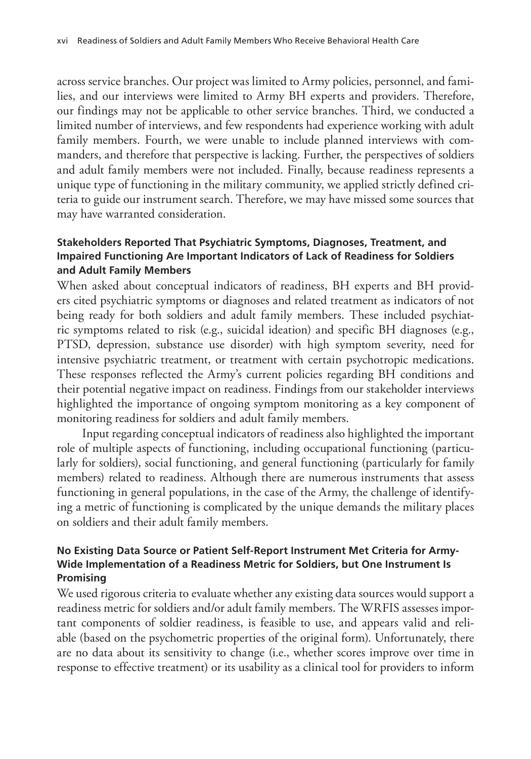across service branches. Our project was limited to Army policies, personnel, and families, and our interviews were limited to Army BH experts and providers. Therefore, our findings may not be applicable to other service branches. Third, we conducted a limited number of interviews, and few respondents had experience working with adult family members. Fourth, we were unable to include planned interviews with commanders, and therefore that perspective is lacking. Further, the perspectives of soldiers and adult family members were not included. Finally, because readiness represents a unique type of functioning in the military community, we applied strictly defined criteria to guide our instrument search. Therefore, we may have missed some sources that may have warranted consideration.

### Stakeholders Reported That Psychiatric Symptoms, Diagnoses, Treatment, and Impaired Functioning Are Important Indicators of Lack of Readiness for Soldiers and Adult Family Members

When asked about conceptual indicators of readiness, BH experts and BH providers cited psychiatric symptoms or diagnoses and related treatment as indicators of not being ready for both soldiers and adult family members. These included psychiatric symptoms related to risk (e.g., suicidal ideation) and specific BH diagnoses (e.g., PTSD, depression, substance use disorder) with high symptom severity, need for intensive psychiatric treatment, or treatment with certain psychotropic medications. These responses reflected the Army's current policies regarding BH conditions and their potential negative impact on readiness. Findings from our stakeholder interviews highlighted the importance of ongoing symptom monitoring as a key component of monitoring readiness for soldiers and adult family members.

Input regarding conceptual indicators of readiness also highlighted the important role of multiple aspects of functioning, including occupational functioning (particularly for soldiers), social functioning, and general functioning (particularly for family members) related to readiness. Although there are numerous instruments that assess functioning in general populations, in the case of the Army, the challenge of identifying a metric of functioning is complicated by the unique demands the military places on soldiers and their adult family members.

### No Existing Data Source or Patient Self-Report Instrument Met Criteria for Army-Wide Implementation of a Readiness Metric for Soldiers, but One Instrument Is Promising

We used rigorous criteria to evaluate whether any existing data sources would support a readiness metric for soldiers and/or adult family members. The WRFIS assesses important components of soldier readiness, is feasible to use, and appears valid and reliable (based on the psychometric properties of the original form). Unfortunately, there are no data about its sensitivity to change (i.e., whether scores improve over time in response to effective treatment) or its usability as a clinical tool for providers to inform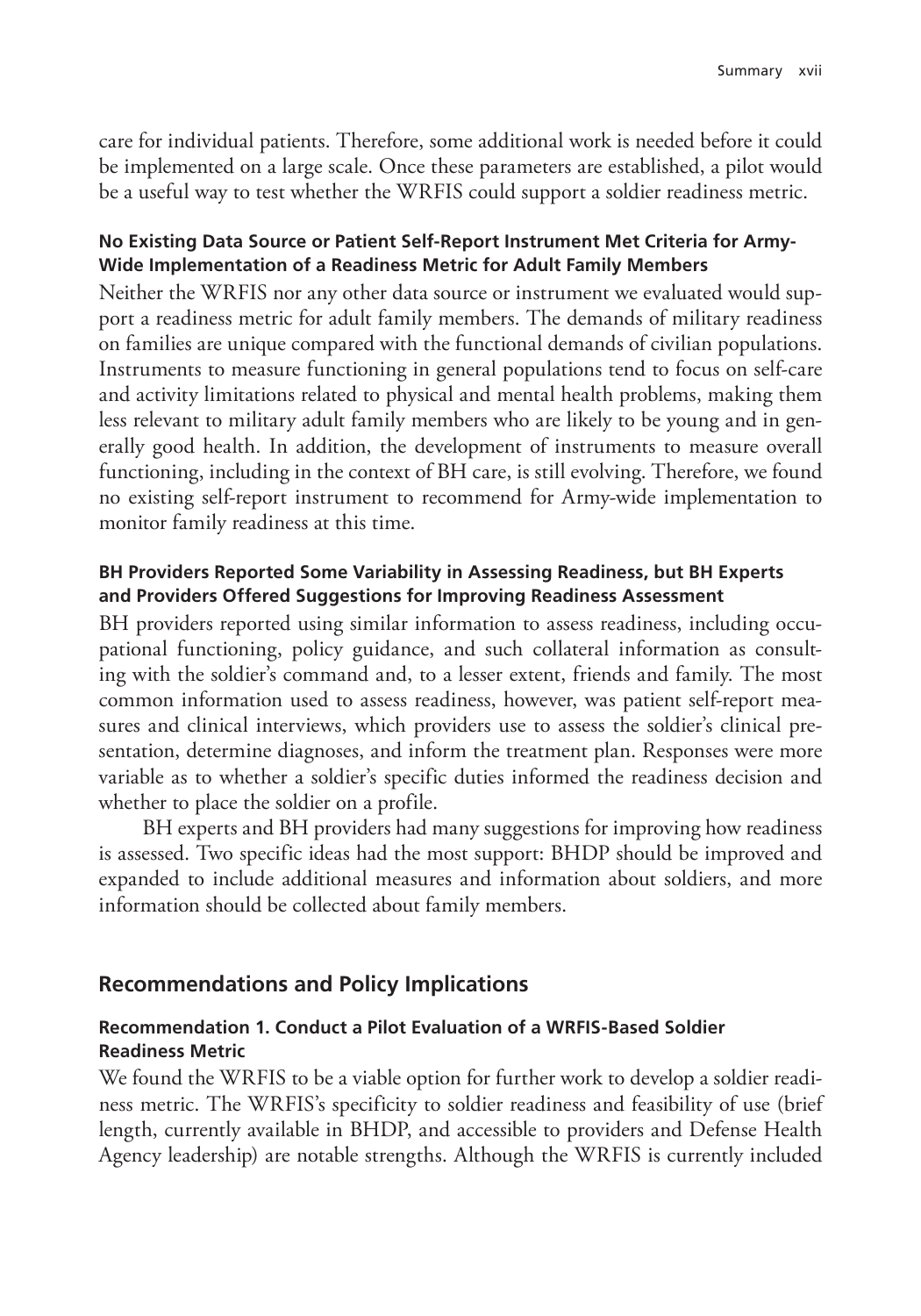care for individual patients. Therefore, some additional work is needed before it could be implemented on a large scale. Once these parameters are established, a pilot would be a useful way to test whether the WRFIS could support a soldier readiness metric.

#### No Existing Data Source or Patient Self-Report Instrument Met Criteria for Army-Wide Implementation of a Readiness Metric for Adult Family Members

Neither the WRFIS nor any other data source or instrument we evaluated would support a readiness metric for adult family members. The demands of military readiness on families are unique compared with the functional demands of civilian populations. Instruments to measure functioning in general populations tend to focus on self-care and activity limitations related to physical and mental health problems, making them less relevant to military adult family members who are likely to be young and in generally good health. In addition, the development of instruments to measure overall functioning, including in the context of BH care, is still evolving. Therefore, we found no existing self-report instrument to recommend for Army-wide implementation to monitor family readiness at this time.

#### BH Providers Reported Some Variability in Assessing Readiness, but BH Experts and Providers Offered Suggestions for Improving Readiness Assessment

BH providers reported using similar information to assess readiness, including occupational functioning, policy guidance, and such collateral information as consulting with the soldier's command and, to a lesser extent, friends and family. The most common information used to assess readiness, however, was patient self-report measures and clinical interviews, which providers use to assess the soldier's clinical presentation, determine diagnoses, and inform the treatment plan. Responses were more variable as to whether a soldier's specific duties informed the readiness decision and whether to place the soldier on a profile.

BH experts and BH providers had many suggestions for improving how readiness is assessed. Two specific ideas had the most support: BHDP should be improved and expanded to include additional measures and information about soldiers, and more information should be collected about family members.

### Recommendations and Policy Implications

#### Recommendation 1. Conduct a Pilot Evaluation of a WRFIS-Based Soldier Readiness Metric

We found the WRFIS to be a viable option for further work to develop a soldier readiness metric. The WRFIS's specificity to soldier readiness and feasibility of use (brief length, currently available in BHDP, and accessible to providers and Defense Health Agency leadership) are notable strengths. Although the WRFIS is currently included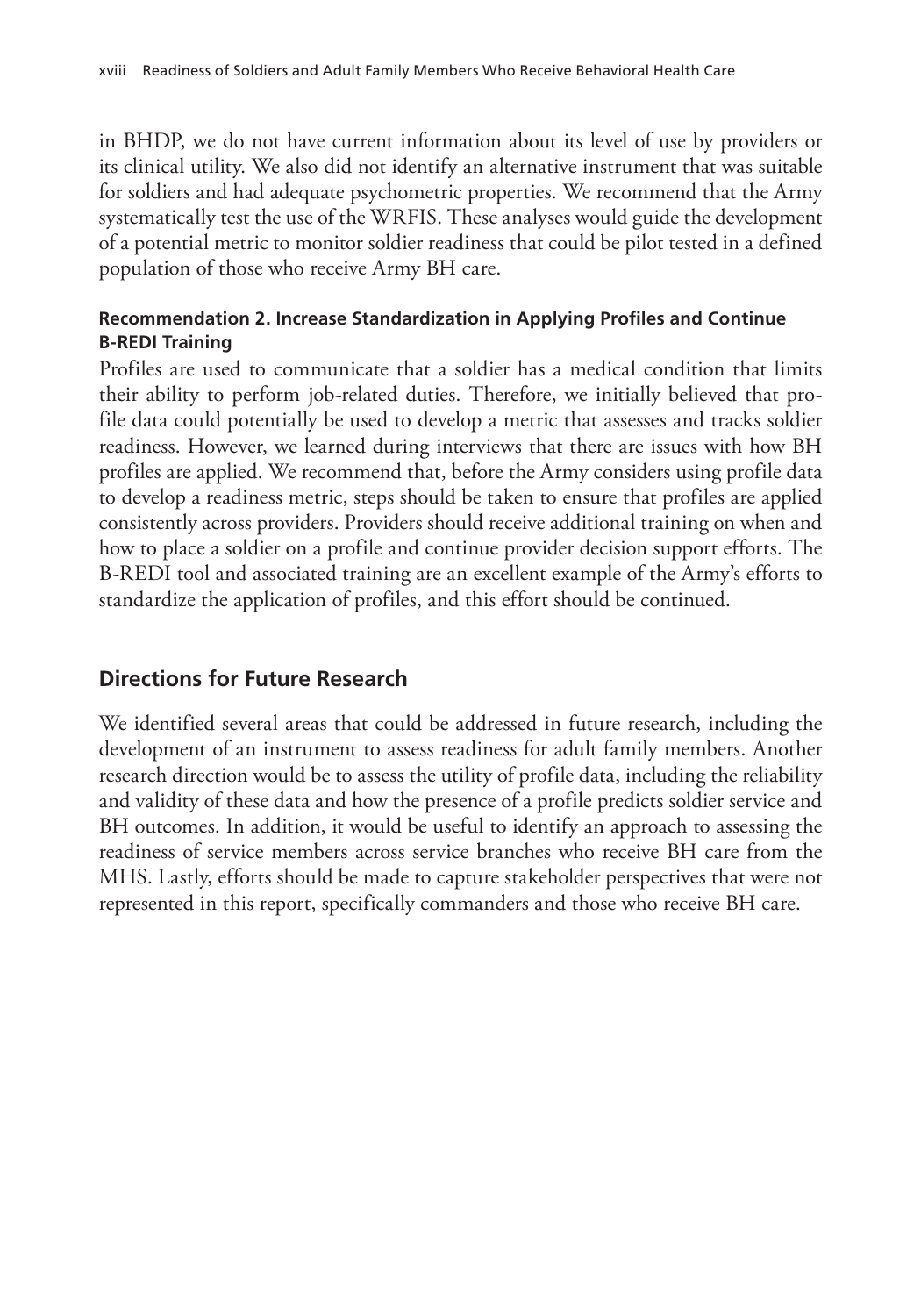in BHDP, we do not have current information about its level of use by providers or its clinical utility. We also did not identify an alternative instrument that was suitable for soldiers and had adequate psychometric properties. We recommend that the Army systematically test the use of the WRFIS. These analyses would guide the development of a potential metric to monitor soldier readiness that could be pilot tested in a defined population of those who receive Army BH care.

#### Recommendation 2. Increase Standardization in Applying Profiles and Continue B-REDI Training

Profiles are used to communicate that a soldier has a medical condition that limits their ability to perform job-related duties. Therefore, we initially believed that profile data could potentially be used to develop a metric that assesses and tracks soldier readiness. However, we learned during interviews that there are issues with how BH profiles are applied. We recommend that, before the Army considers using profile data to develop a readiness metric, steps should be taken to ensure that profiles are applied consistently across providers. Providers should receive additional training on when and how to place a soldier on a profile and continue provider decision support efforts. The B-REDI tool and associated training are an excellent example of the Army's efforts to standardize the application of profiles, and this effort should be continued.

## Directions for Future Research

We identified several areas that could be addressed in future research, including the development of an instrument to assess readiness for adult family members. Another research direction would be to assess the utility of profile data, including the reliability and validity of these data and how the presence of a profile predicts soldier service and BH outcomes. In addition, it would be useful to identify an approach to assessing the readiness of service members across service branches who receive BH care from the MHS. Lastly, efforts should be made to capture stakeholder perspectives that were not represented in this report, specifically commanders and those who receive BH care.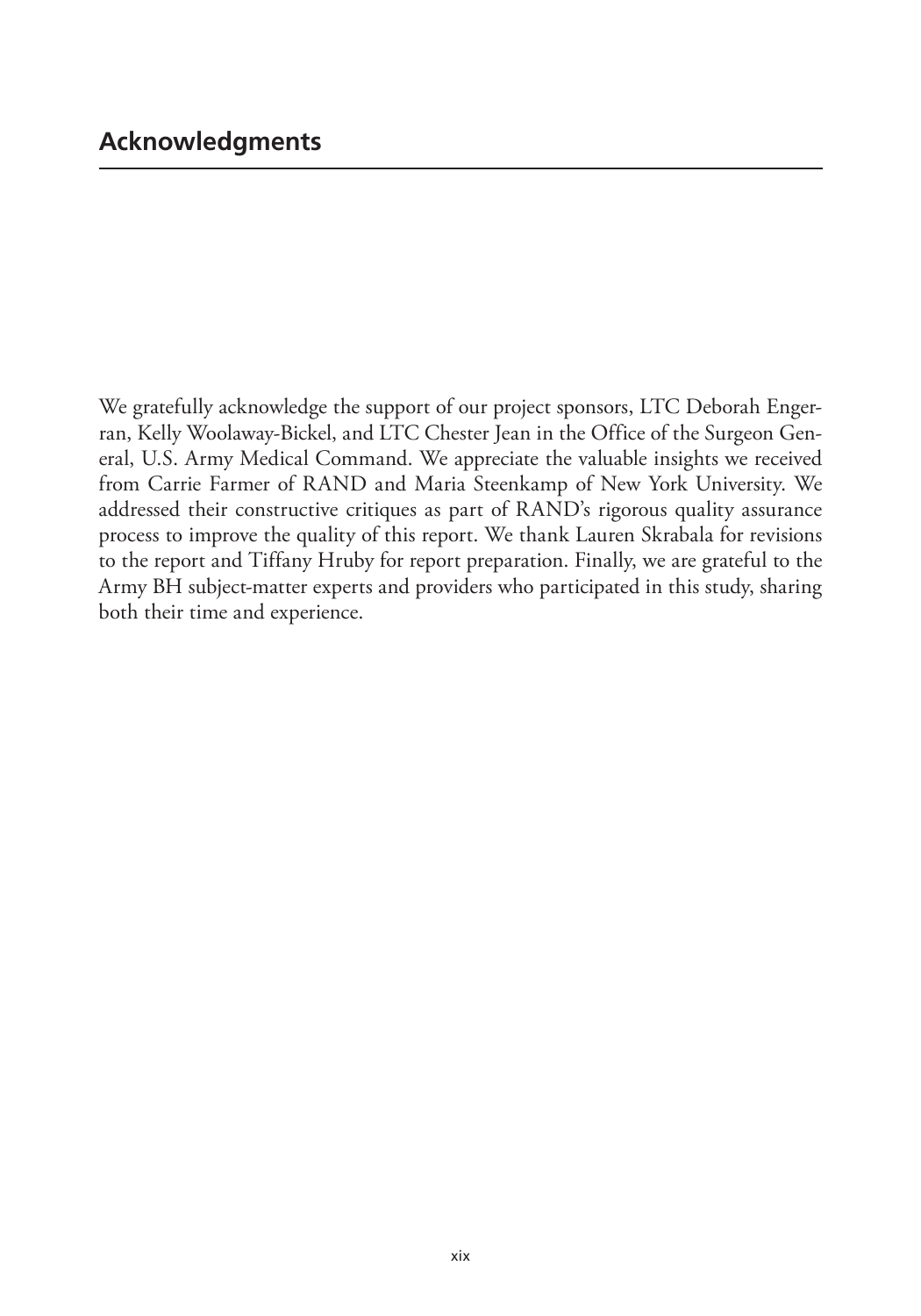## Acknowledgments

We gratefully acknowledge the support of our project sponsors, LTC Deborah Engerran, Kelly Woolaway-Bickel, and LTC Chester Jean in the Office of the Surgeon General, U.S. Army Medical Command. We appreciate the valuable insights we received from Carrie Farmer of RAND and Maria Steenkamp of New York University. We addressed their constructive critiques as part of RAND's rigorous quality assurance process to improve the quality of this report. We thank Lauren Skrabala for revisions to the report and Tiffany Hruby for report preparation. Finally, we are grateful to the Army BH subject-matter experts and providers who participated in this study, sharing both their time and experience.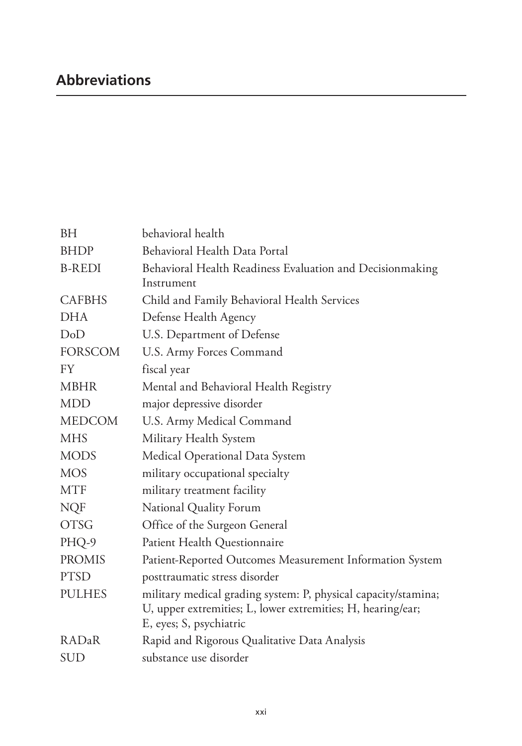# Abbreviations

| | |
|---|---|
| BH | behavioral health |
| BHDP | Behavioral Health Data Portal |
| B-REDI | Behavioral Health Readiness Evaluation and Decisionmaking Instrument |
| CAFBHS | Child and Family Behavioral Health Services |
| DHA | Defense Health Agency |
| DoD | U.S. Department of Defense |
| FORSCOM | U.S. Army Forces Command |
| FY | fiscal year |
| MBHR | Mental and Behavioral Health Registry |
| MDD | major depressive disorder |
| MEDCOM | U.S. Army Medical Command |
| MHS | Military Health System |
| MODS | Medical Operational Data System |
| MOS | military occupational specialty |
| MTF | military treatment facility |
| NQF | National Quality Forum |
| OTSG | Office of the Surgeon General |
| PHQ-9 | Patient Health Questionnaire |
| PROMIS | Patient-Reported Outcomes Measurement Information System |
| PTSD | posttraumatic stress disorder |
| PULHES | military medical grading system: P, physical capacity/stamina; U, upper extremities; L, lower extremities; H, hearing/ear; E, eyes; S, psychiatric |
| RADaR | Rapid and Rigorous Qualitative Data Analysis |
| SUD | substance use disorder |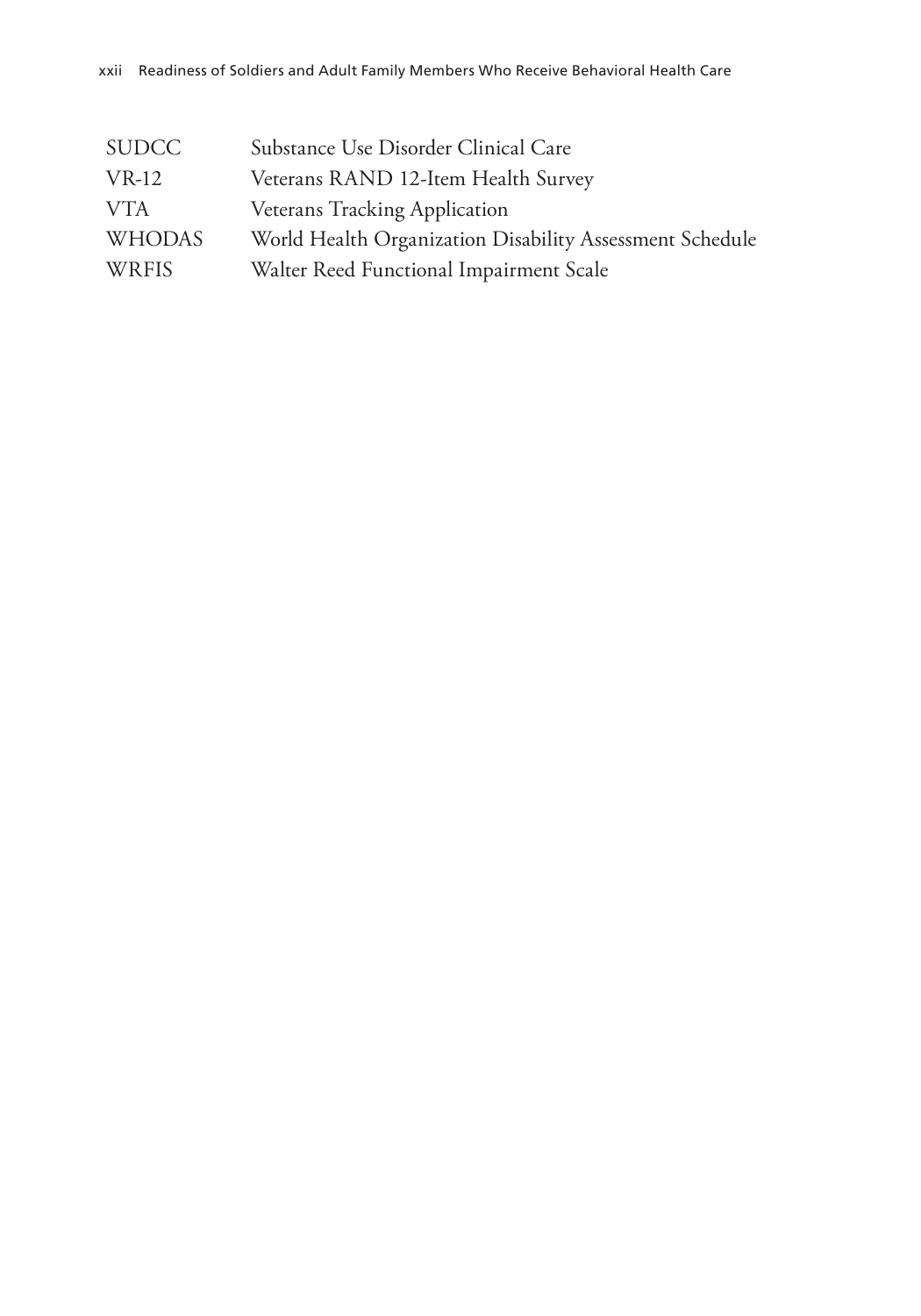| | |
|---|---|
| SUDCC | Substance Use Disorder Clinical Care |
| VR-12 | Veterans RAND 12-Item Health Survey |
| VTA | Veterans Tracking Application |
| WHODAS | World Health Organization Disability Assessment Schedule |
| WRFIS | Walter Reed Functional Impairment Scale |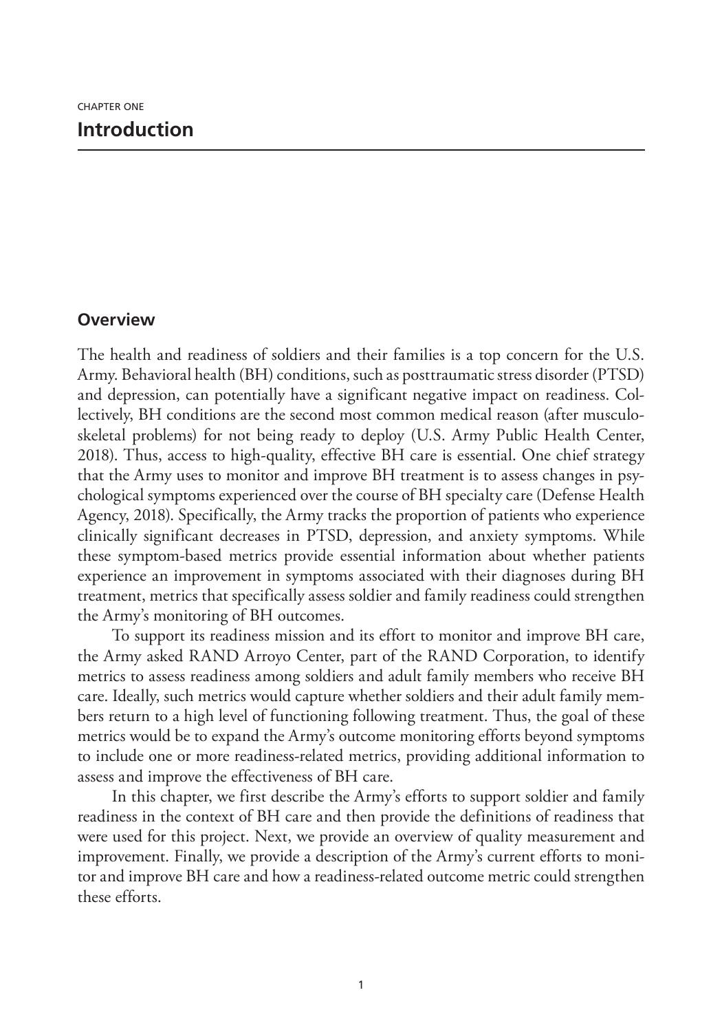CHAPTER ONE

# Introduction

## Overview

The health and readiness of soldiers and their families is a top concern for the U.S. Army. Behavioral health (BH) conditions, such as posttraumatic stress disorder (PTSD) and depression, can potentially have a significant negative impact on readiness. Collectively, BH conditions are the second most common medical reason (after musculoskeletal problems) for not being ready to deploy (U.S. Army Public Health Center, 2018). Thus, access to high-quality, effective BH care is essential. One chief strategy that the Army uses to monitor and improve BH treatment is to assess changes in psychological symptoms experienced over the course of BH specialty care (Defense Health Agency, 2018). Specifically, the Army tracks the proportion of patients who experience clinically significant decreases in PTSD, depression, and anxiety symptoms. While these symptom-based metrics provide essential information about whether patients experience an improvement in symptoms associated with their diagnoses during BH treatment, metrics that specifically assess soldier and family readiness could strengthen the Army's monitoring of BH outcomes.

To support its readiness mission and its effort to monitor and improve BH care, the Army asked RAND Arroyo Center, part of the RAND Corporation, to identify metrics to assess readiness among soldiers and adult family members who receive BH care. Ideally, such metrics would capture whether soldiers and their adult family members return to a high level of functioning following treatment. Thus, the goal of these metrics would be to expand the Army's outcome monitoring efforts beyond symptoms to include one or more readiness-related metrics, providing additional information to assess and improve the effectiveness of BH care.

In this chapter, we first describe the Army's efforts to support soldier and family readiness in the context of BH care and then provide the definitions of readiness that were used for this project. Next, we provide an overview of quality measurement and improvement. Finally, we provide a description of the Army's current efforts to monitor and improve BH care and how a readiness-related outcome metric could strengthen these efforts.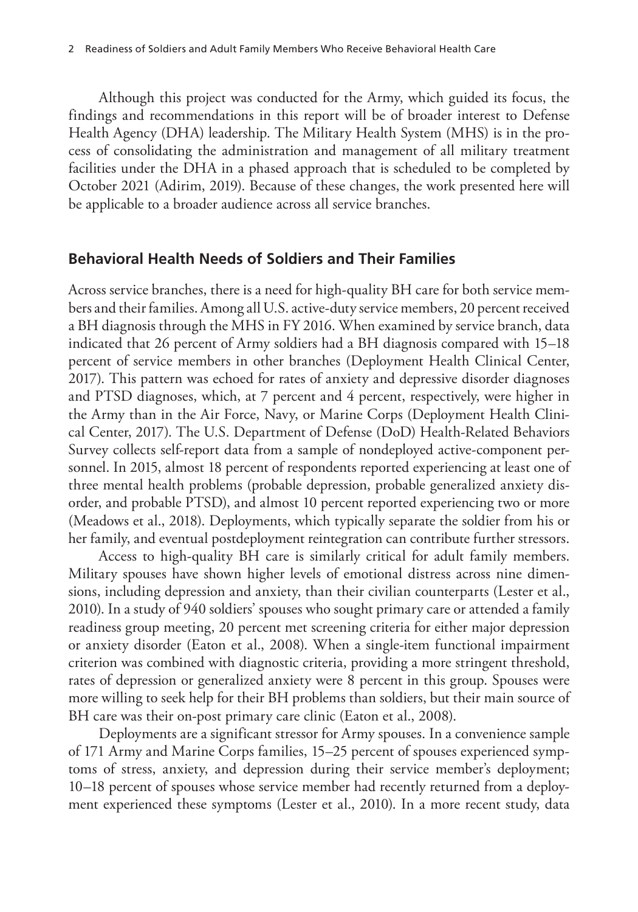Although this project was conducted for the Army, which guided its focus, the findings and recommendations in this report will be of broader interest to Defense Health Agency (DHA) leadership. The Military Health System (MHS) is in the process of consolidating the administration and management of all military treatment facilities under the DHA in a phased approach that is scheduled to be completed by October 2021 (Adirim, 2019). Because of these changes, the work presented here will be applicable to a broader audience across all service branches.

## Behavioral Health Needs of Soldiers and Their Families

Across service branches, there is a need for high-quality BH care for both service members and their families. Among all U.S. active-duty service members, 20 percent received a BH diagnosis through the MHS in FY 2016. When examined by service branch, data indicated that 26 percent of Army soldiers had a BH diagnosis compared with 15–18 percent of service members in other branches (Deployment Health Clinical Center, 2017). This pattern was echoed for rates of anxiety and depressive disorder diagnoses and PTSD diagnoses, which, at 7 percent and 4 percent, respectively, were higher in the Army than in the Air Force, Navy, or Marine Corps (Deployment Health Clinical Center, 2017). The U.S. Department of Defense (DoD) Health-Related Behaviors Survey collects self-report data from a sample of nondeployed active-component personnel. In 2015, almost 18 percent of respondents reported experiencing at least one of three mental health problems (probable depression, probable generalized anxiety disorder, and probable PTSD), and almost 10 percent reported experiencing two or more (Meadows et al., 2018). Deployments, which typically separate the soldier from his or her family, and eventual postdeployment reintegration can contribute further stressors.

Access to high-quality BH care is similarly critical for adult family members. Military spouses have shown higher levels of emotional distress across nine dimensions, including depression and anxiety, than their civilian counterparts (Lester et al., 2010). In a study of 940 soldiers' spouses who sought primary care or attended a family readiness group meeting, 20 percent met screening criteria for either major depression or anxiety disorder (Eaton et al., 2008). When a single-item functional impairment criterion was combined with diagnostic criteria, providing a more stringent threshold, rates of depression or generalized anxiety were 8 percent in this group. Spouses were more willing to seek help for their BH problems than soldiers, but their main source of BH care was their on-post primary care clinic (Eaton et al., 2008).

Deployments are a significant stressor for Army spouses. In a convenience sample of 171 Army and Marine Corps families, 15–25 percent of spouses experienced symptoms of stress, anxiety, and depression during their service member's deployment; 10–18 percent of spouses whose service member had recently returned from a deployment experienced these symptoms (Lester et al., 2010). In a more recent study, data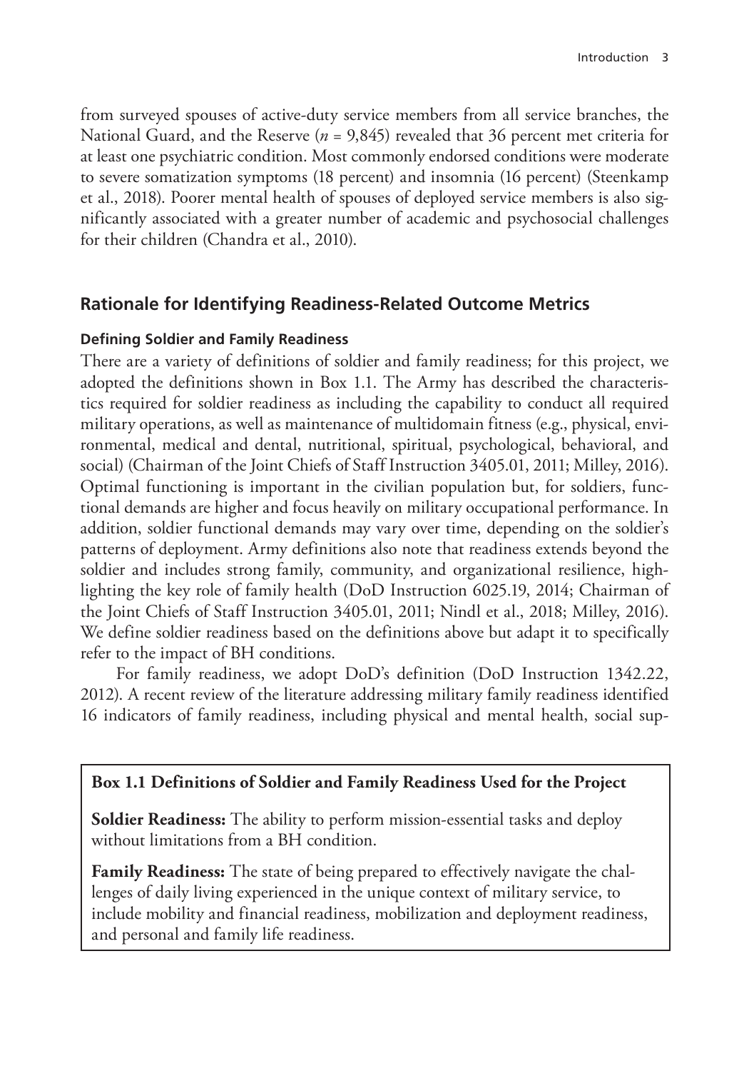from surveyed spouses of active-duty service members from all service branches, the National Guard, and the Reserve ($n$ = 9,845) revealed that 36 percent met criteria for at least one psychiatric condition. Most commonly endorsed conditions were moderate to severe somatization symptoms (18 percent) and insomnia (16 percent) (Steenkamp et al., 2018). Poorer mental health of spouses of deployed service members is also significantly associated with a greater number of academic and psychosocial challenges for their children (Chandra et al., 2010).

## Rationale for Identifying Readiness-Related Outcome Metrics

### Defining Soldier and Family Readiness

There are a variety of definitions of soldier and family readiness; for this project, we adopted the definitions shown in Box 1.1. The Army has described the characteristics required for soldier readiness as including the capability to conduct all required military operations, as well as maintenance of multidomain fitness (e.g., physical, environmental, medical and dental, nutritional, spiritual, psychological, behavioral, and social) (Chairman of the Joint Chiefs of Staff Instruction 3405.01, 2011; Milley, 2016). Optimal functioning is important in the civilian population but, for soldiers, functional demands are higher and focus heavily on military occupational performance. In addition, soldier functional demands may vary over time, depending on the soldier's patterns of deployment. Army definitions also note that readiness extends beyond the soldier and includes strong family, community, and organizational resilience, highlighting the key role of family health (DoD Instruction 6025.19, 2014; Chairman of the Joint Chiefs of Staff Instruction 3405.01, 2011; Nindl et al., 2018; Milley, 2016). We define soldier readiness based on the definitions above but adapt it to specifically refer to the impact of BH conditions.

For family readiness, we adopt DoD's definition (DoD Instruction 1342.22, 2012). A recent review of the literature addressing military family readiness identified 16 indicators of family readiness, including physical and mental health, social sup-

**Box 1.1 Definitions of Soldier and Family Readiness Used for the Project**

**Soldier Readiness:** The ability to perform mission-essential tasks and deploy without limitations from a BH condition.

**Family Readiness:** The state of being prepared to effectively navigate the challenges of daily living experienced in the unique context of military service, to include mobility and financial readiness, mobilization and deployment readiness, and personal and family life readiness.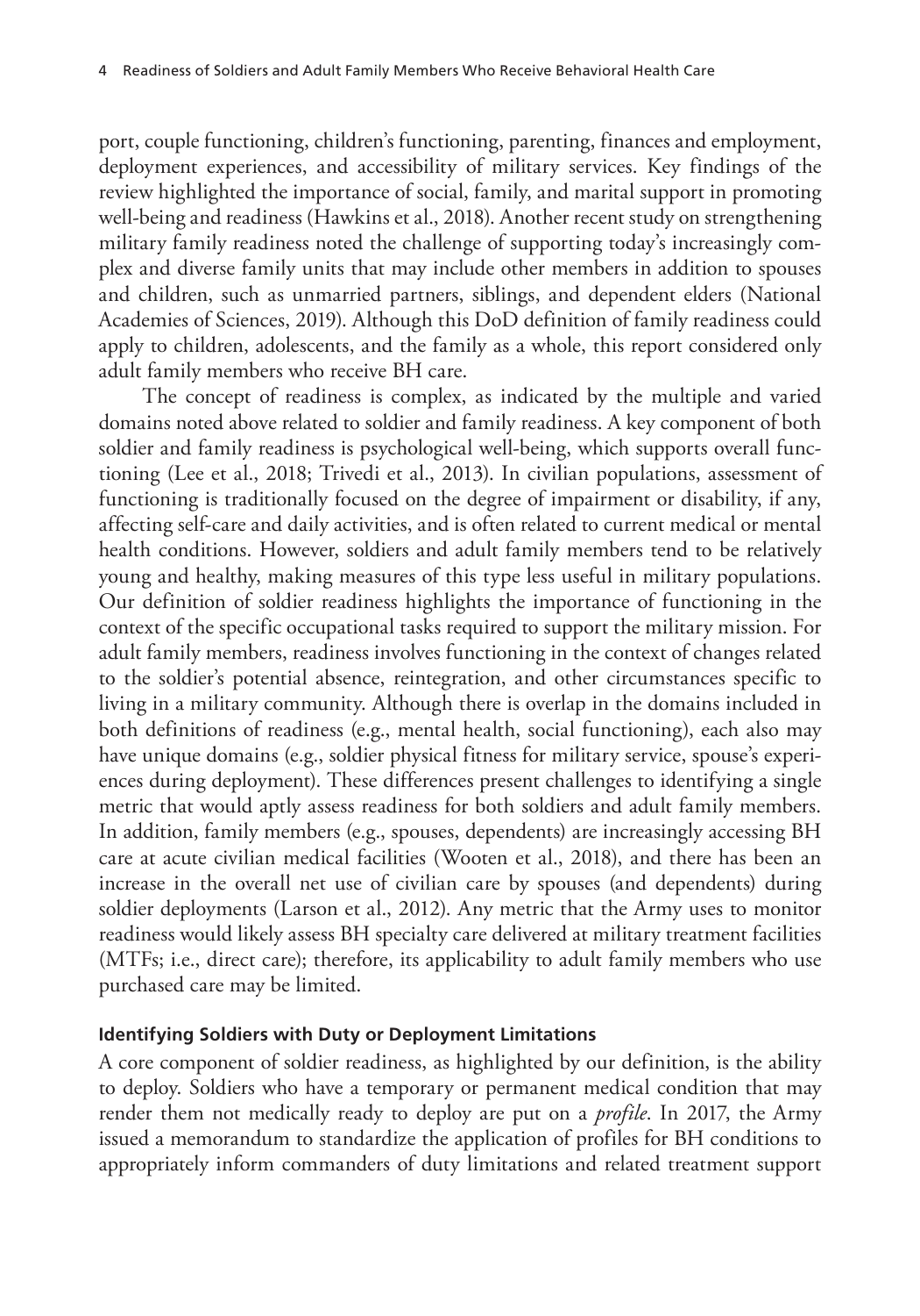port, couple functioning, children's functioning, parenting, finances and employment, deployment experiences, and accessibility of military services. Key findings of the review highlighted the importance of social, family, and marital support in promoting well-being and readiness (Hawkins et al., 2018). Another recent study on strengthening military family readiness noted the challenge of supporting today's increasingly complex and diverse family units that may include other members in addition to spouses and children, such as unmarried partners, siblings, and dependent elders (National Academies of Sciences, 2019). Although this DoD definition of family readiness could apply to children, adolescents, and the family as a whole, this report considered only adult family members who receive BH care.

The concept of readiness is complex, as indicated by the multiple and varied domains noted above related to soldier and family readiness. A key component of both soldier and family readiness is psychological well-being, which supports overall functioning (Lee et al., 2018; Trivedi et al., 2013). In civilian populations, assessment of functioning is traditionally focused on the degree of impairment or disability, if any, affecting self-care and daily activities, and is often related to current medical or mental health conditions. However, soldiers and adult family members tend to be relatively young and healthy, making measures of this type less useful in military populations. Our definition of soldier readiness highlights the importance of functioning in the context of the specific occupational tasks required to support the military mission. For adult family members, readiness involves functioning in the context of changes related to the soldier's potential absence, reintegration, and other circumstances specific to living in a military community. Although there is overlap in the domains included in both definitions of readiness (e.g., mental health, social functioning), each also may have unique domains (e.g., soldier physical fitness for military service, spouse's experiences during deployment). These differences present challenges to identifying a single metric that would aptly assess readiness for both soldiers and adult family members. In addition, family members (e.g., spouses, dependents) are increasingly accessing BH care at acute civilian medical facilities (Wooten et al., 2018), and there has been an increase in the overall net use of civilian care by spouses (and dependents) during soldier deployments (Larson et al., 2012). Any metric that the Army uses to monitor readiness would likely assess BH specialty care delivered at military treatment facilities (MTFs; i.e., direct care); therefore, its applicability to adult family members who use purchased care may be limited.

### Identifying Soldiers with Duty or Deployment Limitations

A core component of soldier readiness, as highlighted by our definition, is the ability to deploy. Soldiers who have a temporary or permanent medical condition that may render them not medically ready to deploy are put on a *profile*. In 2017, the Army issued a memorandum to standardize the application of profiles for BH conditions to appropriately inform commanders of duty limitations and related treatment support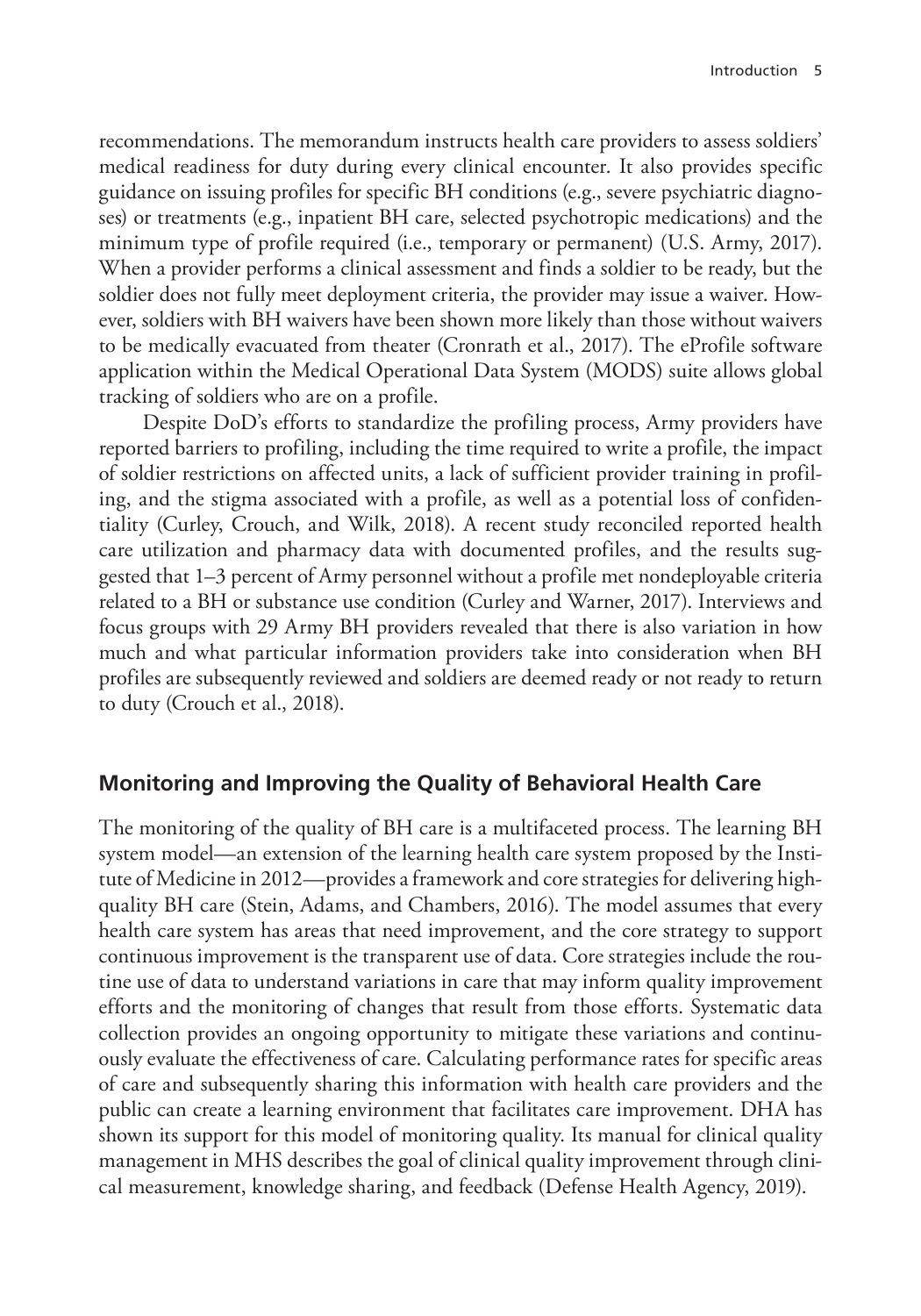recommendations. The memorandum instructs health care providers to assess soldiers' medical readiness for duty during every clinical encounter. It also provides specific guidance on issuing profiles for specific BH conditions (e.g., severe psychiatric diagnoses) or treatments (e.g., inpatient BH care, selected psychotropic medications) and the minimum type of profile required (i.e., temporary or permanent) (U.S. Army, 2017). When a provider performs a clinical assessment and finds a soldier to be ready, but the soldier does not fully meet deployment criteria, the provider may issue a waiver. However, soldiers with BH waivers have been shown more likely than those without waivers to be medically evacuated from theater (Cronrath et al., 2017). The eProfile software application within the Medical Operational Data System (MODS) suite allows global tracking of soldiers who are on a profile.

Despite DoD's efforts to standardize the profiling process, Army providers have reported barriers to profiling, including the time required to write a profile, the impact of soldier restrictions on affected units, a lack of sufficient provider training in profiling, and the stigma associated with a profile, as well as a potential loss of confidentiality (Curley, Crouch, and Wilk, 2018). A recent study reconciled reported health care utilization and pharmacy data with documented profiles, and the results suggested that 1–3 percent of Army personnel without a profile met nondeployable criteria related to a BH or substance use condition (Curley and Warner, 2017). Interviews and focus groups with 29 Army BH providers revealed that there is also variation in how much and what particular information providers take into consideration when BH profiles are subsequently reviewed and soldiers are deemed ready or not ready to return to duty (Crouch et al., 2018).

## Monitoring and Improving the Quality of Behavioral Health Care

The monitoring of the quality of BH care is a multifaceted process. The learning BH system model—an extension of the learning health care system proposed by the Institute of Medicine in 2012—provides a framework and core strategies for delivering high-quality BH care (Stein, Adams, and Chambers, 2016). The model assumes that every health care system has areas that need improvement, and the core strategy to support continuous improvement is the transparent use of data. Core strategies include the routine use of data to understand variations in care that may inform quality improvement efforts and the monitoring of changes that result from those efforts. Systematic data collection provides an ongoing opportunity to mitigate these variations and continuously evaluate the effectiveness of care. Calculating performance rates for specific areas of care and subsequently sharing this information with health care providers and the public can create a learning environment that facilitates care improvement. DHA has shown its support for this model of monitoring quality. Its manual for clinical quality management in MHS describes the goal of clinical quality improvement through clinical measurement, knowledge sharing, and feedback (Defense Health Agency, 2019).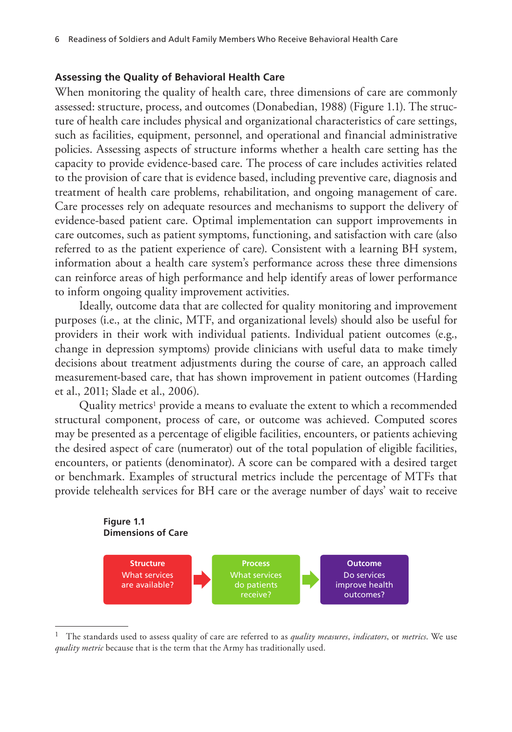### Assessing the Quality of Behavioral Health Care

When monitoring the quality of health care, three dimensions of care are commonly assessed: structure, process, and outcomes (Donabedian, 1988) (Figure 1.1). The structure of health care includes physical and organizational characteristics of care settings, such as facilities, equipment, personnel, and operational and financial administrative policies. Assessing aspects of structure informs whether a health care setting has the capacity to provide evidence-based care. The process of care includes activities related to the provision of care that is evidence based, including preventive care, diagnosis and treatment of health care problems, rehabilitation, and ongoing management of care. Care processes rely on adequate resources and mechanisms to support the delivery of evidence-based patient care. Optimal implementation can support improvements in care outcomes, such as patient symptoms, functioning, and satisfaction with care (also referred to as the patient experience of care). Consistent with a learning BH system, information about a health care system's performance across these three dimensions can reinforce areas of high performance and help identify areas of lower performance to inform ongoing quality improvement activities.

Ideally, outcome data that are collected for quality monitoring and improvement purposes (i.e., at the clinic, MTF, and organizational levels) should also be useful for providers in their work with individual patients. Individual patient outcomes (e.g., change in depression symptoms) provide clinicians with useful data to make timely decisions about treatment adjustments during the course of care, an approach called measurement-based care, that has shown improvement in patient outcomes (Harding et al., 2011; Slade et al., 2006).

Quality metrics[1] provide a means to evaluate the extent to which a recommended structural component, process of care, or outcome was achieved. Computed scores may be presented as a percentage of eligible facilities, encounters, or patients achieving the desired aspect of care (numerator) out of the total population of eligible facilities, encounters, or patients (denominator). A score can be compared with a desired target or benchmark. Examples of structural metrics include the percentage of MTFs that provide telehealth services for BH care or the average number of days' wait to receive

**Figure 1.1**
**Dimensions of Care**

**Structure**
What services are available?
→
**Process**
What services do patients receive?
→
**Outcome**
Do services improve health outcomes?

[1] The standards used to assess quality of care are referred to as *quality measures*, *indicators*, or *metrics*. We use *quality metric* because that is the term that the Army has traditionally used.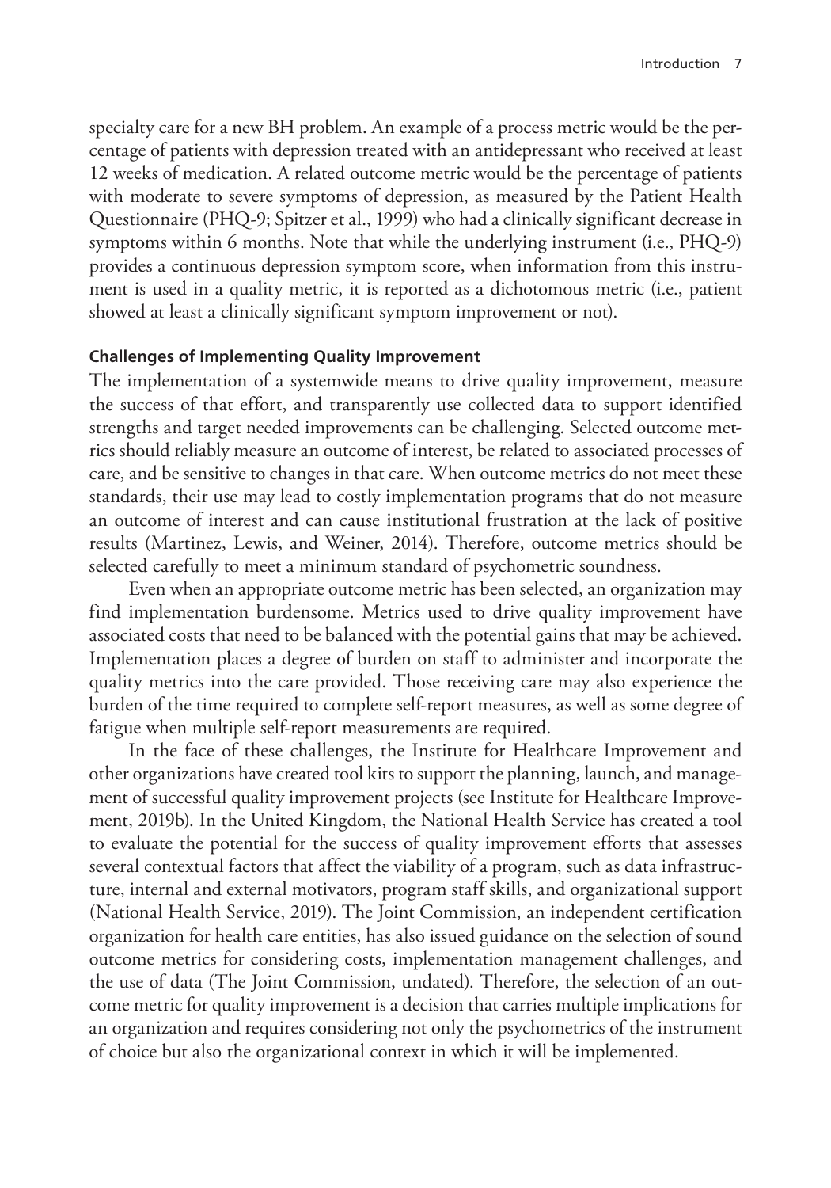specialty care for a new BH problem. An example of a process metric would be the percentage of patients with depression treated with an antidepressant who received at least 12 weeks of medication. A related outcome metric would be the percentage of patients with moderate to severe symptoms of depression, as measured by the Patient Health Questionnaire (PHQ-9; Spitzer et al., 1999) who had a clinically significant decrease in symptoms within 6 months. Note that while the underlying instrument (i.e., PHQ-9) provides a continuous depression symptom score, when information from this instrument is used in a quality metric, it is reported as a dichotomous metric (i.e., patient showed at least a clinically significant symptom improvement or not).

#### Challenges of Implementing Quality Improvement

The implementation of a systemwide means to drive quality improvement, measure the success of that effort, and transparently use collected data to support identified strengths and target needed improvements can be challenging. Selected outcome metrics should reliably measure an outcome of interest, be related to associated processes of care, and be sensitive to changes in that care. When outcome metrics do not meet these standards, their use may lead to costly implementation programs that do not measure an outcome of interest and can cause institutional frustration at the lack of positive results (Martinez, Lewis, and Weiner, 2014). Therefore, outcome metrics should be selected carefully to meet a minimum standard of psychometric soundness.

Even when an appropriate outcome metric has been selected, an organization may find implementation burdensome. Metrics used to drive quality improvement have associated costs that need to be balanced with the potential gains that may be achieved. Implementation places a degree of burden on staff to administer and incorporate the quality metrics into the care provided. Those receiving care may also experience the burden of the time required to complete self-report measures, as well as some degree of fatigue when multiple self-report measurements are required.

In the face of these challenges, the Institute for Healthcare Improvement and other organizations have created tool kits to support the planning, launch, and management of successful quality improvement projects (see Institute for Healthcare Improvement, 2019b). In the United Kingdom, the National Health Service has created a tool to evaluate the potential for the success of quality improvement efforts that assesses several contextual factors that affect the viability of a program, such as data infrastructure, internal and external motivators, program staff skills, and organizational support (National Health Service, 2019). The Joint Commission, an independent certification organization for health care entities, has also issued guidance on the selection of sound outcome metrics for considering costs, implementation management challenges, and the use of data (The Joint Commission, undated). Therefore, the selection of an outcome metric for quality improvement is a decision that carries multiple implications for an organization and requires considering not only the psychometrics of the instrument of choice but also the organizational context in which it will be implemented.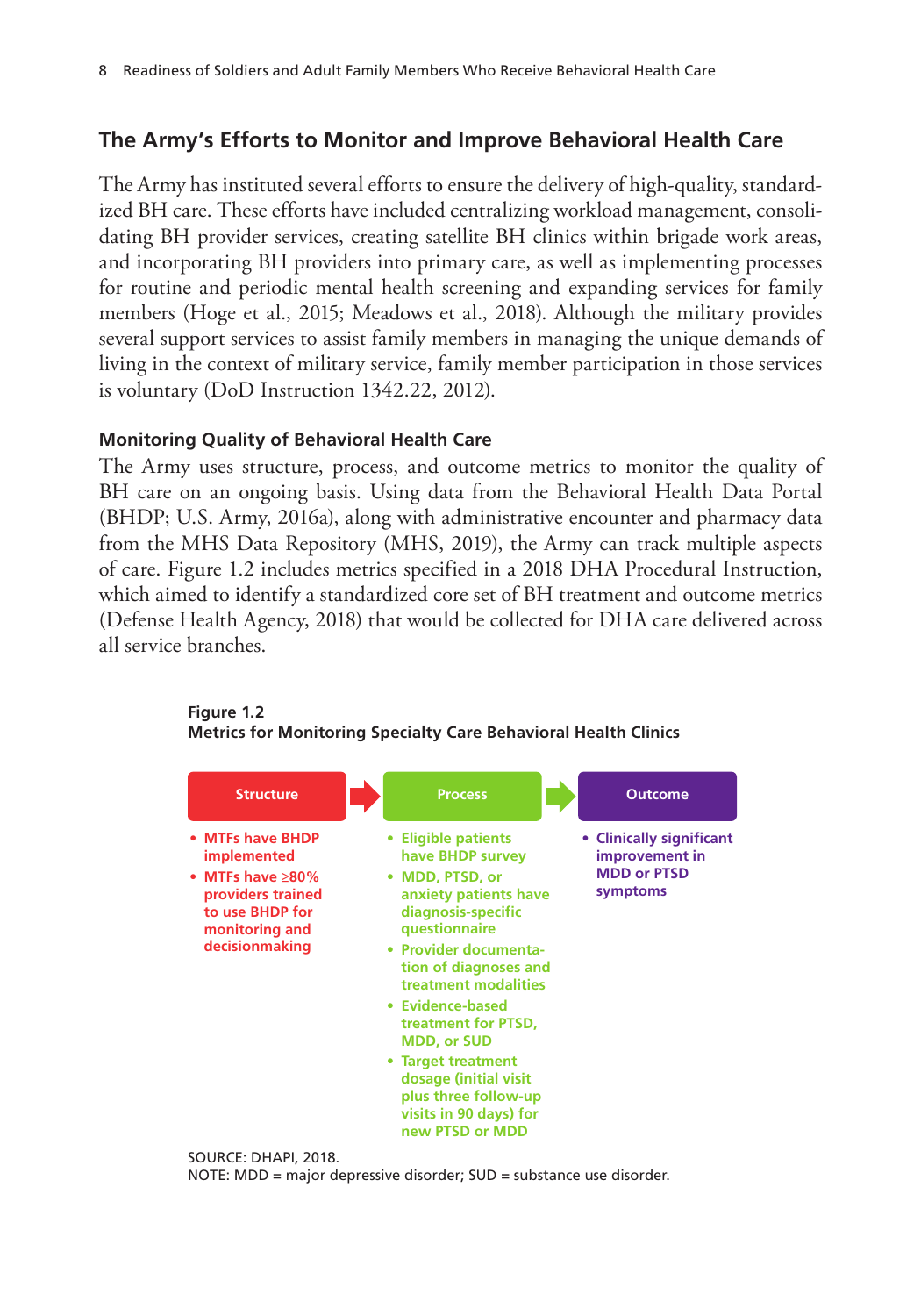## The Army's Efforts to Monitor and Improve Behavioral Health Care

The Army has instituted several efforts to ensure the delivery of high-quality, standardized BH care. These efforts have included centralizing workload management, consolidating BH provider services, creating satellite BH clinics within brigade work areas, and incorporating BH providers into primary care, as well as implementing processes for routine and periodic mental health screening and expanding services for family members (Hoge et al., 2015; Meadows et al., 2018). Although the military provides several support services to assist family members in managing the unique demands of living in the context of military service, family member participation in those services is voluntary (DoD Instruction 1342.22, 2012).

### Monitoring Quality of Behavioral Health Care

The Army uses structure, process, and outcome metrics to monitor the quality of BH care on an ongoing basis. Using data from the Behavioral Health Data Portal (BHDP; U.S. Army, 2016a), along with administrative encounter and pharmacy data from the MHS Data Repository (MHS, 2019), the Army can track multiple aspects of care. Figure 1.2 includes metrics specified in a 2018 DHA Procedural Instruction, which aimed to identify a standardized core set of BH treatment and outcome metrics (Defense Health Agency, 2018) that would be collected for DHA care delivered across all service branches.

**Figure 1.2**
**Metrics for Monitoring Specialty Care Behavioral Health Clinics**

**Structure** → **Process** → **Outcome**

**Structure**
- MTFs have BHDP implemented
- MTFs have ≥80% providers trained to use BHDP for monitoring and decisionmaking

**Process**
- Eligible patients have BHDP survey
- MDD, PTSD, or anxiety patients have diagnosis-specific questionnaire
- Provider documentation of diagnoses and treatment modalities
- Evidence-based treatment for PTSD, MDD, or SUD
- Target treatment dosage (initial visit plus three follow-up visits in 90 days) for new PTSD or MDD

**Outcome**
- Clinically significant improvement in MDD or PTSD symptoms

SOURCE: DHAPI, 2018.
NOTE: MDD = major depressive disorder; SUD = substance use disorder.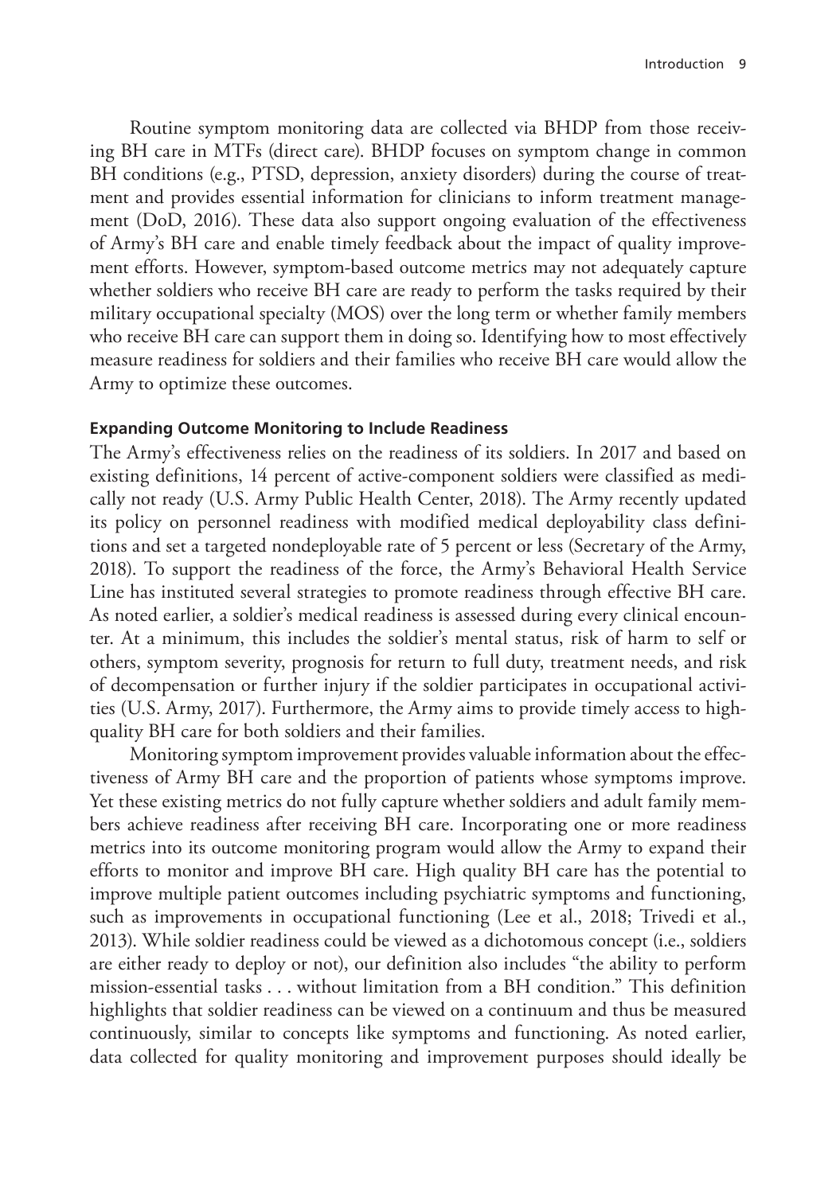Routine symptom monitoring data are collected via BHDP from those receiving BH care in MTFs (direct care). BHDP focuses on symptom change in common BH conditions (e.g., PTSD, depression, anxiety disorders) during the course of treatment and provides essential information for clinicians to inform treatment management (DoD, 2016). These data also support ongoing evaluation of the effectiveness of Army's BH care and enable timely feedback about the impact of quality improvement efforts. However, symptom-based outcome metrics may not adequately capture whether soldiers who receive BH care are ready to perform the tasks required by their military occupational specialty (MOS) over the long term or whether family members who receive BH care can support them in doing so. Identifying how to most effectively measure readiness for soldiers and their families who receive BH care would allow the Army to optimize these outcomes.

#### Expanding Outcome Monitoring to Include Readiness

The Army's effectiveness relies on the readiness of its soldiers. In 2017 and based on existing definitions, 14 percent of active-component soldiers were classified as medically not ready (U.S. Army Public Health Center, 2018). The Army recently updated its policy on personnel readiness with modified medical deployability class definitions and set a targeted nondeployable rate of 5 percent or less (Secretary of the Army, 2018). To support the readiness of the force, the Army's Behavioral Health Service Line has instituted several strategies to promote readiness through effective BH care. As noted earlier, a soldier's medical readiness is assessed during every clinical encounter. At a minimum, this includes the soldier's mental status, risk of harm to self or others, symptom severity, prognosis for return to full duty, treatment needs, and risk of decompensation or further injury if the soldier participates in occupational activities (U.S. Army, 2017). Furthermore, the Army aims to provide timely access to high-quality BH care for both soldiers and their families.

Monitoring symptom improvement provides valuable information about the effectiveness of Army BH care and the proportion of patients whose symptoms improve. Yet these existing metrics do not fully capture whether soldiers and adult family members achieve readiness after receiving BH care. Incorporating one or more readiness metrics into its outcome monitoring program would allow the Army to expand their efforts to monitor and improve BH care. High quality BH care has the potential to improve multiple patient outcomes including psychiatric symptoms and functioning, such as improvements in occupational functioning (Lee et al., 2018; Trivedi et al., 2013). While soldier readiness could be viewed as a dichotomous concept (i.e., soldiers are either ready to deploy or not), our definition also includes "the ability to perform mission-essential tasks . . . without limitation from a BH condition." This definition highlights that soldier readiness can be viewed on a continuum and thus be measured continuously, similar to concepts like symptoms and functioning. As noted earlier, data collected for quality monitoring and improvement purposes should ideally be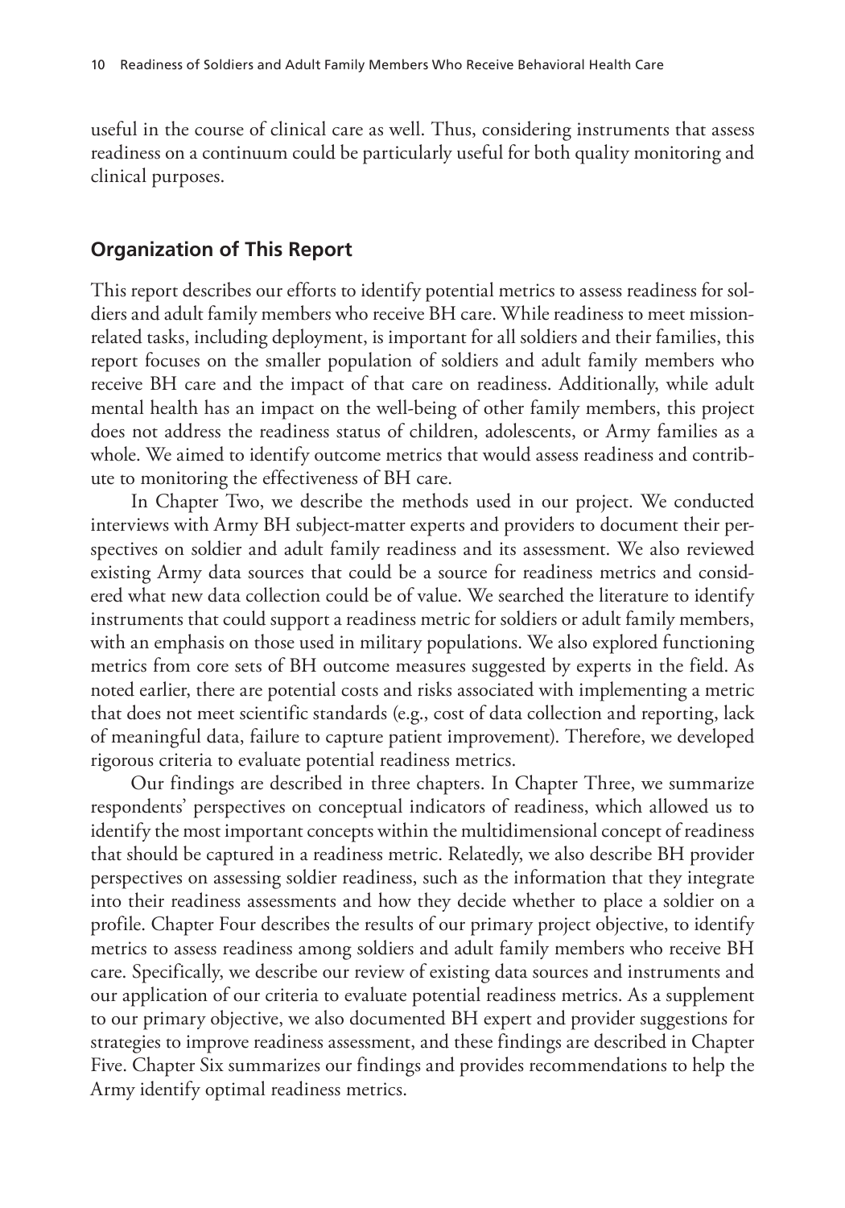useful in the course of clinical care as well. Thus, considering instruments that assess readiness on a continuum could be particularly useful for both quality monitoring and clinical purposes.

## Organization of This Report

This report describes our efforts to identify potential metrics to assess readiness for soldiers and adult family members who receive BH care. While readiness to meet mission-related tasks, including deployment, is important for all soldiers and their families, this report focuses on the smaller population of soldiers and adult family members who receive BH care and the impact of that care on readiness. Additionally, while adult mental health has an impact on the well-being of other family members, this project does not address the readiness status of children, adolescents, or Army families as a whole. We aimed to identify outcome metrics that would assess readiness and contribute to monitoring the effectiveness of BH care.

In Chapter Two, we describe the methods used in our project. We conducted interviews with Army BH subject-matter experts and providers to document their perspectives on soldier and adult family readiness and its assessment. We also reviewed existing Army data sources that could be a source for readiness metrics and considered what new data collection could be of value. We searched the literature to identify instruments that could support a readiness metric for soldiers or adult family members, with an emphasis on those used in military populations. We also explored functioning metrics from core sets of BH outcome measures suggested by experts in the field. As noted earlier, there are potential costs and risks associated with implementing a metric that does not meet scientific standards (e.g., cost of data collection and reporting, lack of meaningful data, failure to capture patient improvement). Therefore, we developed rigorous criteria to evaluate potential readiness metrics.

Our findings are described in three chapters. In Chapter Three, we summarize respondents' perspectives on conceptual indicators of readiness, which allowed us to identify the most important concepts within the multidimensional concept of readiness that should be captured in a readiness metric. Relatedly, we also describe BH provider perspectives on assessing soldier readiness, such as the information that they integrate into their readiness assessments and how they decide whether to place a soldier on a profile. Chapter Four describes the results of our primary project objective, to identify metrics to assess readiness among soldiers and adult family members who receive BH care. Specifically, we describe our review of existing data sources and instruments and our application of our criteria to evaluate potential readiness metrics. As a supplement to our primary objective, we also documented BH expert and provider suggestions for strategies to improve readiness assessment, and these findings are described in Chapter Five. Chapter Six summarizes our findings and provides recommendations to help the Army identify optimal readiness metrics.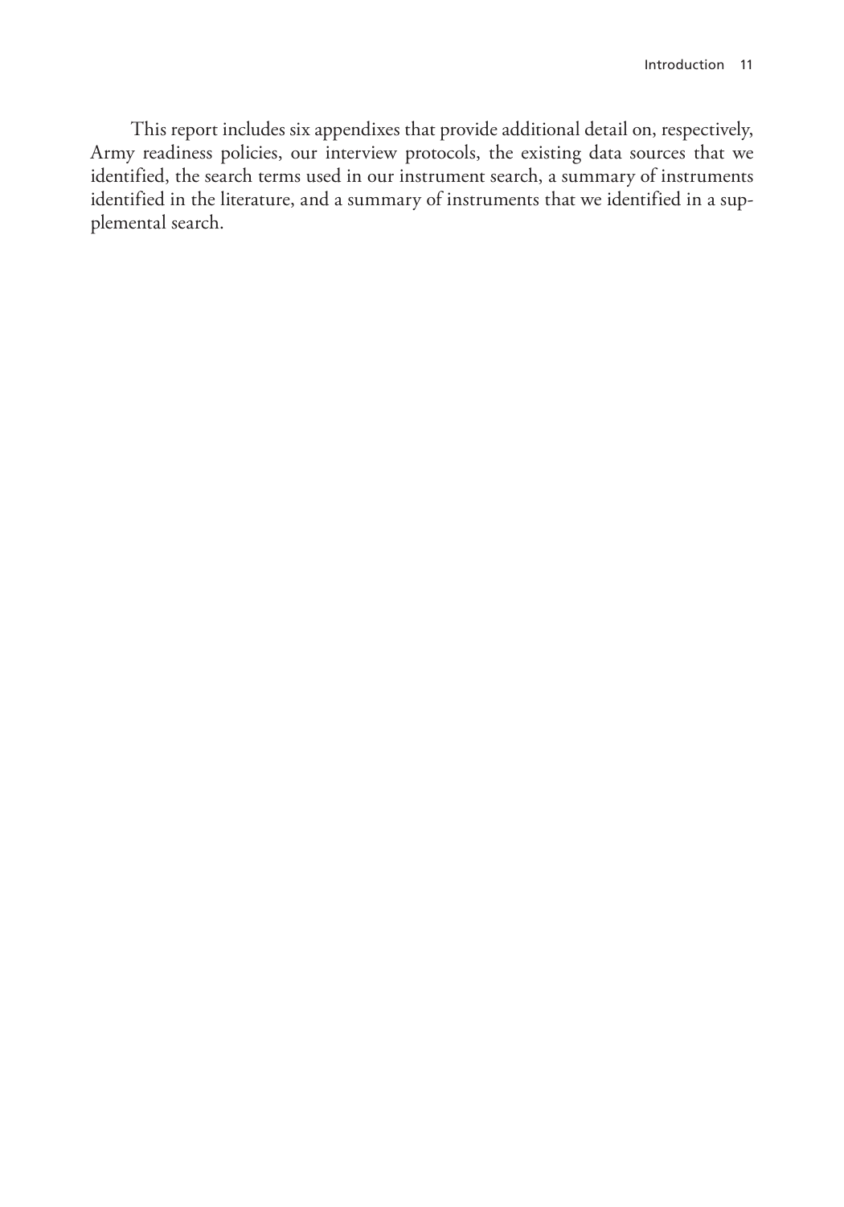This report includes six appendixes that provide additional detail on, respectively, Army readiness policies, our interview protocols, the existing data sources that we identified, the search terms used in our instrument search, a summary of instruments identified in the literature, and a summary of instruments that we identified in a supplemental search.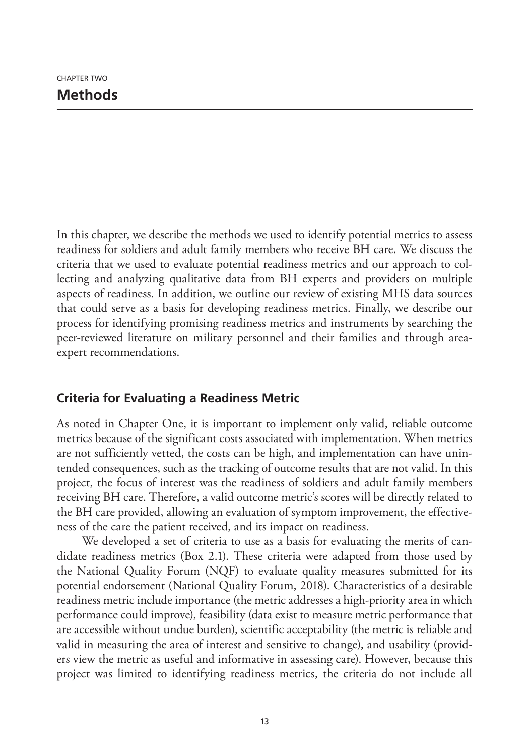CHAPTER TWO

# Methods

In this chapter, we describe the methods we used to identify potential metrics to assess readiness for soldiers and adult family members who receive BH care. We discuss the criteria that we used to evaluate potential readiness metrics and our approach to collecting and analyzing qualitative data from BH experts and providers on multiple aspects of readiness. In addition, we outline our review of existing MHS data sources that could serve as a basis for developing readiness metrics. Finally, we describe our process for identifying promising readiness metrics and instruments by searching the peer-reviewed literature on military personnel and their families and through area-expert recommendations.

## Criteria for Evaluating a Readiness Metric

As noted in Chapter One, it is important to implement only valid, reliable outcome metrics because of the significant costs associated with implementation. When metrics are not sufficiently vetted, the costs can be high, and implementation can have unintended consequences, such as the tracking of outcome results that are not valid. In this project, the focus of interest was the readiness of soldiers and adult family members receiving BH care. Therefore, a valid outcome metric's scores will be directly related to the BH care provided, allowing an evaluation of symptom improvement, the effectiveness of the care the patient received, and its impact on readiness.

We developed a set of criteria to use as a basis for evaluating the merits of candidate readiness metrics (Box 2.1). These criteria were adapted from those used by the National Quality Forum (NQF) to evaluate quality measures submitted for its potential endorsement (National Quality Forum, 2018). Characteristics of a desirable readiness metric include importance (the metric addresses a high-priority area in which performance could improve), feasibility (data exist to measure metric performance that are accessible without undue burden), scientific acceptability (the metric is reliable and valid in measuring the area of interest and sensitive to change), and usability (providers view the metric as useful and informative in assessing care). However, because this project was limited to identifying readiness metrics, the criteria do not include all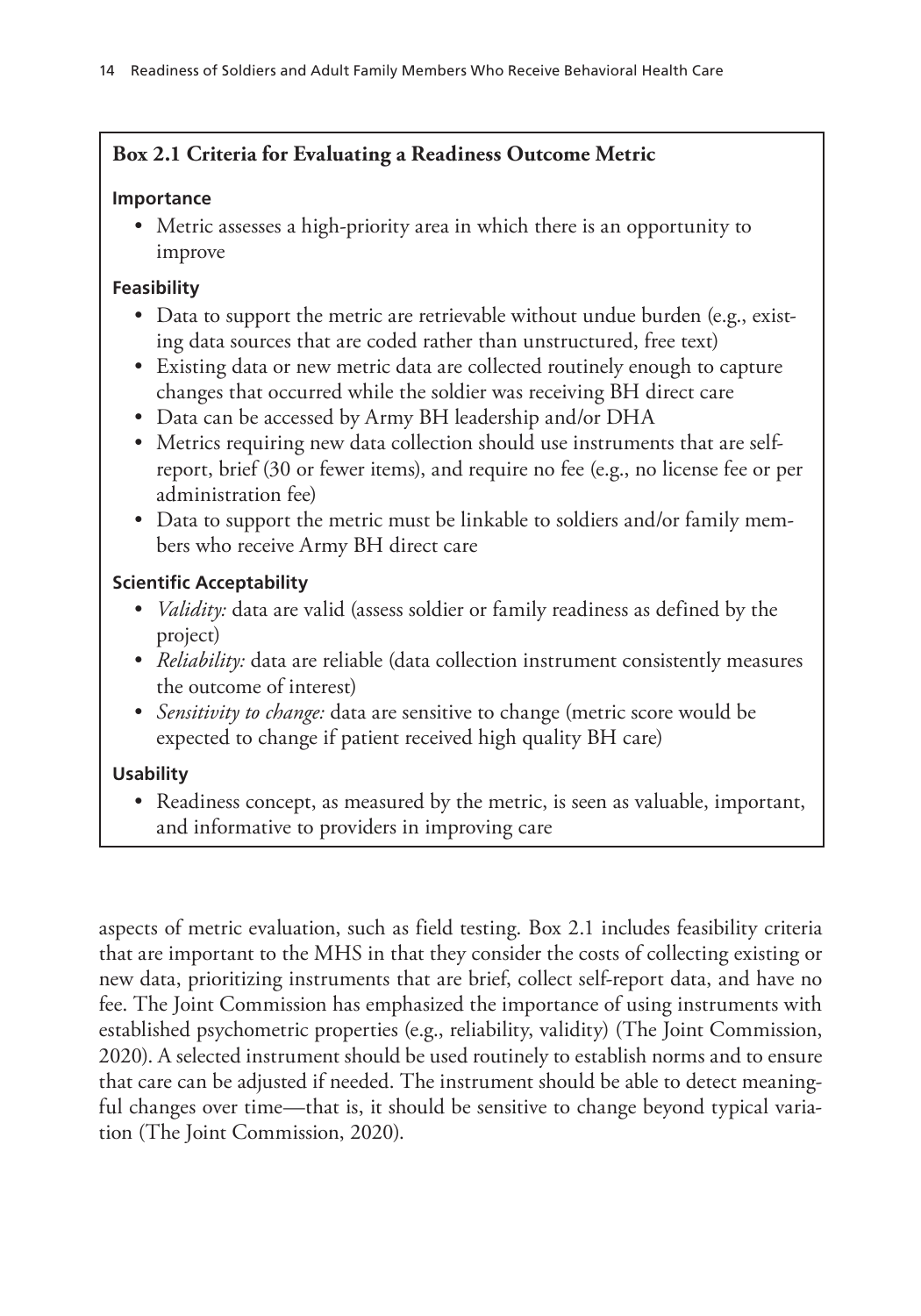**Box 2.1 Criteria for Evaluating a Readiness Outcome Metric**

**Importance**

- Metric assesses a high-priority area in which there is an opportunity to improve

**Feasibility**

- Data to support the metric are retrievable without undue burden (e.g., existing data sources that are coded rather than unstructured, free text)
- Existing data or new metric data are collected routinely enough to capture changes that occurred while the soldier was receiving BH direct care
- Data can be accessed by Army BH leadership and/or DHA
- Metrics requiring new data collection should use instruments that are self-report, brief (30 or fewer items), and require no fee (e.g., no license fee or per administration fee)
- Data to support the metric must be linkable to soldiers and/or family members who receive Army BH direct care

**Scientific Acceptability**

- *Validity:* data are valid (assess soldier or family readiness as defined by the project)
- *Reliability:* data are reliable (data collection instrument consistently measures the outcome of interest)
- *Sensitivity to change:* data are sensitive to change (metric score would be expected to change if patient received high quality BH care)

**Usability**

- Readiness concept, as measured by the metric, is seen as valuable, important, and informative to providers in improving care

aspects of metric evaluation, such as field testing. Box 2.1 includes feasibility criteria that are important to the MHS in that they consider the costs of collecting existing or new data, prioritizing instruments that are brief, collect self-report data, and have no fee. The Joint Commission has emphasized the importance of using instruments with established psychometric properties (e.g., reliability, validity) (The Joint Commission, 2020). A selected instrument should be used routinely to establish norms and to ensure that care can be adjusted if needed. The instrument should be able to detect meaningful changes over time—that is, it should be sensitive to change beyond typical variation (The Joint Commission, 2020).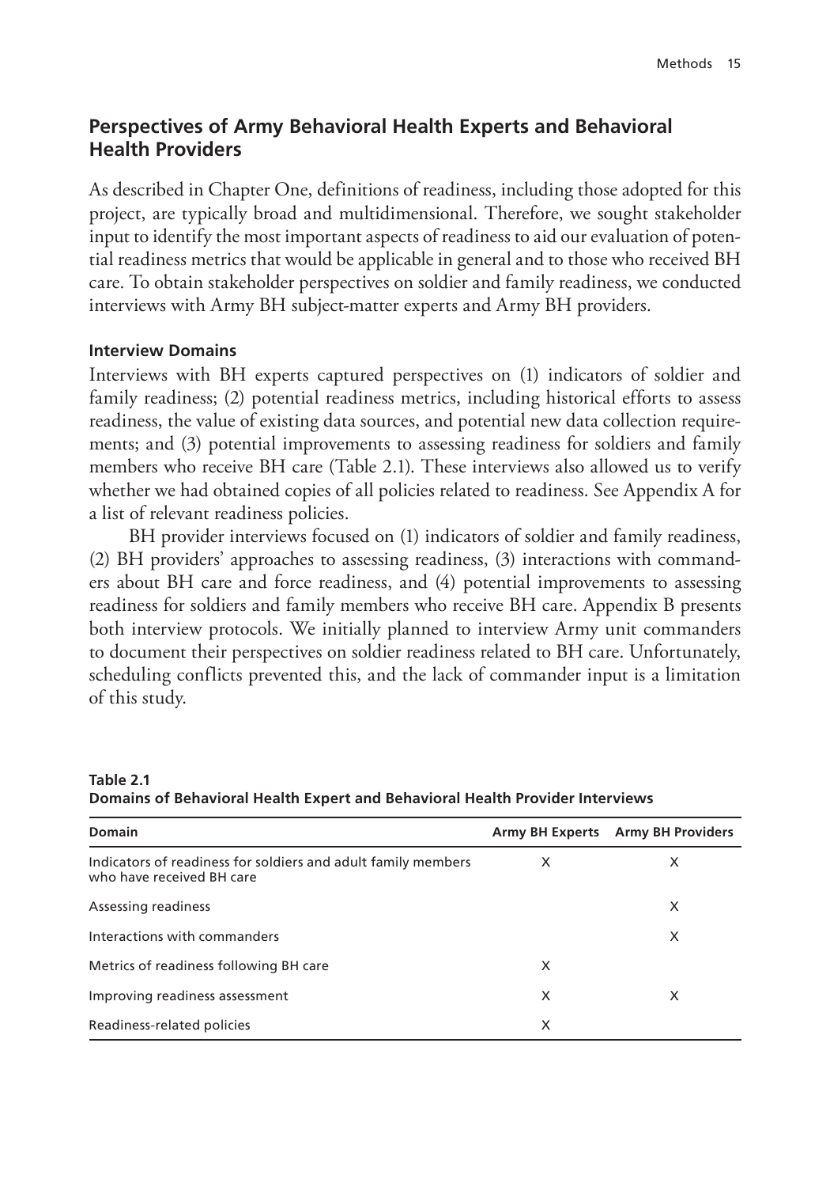## Perspectives of Army Behavioral Health Experts and Behavioral Health Providers

As described in Chapter One, definitions of readiness, including those adopted for this project, are typically broad and multidimensional. Therefore, we sought stakeholder input to identify the most important aspects of readiness to aid our evaluation of potential readiness metrics that would be applicable in general and to those who received BH care. To obtain stakeholder perspectives on soldier and family readiness, we conducted interviews with Army BH subject-matter experts and Army BH providers.

### Interview Domains

Interviews with BH experts captured perspectives on (1) indicators of soldier and family readiness; (2) potential readiness metrics, including historical efforts to assess readiness, the value of existing data sources, and potential new data collection requirements; and (3) potential improvements to assessing readiness for soldiers and family members who receive BH care (Table 2.1). These interviews also allowed us to verify whether we had obtained copies of all policies related to readiness. See Appendix A for a list of relevant readiness policies.

BH provider interviews focused on (1) indicators of soldier and family readiness, (2) BH providers' approaches to assessing readiness, (3) interactions with commanders about BH care and force readiness, and (4) potential improvements to assessing readiness for soldiers and family members who receive BH care. Appendix B presents both interview protocols. We initially planned to interview Army unit commanders to document their perspectives on soldier readiness related to BH care. Unfortunately, scheduling conflicts prevented this, and the lack of commander input is a limitation of this study.

**Table 2.1**
**Domains of Behavioral Health Expert and Behavioral Health Provider Interviews**

| Domain | Army BH Experts | Army BH Providers |
|---|---|---|
| Indicators of readiness for soldiers and adult family members who have received BH care | X | X |
| Assessing readiness | | X |
| Interactions with commanders | | X |
| Metrics of readiness following BH care | X | |
| Improving readiness assessment | X | X |
| Readiness-related policies | X | |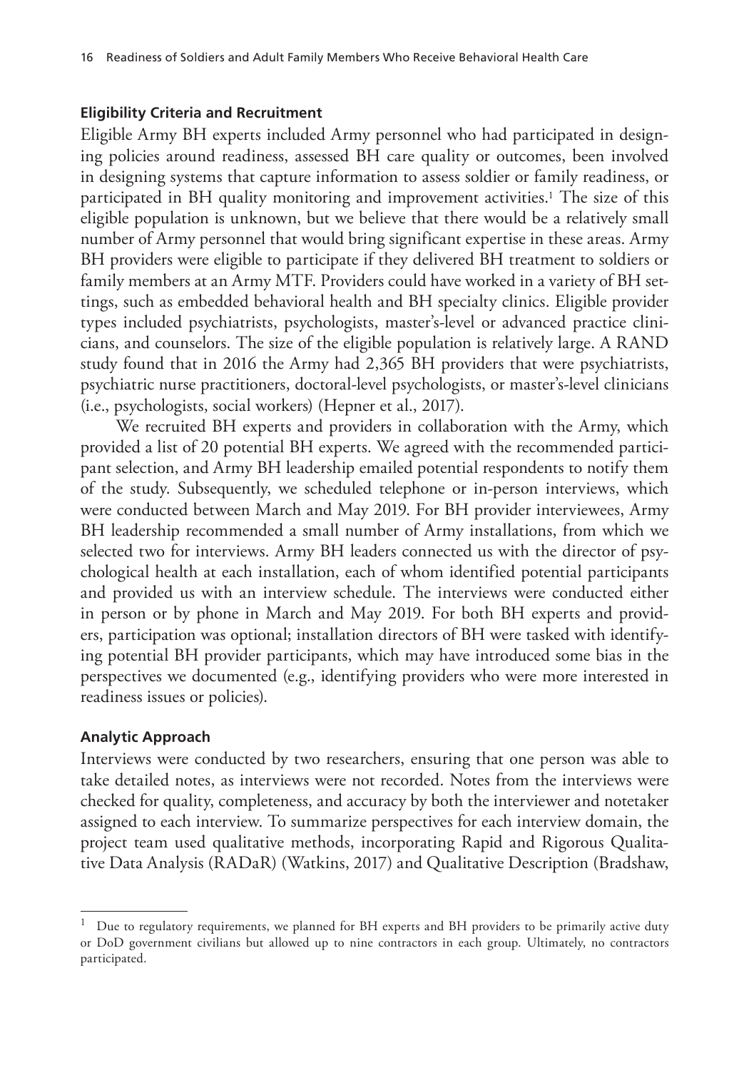### Eligibility Criteria and Recruitment

Eligible Army BH experts included Army personnel who had participated in designing policies around readiness, assessed BH care quality or outcomes, been involved in designing systems that capture information to assess soldier or family readiness, or participated in BH quality monitoring and improvement activities.[1] The size of this eligible population is unknown, but we believe that there would be a relatively small number of Army personnel that would bring significant expertise in these areas. Army BH providers were eligible to participate if they delivered BH treatment to soldiers or family members at an Army MTF. Providers could have worked in a variety of BH settings, such as embedded behavioral health and BH specialty clinics. Eligible provider types included psychiatrists, psychologists, master's-level or advanced practice clinicians, and counselors. The size of the eligible population is relatively large. A RAND study found that in 2016 the Army had 2,365 BH providers that were psychiatrists, psychiatric nurse practitioners, doctoral-level psychologists, or master's-level clinicians (i.e., psychologists, social workers) (Hepner et al., 2017).

We recruited BH experts and providers in collaboration with the Army, which provided a list of 20 potential BH experts. We agreed with the recommended participant selection, and Army BH leadership emailed potential respondents to notify them of the study. Subsequently, we scheduled telephone or in-person interviews, which were conducted between March and May 2019. For BH provider interviewees, Army BH leadership recommended a small number of Army installations, from which we selected two for interviews. Army BH leaders connected us with the director of psychological health at each installation, each of whom identified potential participants and provided us with an interview schedule. The interviews were conducted either in person or by phone in March and May 2019. For both BH experts and providers, participation was optional; installation directors of BH were tasked with identifying potential BH provider participants, which may have introduced some bias in the perspectives we documented (e.g., identifying providers who were more interested in readiness issues or policies).

### Analytic Approach

Interviews were conducted by two researchers, ensuring that one person was able to take detailed notes, as interviews were not recorded. Notes from the interviews were checked for quality, completeness, and accuracy by both the interviewer and notetaker assigned to each interview. To summarize perspectives for each interview domain, the project team used qualitative methods, incorporating Rapid and Rigorous Qualitative Data Analysis (RADaR) (Watkins, 2017) and Qualitative Description (Bradshaw,

---

[1] Due to regulatory requirements, we planned for BH experts and BH providers to be primarily active duty or DoD government civilians but allowed up to nine contractors in each group. Ultimately, no contractors participated.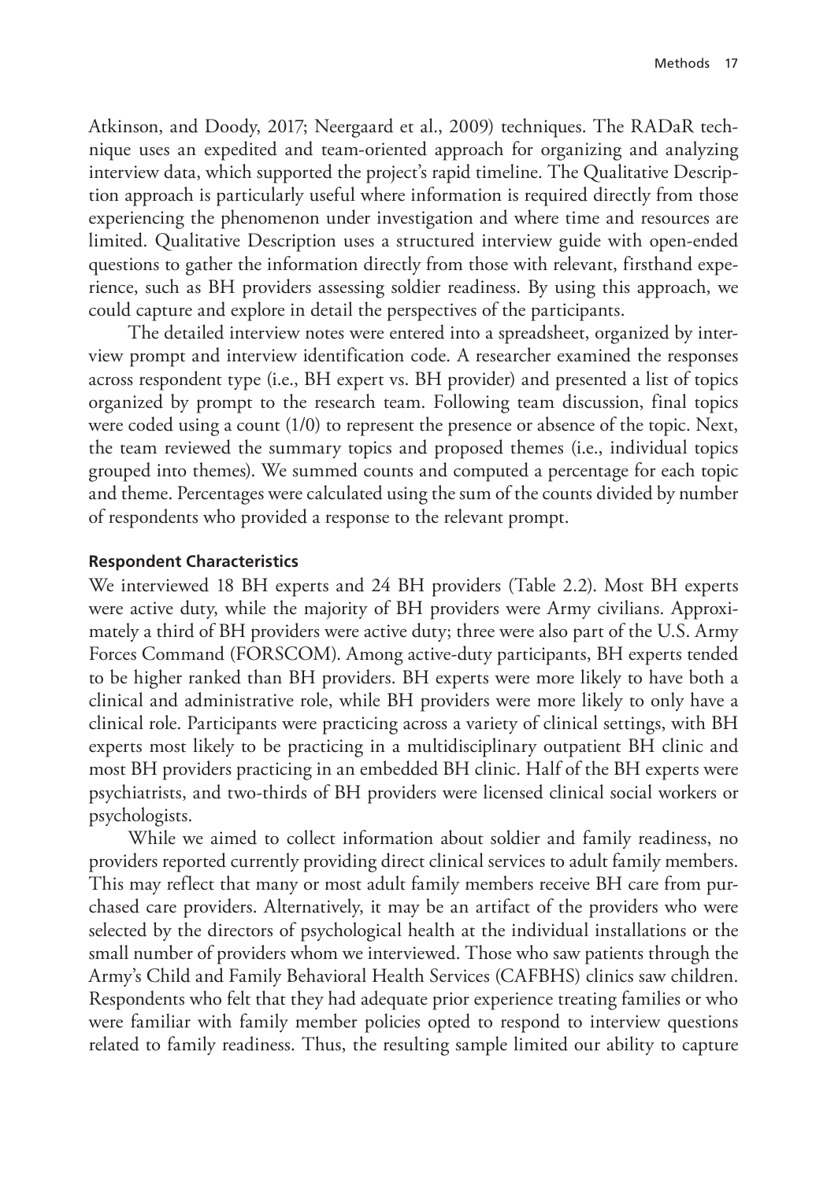Atkinson, and Doody, 2017; Neergaard et al., 2009) techniques. The RADaR technique uses an expedited and team-oriented approach for organizing and analyzing interview data, which supported the project's rapid timeline. The Qualitative Description approach is particularly useful where information is required directly from those experiencing the phenomenon under investigation and where time and resources are limited. Qualitative Description uses a structured interview guide with open-ended questions to gather the information directly from those with relevant, firsthand experience, such as BH providers assessing soldier readiness. By using this approach, we could capture and explore in detail the perspectives of the participants.

The detailed interview notes were entered into a spreadsheet, organized by interview prompt and interview identification code. A researcher examined the responses across respondent type (i.e., BH expert vs. BH provider) and presented a list of topics organized by prompt to the research team. Following team discussion, final topics were coded using a count (1/0) to represent the presence or absence of the topic. Next, the team reviewed the summary topics and proposed themes (i.e., individual topics grouped into themes). We summed counts and computed a percentage for each topic and theme. Percentages were calculated using the sum of the counts divided by number of respondents who provided a response to the relevant prompt.

#### Respondent Characteristics

We interviewed 18 BH experts and 24 BH providers (Table 2.2). Most BH experts were active duty, while the majority of BH providers were Army civilians. Approximately a third of BH providers were active duty; three were also part of the U.S. Army Forces Command (FORSCOM). Among active-duty participants, BH experts tended to be higher ranked than BH providers. BH experts were more likely to have both a clinical and administrative role, while BH providers were more likely to only have a clinical role. Participants were practicing across a variety of clinical settings, with BH experts most likely to be practicing in a multidisciplinary outpatient BH clinic and most BH providers practicing in an embedded BH clinic. Half of the BH experts were psychiatrists, and two-thirds of BH providers were licensed clinical social workers or psychologists.

While we aimed to collect information about soldier and family readiness, no providers reported currently providing direct clinical services to adult family members. This may reflect that many or most adult family members receive BH care from purchased care providers. Alternatively, it may be an artifact of the providers who were selected by the directors of psychological health at the individual installations or the small number of providers whom we interviewed. Those who saw patients through the Army's Child and Family Behavioral Health Services (CAFBHS) clinics saw children. Respondents who felt that they had adequate prior experience treating families or who were familiar with family member policies opted to respond to interview questions related to family readiness. Thus, the resulting sample limited our ability to capture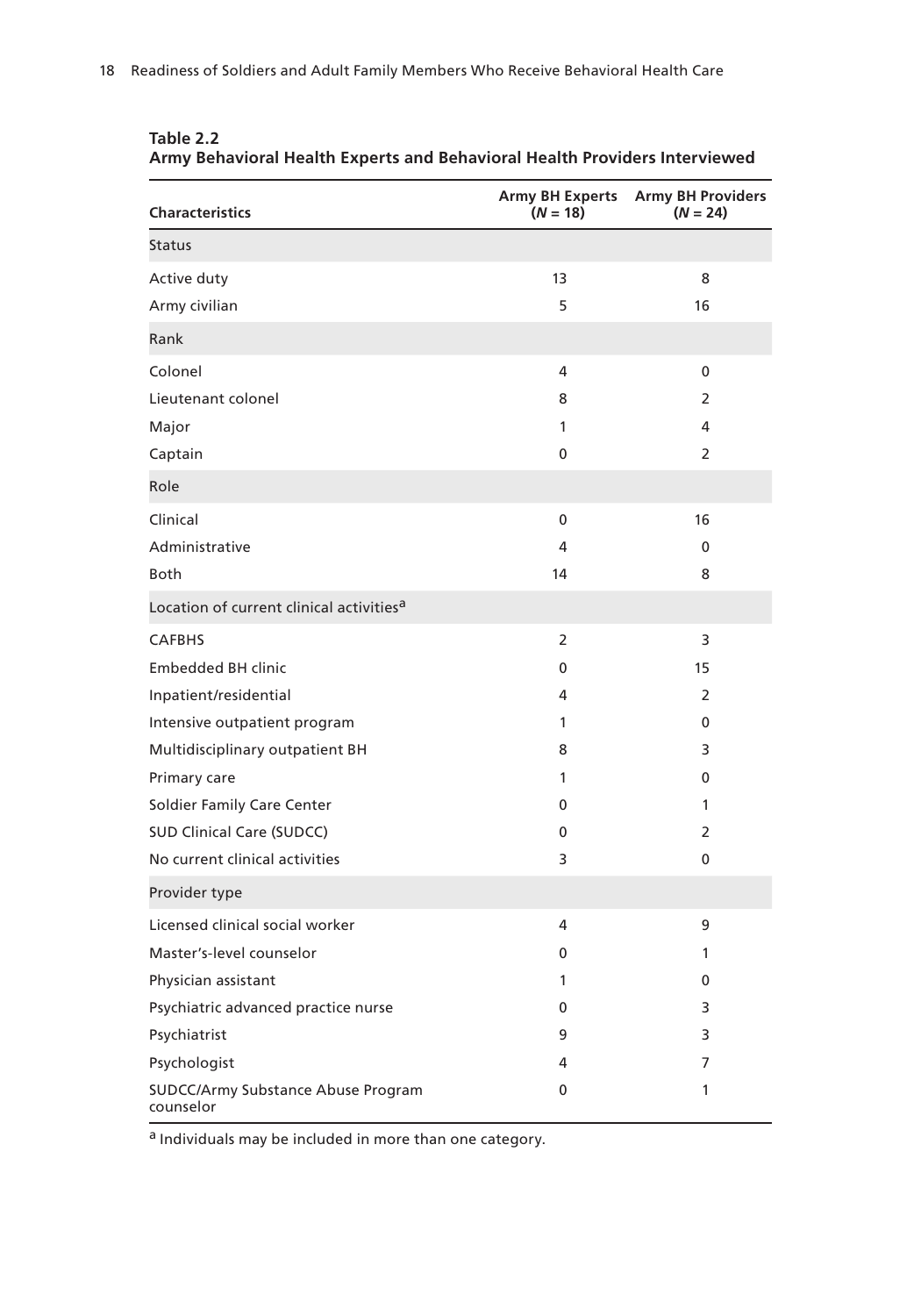**Table 2.2**
**Army Behavioral Health Experts and Behavioral Health Providers Interviewed**

| Characteristics | Army BH Experts (*N* = 18) | Army BH Providers (*N* = 24) |
|---|---|---|
| Status | | |
| Active duty | 13 | 8 |
| Army civilian | 5 | 16 |
| Rank | | |
| Colonel | 4 | 0 |
| Lieutenant colonel | 8 | 2 |
| Major | 1 | 4 |
| Captain | 0 | 2 |
| Role | | |
| Clinical | 0 | 16 |
| Administrative | 4 | 0 |
| Both | 14 | 8 |
| Location of current clinical activities[a] | | |
| CAFBHS | 2 | 3 |
| Embedded BH clinic | 0 | 15 |
| Inpatient/residential | 4 | 2 |
| Intensive outpatient program | 1 | 0 |
| Multidisciplinary outpatient BH | 8 | 3 |
| Primary care | 1 | 0 |
| Soldier Family Care Center | 0 | 1 |
| SUD Clinical Care (SUDCC) | 0 | 2 |
| No current clinical activities | 3 | 0 |
| Provider type | | |
| Licensed clinical social worker | 4 | 9 |
| Master's-level counselor | 0 | 1 |
| Physician assistant | 1 | 0 |
| Psychiatric advanced practice nurse | 0 | 3 |
| Psychiatrist | 9 | 3 |
| Psychologist | 4 | 7 |
| SUDCC/Army Substance Abuse Program counselor | 0 | 1 |

[a] Individuals may be included in more than one category.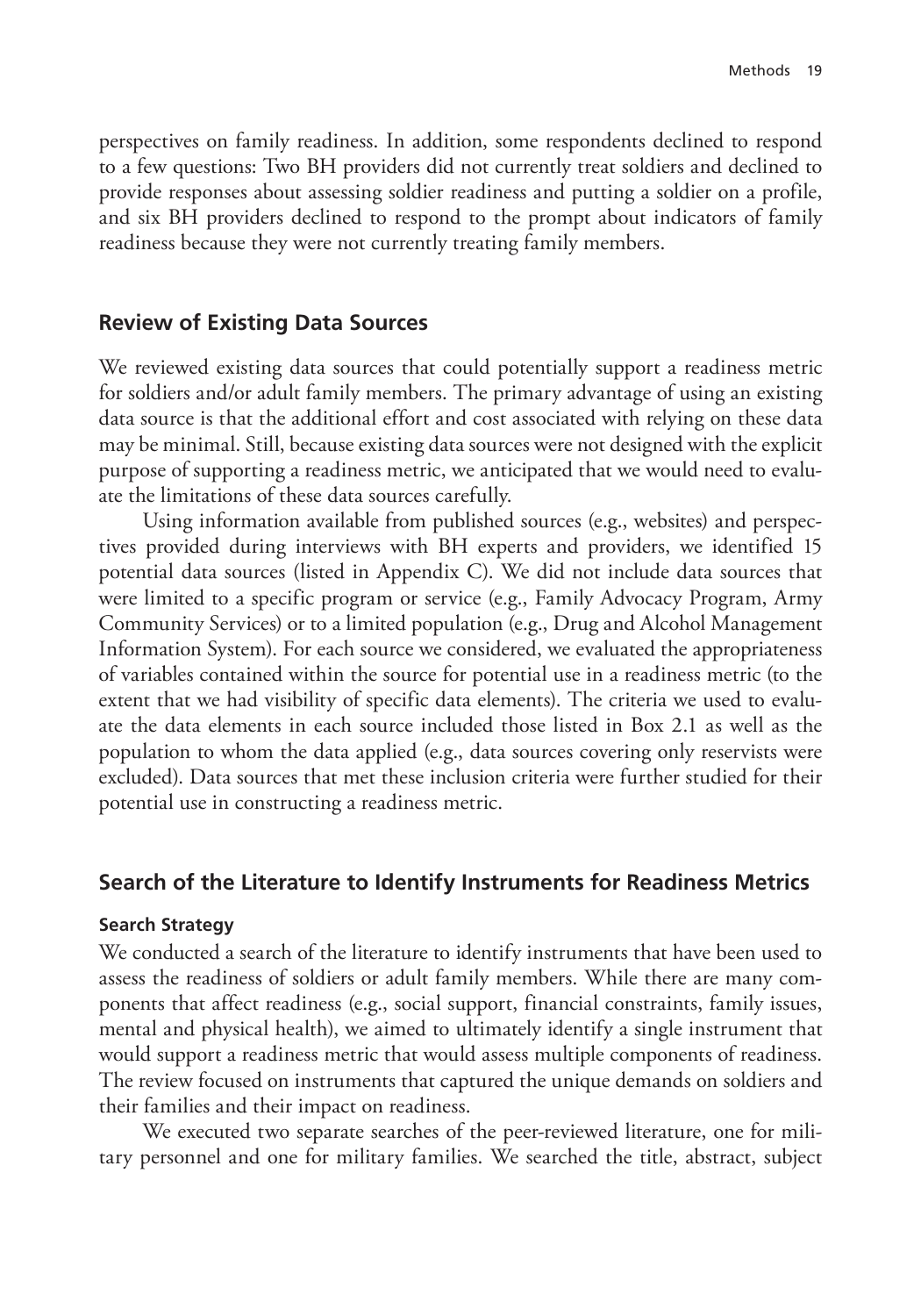perspectives on family readiness. In addition, some respondents declined to respond to a few questions: Two BH providers did not currently treat soldiers and declined to provide responses about assessing soldier readiness and putting a soldier on a profile, and six BH providers declined to respond to the prompt about indicators of family readiness because they were not currently treating family members.

## Review of Existing Data Sources

We reviewed existing data sources that could potentially support a readiness metric for soldiers and/or adult family members. The primary advantage of using an existing data source is that the additional effort and cost associated with relying on these data may be minimal. Still, because existing data sources were not designed with the explicit purpose of supporting a readiness metric, we anticipated that we would need to evaluate the limitations of these data sources carefully.

Using information available from published sources (e.g., websites) and perspectives provided during interviews with BH experts and providers, we identified 15 potential data sources (listed in Appendix C). We did not include data sources that were limited to a specific program or service (e.g., Family Advocacy Program, Army Community Services) or to a limited population (e.g., Drug and Alcohol Management Information System). For each source we considered, we evaluated the appropriateness of variables contained within the source for potential use in a readiness metric (to the extent that we had visibility of specific data elements). The criteria we used to evaluate the data elements in each source included those listed in Box 2.1 as well as the population to whom the data applied (e.g., data sources covering only reservists were excluded). Data sources that met these inclusion criteria were further studied for their potential use in constructing a readiness metric.

## Search of the Literature to Identify Instruments for Readiness Metrics

### Search Strategy

We conducted a search of the literature to identify instruments that have been used to assess the readiness of soldiers or adult family members. While there are many components that affect readiness (e.g., social support, financial constraints, family issues, mental and physical health), we aimed to ultimately identify a single instrument that would support a readiness metric that would assess multiple components of readiness. The review focused on instruments that captured the unique demands on soldiers and their families and their impact on readiness.

We executed two separate searches of the peer-reviewed literature, one for military personnel and one for military families. We searched the title, abstract, subject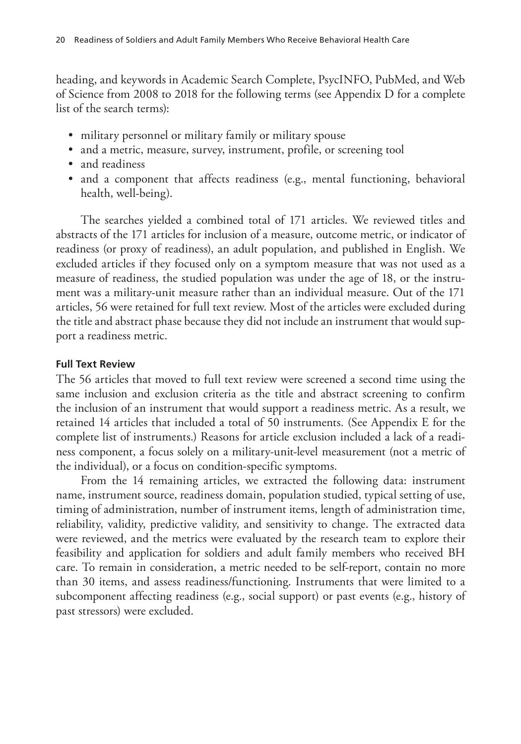heading, and keywords in Academic Search Complete, PsycINFO, PubMed, and Web of Science from 2008 to 2018 for the following terms (see Appendix D for a complete list of the search terms):

- military personnel or military family or military spouse
- and a metric, measure, survey, instrument, profile, or screening tool
- and readiness
- and a component that affects readiness (e.g., mental functioning, behavioral health, well-being).

The searches yielded a combined total of 171 articles. We reviewed titles and abstracts of the 171 articles for inclusion of a measure, outcome metric, or indicator of readiness (or proxy of readiness), an adult population, and published in English. We excluded articles if they focused only on a symptom measure that was not used as a measure of readiness, the studied population was under the age of 18, or the instrument was a military-unit measure rather than an individual measure. Out of the 171 articles, 56 were retained for full text review. Most of the articles were excluded during the title and abstract phase because they did not include an instrument that would support a readiness metric.

#### Full Text Review

The 56 articles that moved to full text review were screened a second time using the same inclusion and exclusion criteria as the title and abstract screening to confirm the inclusion of an instrument that would support a readiness metric. As a result, we retained 14 articles that included a total of 50 instruments. (See Appendix E for the complete list of instruments.) Reasons for article exclusion included a lack of a readiness component, a focus solely on a military-unit-level measurement (not a metric of the individual), or a focus on condition-specific symptoms.

From the 14 remaining articles, we extracted the following data: instrument name, instrument source, readiness domain, population studied, typical setting of use, timing of administration, number of instrument items, length of administration time, reliability, validity, predictive validity, and sensitivity to change. The extracted data were reviewed, and the metrics were evaluated by the research team to explore their feasibility and application for soldiers and adult family members who received BH care. To remain in consideration, a metric needed to be self-report, contain no more than 30 items, and assess readiness/functioning. Instruments that were limited to a subcomponent affecting readiness (e.g., social support) or past events (e.g., history of past stressors) were excluded.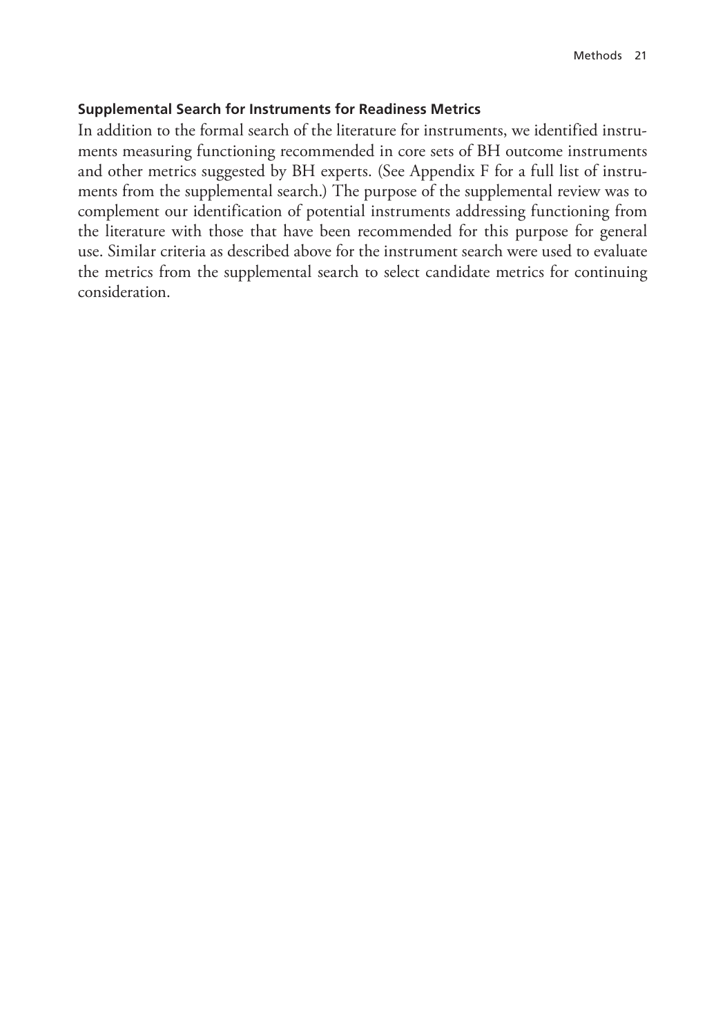### Supplemental Search for Instruments for Readiness Metrics

In addition to the formal search of the literature for instruments, we identified instruments measuring functioning recommended in core sets of BH outcome instruments and other metrics suggested by BH experts. (See Appendix F for a full list of instruments from the supplemental search.) The purpose of the supplemental review was to complement our identification of potential instruments addressing functioning from the literature with those that have been recommended for this purpose for general use. Similar criteria as described above for the instrument search were used to evaluate the metrics from the supplemental search to select candidate metrics for continuing consideration.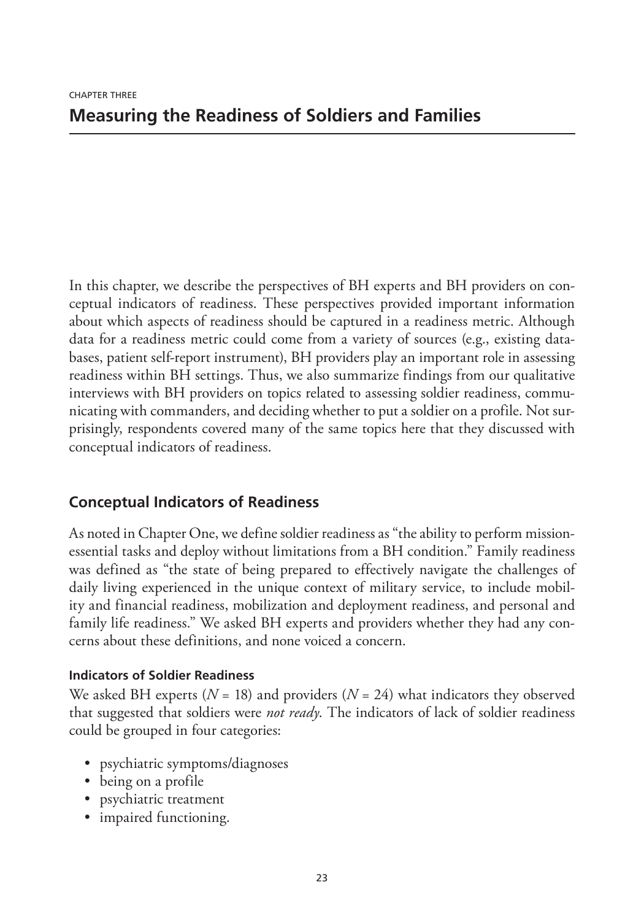CHAPTER THREE

# Measuring the Readiness of Soldiers and Families

In this chapter, we describe the perspectives of BH experts and BH providers on conceptual indicators of readiness. These perspectives provided important information about which aspects of readiness should be captured in a readiness metric. Although data for a readiness metric could come from a variety of sources (e.g., existing databases, patient self-report instrument), BH providers play an important role in assessing readiness within BH settings. Thus, we also summarize findings from our qualitative interviews with BH providers on topics related to assessing soldier readiness, communicating with commanders, and deciding whether to put a soldier on a profile. Not surprisingly, respondents covered many of the same topics here that they discussed with conceptual indicators of readiness.

## Conceptual Indicators of Readiness

As noted in Chapter One, we define soldier readiness as "the ability to perform mission-essential tasks and deploy without limitations from a BH condition." Family readiness was defined as "the state of being prepared to effectively navigate the challenges of daily living experienced in the unique context of military service, to include mobility and financial readiness, mobilization and deployment readiness, and personal and family life readiness." We asked BH experts and providers whether they had any concerns about these definitions, and none voiced a concern.

### Indicators of Soldier Readiness

We asked BH experts ($N = 18$) and providers ($N = 24$) what indicators they observed that suggested that soldiers were *not ready*. The indicators of lack of soldier readiness could be grouped in four categories:

- psychiatric symptoms/diagnoses
- being on a profile
- psychiatric treatment
- impaired functioning.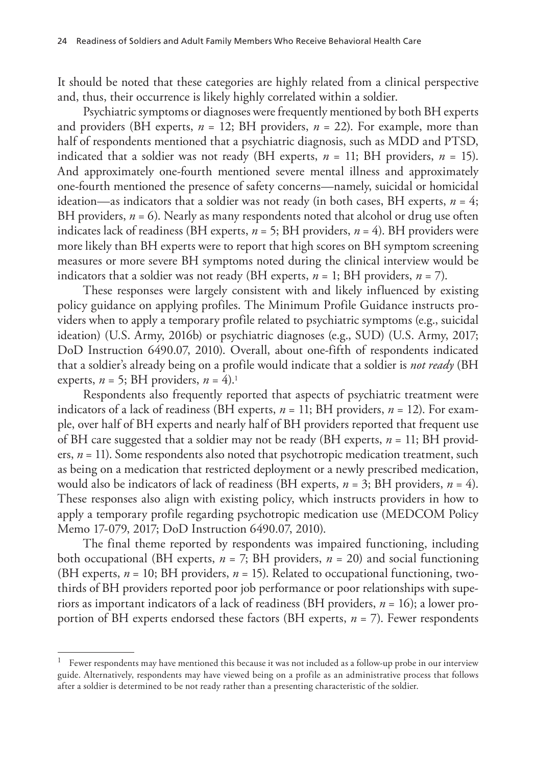It should be noted that these categories are highly related from a clinical perspective and, thus, their occurrence is likely highly correlated within a soldier.

Psychiatric symptoms or diagnoses were frequently mentioned by both BH experts and providers (BH experts, *n* = 12; BH providers, *n* = 22). For example, more than half of respondents mentioned that a psychiatric diagnosis, such as MDD and PTSD, indicated that a soldier was not ready (BH experts, *n* = 11; BH providers, *n* = 15). And approximately one-fourth mentioned severe mental illness and approximately one-fourth mentioned the presence of safety concerns—namely, suicidal or homicidal ideation—as indicators that a soldier was not ready (in both cases, BH experts, *n* = 4; BH providers, *n* = 6). Nearly as many respondents noted that alcohol or drug use often indicates lack of readiness (BH experts, *n* = 5; BH providers, *n* = 4). BH providers were more likely than BH experts were to report that high scores on BH symptom screening measures or more severe BH symptoms noted during the clinical interview would be indicators that a soldier was not ready (BH experts, *n* = 1; BH providers, *n* = 7).

These responses were largely consistent with and likely influenced by existing policy guidance on applying profiles. The Minimum Profile Guidance instructs providers when to apply a temporary profile related to psychiatric symptoms (e.g., suicidal ideation) (U.S. Army, 2016b) or psychiatric diagnoses (e.g., SUD) (U.S. Army, 2017; DoD Instruction 6490.07, 2010). Overall, about one-fifth of respondents indicated that a soldier's already being on a profile would indicate that a soldier is *not ready* (BH experts, *n* = 5; BH providers, *n* = 4).[1]

Respondents also frequently reported that aspects of psychiatric treatment were indicators of a lack of readiness (BH experts, *n* = 11; BH providers, *n* = 12). For example, over half of BH experts and nearly half of BH providers reported that frequent use of BH care suggested that a soldier may not be ready (BH experts, *n* = 11; BH providers, *n* = 11). Some respondents also noted that psychotropic medication treatment, such as being on a medication that restricted deployment or a newly prescribed medication, would also be indicators of lack of readiness (BH experts, *n* = 3; BH providers, *n* = 4). These responses also align with existing policy, which instructs providers in how to apply a temporary profile regarding psychotropic medication use (MEDCOM Policy Memo 17-079, 2017; DoD Instruction 6490.07, 2010).

The final theme reported by respondents was impaired functioning, including both occupational (BH experts, *n* = 7; BH providers, *n* = 20) and social functioning (BH experts, *n* = 10; BH providers, *n* = 15). Related to occupational functioning, two-thirds of BH providers reported poor job performance or poor relationships with superiors as important indicators of a lack of readiness (BH providers, *n* = 16); a lower proportion of BH experts endorsed these factors (BH experts, *n* = 7). Fewer respondents

---

[1] Fewer respondents may have mentioned this because it was not included as a follow-up probe in our interview guide. Alternatively, respondents may have viewed being on a profile as an administrative process that follows after a soldier is determined to be not ready rather than a presenting characteristic of the soldier.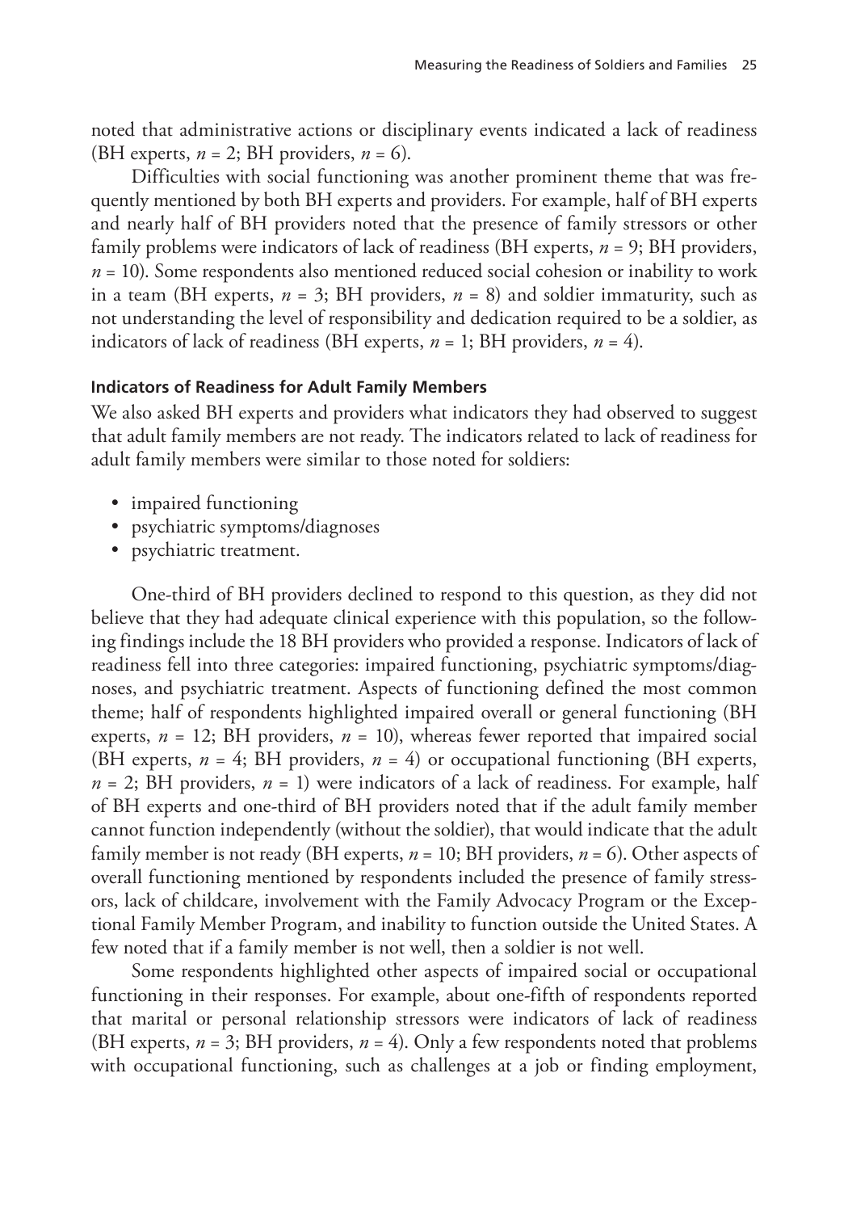noted that administrative actions or disciplinary events indicated a lack of readiness (BH experts, $n = 2$; BH providers, $n = 6$).

Difficulties with social functioning was another prominent theme that was frequently mentioned by both BH experts and providers. For example, half of BH experts and nearly half of BH providers noted that the presence of family stressors or other family problems were indicators of lack of readiness (BH experts, $n = 9$; BH providers, $n = 10$). Some respondents also mentioned reduced social cohesion or inability to work in a team (BH experts, $n = 3$; BH providers, $n = 8$) and soldier immaturity, such as not understanding the level of responsibility and dedication required to be a soldier, as indicators of lack of readiness (BH experts, $n = 1$; BH providers, $n = 4$).

#### Indicators of Readiness for Adult Family Members

We also asked BH experts and providers what indicators they had observed to suggest that adult family members are not ready. The indicators related to lack of readiness for adult family members were similar to those noted for soldiers:

- impaired functioning
- psychiatric symptoms/diagnoses
- psychiatric treatment.

One-third of BH providers declined to respond to this question, as they did not believe that they had adequate clinical experience with this population, so the following findings include the 18 BH providers who provided a response. Indicators of lack of readiness fell into three categories: impaired functioning, psychiatric symptoms/diagnoses, and psychiatric treatment. Aspects of functioning defined the most common theme; half of respondents highlighted impaired overall or general functioning (BH experts, $n = 12$; BH providers, $n = 10$), whereas fewer reported that impaired social (BH experts, $n = 4$; BH providers, $n = 4$) or occupational functioning (BH experts, $n = 2$; BH providers, $n = 1$) were indicators of a lack of readiness. For example, half of BH experts and one-third of BH providers noted that if the adult family member cannot function independently (without the soldier), that would indicate that the adult family member is not ready (BH experts, $n = 10$; BH providers, $n = 6$). Other aspects of overall functioning mentioned by respondents included the presence of family stressors, lack of childcare, involvement with the Family Advocacy Program or the Exceptional Family Member Program, and inability to function outside the United States. A few noted that if a family member is not well, then a soldier is not well.

Some respondents highlighted other aspects of impaired social or occupational functioning in their responses. For example, about one-fifth of respondents reported that marital or personal relationship stressors were indicators of lack of readiness (BH experts, $n = 3$; BH providers, $n = 4$). Only a few respondents noted that problems with occupational functioning, such as challenges at a job or finding employment,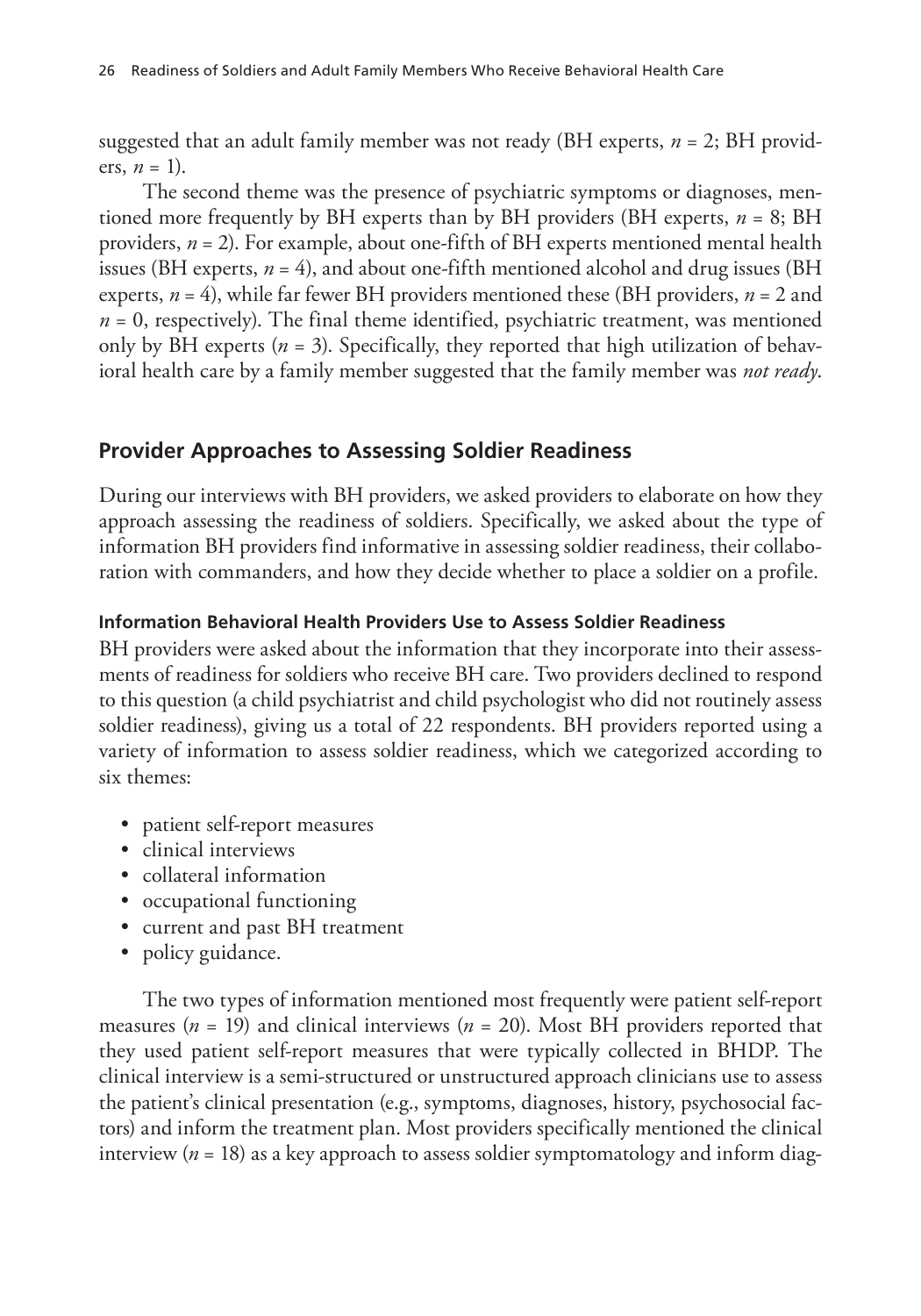suggested that an adult family member was not ready (BH experts, $n = 2$; BH providers, $n = 1$).

The second theme was the presence of psychiatric symptoms or diagnoses, mentioned more frequently by BH experts than by BH providers (BH experts, $n = 8$; BH providers, $n = 2$). For example, about one-fifth of BH experts mentioned mental health issues (BH experts, $n = 4$), and about one-fifth mentioned alcohol and drug issues (BH experts, $n = 4$), while far fewer BH providers mentioned these (BH providers, $n = 2$ and $n = 0$, respectively). The final theme identified, psychiatric treatment, was mentioned only by BH experts ($n = 3$). Specifically, they reported that high utilization of behavioral health care by a family member suggested that the family member was *not ready*.

## Provider Approaches to Assessing Soldier Readiness

During our interviews with BH providers, we asked providers to elaborate on how they approach assessing the readiness of soldiers. Specifically, we asked about the type of information BH providers find informative in assessing soldier readiness, their collaboration with commanders, and how they decide whether to place a soldier on a profile.

### Information Behavioral Health Providers Use to Assess Soldier Readiness

BH providers were asked about the information that they incorporate into their assessments of readiness for soldiers who receive BH care. Two providers declined to respond to this question (a child psychiatrist and child psychologist who did not routinely assess soldier readiness), giving us a total of 22 respondents. BH providers reported using a variety of information to assess soldier readiness, which we categorized according to six themes:

- patient self-report measures
- clinical interviews
- collateral information
- occupational functioning
- current and past BH treatment
- policy guidance.

The two types of information mentioned most frequently were patient self-report measures ($n = 19$) and clinical interviews ($n = 20$). Most BH providers reported that they used patient self-report measures that were typically collected in BHDP. The clinical interview is a semi-structured or unstructured approach clinicians use to assess the patient's clinical presentation (e.g., symptoms, diagnoses, history, psychosocial factors) and inform the treatment plan. Most providers specifically mentioned the clinical interview ($n = 18$) as a key approach to assess soldier symptomatology and inform diag-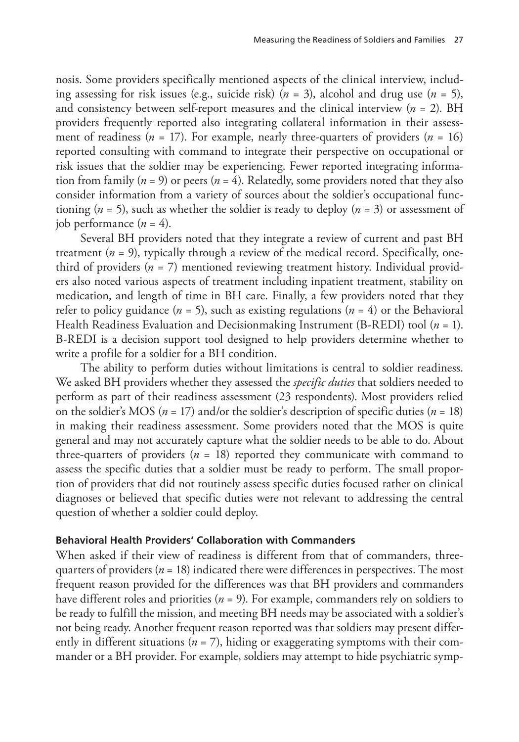nosis. Some providers specifically mentioned aspects of the clinical interview, including assessing for risk issues (e.g., suicide risk) ($n$ = 3), alcohol and drug use ($n$ = 5), and consistency between self-report measures and the clinical interview ($n$ = 2). BH providers frequently reported also integrating collateral information in their assessment of readiness ($n$ = 17). For example, nearly three-quarters of providers ($n$ = 16) reported consulting with command to integrate their perspective on occupational or risk issues that the soldier may be experiencing. Fewer reported integrating information from family ($n$ = 9) or peers ($n$ = 4). Relatedly, some providers noted that they also consider information from a variety of sources about the soldier's occupational functioning ($n$ = 5), such as whether the soldier is ready to deploy ($n$ = 3) or assessment of job performance ($n$ = 4).

Several BH providers noted that they integrate a review of current and past BH treatment ($n$ = 9), typically through a review of the medical record. Specifically, one-third of providers ($n$ = 7) mentioned reviewing treatment history. Individual providers also noted various aspects of treatment including inpatient treatment, stability on medication, and length of time in BH care. Finally, a few providers noted that they refer to policy guidance ($n$ = 5), such as existing regulations ($n$ = 4) or the Behavioral Health Readiness Evaluation and Decisionmaking Instrument (B-REDI) tool ($n$ = 1). B-REDI is a decision support tool designed to help providers determine whether to write a profile for a soldier for a BH condition.

The ability to perform duties without limitations is central to soldier readiness. We asked BH providers whether they assessed the *specific duties* that soldiers needed to perform as part of their readiness assessment (23 respondents). Most providers relied on the soldier's MOS ($n$ = 17) and/or the soldier's description of specific duties ($n$ = 18) in making their readiness assessment. Some providers noted that the MOS is quite general and may not accurately capture what the soldier needs to be able to do. About three-quarters of providers ($n$ = 18) reported they communicate with command to assess the specific duties that a soldier must be ready to perform. The small proportion of providers that did not routinely assess specific duties focused rather on clinical diagnoses or believed that specific duties were not relevant to addressing the central question of whether a soldier could deploy.

#### Behavioral Health Providers' Collaboration with Commanders

When asked if their view of readiness is different from that of commanders, three-quarters of providers ($n$ = 18) indicated there were differences in perspectives. The most frequent reason provided for the differences was that BH providers and commanders have different roles and priorities ($n$ = 9). For example, commanders rely on soldiers to be ready to fulfill the mission, and meeting BH needs may be associated with a soldier's not being ready. Another frequent reason reported was that soldiers may present differently in different situations ($n$ = 7), hiding or exaggerating symptoms with their commander or a BH provider. For example, soldiers may attempt to hide psychiatric symp-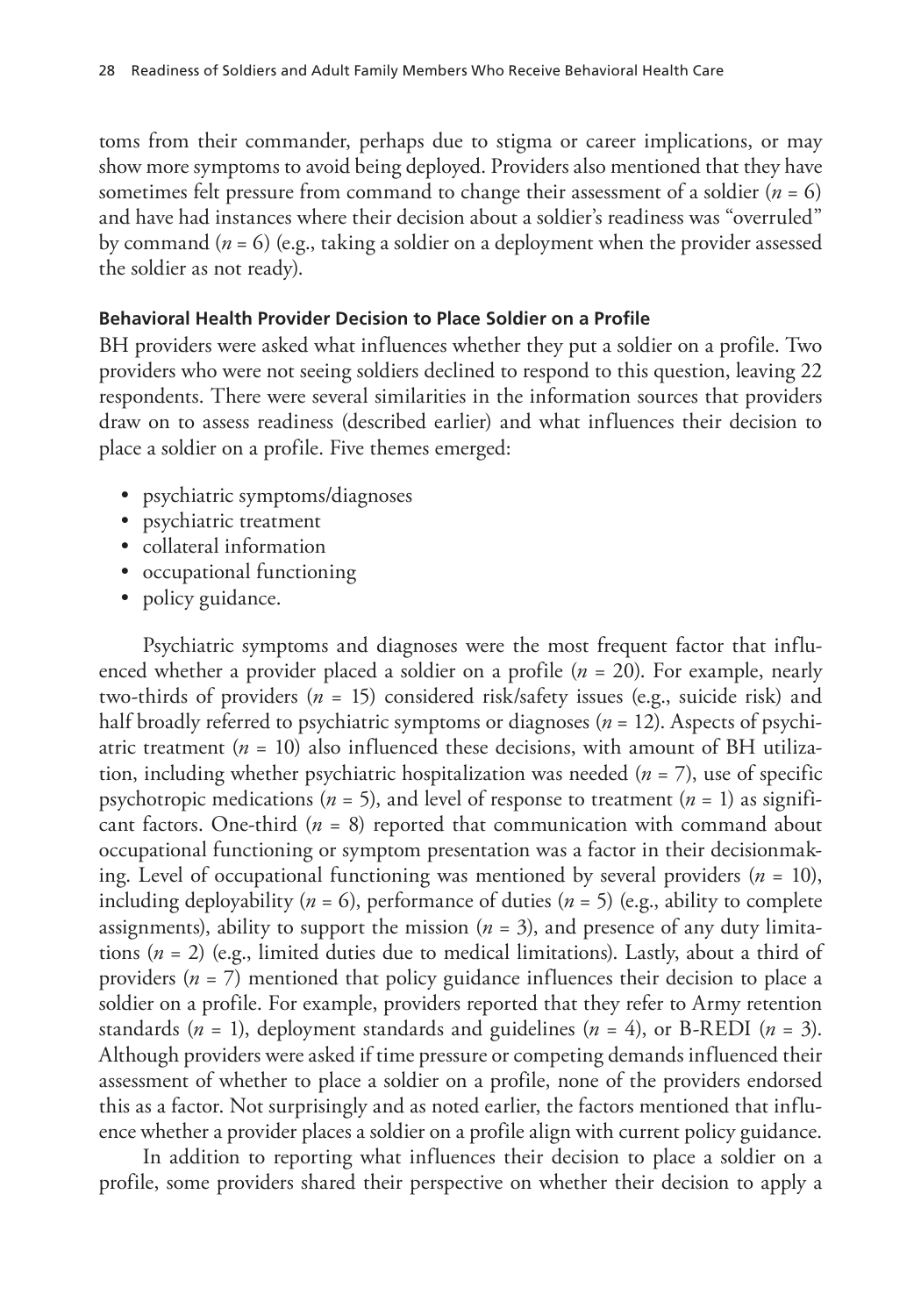toms from their commander, perhaps due to stigma or career implications, or may show more symptoms to avoid being deployed. Providers also mentioned that they have sometimes felt pressure from command to change their assessment of a soldier ($n$ = 6) and have had instances where their decision about a soldier's readiness was "overruled" by command ($n$ = 6) (e.g., taking a soldier on a deployment when the provider assessed the soldier as not ready).

### Behavioral Health Provider Decision to Place Soldier on a Profile

BH providers were asked what influences whether they put a soldier on a profile. Two providers who were not seeing soldiers declined to respond to this question, leaving 22 respondents. There were several similarities in the information sources that providers draw on to assess readiness (described earlier) and what influences their decision to place a soldier on a profile. Five themes emerged:

- psychiatric symptoms/diagnoses
- psychiatric treatment
- collateral information
- occupational functioning
- policy guidance.

Psychiatric symptoms and diagnoses were the most frequent factor that influenced whether a provider placed a soldier on a profile ($n$ = 20). For example, nearly two-thirds of providers ($n$ = 15) considered risk/safety issues (e.g., suicide risk) and half broadly referred to psychiatric symptoms or diagnoses ($n$ = 12). Aspects of psychiatric treatment ($n$ = 10) also influenced these decisions, with amount of BH utilization, including whether psychiatric hospitalization was needed ($n$ = 7), use of specific psychotropic medications ($n$ = 5), and level of response to treatment ($n$ = 1) as significant factors. One-third ($n$ = 8) reported that communication with command about occupational functioning or symptom presentation was a factor in their decisionmaking. Level of occupational functioning was mentioned by several providers ($n$ = 10), including deployability ($n$ = 6), performance of duties ($n$ = 5) (e.g., ability to complete assignments), ability to support the mission ($n$ = 3), and presence of any duty limitations ($n$ = 2) (e.g., limited duties due to medical limitations). Lastly, about a third of providers ($n$ = 7) mentioned that policy guidance influences their decision to place a soldier on a profile. For example, providers reported that they refer to Army retention standards ($n$ = 1), deployment standards and guidelines ($n$ = 4), or B-REDI ($n$ = 3). Although providers were asked if time pressure or competing demands influenced their assessment of whether to place a soldier on a profile, none of the providers endorsed this as a factor. Not surprisingly and as noted earlier, the factors mentioned that influence whether a provider places a soldier on a profile align with current policy guidance.

In addition to reporting what influences their decision to place a soldier on a profile, some providers shared their perspective on whether their decision to apply a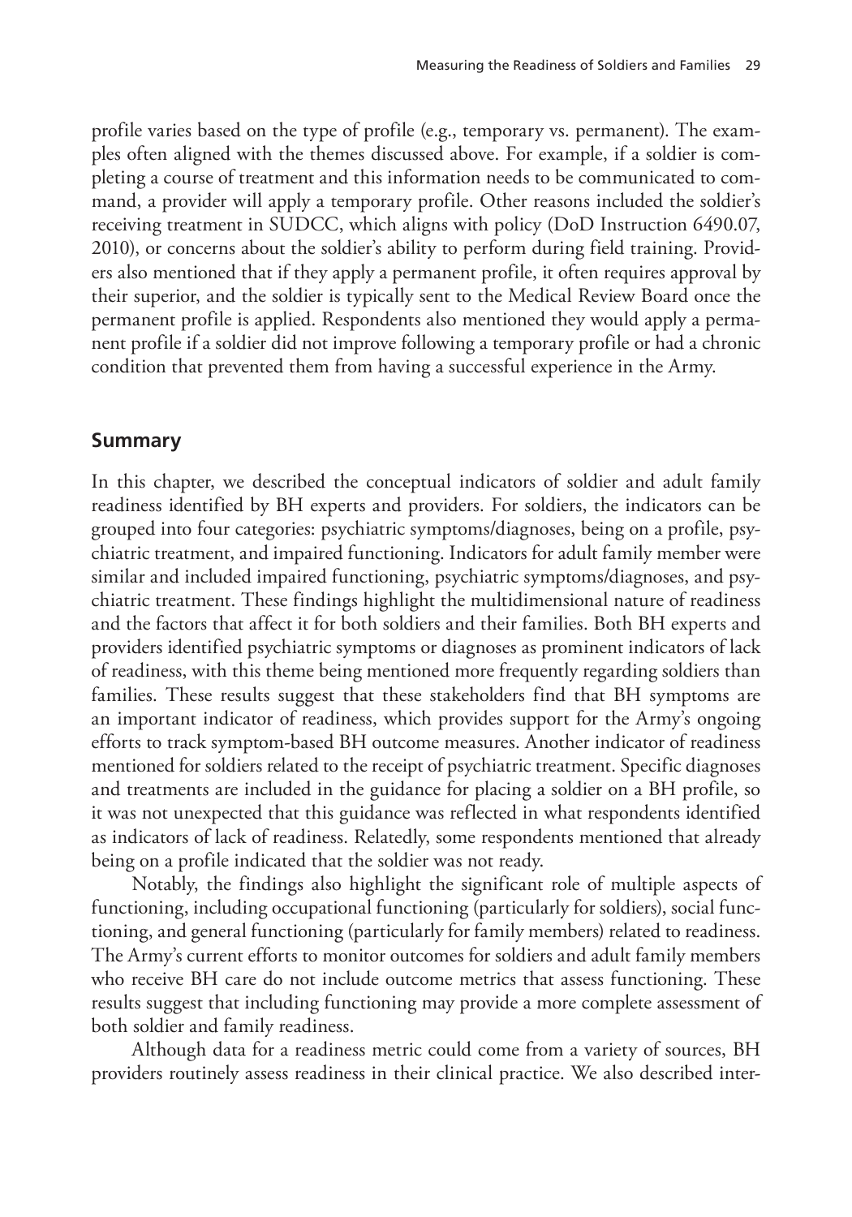profile varies based on the type of profile (e.g., temporary vs. permanent). The examples often aligned with the themes discussed above. For example, if a soldier is completing a course of treatment and this information needs to be communicated to command, a provider will apply a temporary profile. Other reasons included the soldier's receiving treatment in SUDCC, which aligns with policy (DoD Instruction 6490.07, 2010), or concerns about the soldier's ability to perform during field training. Providers also mentioned that if they apply a permanent profile, it often requires approval by their superior, and the soldier is typically sent to the Medical Review Board once the permanent profile is applied. Respondents also mentioned they would apply a permanent profile if a soldier did not improve following a temporary profile or had a chronic condition that prevented them from having a successful experience in the Army.

## Summary

In this chapter, we described the conceptual indicators of soldier and adult family readiness identified by BH experts and providers. For soldiers, the indicators can be grouped into four categories: psychiatric symptoms/diagnoses, being on a profile, psychiatric treatment, and impaired functioning. Indicators for adult family member were similar and included impaired functioning, psychiatric symptoms/diagnoses, and psychiatric treatment. These findings highlight the multidimensional nature of readiness and the factors that affect it for both soldiers and their families. Both BH experts and providers identified psychiatric symptoms or diagnoses as prominent indicators of lack of readiness, with this theme being mentioned more frequently regarding soldiers than families. These results suggest that these stakeholders find that BH symptoms are an important indicator of readiness, which provides support for the Army's ongoing efforts to track symptom-based BH outcome measures. Another indicator of readiness mentioned for soldiers related to the receipt of psychiatric treatment. Specific diagnoses and treatments are included in the guidance for placing a soldier on a BH profile, so it was not unexpected that this guidance was reflected in what respondents identified as indicators of lack of readiness. Relatedly, some respondents mentioned that already being on a profile indicated that the soldier was not ready.

Notably, the findings also highlight the significant role of multiple aspects of functioning, including occupational functioning (particularly for soldiers), social functioning, and general functioning (particularly for family members) related to readiness. The Army's current efforts to monitor outcomes for soldiers and adult family members who receive BH care do not include outcome metrics that assess functioning. These results suggest that including functioning may provide a more complete assessment of both soldier and family readiness.

Although data for a readiness metric could come from a variety of sources, BH providers routinely assess readiness in their clinical practice. We also described inter-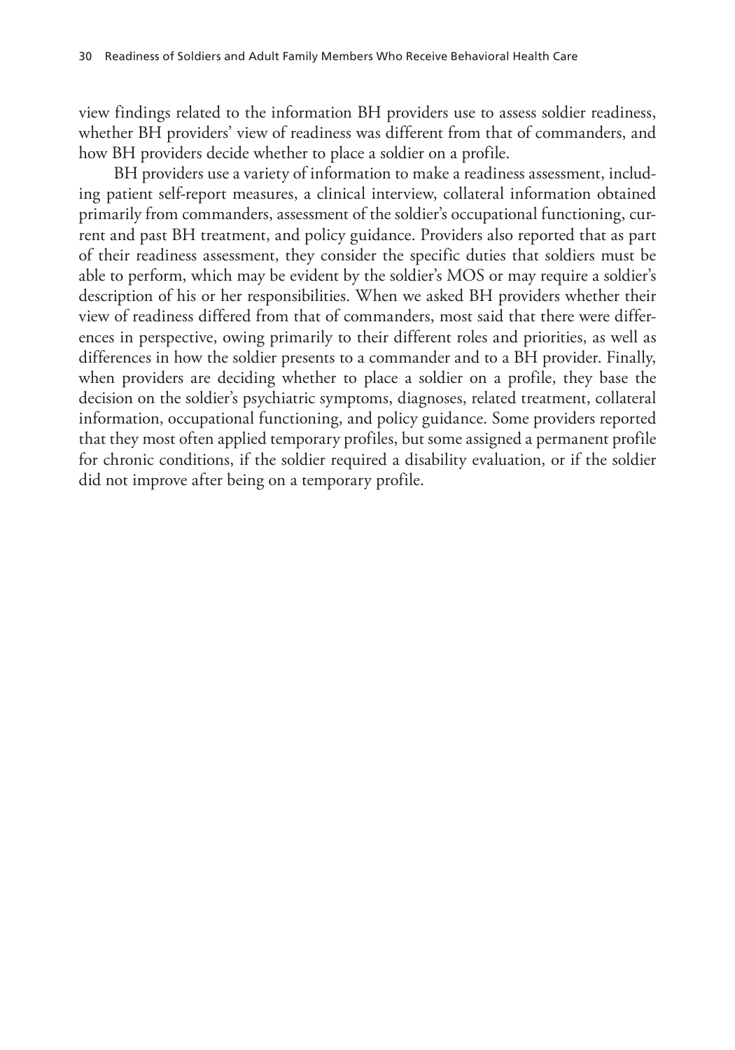view findings related to the information BH providers use to assess soldier readiness, whether BH providers' view of readiness was different from that of commanders, and how BH providers decide whether to place a soldier on a profile.

BH providers use a variety of information to make a readiness assessment, including patient self-report measures, a clinical interview, collateral information obtained primarily from commanders, assessment of the soldier's occupational functioning, current and past BH treatment, and policy guidance. Providers also reported that as part of their readiness assessment, they consider the specific duties that soldiers must be able to perform, which may be evident by the soldier's MOS or may require a soldier's description of his or her responsibilities. When we asked BH providers whether their view of readiness differed from that of commanders, most said that there were differences in perspective, owing primarily to their different roles and priorities, as well as differences in how the soldier presents to a commander and to a BH provider. Finally, when providers are deciding whether to place a soldier on a profile, they base the decision on the soldier's psychiatric symptoms, diagnoses, related treatment, collateral information, occupational functioning, and policy guidance. Some providers reported that they most often applied temporary profiles, but some assigned a permanent profile for chronic conditions, if the soldier required a disability evaluation, or if the soldier did not improve after being on a temporary profile.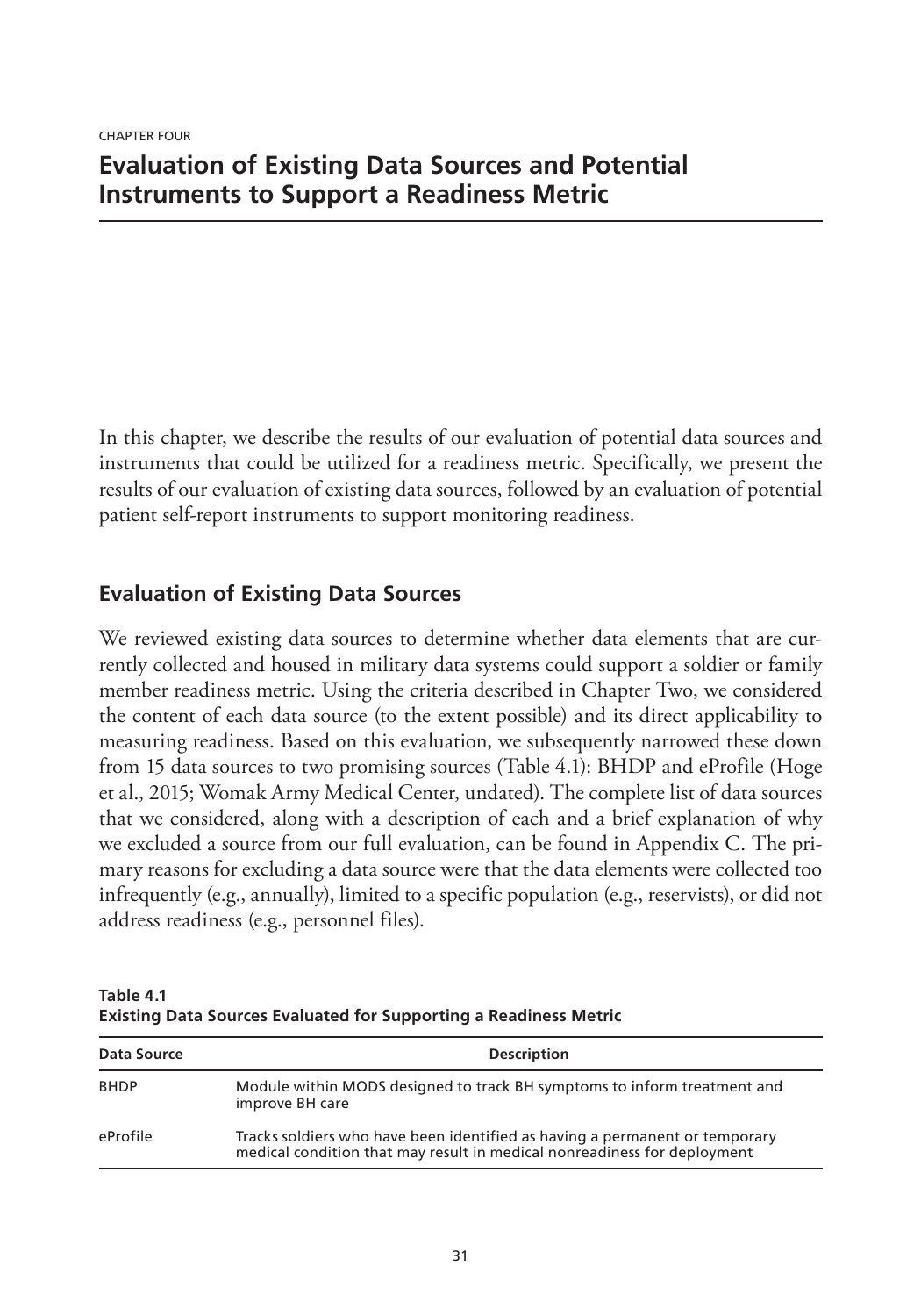CHAPTER FOUR

# Evaluation of Existing Data Sources and Potential Instruments to Support a Readiness Metric

In this chapter, we describe the results of our evaluation of potential data sources and instruments that could be utilized for a readiness metric. Specifically, we present the results of our evaluation of existing data sources, followed by an evaluation of potential patient self-report instruments to support monitoring readiness.

## Evaluation of Existing Data Sources

We reviewed existing data sources to determine whether data elements that are currently collected and housed in military data systems could support a soldier or family member readiness metric. Using the criteria described in Chapter Two, we considered the content of each data source (to the extent possible) and its direct applicability to measuring readiness. Based on this evaluation, we subsequently narrowed these down from 15 data sources to two promising sources (Table 4.1): BHDP and eProfile (Hoge et al., 2015; Womak Army Medical Center, undated). The complete list of data sources that we considered, along with a description of each and a brief explanation of why we excluded a source from our full evaluation, can be found in Appendix C. The primary reasons for excluding a data source were that the data elements were collected too infrequently (e.g., annually), limited to a specific population (e.g., reservists), or did not address readiness (e.g., personnel files).

**Table 4.1**
**Existing Data Sources Evaluated for Supporting a Readiness Metric**

| Data Source | Description |
|---|---|
| BHDP | Module within MODS designed to track BH symptoms to inform treatment and improve BH care |
| eProfile | Tracks soldiers who have been identified as having a permanent or temporary medical condition that may result in medical nonreadiness for deployment |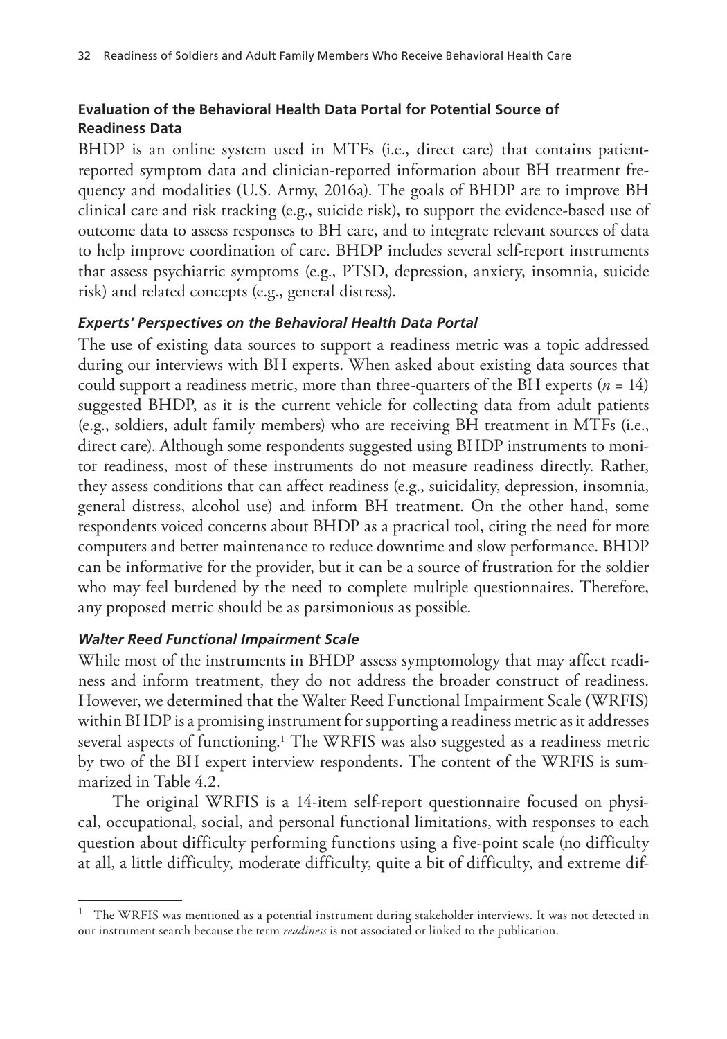### Evaluation of the Behavioral Health Data Portal for Potential Source of Readiness Data

BHDP is an online system used in MTFs (i.e., direct care) that contains patient-reported symptom data and clinician-reported information about BH treatment frequency and modalities (U.S. Army, 2016a). The goals of BHDP are to improve BH clinical care and risk tracking (e.g., suicide risk), to support the evidence-based use of outcome data to assess responses to BH care, and to integrate relevant sources of data to help improve coordination of care. BHDP includes several self-report instruments that assess psychiatric symptoms (e.g., PTSD, depression, anxiety, insomnia, suicide risk) and related concepts (e.g., general distress).

#### *Experts' Perspectives on the Behavioral Health Data Portal*

The use of existing data sources to support a readiness metric was a topic addressed during our interviews with BH experts. When asked about existing data sources that could support a readiness metric, more than three-quarters of the BH experts ($n$ = 14) suggested BHDP, as it is the current vehicle for collecting data from adult patients (e.g., soldiers, adult family members) who are receiving BH treatment in MTFs (i.e., direct care). Although some respondents suggested using BHDP instruments to monitor readiness, most of these instruments do not measure readiness directly. Rather, they assess conditions that can affect readiness (e.g., suicidality, depression, insomnia, general distress, alcohol use) and inform BH treatment. On the other hand, some respondents voiced concerns about BHDP as a practical tool, citing the need for more computers and better maintenance to reduce downtime and slow performance. BHDP can be informative for the provider, but it can be a source of frustration for the soldier who may feel burdened by the need to complete multiple questionnaires. Therefore, any proposed metric should be as parsimonious as possible.

#### *Walter Reed Functional Impairment Scale*

While most of the instruments in BHDP assess symptomology that may affect readiness and inform treatment, they do not address the broader construct of readiness. However, we determined that the Walter Reed Functional Impairment Scale (WRFIS) within BHDP is a promising instrument for supporting a readiness metric as it addresses several aspects of functioning.[1] The WRFIS was also suggested as a readiness metric by two of the BH expert interview respondents. The content of the WRFIS is summarized in Table 4.2.

The original WRFIS is a 14-item self-report questionnaire focused on physical, occupational, social, and personal functional limitations, with responses to each question about difficulty performing functions using a five-point scale (no difficulty at all, a little difficulty, moderate difficulty, quite a bit of difficulty, and extreme dif-

[1] The WRFIS was mentioned as a potential instrument during stakeholder interviews. It was not detected in our instrument search because the term *readiness* is not associated or linked to the publication.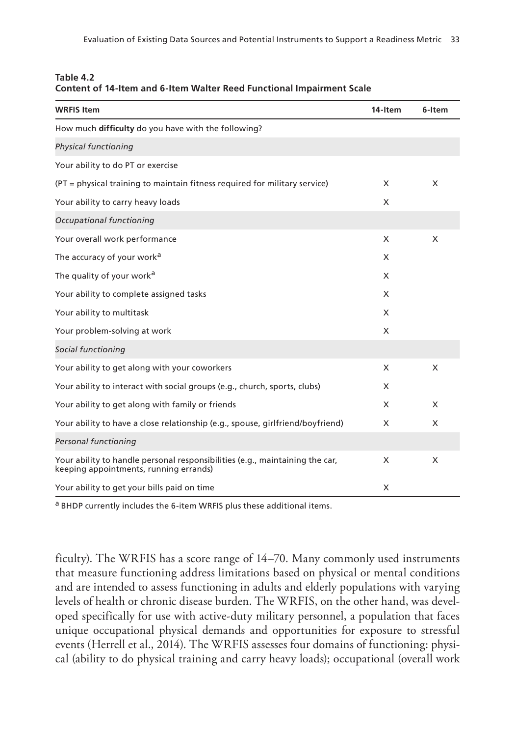**Table 4.2**
**Content of 14-Item and 6-Item Walter Reed Functional Impairment Scale**

| WRFIS Item | 14-Item | 6-Item |
|---|---|---|
| How much **difficulty** do you have with the following? | | |
| *Physical functioning* | | |
| Your ability to do PT or exercise | | |
| (PT = physical training to maintain fitness required for military service) | X | X |
| Your ability to carry heavy loads | X | |
| *Occupational functioning* | | |
| Your overall work performance | X | X |
| The accuracy of your work[a] | X | |
| The quality of your work[a] | X | |
| Your ability to complete assigned tasks | X | |
| Your ability to multitask | X | |
| Your problem-solving at work | X | |
| *Social functioning* | | |
| Your ability to get along with your coworkers | X | X |
| Your ability to interact with social groups (e.g., church, sports, clubs) | X | |
| Your ability to get along with family or friends | X | X |
| Your ability to have a close relationship (e.g., spouse, girlfriend/boyfriend) | X | X |
| *Personal functioning* | | |
| Your ability to handle personal responsibilities (e.g., maintaining the car, keeping appointments, running errands) | X | X |
| Your ability to get your bills paid on time | X | |

[a] BHDP currently includes the 6-item WRFIS plus these additional items.

ficulty). The WRFIS has a score range of 14–70. Many commonly used instruments that measure functioning address limitations based on physical or mental conditions and are intended to assess functioning in adults and elderly populations with varying levels of health or chronic disease burden. The WRFIS, on the other hand, was developed specifically for use with active-duty military personnel, a population that faces unique occupational physical demands and opportunities for exposure to stressful events (Herrell et al., 2014). The WRFIS assesses four domains of functioning: physical (ability to do physical training and carry heavy loads); occupational (overall work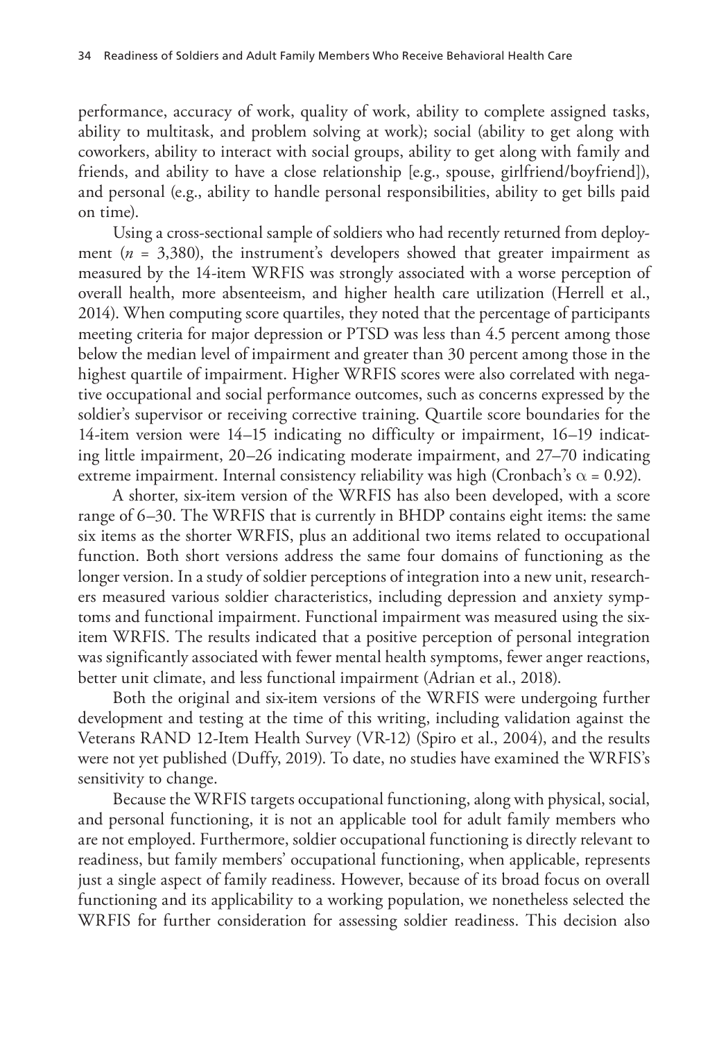performance, accuracy of work, quality of work, ability to complete assigned tasks, ability to multitask, and problem solving at work); social (ability to get along with coworkers, ability to interact with social groups, ability to get along with family and friends, and ability to have a close relationship [e.g., spouse, girlfriend/boyfriend]), and personal (e.g., ability to handle personal responsibilities, ability to get bills paid on time).

Using a cross-sectional sample of soldiers who had recently returned from deployment ($n$ = 3,380), the instrument's developers showed that greater impairment as measured by the 14-item WRFIS was strongly associated with a worse perception of overall health, more absenteeism, and higher health care utilization (Herrell et al., 2014). When computing score quartiles, they noted that the percentage of participants meeting criteria for major depression or PTSD was less than 4.5 percent among those below the median level of impairment and greater than 30 percent among those in the highest quartile of impairment. Higher WRFIS scores were also correlated with negative occupational and social performance outcomes, such as concerns expressed by the soldier's supervisor or receiving corrective training. Quartile score boundaries for the 14-item version were 14–15 indicating no difficulty or impairment, 16–19 indicating little impairment, 20–26 indicating moderate impairment, and 27–70 indicating extreme impairment. Internal consistency reliability was high (Cronbach's $\alpha$ = 0.92).

A shorter, six-item version of the WRFIS has also been developed, with a score range of 6–30. The WRFIS that is currently in BHDP contains eight items: the same six items as the shorter WRFIS, plus an additional two items related to occupational function. Both short versions address the same four domains of functioning as the longer version. In a study of soldier perceptions of integration into a new unit, researchers measured various soldier characteristics, including depression and anxiety symptoms and functional impairment. Functional impairment was measured using the six-item WRFIS. The results indicated that a positive perception of personal integration was significantly associated with fewer mental health symptoms, fewer anger reactions, better unit climate, and less functional impairment (Adrian et al., 2018).

Both the original and six-item versions of the WRFIS were undergoing further development and testing at the time of this writing, including validation against the Veterans RAND 12-Item Health Survey (VR-12) (Spiro et al., 2004), and the results were not yet published (Duffy, 2019). To date, no studies have examined the WRFIS's sensitivity to change.

Because the WRFIS targets occupational functioning, along with physical, social, and personal functioning, it is not an applicable tool for adult family members who are not employed. Furthermore, soldier occupational functioning is directly relevant to readiness, but family members' occupational functioning, when applicable, represents just a single aspect of family readiness. However, because of its broad focus on overall functioning and its applicability to a working population, we nonetheless selected the WRFIS for further consideration for assessing soldier readiness. This decision also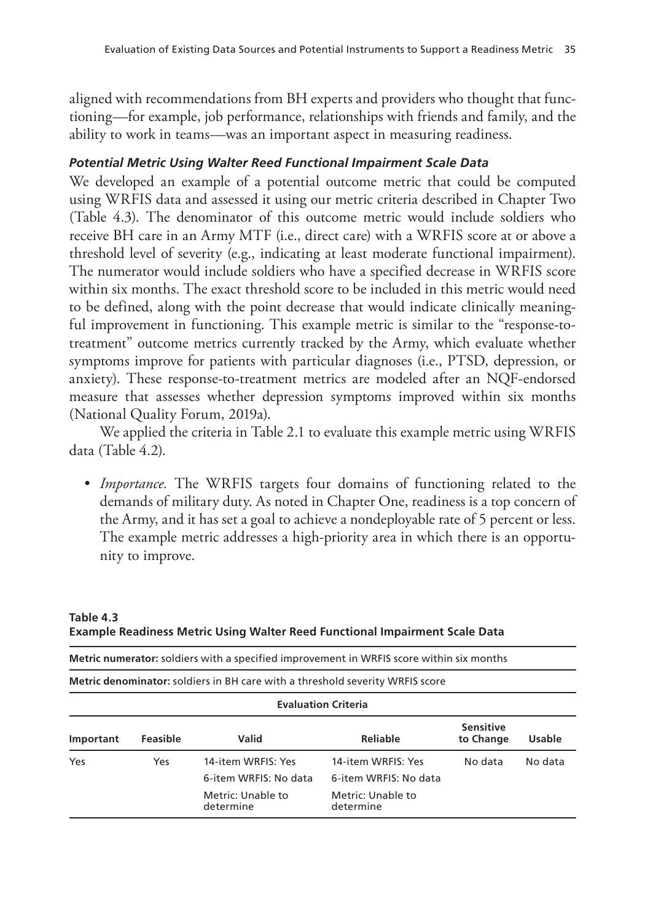aligned with recommendations from BH experts and providers who thought that functioning—for example, job performance, relationships with friends and family, and the ability to work in teams—was an important aspect in measuring readiness.

#### *Potential Metric Using Walter Reed Functional Impairment Scale Data*

We developed an example of a potential outcome metric that could be computed using WRFIS data and assessed it using our metric criteria described in Chapter Two (Table 4.3). The denominator of this outcome metric would include soldiers who receive BH care in an Army MTF (i.e., direct care) with a WRFIS score at or above a threshold level of severity (e.g., indicating at least moderate functional impairment). The numerator would include soldiers who have a specified decrease in WRFIS score within six months. The exact threshold score to be included in this metric would need to be defined, along with the point decrease that would indicate clinically meaningful improvement in functioning. This example metric is similar to the "response-to-treatment" outcome metrics currently tracked by the Army, which evaluate whether symptoms improve for patients with particular diagnoses (i.e., PTSD, depression, or anxiety). These response-to-treatment metrics are modeled after an NQF-endorsed measure that assesses whether depression symptoms improved within six months (National Quality Forum, 2019a).

We applied the criteria in Table 2.1 to evaluate this example metric using WRFIS data (Table 4.2).

- *Importance.* The WRFIS targets four domains of functioning related to the demands of military duty. As noted in Chapter One, readiness is a top concern of the Army, and it has set a goal to achieve a nondeployable rate of 5 percent or less. The example metric addresses a high-priority area in which there is an opportunity to improve.

**Table 4.3**
**Example Readiness Metric Using Walter Reed Functional Impairment Scale Data**

**Metric numerator:** soldiers with a specified improvement in WRFIS score within six months

**Metric denominator:** soldiers in BH care with a threshold severity WRFIS score

| Evaluation Criteria | | | | | |
|---|---|---|---|---|---|
| **Important** | **Feasible** | **Valid** | **Reliable** | **Sensitive to Change** | **Usable** |
| Yes | Yes | 14-item WRFIS: Yes<br>6-item WRFIS: No data<br>Metric: Unable to determine | 14-item WRFIS: Yes<br>6-item WRFIS: No data<br>Metric: Unable to determine | No data | No data |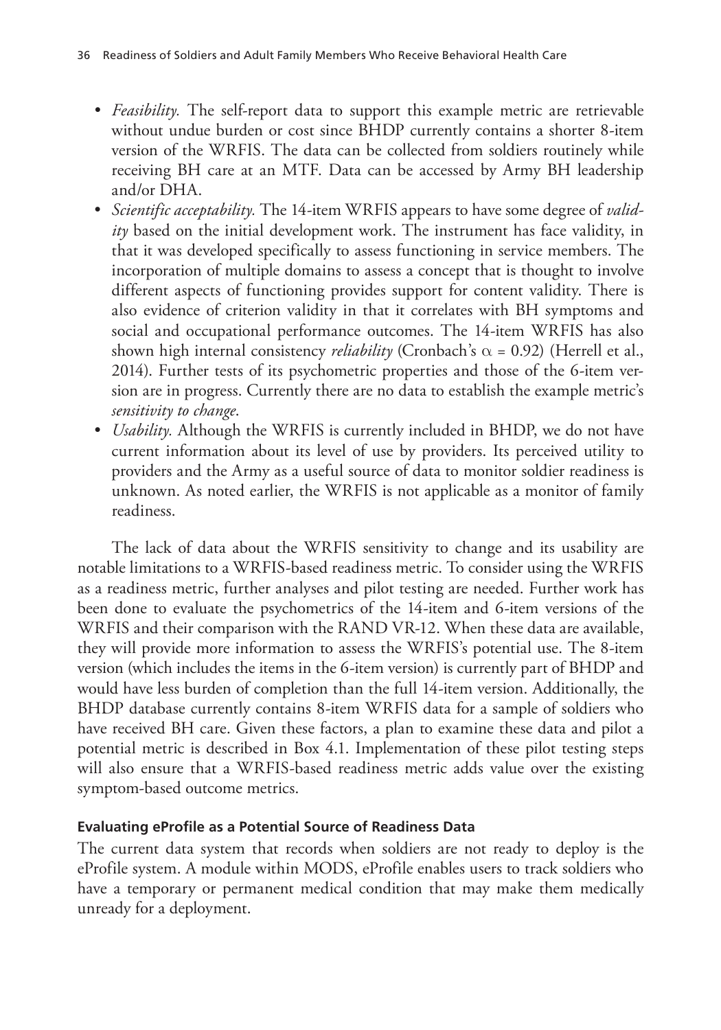- *Feasibility.* The self-report data to support this example metric are retrievable without undue burden or cost since BHDP currently contains a shorter 8-item version of the WRFIS. The data can be collected from soldiers routinely while receiving BH care at an MTF. Data can be accessed by Army BH leadership and/or DHA.
- *Scientific acceptability.* The 14-item WRFIS appears to have some degree of *validity* based on the initial development work. The instrument has face validity, in that it was developed specifically to assess functioning in service members. The incorporation of multiple domains to assess a concept that is thought to involve different aspects of functioning provides support for content validity. There is also evidence of criterion validity in that it correlates with BH symptoms and social and occupational performance outcomes. The 14-item WRFIS has also shown high internal consistency *reliability* (Cronbach's $\alpha = 0.92$) (Herrell et al., 2014). Further tests of its psychometric properties and those of the 6-item version are in progress. Currently there are no data to establish the example metric's *sensitivity to change*.
- *Usability.* Although the WRFIS is currently included in BHDP, we do not have current information about its level of use by providers. Its perceived utility to providers and the Army as a useful source of data to monitor soldier readiness is unknown. As noted earlier, the WRFIS is not applicable as a monitor of family readiness.

The lack of data about the WRFIS sensitivity to change and its usability are notable limitations to a WRFIS-based readiness metric. To consider using the WRFIS as a readiness metric, further analyses and pilot testing are needed. Further work has been done to evaluate the psychometrics of the 14-item and 6-item versions of the WRFIS and their comparison with the RAND VR-12. When these data are available, they will provide more information to assess the WRFIS's potential use. The 8-item version (which includes the items in the 6-item version) is currently part of BHDP and would have less burden of completion than the full 14-item version. Additionally, the BHDP database currently contains 8-item WRFIS data for a sample of soldiers who have received BH care. Given these factors, a plan to examine these data and pilot a potential metric is described in Box 4.1. Implementation of these pilot testing steps will also ensure that a WRFIS-based readiness metric adds value over the existing symptom-based outcome metrics.

### Evaluating eProfile as a Potential Source of Readiness Data

The current data system that records when soldiers are not ready to deploy is the eProfile system. A module within MODS, eProfile enables users to track soldiers who have a temporary or permanent medical condition that may make them medically unready for a deployment.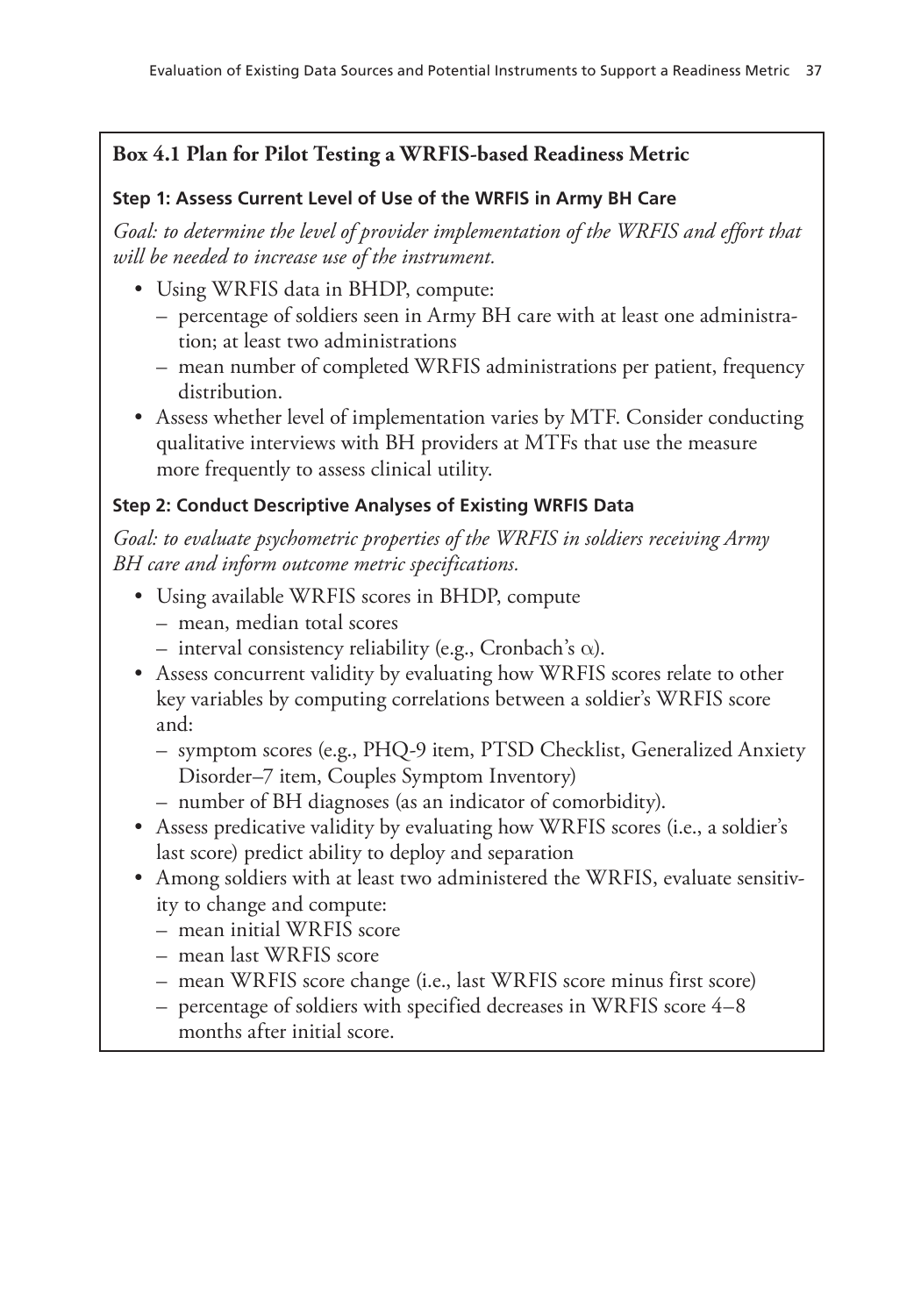## Box 4.1 Plan for Pilot Testing a WRFIS-based Readiness Metric

### Step 1: Assess Current Level of Use of the WRFIS in Army BH Care

*Goal: to determine the level of provider implementation of the WRFIS and effort that will be needed to increase use of the instrument.*

- Using WRFIS data in BHDP, compute:
  - percentage of soldiers seen in Army BH care with at least one administration; at least two administrations
  - mean number of completed WRFIS administrations per patient, frequency distribution.
- Assess whether level of implementation varies by MTF. Consider conducting qualitative interviews with BH providers at MTFs that use the measure more frequently to assess clinical utility.

### Step 2: Conduct Descriptive Analyses of Existing WRFIS Data

*Goal: to evaluate psychometric properties of the WRFIS in soldiers receiving Army BH care and inform outcome metric specifications.*

- Using available WRFIS scores in BHDP, compute
  - mean, median total scores
  - interval consistency reliability (e.g., Cronbach's $\alpha$).
- Assess concurrent validity by evaluating how WRFIS scores relate to other key variables by computing correlations between a soldier's WRFIS score and:
  - symptom scores (e.g., PHQ-9 item, PTSD Checklist, Generalized Anxiety Disorder–7 item, Couples Symptom Inventory)
  - number of BH diagnoses (as an indicator of comorbidity).
- Assess predicative validity by evaluating how WRFIS scores (i.e., a soldier's last score) predict ability to deploy and separation
- Among soldiers with at least two administered the WRFIS, evaluate sensitivity to change and compute:
  - mean initial WRFIS score
  - mean last WRFIS score
  - mean WRFIS score change (i.e., last WRFIS score minus first score)
  - percentage of soldiers with specified decreases in WRFIS score 4–8 months after initial score.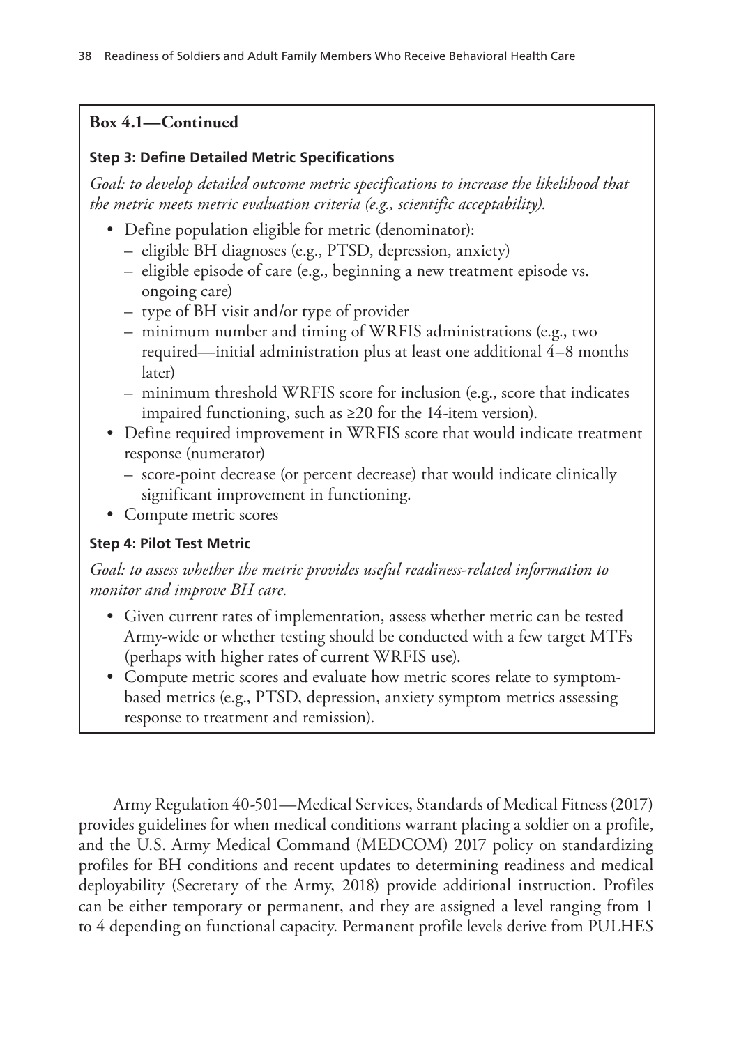**Box 4.1—Continued**

**Step 3: Define Detailed Metric Specifications**

*Goal: to develop detailed outcome metric specifications to increase the likelihood that the metric meets metric evaluation criteria (e.g., scientific acceptability).*

- Define population eligible for metric (denominator):
  - eligible BH diagnoses (e.g., PTSD, depression, anxiety)
  - eligible episode of care (e.g., beginning a new treatment episode vs. ongoing care)
  - type of BH visit and/or type of provider
  - minimum number and timing of WRFIS administrations (e.g., two required—initial administration plus at least one additional 4–8 months later)
  - minimum threshold WRFIS score for inclusion (e.g., score that indicates impaired functioning, such as ≥20 for the 14-item version).
- Define required improvement in WRFIS score that would indicate treatment response (numerator)
  - score-point decrease (or percent decrease) that would indicate clinically significant improvement in functioning.
- Compute metric scores

**Step 4: Pilot Test Metric**

*Goal: to assess whether the metric provides useful readiness-related information to monitor and improve BH care.*

- Given current rates of implementation, assess whether metric can be tested Army-wide or whether testing should be conducted with a few target MTFs (perhaps with higher rates of current WRFIS use).
- Compute metric scores and evaluate how metric scores relate to symptom-based metrics (e.g., PTSD, depression, anxiety symptom metrics assessing response to treatment and remission).

Army Regulation 40-501—Medical Services, Standards of Medical Fitness (2017) provides guidelines for when medical conditions warrant placing a soldier on a profile, and the U.S. Army Medical Command (MEDCOM) 2017 policy on standardizing profiles for BH conditions and recent updates to determining readiness and medical deployability (Secretary of the Army, 2018) provide additional instruction. Profiles can be either temporary or permanent, and they are assigned a level ranging from 1 to 4 depending on functional capacity. Permanent profile levels derive from PULHES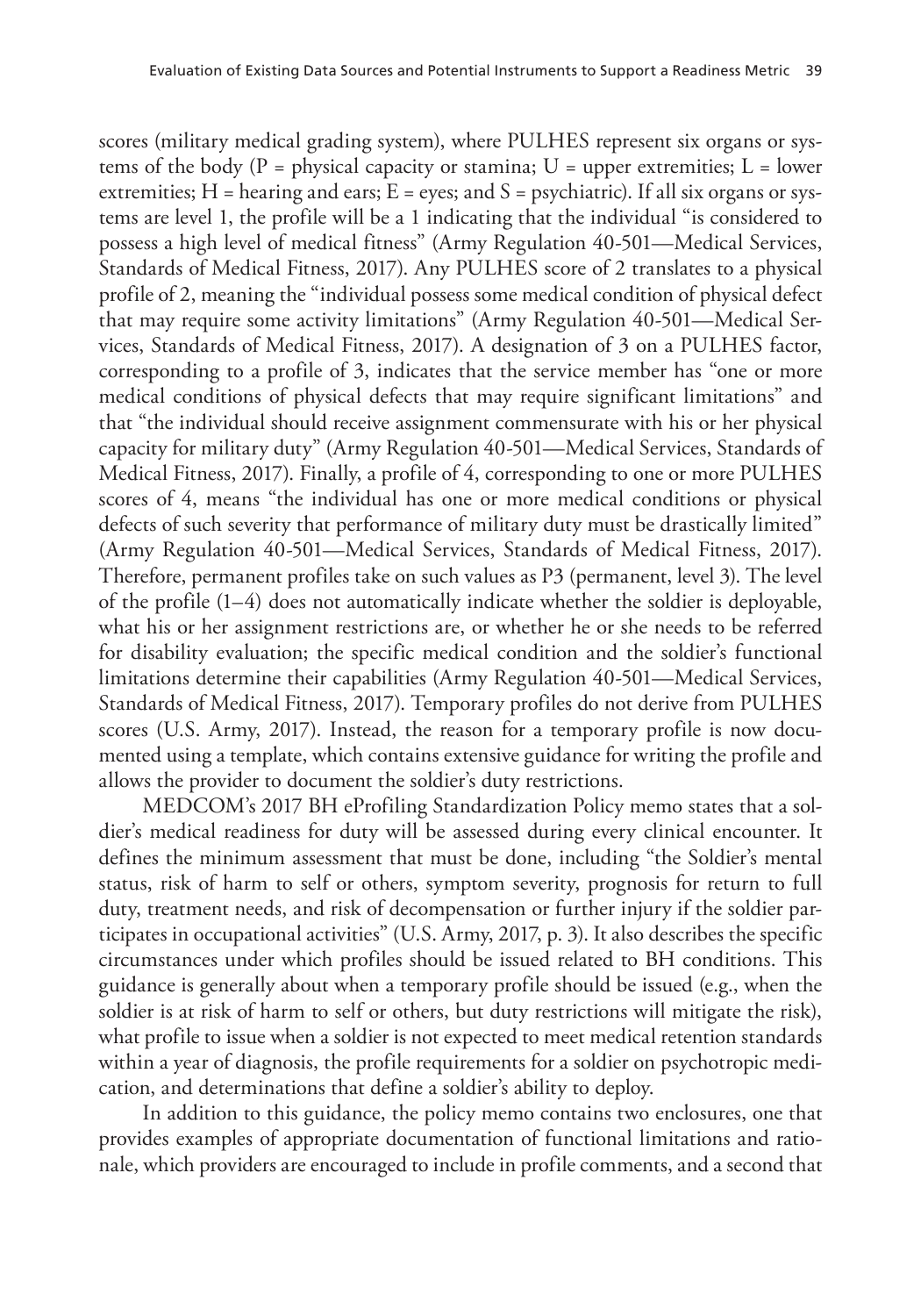scores (military medical grading system), where PULHES represent six organs or systems of the body (P = physical capacity or stamina; U = upper extremities; L = lower extremities; H = hearing and ears; E = eyes; and S = psychiatric). If all six organs or systems are level 1, the profile will be a 1 indicating that the individual "is considered to possess a high level of medical fitness" (Army Regulation 40-501—Medical Services, Standards of Medical Fitness, 2017). Any PULHES score of 2 translates to a physical profile of 2, meaning the "individual possess some medical condition of physical defect that may require some activity limitations" (Army Regulation 40-501—Medical Services, Standards of Medical Fitness, 2017). A designation of 3 on a PULHES factor, corresponding to a profile of 3, indicates that the service member has "one or more medical conditions of physical defects that may require significant limitations" and that "the individual should receive assignment commensurate with his or her physical capacity for military duty" (Army Regulation 40-501—Medical Services, Standards of Medical Fitness, 2017). Finally, a profile of 4, corresponding to one or more PULHES scores of 4, means "the individual has one or more medical conditions or physical defects of such severity that performance of military duty must be drastically limited" (Army Regulation 40-501—Medical Services, Standards of Medical Fitness, 2017). Therefore, permanent profiles take on such values as P3 (permanent, level 3). The level of the profile (1–4) does not automatically indicate whether the soldier is deployable, what his or her assignment restrictions are, or whether he or she needs to be referred for disability evaluation; the specific medical condition and the soldier's functional limitations determine their capabilities (Army Regulation 40-501—Medical Services, Standards of Medical Fitness, 2017). Temporary profiles do not derive from PULHES scores (U.S. Army, 2017). Instead, the reason for a temporary profile is now documented using a template, which contains extensive guidance for writing the profile and allows the provider to document the soldier's duty restrictions.

MEDCOM's 2017 BH eProfiling Standardization Policy memo states that a soldier's medical readiness for duty will be assessed during every clinical encounter. It defines the minimum assessment that must be done, including "the Soldier's mental status, risk of harm to self or others, symptom severity, prognosis for return to full duty, treatment needs, and risk of decompensation or further injury if the soldier participates in occupational activities" (U.S. Army, 2017, p. 3). It also describes the specific circumstances under which profiles should be issued related to BH conditions. This guidance is generally about when a temporary profile should be issued (e.g., when the soldier is at risk of harm to self or others, but duty restrictions will mitigate the risk), what profile to issue when a soldier is not expected to meet medical retention standards within a year of diagnosis, the profile requirements for a soldier on psychotropic medication, and determinations that define a soldier's ability to deploy.

In addition to this guidance, the policy memo contains two enclosures, one that provides examples of appropriate documentation of functional limitations and rationale, which providers are encouraged to include in profile comments, and a second that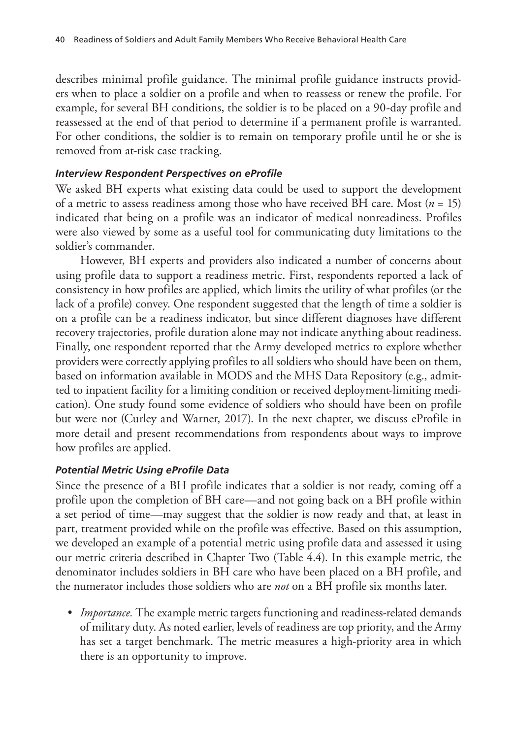describes minimal profile guidance. The minimal profile guidance instructs providers when to place a soldier on a profile and when to reassess or renew the profile. For example, for several BH conditions, the soldier is to be placed on a 90-day profile and reassessed at the end of that period to determine if a permanent profile is warranted. For other conditions, the soldier is to remain on temporary profile until he or she is removed from at-risk case tracking.

#### *Interview Respondent Perspectives on eProfile*

We asked BH experts what existing data could be used to support the development of a metric to assess readiness among those who have received BH care. Most ($n$ = 15) indicated that being on a profile was an indicator of medical nonreadiness. Profiles were also viewed by some as a useful tool for communicating duty limitations to the soldier's commander.

However, BH experts and providers also indicated a number of concerns about using profile data to support a readiness metric. First, respondents reported a lack of consistency in how profiles are applied, which limits the utility of what profiles (or the lack of a profile) convey. One respondent suggested that the length of time a soldier is on a profile can be a readiness indicator, but since different diagnoses have different recovery trajectories, profile duration alone may not indicate anything about readiness. Finally, one respondent reported that the Army developed metrics to explore whether providers were correctly applying profiles to all soldiers who should have been on them, based on information available in MODS and the MHS Data Repository (e.g., admitted to inpatient facility for a limiting condition or received deployment-limiting medication). One study found some evidence of soldiers who should have been on profile but were not (Curley and Warner, 2017). In the next chapter, we discuss eProfile in more detail and present recommendations from respondents about ways to improve how profiles are applied.

#### *Potential Metric Using eProfile Data*

Since the presence of a BH profile indicates that a soldier is not ready, coming off a profile upon the completion of BH care—and not going back on a BH profile within a set period of time—may suggest that the soldier is now ready and that, at least in part, treatment provided while on the profile was effective. Based on this assumption, we developed an example of a potential metric using profile data and assessed it using our metric criteria described in Chapter Two (Table 4.4). In this example metric, the denominator includes soldiers in BH care who have been placed on a BH profile, and the numerator includes those soldiers who are *not* on a BH profile six months later.

- *Importance.* The example metric targets functioning and readiness-related demands of military duty. As noted earlier, levels of readiness are top priority, and the Army has set a target benchmark. The metric measures a high-priority area in which there is an opportunity to improve.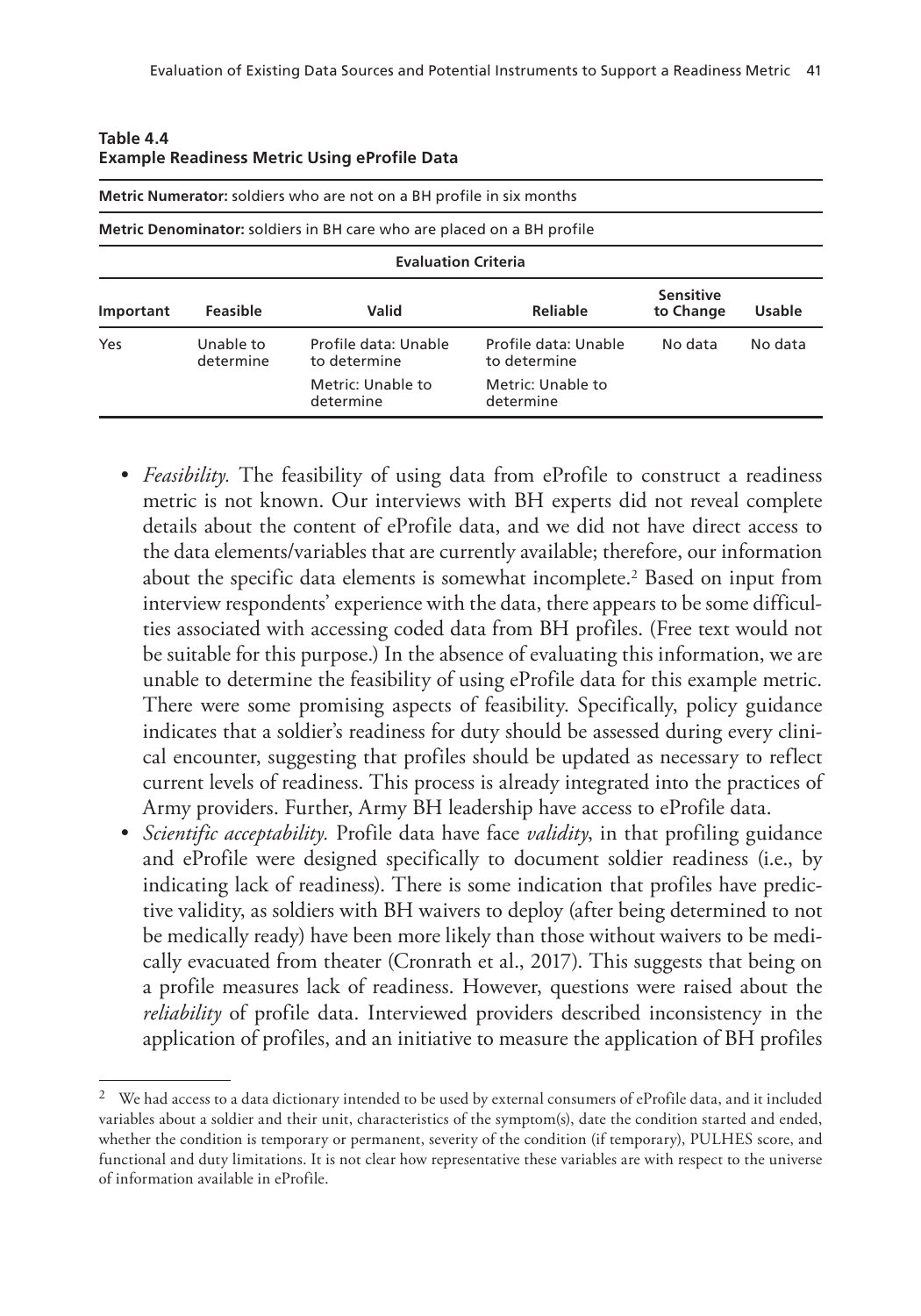**Table 4.4**
**Example Readiness Metric Using eProfile Data**

| **Metric Numerator:** soldiers who are not on a BH profile in six months | | | | | |
|---|---|---|---|---|---|
| **Metric Denominator:** soldiers in BH care who are placed on a BH profile | | | | | |
| **Evaluation Criteria** | | | | | |
| **Important** | **Feasible** | **Valid** | **Reliable** | **Sensitive to Change** | **Usable** |
| Yes | Unable to determine | Profile data: Unable to determine<br>Metric: Unable to determine | Profile data: Unable to determine<br>Metric: Unable to determine | No data | No data |

- *Feasibility.* The feasibility of using data from eProfile to construct a readiness metric is not known. Our interviews with BH experts did not reveal complete details about the content of eProfile data, and we did not have direct access to the data elements/variables that are currently available; therefore, our information about the specific data elements is somewhat incomplete.[2] Based on input from interview respondents' experience with the data, there appears to be some difficulties associated with accessing coded data from BH profiles. (Free text would not be suitable for this purpose.) In the absence of evaluating this information, we are unable to determine the feasibility of using eProfile data for this example metric. There were some promising aspects of feasibility. Specifically, policy guidance indicates that a soldier's readiness for duty should be assessed during every clinical encounter, suggesting that profiles should be updated as necessary to reflect current levels of readiness. This process is already integrated into the practices of Army providers. Further, Army BH leadership have access to eProfile data.
- *Scientific acceptability.* Profile data have face *validity*, in that profiling guidance and eProfile were designed specifically to document soldier readiness (i.e., by indicating lack of readiness). There is some indication that profiles have predictive validity, as soldiers with BH waivers to deploy (after being determined to not be medically ready) have been more likely than those without waivers to be medically evacuated from theater (Cronrath et al., 2017). This suggests that being on a profile measures lack of readiness. However, questions were raised about the *reliability* of profile data. Interviewed providers described inconsistency in the application of profiles, and an initiative to measure the application of BH profiles

[2] We had access to a data dictionary intended to be used by external consumers of eProfile data, and it included variables about a soldier and their unit, characteristics of the symptom(s), date the condition started and ended, whether the condition is temporary or permanent, severity of the condition (if temporary), PULHES score, and functional and duty limitations. It is not clear how representative these variables are with respect to the universe of information available in eProfile.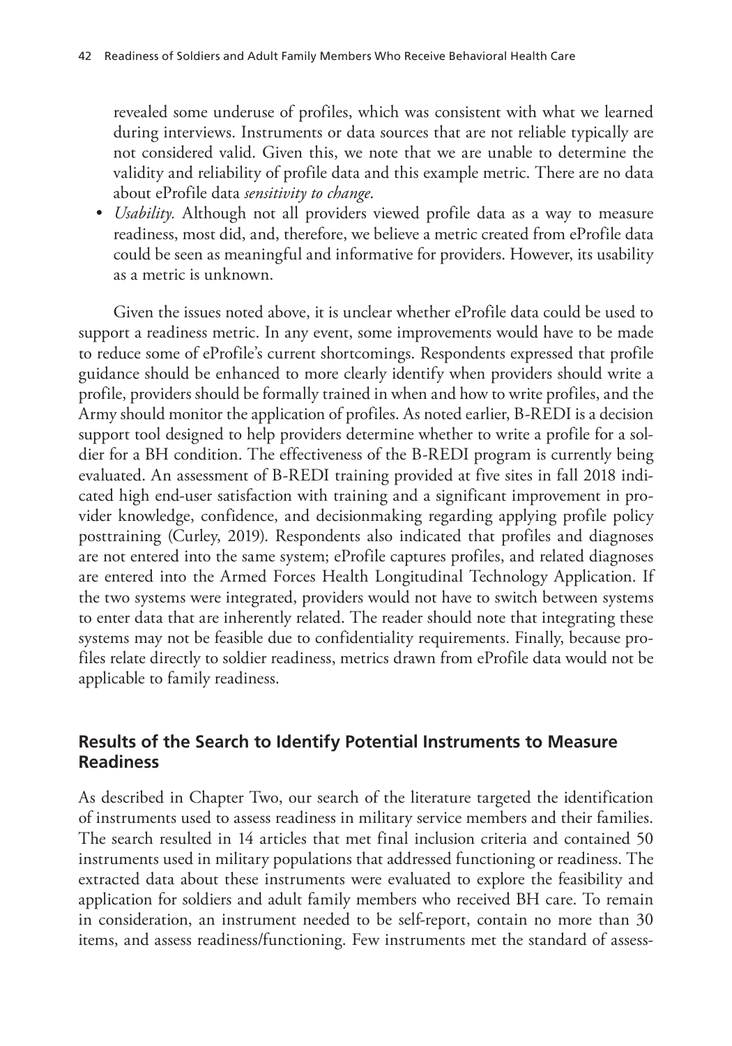revealed some underuse of profiles, which was consistent with what we learned during interviews. Instruments or data sources that are not reliable typically are not considered valid. Given this, we note that we are unable to determine the validity and reliability of profile data and this example metric. There are no data about eProfile data *sensitivity to change*.

- *Usability.* Although not all providers viewed profile data as a way to measure readiness, most did, and, therefore, we believe a metric created from eProfile data could be seen as meaningful and informative for providers. However, its usability as a metric is unknown.

Given the issues noted above, it is unclear whether eProfile data could be used to support a readiness metric. In any event, some improvements would have to be made to reduce some of eProfile's current shortcomings. Respondents expressed that profile guidance should be enhanced to more clearly identify when providers should write a profile, providers should be formally trained in when and how to write profiles, and the Army should monitor the application of profiles. As noted earlier, B-REDI is a decision support tool designed to help providers determine whether to write a profile for a soldier for a BH condition. The effectiveness of the B-REDI program is currently being evaluated. An assessment of B-REDI training provided at five sites in fall 2018 indicated high end-user satisfaction with training and a significant improvement in provider knowledge, confidence, and decisionmaking regarding applying profile policy posttraining (Curley, 2019). Respondents also indicated that profiles and diagnoses are not entered into the same system; eProfile captures profiles, and related diagnoses are entered into the Armed Forces Health Longitudinal Technology Application. If the two systems were integrated, providers would not have to switch between systems to enter data that are inherently related. The reader should note that integrating these systems may not be feasible due to confidentiality requirements. Finally, because profiles relate directly to soldier readiness, metrics drawn from eProfile data would not be applicable to family readiness.

## Results of the Search to Identify Potential Instruments to Measure Readiness

As described in Chapter Two, our search of the literature targeted the identification of instruments used to assess readiness in military service members and their families. The search resulted in 14 articles that met final inclusion criteria and contained 50 instruments used in military populations that addressed functioning or readiness. The extracted data about these instruments were evaluated to explore the feasibility and application for soldiers and adult family members who received BH care. To remain in consideration, an instrument needed to be self-report, contain no more than 30 items, and assess readiness/functioning. Few instruments met the standard of assess-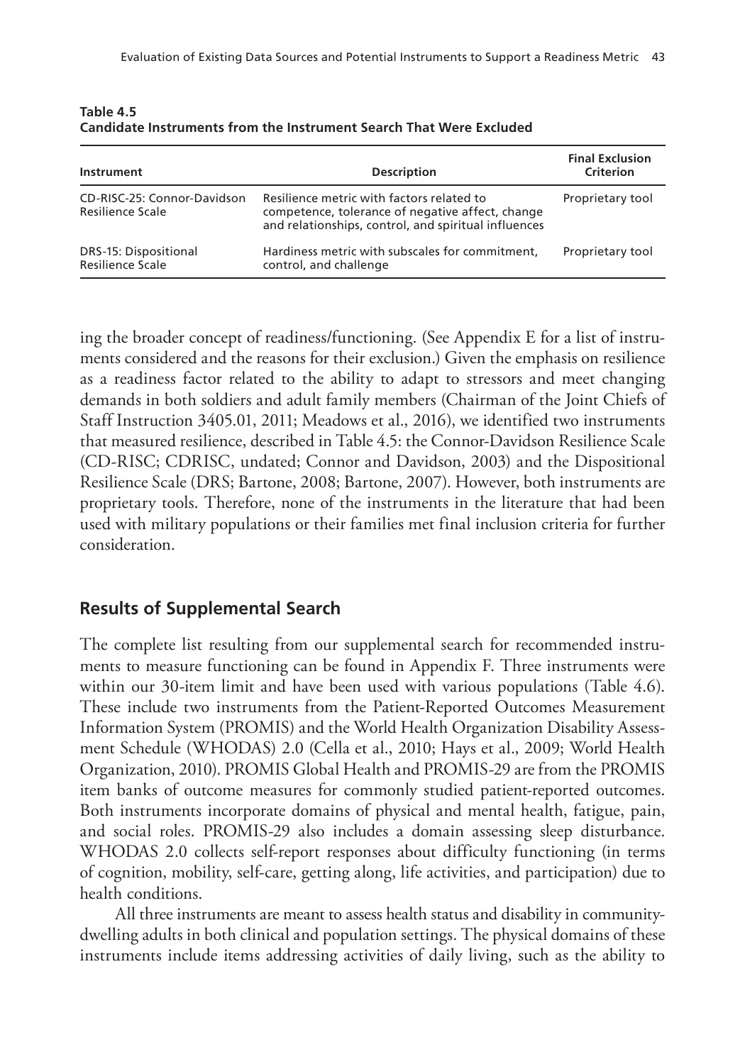**Table 4.5**
**Candidate Instruments from the Instrument Search That Were Excluded**

| Instrument | Description | Final Exclusion Criterion |
|---|---|---|
| CD-RISC-25: Connor-Davidson Resilience Scale | Resilience metric with factors related to competence, tolerance of negative affect, change and relationships, control, and spiritual influences | Proprietary tool |
| DRS-15: Dispositional Resilience Scale | Hardiness metric with subscales for commitment, control, and challenge | Proprietary tool |

ing the broader concept of readiness/functioning. (See Appendix E for a list of instruments considered and the reasons for their exclusion.) Given the emphasis on resilience as a readiness factor related to the ability to adapt to stressors and meet changing demands in both soldiers and adult family members (Chairman of the Joint Chiefs of Staff Instruction 3405.01, 2011; Meadows et al., 2016), we identified two instruments that measured resilience, described in Table 4.5: the Connor-Davidson Resilience Scale (CD-RISC; CDRISC, undated; Connor and Davidson, 2003) and the Dispositional Resilience Scale (DRS; Bartone, 2008; Bartone, 2007). However, both instruments are proprietary tools. Therefore, none of the instruments in the literature that had been used with military populations or their families met final inclusion criteria for further consideration.

## Results of Supplemental Search

The complete list resulting from our supplemental search for recommended instruments to measure functioning can be found in Appendix F. Three instruments were within our 30-item limit and have been used with various populations (Table 4.6). These include two instruments from the Patient-Reported Outcomes Measurement Information System (PROMIS) and the World Health Organization Disability Assessment Schedule (WHODAS) 2.0 (Cella et al., 2010; Hays et al., 2009; World Health Organization, 2010). PROMIS Global Health and PROMIS-29 are from the PROMIS item banks of outcome measures for commonly studied patient-reported outcomes. Both instruments incorporate domains of physical and mental health, fatigue, pain, and social roles. PROMIS-29 also includes a domain assessing sleep disturbance. WHODAS 2.0 collects self-report responses about difficulty functioning (in terms of cognition, mobility, self-care, getting along, life activities, and participation) due to health conditions.

All three instruments are meant to assess health status and disability in community-dwelling adults in both clinical and population settings. The physical domains of these instruments include items addressing activities of daily living, such as the ability to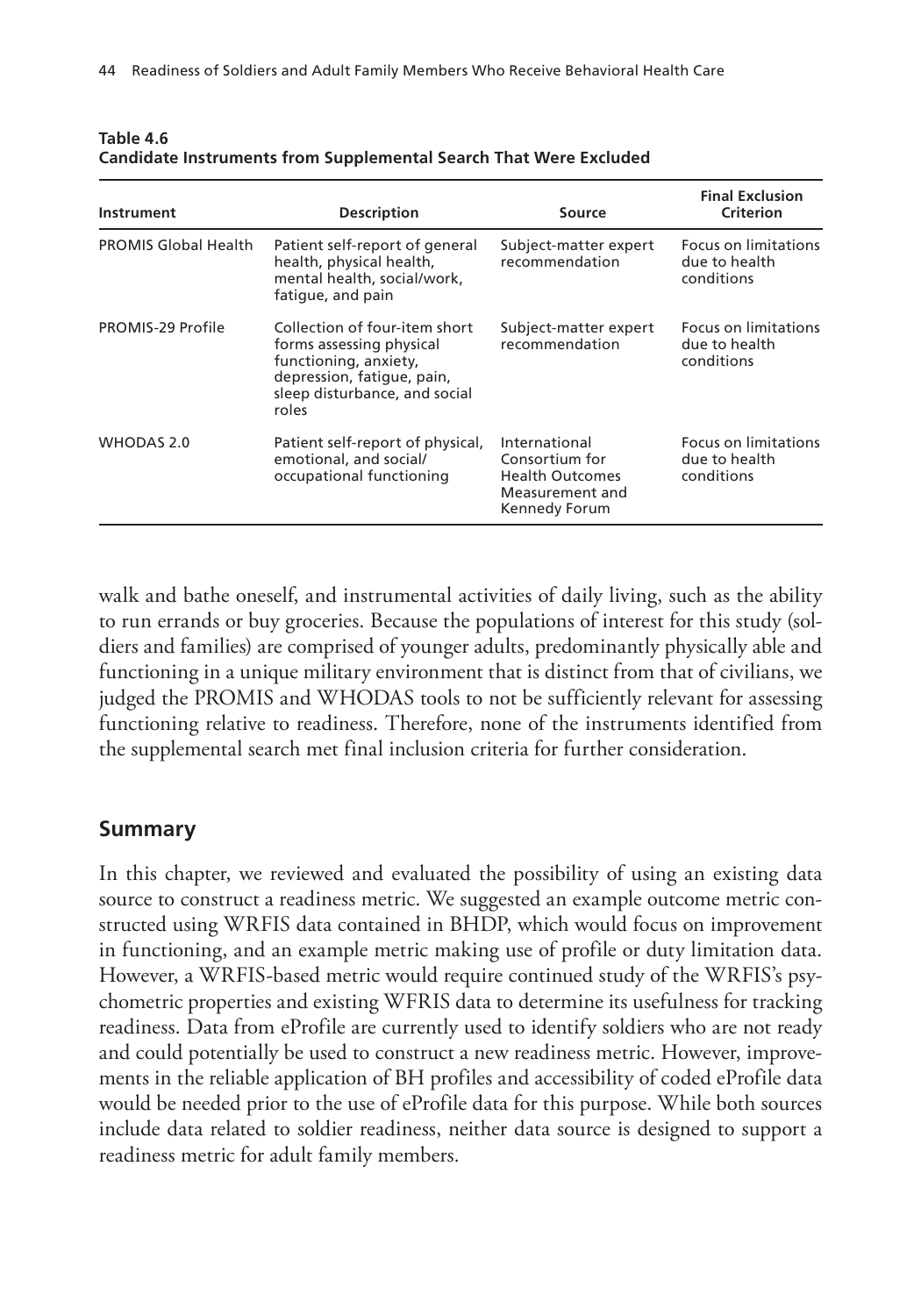**Table 4.6**
**Candidate Instruments from Supplemental Search That Were Excluded**

| Instrument | Description | Source | Final Exclusion Criterion |
|---|---|---|---|
| PROMIS Global Health | Patient self-report of general health, physical health, mental health, social/work, fatigue, and pain | Subject-matter expert recommendation | Focus on limitations due to health conditions |
| PROMIS-29 Profile | Collection of four-item short forms assessing physical functioning, anxiety, depression, fatigue, pain, sleep disturbance, and social roles | Subject-matter expert recommendation | Focus on limitations due to health conditions |
| WHODAS 2.0 | Patient self-report of physical, emotional, and social/occupational functioning | International Consortium for Health Outcomes Measurement and Kennedy Forum | Focus on limitations due to health conditions |

walk and bathe oneself, and instrumental activities of daily living, such as the ability to run errands or buy groceries. Because the populations of interest for this study (soldiers and families) are comprised of younger adults, predominantly physically able and functioning in a unique military environment that is distinct from that of civilians, we judged the PROMIS and WHODAS tools to not be sufficiently relevant for assessing functioning relative to readiness. Therefore, none of the instruments identified from the supplemental search met final inclusion criteria for further consideration.

## Summary

In this chapter, we reviewed and evaluated the possibility of using an existing data source to construct a readiness metric. We suggested an example outcome metric constructed using WRFIS data contained in BHDP, which would focus on improvement in functioning, and an example metric making use of profile or duty limitation data. However, a WRFIS-based metric would require continued study of the WRFIS's psychometric properties and existing WFRIS data to determine its usefulness for tracking readiness. Data from eProfile are currently used to identify soldiers who are not ready and could potentially be used to construct a new readiness metric. However, improvements in the reliable application of BH profiles and accessibility of coded eProfile data would be needed prior to the use of eProfile data for this purpose. While both sources include data related to soldier readiness, neither data source is designed to support a readiness metric for adult family members.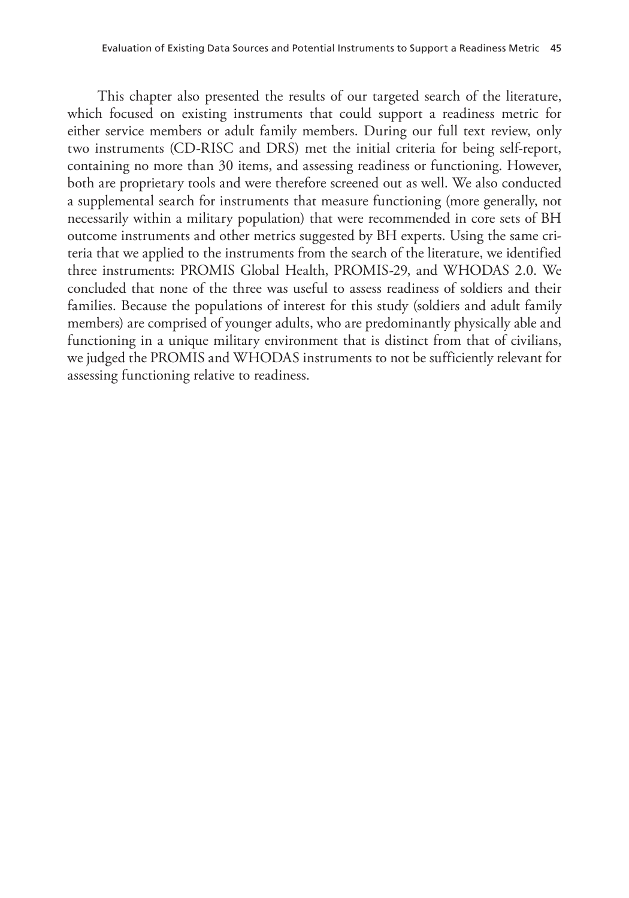This chapter also presented the results of our targeted search of the literature, which focused on existing instruments that could support a readiness metric for either service members or adult family members. During our full text review, only two instruments (CD-RISC and DRS) met the initial criteria for being self-report, containing no more than 30 items, and assessing readiness or functioning. However, both are proprietary tools and were therefore screened out as well. We also conducted a supplemental search for instruments that measure functioning (more generally, not necessarily within a military population) that were recommended in core sets of BH outcome instruments and other metrics suggested by BH experts. Using the same criteria that we applied to the instruments from the search of the literature, we identified three instruments: PROMIS Global Health, PROMIS-29, and WHODAS 2.0. We concluded that none of the three was useful to assess readiness of soldiers and their families. Because the populations of interest for this study (soldiers and adult family members) are comprised of younger adults, who are predominantly physically able and functioning in a unique military environment that is distinct from that of civilians, we judged the PROMIS and WHODAS instruments to not be sufficiently relevant for assessing functioning relative to readiness.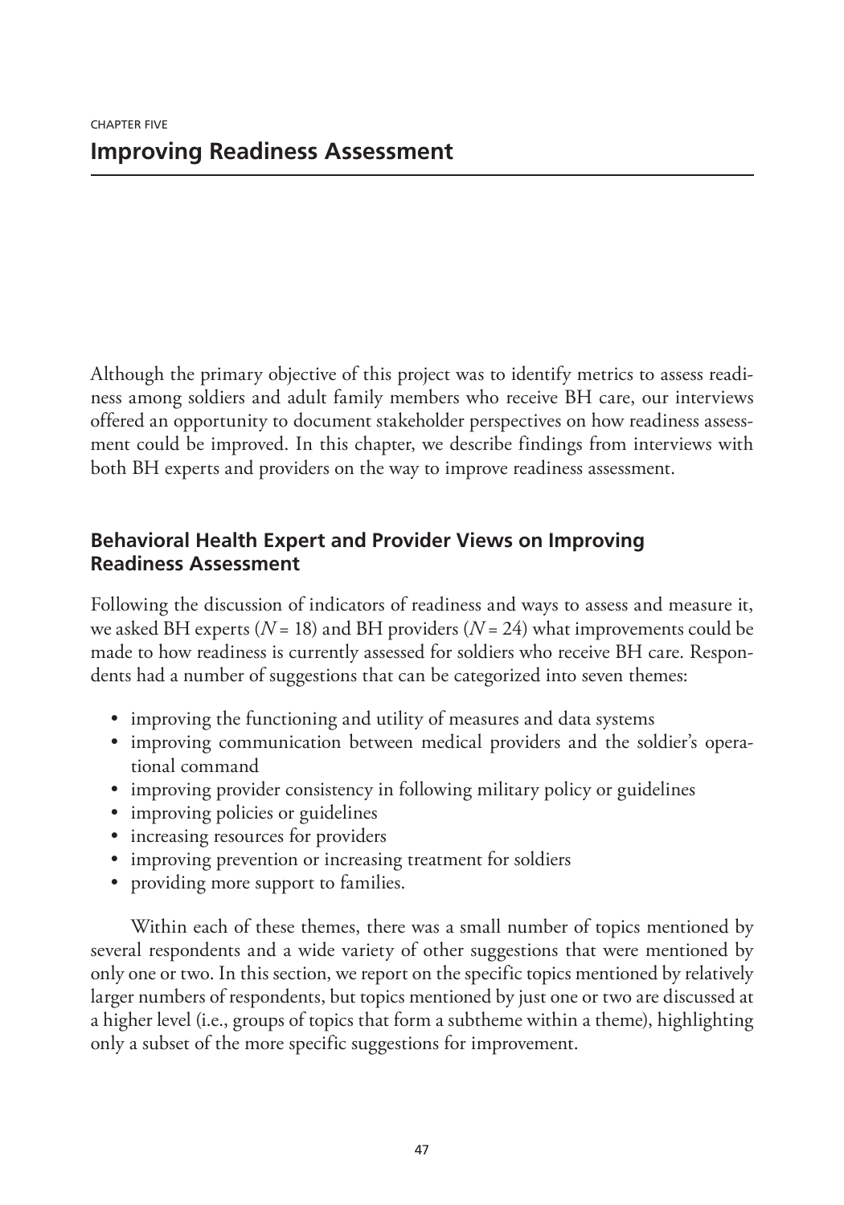CHAPTER FIVE

# Improving Readiness Assessment

Although the primary objective of this project was to identify metrics to assess readiness among soldiers and adult family members who receive BH care, our interviews offered an opportunity to document stakeholder perspectives on how readiness assessment could be improved. In this chapter, we describe findings from interviews with both BH experts and providers on the way to improve readiness assessment.

## Behavioral Health Expert and Provider Views on Improving Readiness Assessment

Following the discussion of indicators of readiness and ways to assess and measure it, we asked BH experts ($N = 18$) and BH providers ($N = 24$) what improvements could be made to how readiness is currently assessed for soldiers who receive BH care. Respondents had a number of suggestions that can be categorized into seven themes:

- improving the functioning and utility of measures and data systems
- improving communication between medical providers and the soldier's operational command
- improving provider consistency in following military policy or guidelines
- improving policies or guidelines
- increasing resources for providers
- improving prevention or increasing treatment for soldiers
- providing more support to families.

Within each of these themes, there was a small number of topics mentioned by several respondents and a wide variety of other suggestions that were mentioned by only one or two. In this section, we report on the specific topics mentioned by relatively larger numbers of respondents, but topics mentioned by just one or two are discussed at a higher level (i.e., groups of topics that form a subtheme within a theme), highlighting only a subset of the more specific suggestions for improvement.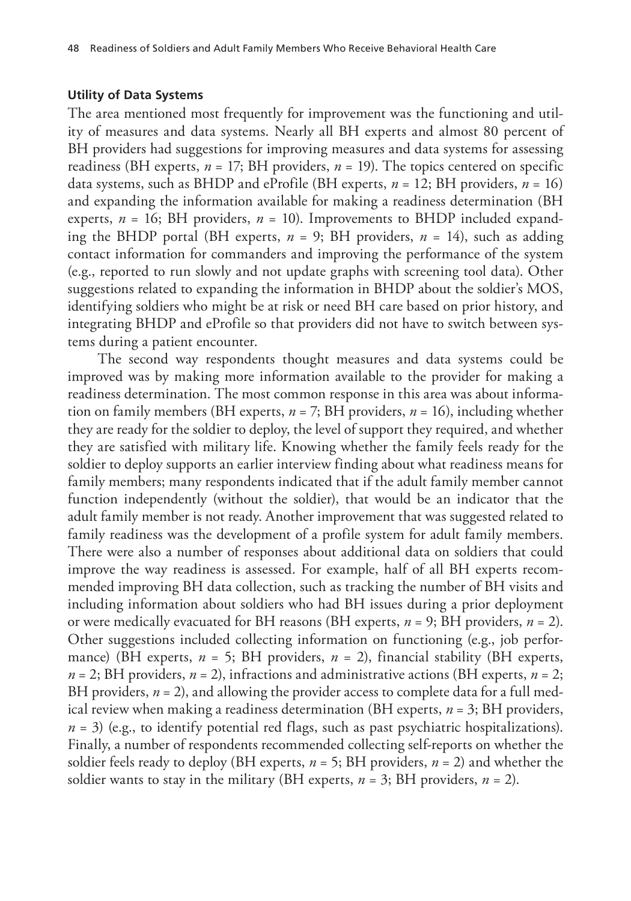### Utility of Data Systems

The area mentioned most frequently for improvement was the functioning and utility of measures and data systems. Nearly all BH experts and almost 80 percent of BH providers had suggestions for improving measures and data systems for assessing readiness (BH experts, $n = 17$; BH providers, $n = 19$). The topics centered on specific data systems, such as BHDP and eProfile (BH experts, $n = 12$; BH providers, $n = 16$) and expanding the information available for making a readiness determination (BH experts, $n = 16$; BH providers, $n = 10$). Improvements to BHDP included expanding the BHDP portal (BH experts, $n = 9$; BH providers, $n = 14$), such as adding contact information for commanders and improving the performance of the system (e.g., reported to run slowly and not update graphs with screening tool data). Other suggestions related to expanding the information in BHDP about the soldier's MOS, identifying soldiers who might be at risk or need BH care based on prior history, and integrating BHDP and eProfile so that providers did not have to switch between systems during a patient encounter.

The second way respondents thought measures and data systems could be improved was by making more information available to the provider for making a readiness determination. The most common response in this area was about information on family members (BH experts, $n = 7$; BH providers, $n = 16$), including whether they are ready for the soldier to deploy, the level of support they required, and whether they are satisfied with military life. Knowing whether the family feels ready for the soldier to deploy supports an earlier interview finding about what readiness means for family members; many respondents indicated that if the adult family member cannot function independently (without the soldier), that would be an indicator that the adult family member is not ready. Another improvement that was suggested related to family readiness was the development of a profile system for adult family members. There were also a number of responses about additional data on soldiers that could improve the way readiness is assessed. For example, half of all BH experts recommended improving BH data collection, such as tracking the number of BH visits and including information about soldiers who had BH issues during a prior deployment or were medically evacuated for BH reasons (BH experts, $n = 9$; BH providers, $n = 2$). Other suggestions included collecting information on functioning (e.g., job performance) (BH experts, $n = 5$; BH providers, $n = 2$), financial stability (BH experts, $n = 2$; BH providers, $n = 2$), infractions and administrative actions (BH experts, $n = 2$; BH providers, $n = 2$), and allowing the provider access to complete data for a full medical review when making a readiness determination (BH experts, $n = 3$; BH providers, $n = 3$) (e.g., to identify potential red flags, such as past psychiatric hospitalizations). Finally, a number of respondents recommended collecting self-reports on whether the soldier feels ready to deploy (BH experts, $n = 5$; BH providers, $n = 2$) and whether the soldier wants to stay in the military (BH experts, $n = 3$; BH providers, $n = 2$).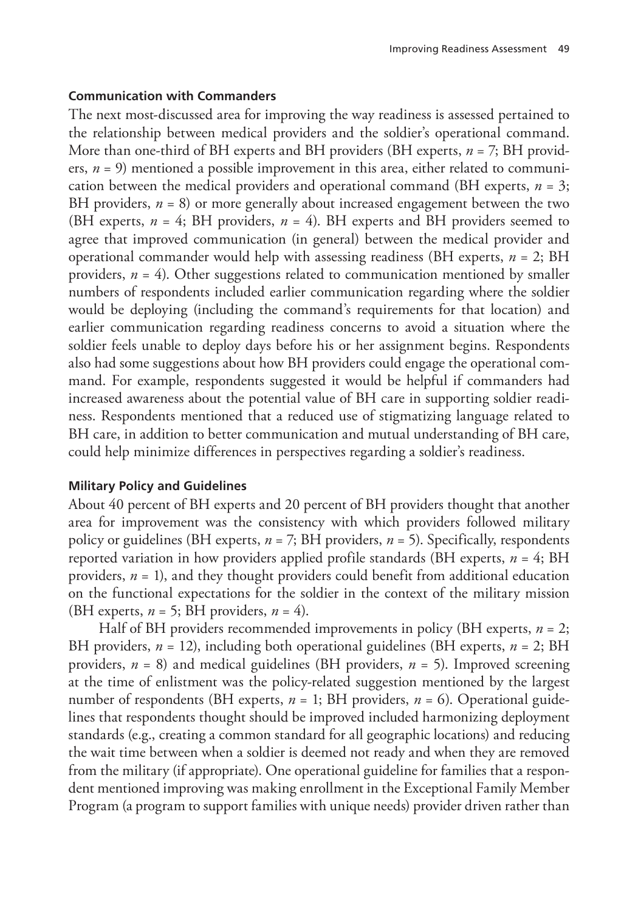### Communication with Commanders

The next most-discussed area for improving the way readiness is assessed pertained to the relationship between medical providers and the soldier's operational command. More than one-third of BH experts and BH providers (BH experts, $n = 7$; BH providers, $n = 9$) mentioned a possible improvement in this area, either related to communication between the medical providers and operational command (BH experts, $n = 3$; BH providers, $n = 8$) or more generally about increased engagement between the two (BH experts, $n = 4$; BH providers, $n = 4$). BH experts and BH providers seemed to agree that improved communication (in general) between the medical provider and operational commander would help with assessing readiness (BH experts, $n = 2$; BH providers, $n = 4$). Other suggestions related to communication mentioned by smaller numbers of respondents included earlier communication regarding where the soldier would be deploying (including the command's requirements for that location) and earlier communication regarding readiness concerns to avoid a situation where the soldier feels unable to deploy days before his or her assignment begins. Respondents also had some suggestions about how BH providers could engage the operational command. For example, respondents suggested it would be helpful if commanders had increased awareness about the potential value of BH care in supporting soldier readiness. Respondents mentioned that a reduced use of stigmatizing language related to BH care, in addition to better communication and mutual understanding of BH care, could help minimize differences in perspectives regarding a soldier's readiness.

### Military Policy and Guidelines

About 40 percent of BH experts and 20 percent of BH providers thought that another area for improvement was the consistency with which providers followed military policy or guidelines (BH experts, $n = 7$; BH providers, $n = 5$). Specifically, respondents reported variation in how providers applied profile standards (BH experts, $n = 4$; BH providers, $n = 1$), and they thought providers could benefit from additional education on the functional expectations for the soldier in the context of the military mission (BH experts, $n = 5$; BH providers, $n = 4$).

Half of BH providers recommended improvements in policy (BH experts, $n = 2$; BH providers, $n = 12$), including both operational guidelines (BH experts, $n = 2$; BH providers, $n = 8$) and medical guidelines (BH providers, $n = 5$). Improved screening at the time of enlistment was the policy-related suggestion mentioned by the largest number of respondents (BH experts, $n = 1$; BH providers, $n = 6$). Operational guidelines that respondents thought should be improved included harmonizing deployment standards (e.g., creating a common standard for all geographic locations) and reducing the wait time between when a soldier is deemed not ready and when they are removed from the military (if appropriate). One operational guideline for families that a respondent mentioned improving was making enrollment in the Exceptional Family Member Program (a program to support families with unique needs) provider driven rather than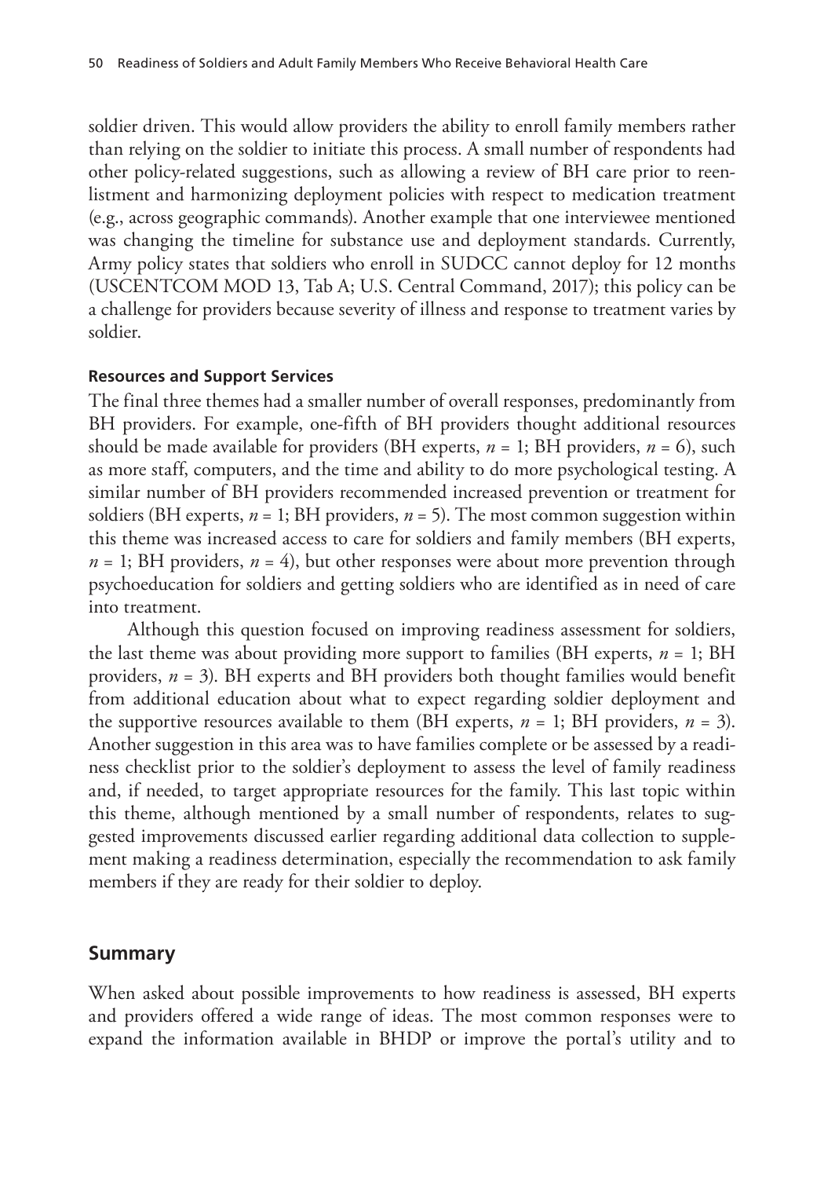soldier driven. This would allow providers the ability to enroll family members rather than relying on the soldier to initiate this process. A small number of respondents had other policy-related suggestions, such as allowing a review of BH care prior to reenlistment and harmonizing deployment policies with respect to medication treatment (e.g., across geographic commands). Another example that one interviewee mentioned was changing the timeline for substance use and deployment standards. Currently, Army policy states that soldiers who enroll in SUDCC cannot deploy for 12 months (USCENTCOM MOD 13, Tab A; U.S. Central Command, 2017); this policy can be a challenge for providers because severity of illness and response to treatment varies by soldier.

#### Resources and Support Services

The final three themes had a smaller number of overall responses, predominantly from BH providers. For example, one-fifth of BH providers thought additional resources should be made available for providers (BH experts, $n = 1$; BH providers, $n = 6$), such as more staff, computers, and the time and ability to do more psychological testing. A similar number of BH providers recommended increased prevention or treatment for soldiers (BH experts, $n = 1$; BH providers, $n = 5$). The most common suggestion within this theme was increased access to care for soldiers and family members (BH experts, $n = 1$; BH providers, $n = 4$), but other responses were about more prevention through psychoeducation for soldiers and getting soldiers who are identified as in need of care into treatment.

Although this question focused on improving readiness assessment for soldiers, the last theme was about providing more support to families (BH experts, $n = 1$; BH providers, $n = 3$). BH experts and BH providers both thought families would benefit from additional education about what to expect regarding soldier deployment and the supportive resources available to them (BH experts, $n = 1$; BH providers, $n = 3$). Another suggestion in this area was to have families complete or be assessed by a readiness checklist prior to the soldier's deployment to assess the level of family readiness and, if needed, to target appropriate resources for the family. This last topic within this theme, although mentioned by a small number of respondents, relates to suggested improvements discussed earlier regarding additional data collection to supplement making a readiness determination, especially the recommendation to ask family members if they are ready for their soldier to deploy.

## Summary

When asked about possible improvements to how readiness is assessed, BH experts and providers offered a wide range of ideas. The most common responses were to expand the information available in BHDP or improve the portal's utility and to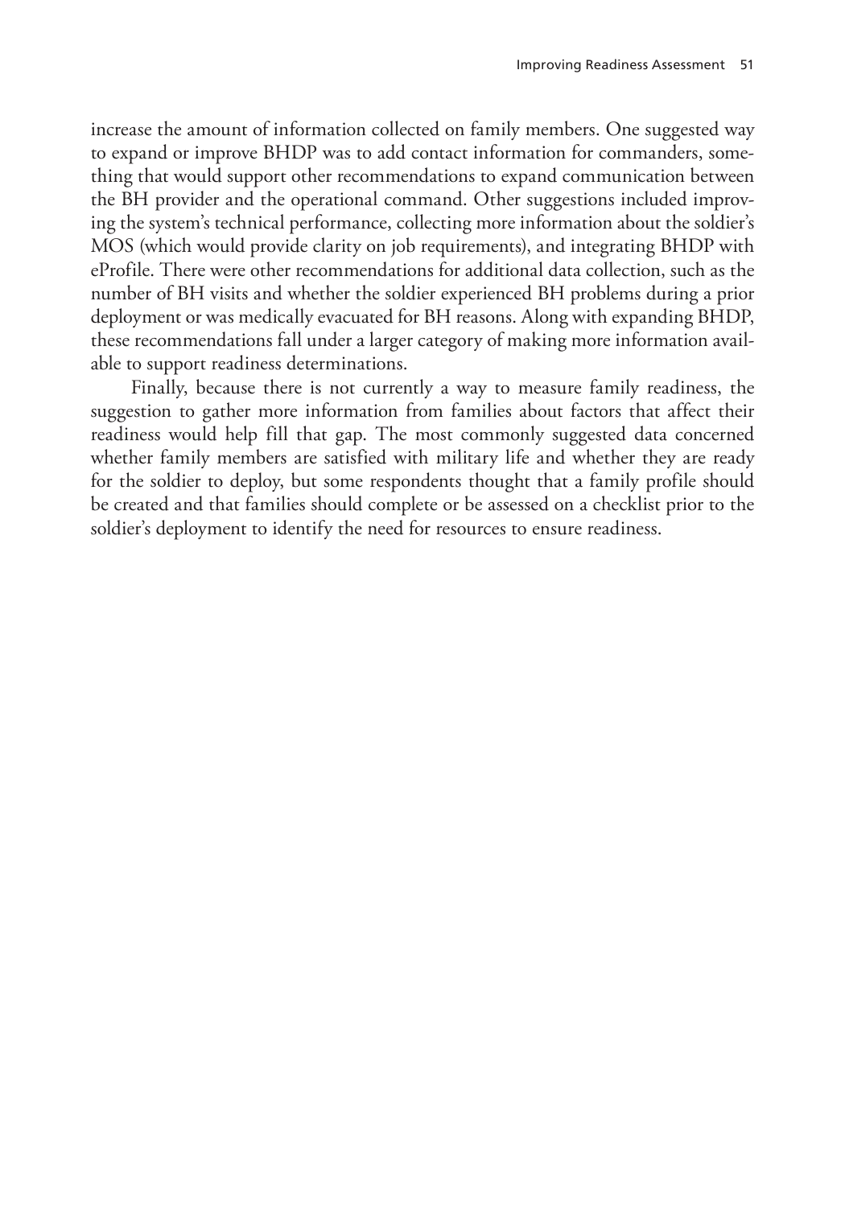increase the amount of information collected on family members. One suggested way to expand or improve BHDP was to add contact information for commanders, something that would support other recommendations to expand communication between the BH provider and the operational command. Other suggestions included improving the system's technical performance, collecting more information about the soldier's MOS (which would provide clarity on job requirements), and integrating BHDP with eProfile. There were other recommendations for additional data collection, such as the number of BH visits and whether the soldier experienced BH problems during a prior deployment or was medically evacuated for BH reasons. Along with expanding BHDP, these recommendations fall under a larger category of making more information available to support readiness determinations.

Finally, because there is not currently a way to measure family readiness, the suggestion to gather more information from families about factors that affect their readiness would help fill that gap. The most commonly suggested data concerned whether family members are satisfied with military life and whether they are ready for the soldier to deploy, but some respondents thought that a family profile should be created and that families should complete or be assessed on a checklist prior to the soldier's deployment to identify the need for resources to ensure readiness.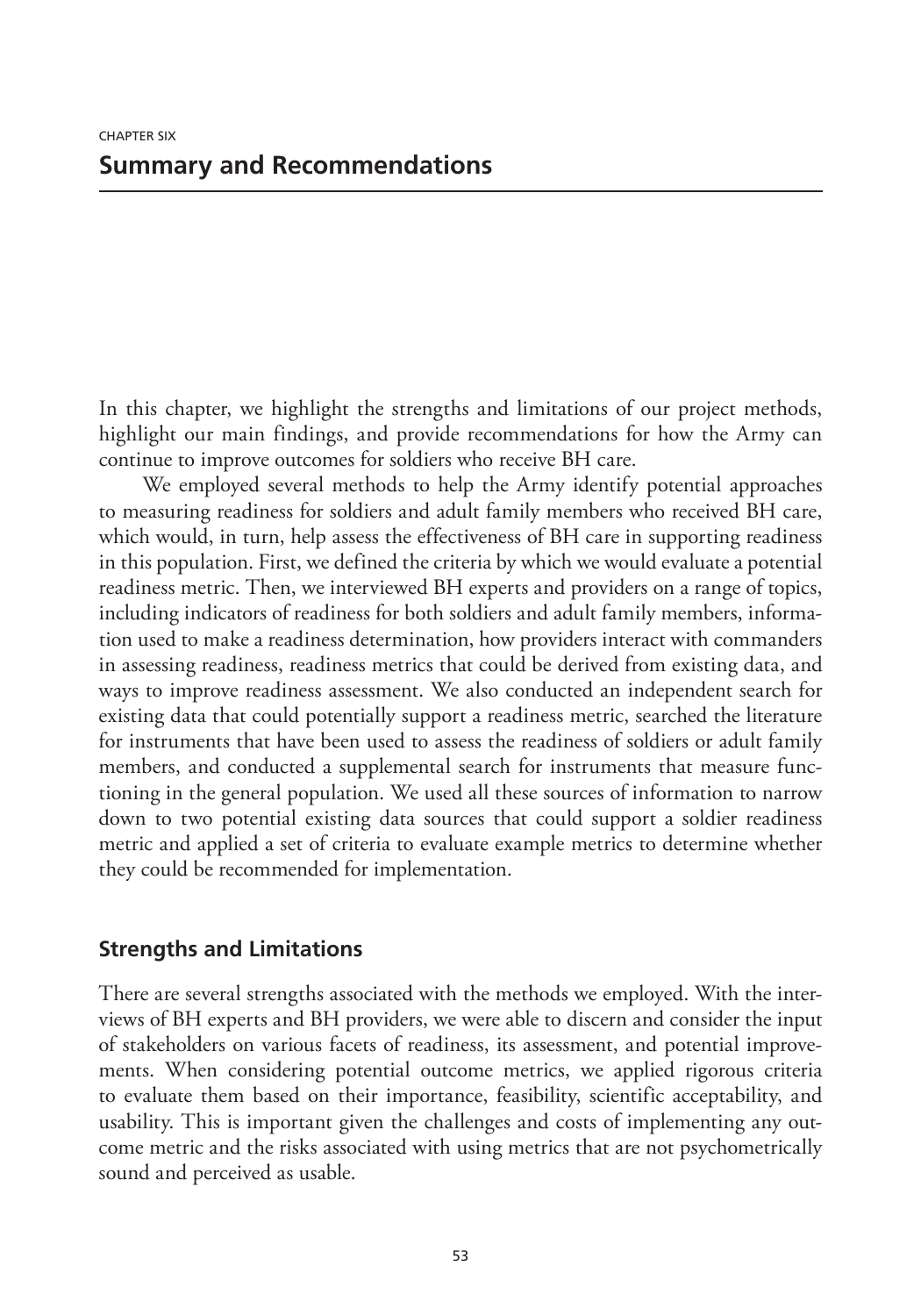CHAPTER SIX

# Summary and Recommendations

In this chapter, we highlight the strengths and limitations of our project methods, highlight our main findings, and provide recommendations for how the Army can continue to improve outcomes for soldiers who receive BH care.

We employed several methods to help the Army identify potential approaches to measuring readiness for soldiers and adult family members who received BH care, which would, in turn, help assess the effectiveness of BH care in supporting readiness in this population. First, we defined the criteria by which we would evaluate a potential readiness metric. Then, we interviewed BH experts and providers on a range of topics, including indicators of readiness for both soldiers and adult family members, information used to make a readiness determination, how providers interact with commanders in assessing readiness, readiness metrics that could be derived from existing data, and ways to improve readiness assessment. We also conducted an independent search for existing data that could potentially support a readiness metric, searched the literature for instruments that have been used to assess the readiness of soldiers or adult family members, and conducted a supplemental search for instruments that measure functioning in the general population. We used all these sources of information to narrow down to two potential existing data sources that could support a soldier readiness metric and applied a set of criteria to evaluate example metrics to determine whether they could be recommended for implementation.

## Strengths and Limitations

There are several strengths associated with the methods we employed. With the interviews of BH experts and BH providers, we were able to discern and consider the input of stakeholders on various facets of readiness, its assessment, and potential improvements. When considering potential outcome metrics, we applied rigorous criteria to evaluate them based on their importance, feasibility, scientific acceptability, and usability. This is important given the challenges and costs of implementing any outcome metric and the risks associated with using metrics that are not psychometrically sound and perceived as usable.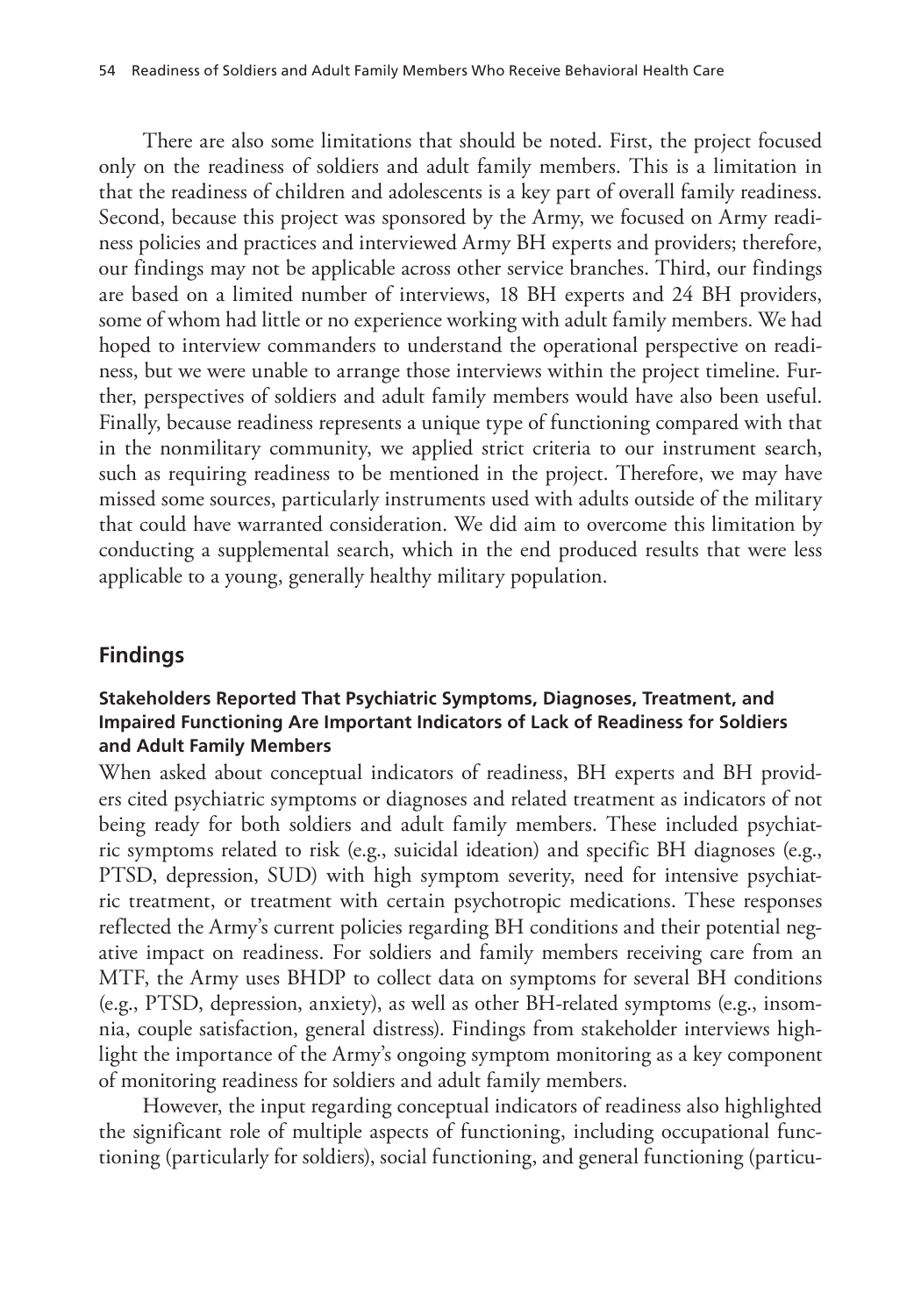There are also some limitations that should be noted. First, the project focused only on the readiness of soldiers and adult family members. This is a limitation in that the readiness of children and adolescents is a key part of overall family readiness. Second, because this project was sponsored by the Army, we focused on Army readiness policies and practices and interviewed Army BH experts and providers; therefore, our findings may not be applicable across other service branches. Third, our findings are based on a limited number of interviews, 18 BH experts and 24 BH providers, some of whom had little or no experience working with adult family members. We had hoped to interview commanders to understand the operational perspective on readiness, but we were unable to arrange those interviews within the project timeline. Further, perspectives of soldiers and adult family members would have also been useful. Finally, because readiness represents a unique type of functioning compared with that in the nonmilitary community, we applied strict criteria to our instrument search, such as requiring readiness to be mentioned in the project. Therefore, we may have missed some sources, particularly instruments used with adults outside of the military that could have warranted consideration. We did aim to overcome this limitation by conducting a supplemental search, which in the end produced results that were less applicable to a young, generally healthy military population.

## Findings

### Stakeholders Reported That Psychiatric Symptoms, Diagnoses, Treatment, and Impaired Functioning Are Important Indicators of Lack of Readiness for Soldiers and Adult Family Members

When asked about conceptual indicators of readiness, BH experts and BH providers cited psychiatric symptoms or diagnoses and related treatment as indicators of not being ready for both soldiers and adult family members. These included psychiatric symptoms related to risk (e.g., suicidal ideation) and specific BH diagnoses (e.g., PTSD, depression, SUD) with high symptom severity, need for intensive psychiatric treatment, or treatment with certain psychotropic medications. These responses reflected the Army's current policies regarding BH conditions and their potential negative impact on readiness. For soldiers and family members receiving care from an MTF, the Army uses BHDP to collect data on symptoms for several BH conditions (e.g., PTSD, depression, anxiety), as well as other BH-related symptoms (e.g., insomnia, couple satisfaction, general distress). Findings from stakeholder interviews highlight the importance of the Army's ongoing symptom monitoring as a key component of monitoring readiness for soldiers and adult family members.

However, the input regarding conceptual indicators of readiness also highlighted the significant role of multiple aspects of functioning, including occupational functioning (particularly for soldiers), social functioning, and general functioning (particu-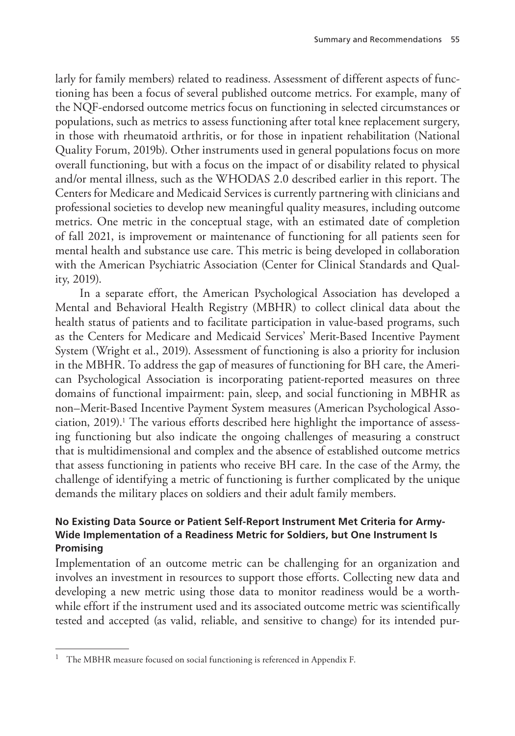larly for family members) related to readiness. Assessment of different aspects of functioning has been a focus of several published outcome metrics. For example, many of the NQF-endorsed outcome metrics focus on functioning in selected circumstances or populations, such as metrics to assess functioning after total knee replacement surgery, in those with rheumatoid arthritis, or for those in inpatient rehabilitation (National Quality Forum, 2019b). Other instruments used in general populations focus on more overall functioning, but with a focus on the impact of or disability related to physical and/or mental illness, such as the WHODAS 2.0 described earlier in this report. The Centers for Medicare and Medicaid Services is currently partnering with clinicians and professional societies to develop new meaningful quality measures, including outcome metrics. One metric in the conceptual stage, with an estimated date of completion of fall 2021, is improvement or maintenance of functioning for all patients seen for mental health and substance use care. This metric is being developed in collaboration with the American Psychiatric Association (Center for Clinical Standards and Quality, 2019).

In a separate effort, the American Psychological Association has developed a Mental and Behavioral Health Registry (MBHR) to collect clinical data about the health status of patients and to facilitate participation in value-based programs, such as the Centers for Medicare and Medicaid Services' Merit-Based Incentive Payment System (Wright et al., 2019). Assessment of functioning is also a priority for inclusion in the MBHR. To address the gap of measures of functioning for BH care, the American Psychological Association is incorporating patient-reported measures on three domains of functional impairment: pain, sleep, and social functioning in MBHR as non–Merit-Based Incentive Payment System measures (American Psychological Association, 2019).[1] The various efforts described here highlight the importance of assessing functioning but also indicate the ongoing challenges of measuring a construct that is multidimensional and complex and the absence of established outcome metrics that assess functioning in patients who receive BH care. In the case of the Army, the challenge of identifying a metric of functioning is further complicated by the unique demands the military places on soldiers and their adult family members.

#### No Existing Data Source or Patient Self-Report Instrument Met Criteria for Army-Wide Implementation of a Readiness Metric for Soldiers, but One Instrument Is Promising

Implementation of an outcome metric can be challenging for an organization and involves an investment in resources to support those efforts. Collecting new data and developing a new metric using those data to monitor readiness would be a worthwhile effort if the instrument used and its associated outcome metric was scientifically tested and accepted (as valid, reliable, and sensitive to change) for its intended pur-

[1] The MBHR measure focused on social functioning is referenced in Appendix F.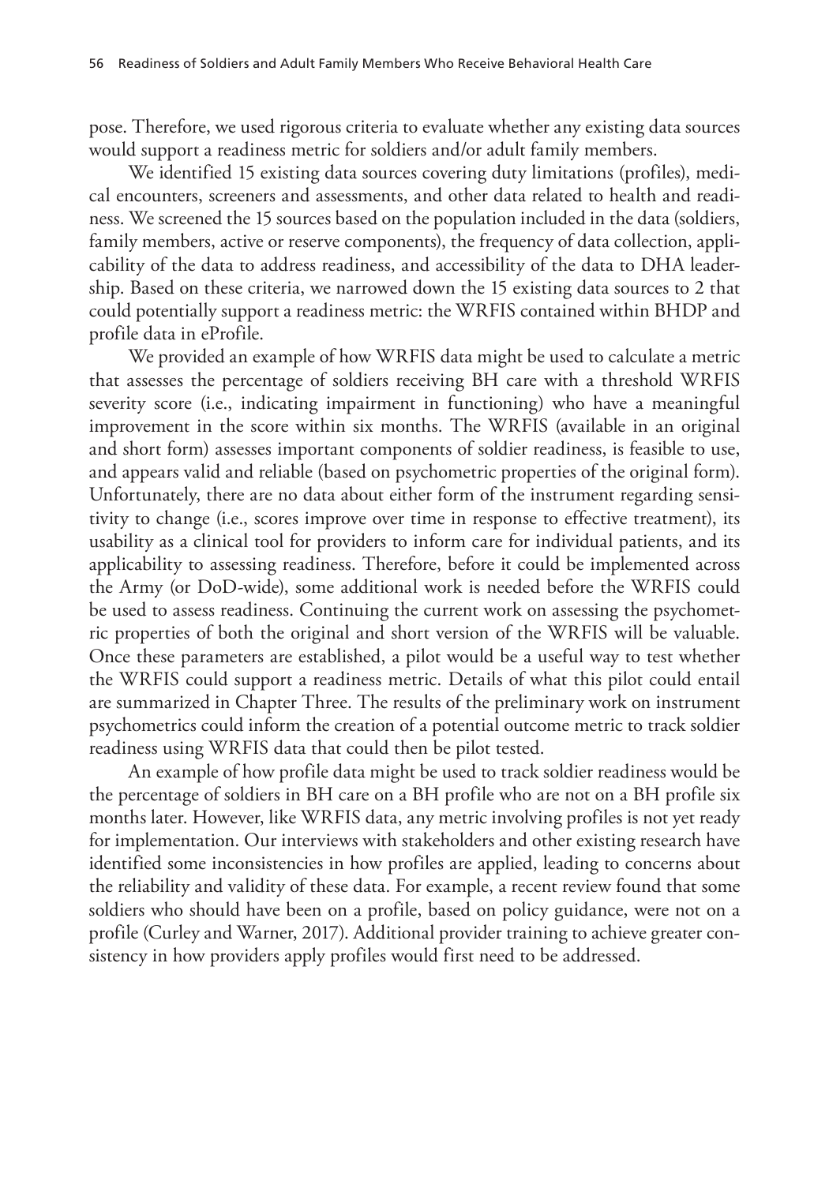pose. Therefore, we used rigorous criteria to evaluate whether any existing data sources would support a readiness metric for soldiers and/or adult family members.

We identified 15 existing data sources covering duty limitations (profiles), medical encounters, screeners and assessments, and other data related to health and readiness. We screened the 15 sources based on the population included in the data (soldiers, family members, active or reserve components), the frequency of data collection, applicability of the data to address readiness, and accessibility of the data to DHA leadership. Based on these criteria, we narrowed down the 15 existing data sources to 2 that could potentially support a readiness metric: the WRFIS contained within BHDP and profile data in eProfile.

We provided an example of how WRFIS data might be used to calculate a metric that assesses the percentage of soldiers receiving BH care with a threshold WRFIS severity score (i.e., indicating impairment in functioning) who have a meaningful improvement in the score within six months. The WRFIS (available in an original and short form) assesses important components of soldier readiness, is feasible to use, and appears valid and reliable (based on psychometric properties of the original form). Unfortunately, there are no data about either form of the instrument regarding sensitivity to change (i.e., scores improve over time in response to effective treatment), its usability as a clinical tool for providers to inform care for individual patients, and its applicability to assessing readiness. Therefore, before it could be implemented across the Army (or DoD-wide), some additional work is needed before the WRFIS could be used to assess readiness. Continuing the current work on assessing the psychometric properties of both the original and short version of the WRFIS will be valuable. Once these parameters are established, a pilot would be a useful way to test whether the WRFIS could support a readiness metric. Details of what this pilot could entail are summarized in Chapter Three. The results of the preliminary work on instrument psychometrics could inform the creation of a potential outcome metric to track soldier readiness using WRFIS data that could then be pilot tested.

An example of how profile data might be used to track soldier readiness would be the percentage of soldiers in BH care on a BH profile who are not on a BH profile six months later. However, like WRFIS data, any metric involving profiles is not yet ready for implementation. Our interviews with stakeholders and other existing research have identified some inconsistencies in how profiles are applied, leading to concerns about the reliability and validity of these data. For example, a recent review found that some soldiers who should have been on a profile, based on policy guidance, were not on a profile (Curley and Warner, 2017). Additional provider training to achieve greater consistency in how providers apply profiles would first need to be addressed.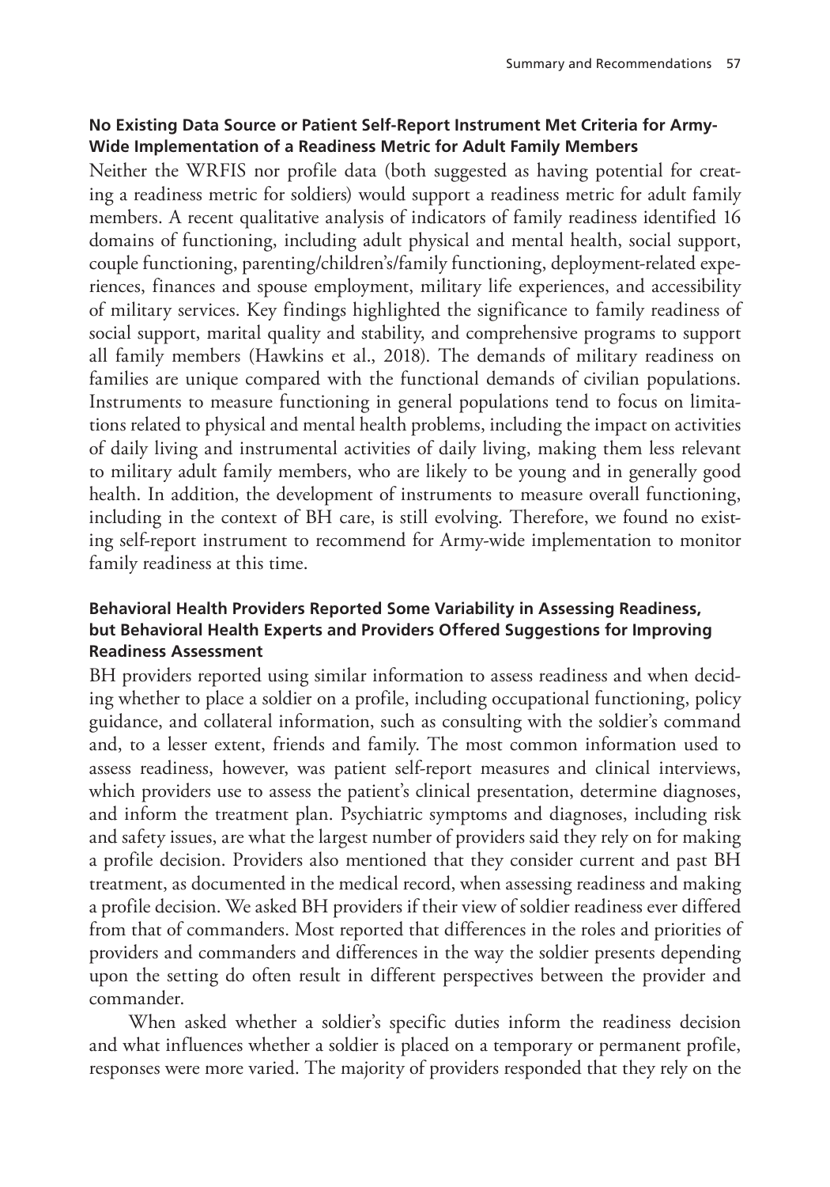### No Existing Data Source or Patient Self-Report Instrument Met Criteria for Army-Wide Implementation of a Readiness Metric for Adult Family Members

Neither the WRFIS nor profile data (both suggested as having potential for creating a readiness metric for soldiers) would support a readiness metric for adult family members. A recent qualitative analysis of indicators of family readiness identified 16 domains of functioning, including adult physical and mental health, social support, couple functioning, parenting/children's/family functioning, deployment-related experiences, finances and spouse employment, military life experiences, and accessibility of military services. Key findings highlighted the significance to family readiness of social support, marital quality and stability, and comprehensive programs to support all family members (Hawkins et al., 2018). The demands of military readiness on families are unique compared with the functional demands of civilian populations. Instruments to measure functioning in general populations tend to focus on limitations related to physical and mental health problems, including the impact on activities of daily living and instrumental activities of daily living, making them less relevant to military adult family members, who are likely to be young and in generally good health. In addition, the development of instruments to measure overall functioning, including in the context of BH care, is still evolving. Therefore, we found no existing self-report instrument to recommend for Army-wide implementation to monitor family readiness at this time.

### Behavioral Health Providers Reported Some Variability in Assessing Readiness, but Behavioral Health Experts and Providers Offered Suggestions for Improving Readiness Assessment

BH providers reported using similar information to assess readiness and when deciding whether to place a soldier on a profile, including occupational functioning, policy guidance, and collateral information, such as consulting with the soldier's command and, to a lesser extent, friends and family. The most common information used to assess readiness, however, was patient self-report measures and clinical interviews, which providers use to assess the patient's clinical presentation, determine diagnoses, and inform the treatment plan. Psychiatric symptoms and diagnoses, including risk and safety issues, are what the largest number of providers said they rely on for making a profile decision. Providers also mentioned that they consider current and past BH treatment, as documented in the medical record, when assessing readiness and making a profile decision. We asked BH providers if their view of soldier readiness ever differed from that of commanders. Most reported that differences in the roles and priorities of providers and commanders and differences in the way the soldier presents depending upon the setting do often result in different perspectives between the provider and commander.

When asked whether a soldier's specific duties inform the readiness decision and what influences whether a soldier is placed on a temporary or permanent profile, responses were more varied. The majority of providers responded that they rely on the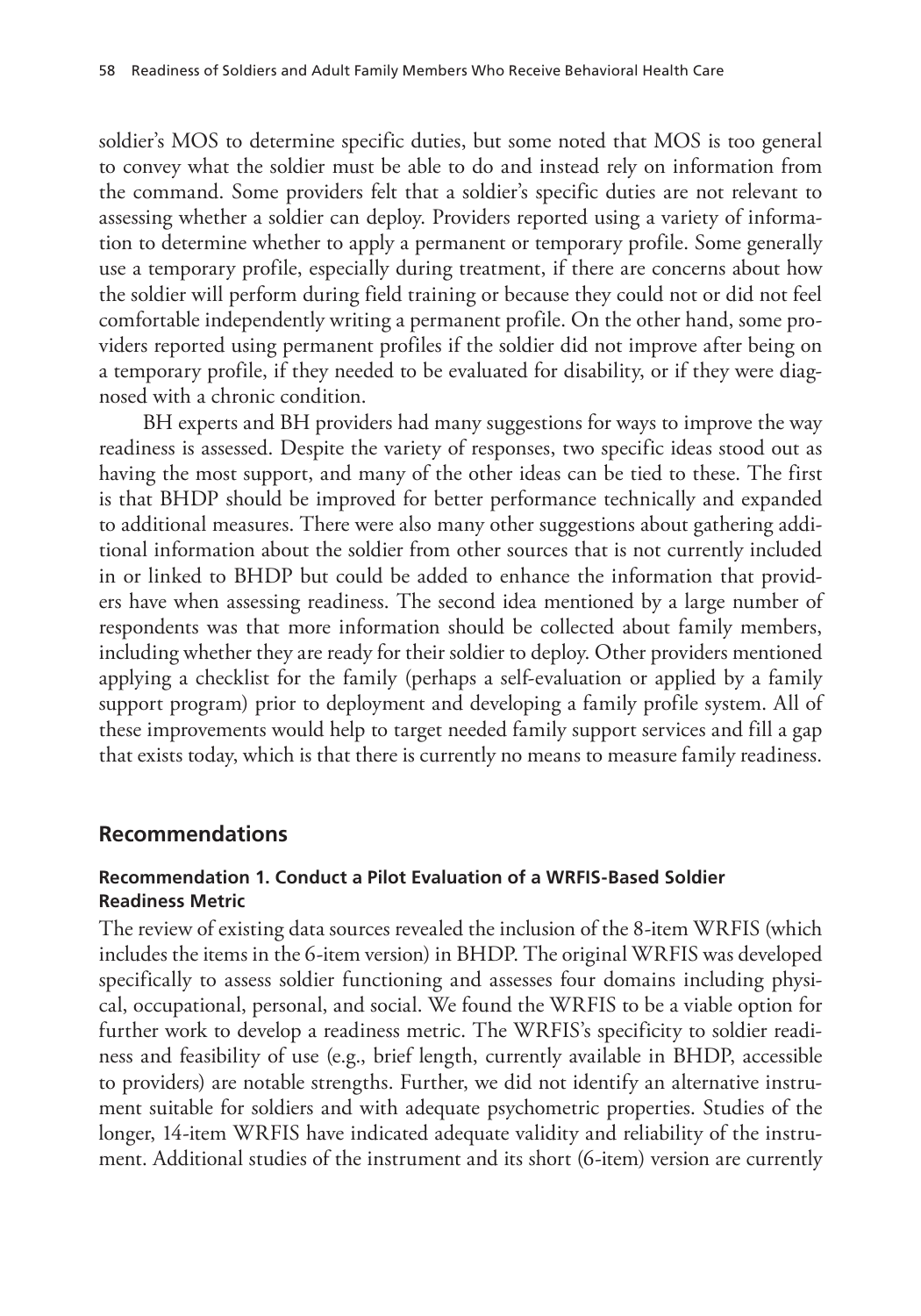soldier's MOS to determine specific duties, but some noted that MOS is too general to convey what the soldier must be able to do and instead rely on information from the command. Some providers felt that a soldier's specific duties are not relevant to assessing whether a soldier can deploy. Providers reported using a variety of information to determine whether to apply a permanent or temporary profile. Some generally use a temporary profile, especially during treatment, if there are concerns about how the soldier will perform during field training or because they could not or did not feel comfortable independently writing a permanent profile. On the other hand, some providers reported using permanent profiles if the soldier did not improve after being on a temporary profile, if they needed to be evaluated for disability, or if they were diagnosed with a chronic condition.

BH experts and BH providers had many suggestions for ways to improve the way readiness is assessed. Despite the variety of responses, two specific ideas stood out as having the most support, and many of the other ideas can be tied to these. The first is that BHDP should be improved for better performance technically and expanded to additional measures. There were also many other suggestions about gathering additional information about the soldier from other sources that is not currently included in or linked to BHDP but could be added to enhance the information that providers have when assessing readiness. The second idea mentioned by a large number of respondents was that more information should be collected about family members, including whether they are ready for their soldier to deploy. Other providers mentioned applying a checklist for the family (perhaps a self-evaluation or applied by a family support program) prior to deployment and developing a family profile system. All of these improvements would help to target needed family support services and fill a gap that exists today, which is that there is currently no means to measure family readiness.

## Recommendations

### Recommendation 1. Conduct a Pilot Evaluation of a WRFIS-Based Soldier Readiness Metric

The review of existing data sources revealed the inclusion of the 8-item WRFIS (which includes the items in the 6-item version) in BHDP. The original WRFIS was developed specifically to assess soldier functioning and assesses four domains including physical, occupational, personal, and social. We found the WRFIS to be a viable option for further work to develop a readiness metric. The WRFIS's specificity to soldier readiness and feasibility of use (e.g., brief length, currently available in BHDP, accessible to providers) are notable strengths. Further, we did not identify an alternative instrument suitable for soldiers and with adequate psychometric properties. Studies of the longer, 14-item WRFIS have indicated adequate validity and reliability of the instrument. Additional studies of the instrument and its short (6-item) version are currently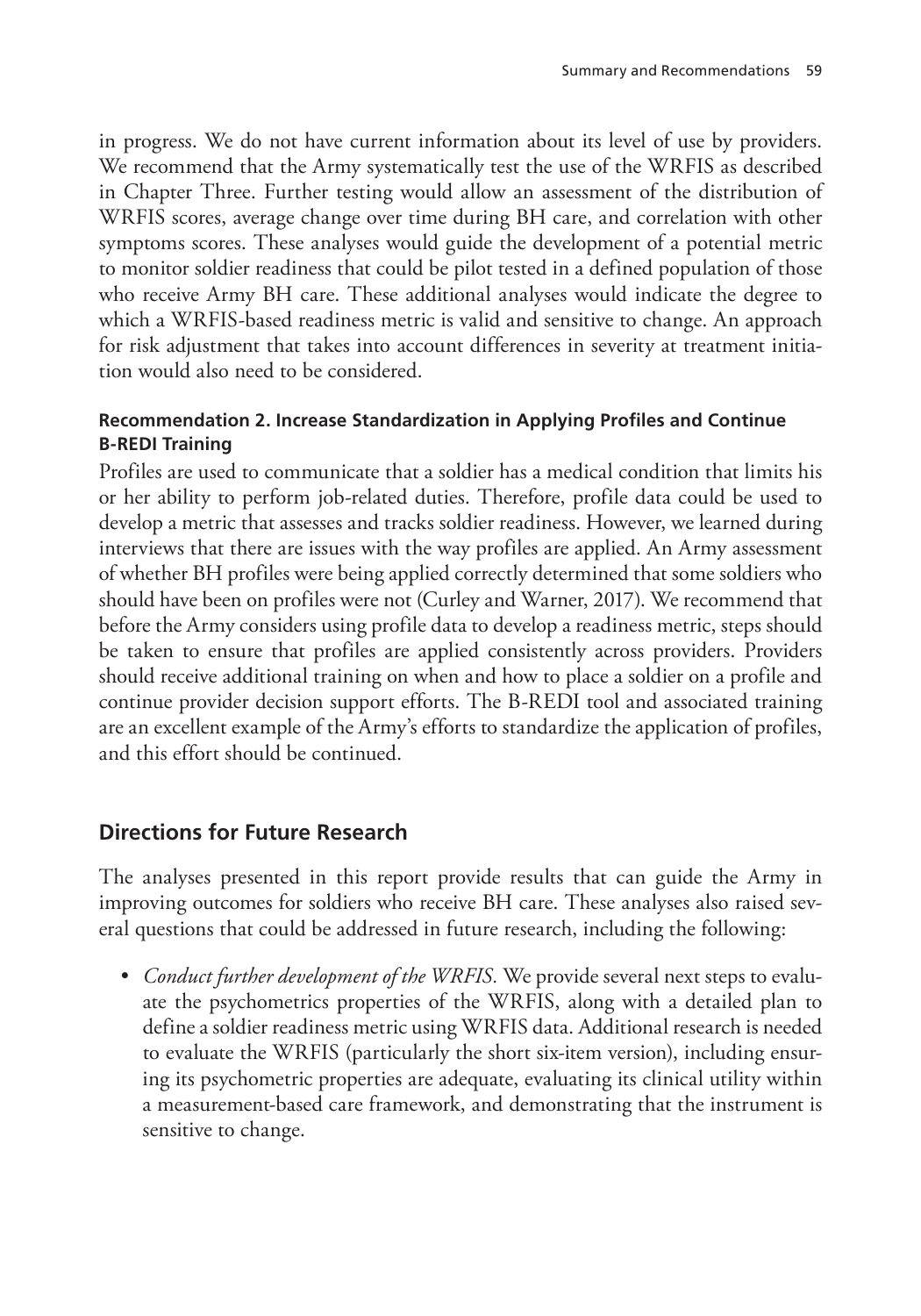in progress. We do not have current information about its level of use by providers. We recommend that the Army systematically test the use of the WRFIS as described in Chapter Three. Further testing would allow an assessment of the distribution of WRFIS scores, average change over time during BH care, and correlation with other symptoms scores. These analyses would guide the development of a potential metric to monitor soldier readiness that could be pilot tested in a defined population of those who receive Army BH care. These additional analyses would indicate the degree to which a WRFIS-based readiness metric is valid and sensitive to change. An approach for risk adjustment that takes into account differences in severity at treatment initiation would also need to be considered.

#### Recommendation 2. Increase Standardization in Applying Profiles and Continue B-REDI Training

Profiles are used to communicate that a soldier has a medical condition that limits his or her ability to perform job-related duties. Therefore, profile data could be used to develop a metric that assesses and tracks soldier readiness. However, we learned during interviews that there are issues with the way profiles are applied. An Army assessment of whether BH profiles were being applied correctly determined that some soldiers who should have been on profiles were not (Curley and Warner, 2017). We recommend that before the Army considers using profile data to develop a readiness metric, steps should be taken to ensure that profiles are applied consistently across providers. Providers should receive additional training on when and how to place a soldier on a profile and continue provider decision support efforts. The B-REDI tool and associated training are an excellent example of the Army's efforts to standardize the application of profiles, and this effort should be continued.

## Directions for Future Research

The analyses presented in this report provide results that can guide the Army in improving outcomes for soldiers who receive BH care. These analyses also raised several questions that could be addressed in future research, including the following:

- *Conduct further development of the WRFIS.* We provide several next steps to evaluate the psychometrics properties of the WRFIS, along with a detailed plan to define a soldier readiness metric using WRFIS data. Additional research is needed to evaluate the WRFIS (particularly the short six-item version), including ensuring its psychometric properties are adequate, evaluating its clinical utility within a measurement-based care framework, and demonstrating that the instrument is sensitive to change.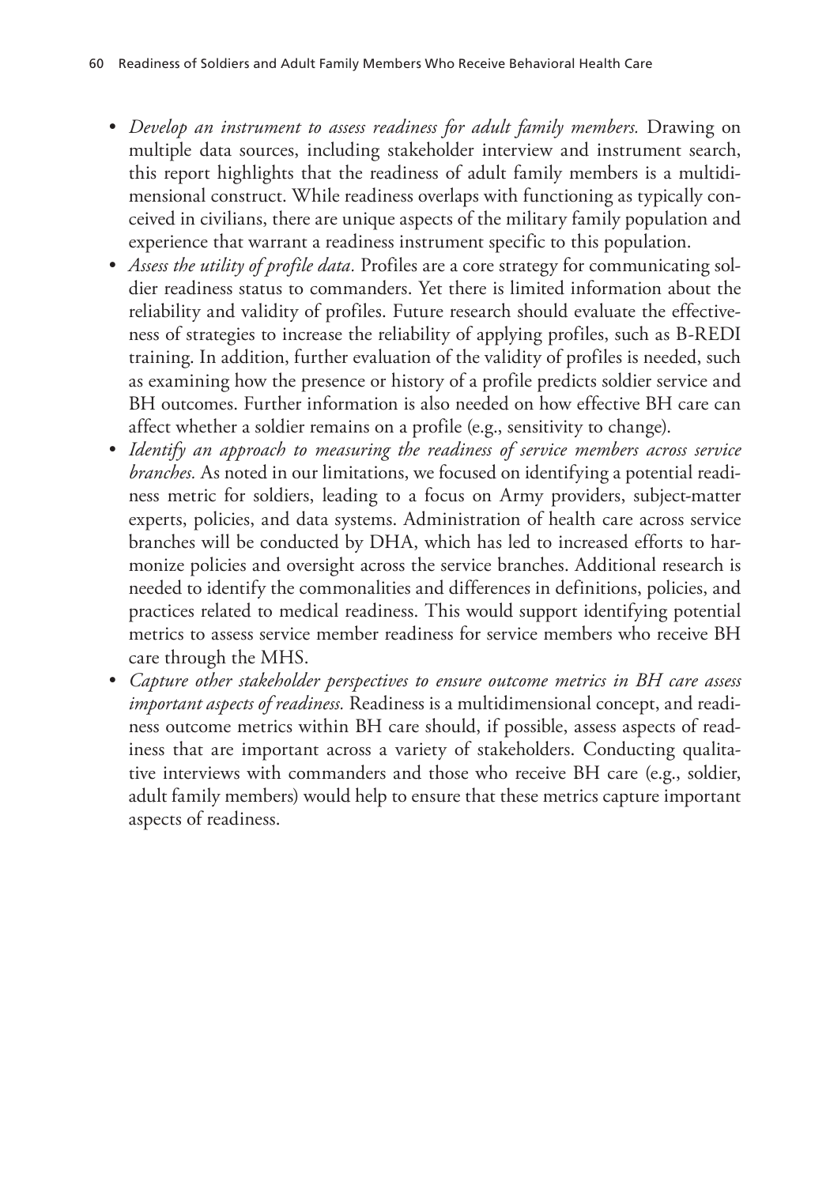- *Develop an instrument to assess readiness for adult family members.* Drawing on multiple data sources, including stakeholder interview and instrument search, this report highlights that the readiness of adult family members is a multidimensional construct. While readiness overlaps with functioning as typically conceived in civilians, there are unique aspects of the military family population and experience that warrant a readiness instrument specific to this population.
- *Assess the utility of profile data.* Profiles are a core strategy for communicating soldier readiness status to commanders. Yet there is limited information about the reliability and validity of profiles. Future research should evaluate the effectiveness of strategies to increase the reliability of applying profiles, such as B-REDI training. In addition, further evaluation of the validity of profiles is needed, such as examining how the presence or history of a profile predicts soldier service and BH outcomes. Further information is also needed on how effective BH care can affect whether a soldier remains on a profile (e.g., sensitivity to change).
- *Identify an approach to measuring the readiness of service members across service branches.* As noted in our limitations, we focused on identifying a potential readiness metric for soldiers, leading to a focus on Army providers, subject-matter experts, policies, and data systems. Administration of health care across service branches will be conducted by DHA, which has led to increased efforts to harmonize policies and oversight across the service branches. Additional research is needed to identify the commonalities and differences in definitions, policies, and practices related to medical readiness. This would support identifying potential metrics to assess service member readiness for service members who receive BH care through the MHS.
- *Capture other stakeholder perspectives to ensure outcome metrics in BH care assess important aspects of readiness.* Readiness is a multidimensional concept, and readiness outcome metrics within BH care should, if possible, assess aspects of readiness that are important across a variety of stakeholders. Conducting qualitative interviews with commanders and those who receive BH care (e.g., soldier, adult family members) would help to ensure that these metrics capture important aspects of readiness.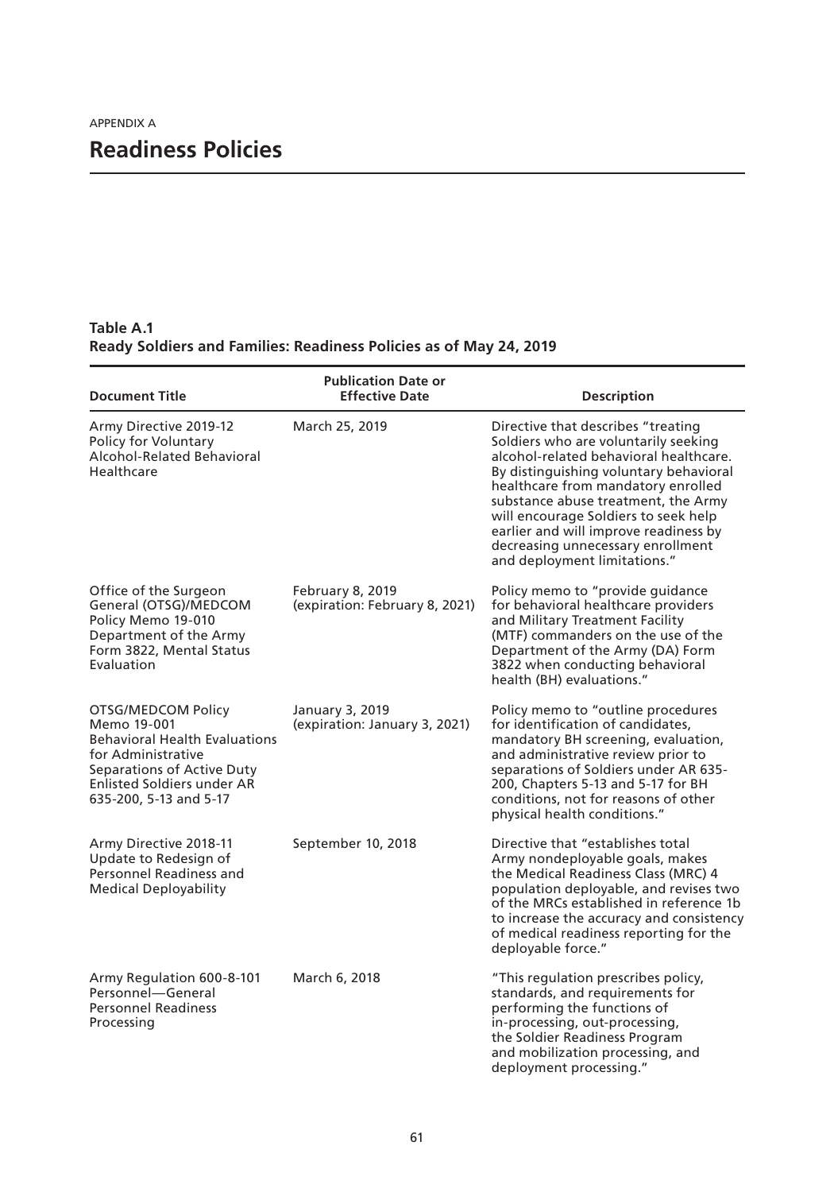APPENDIX A

# Readiness Policies

**Table A.1**
**Ready Soldiers and Families: Readiness Policies as of May 24, 2019**

| Document Title | Publication Date or Effective Date | Description |
|---|---|---|
| Army Directive 2019-12 Policy for Voluntary Alcohol-Related Behavioral Healthcare | March 25, 2019 | Directive that describes "treating Soldiers who are voluntarily seeking alcohol-related behavioral healthcare. By distinguishing voluntary behavioral healthcare from mandatory enrolled substance abuse treatment, the Army will encourage Soldiers to seek help earlier and will improve readiness by decreasing unnecessary enrollment and deployment limitations." |
| Office of the Surgeon General (OTSG)/MEDCOM Policy Memo 19-010 Department of the Army Form 3822, Mental Status Evaluation | February 8, 2019 (expiration: February 8, 2021) | Policy memo to "provide guidance for behavioral healthcare providers and Military Treatment Facility (MTF) commanders on the use of the Department of the Army (DA) Form 3822 when conducting behavioral health (BH) evaluations." |
| OTSG/MEDCOM Policy Memo 19-001 Behavioral Health Evaluations for Administrative Separations of Active Duty Enlisted Soldiers under AR 635-200, 5-13 and 5-17 | January 3, 2019 (expiration: January 3, 2021) | Policy memo to "outline procedures for identification of candidates, mandatory BH screening, evaluation, and administrative review prior to separations of Soldiers under AR 635-200, Chapters 5-13 and 5-17 for BH conditions, not for reasons of other physical health conditions." |
| Army Directive 2018-11 Update to Redesign of Personnel Readiness and Medical Deployability | September 10, 2018 | Directive that "establishes total Army nondeployable goals, makes the Medical Readiness Class (MRC) 4 population deployable, and revises two of the MRCs established in reference 1b to increase the accuracy and consistency of medical readiness reporting for the deployable force." |
| Army Regulation 600-8-101 Personnel—General Personnel Readiness Processing | March 6, 2018 | "This regulation prescribes policy, standards, and requirements for performing the functions of in-processing, out-processing, the Soldier Readiness Program and mobilization processing, and deployment processing." |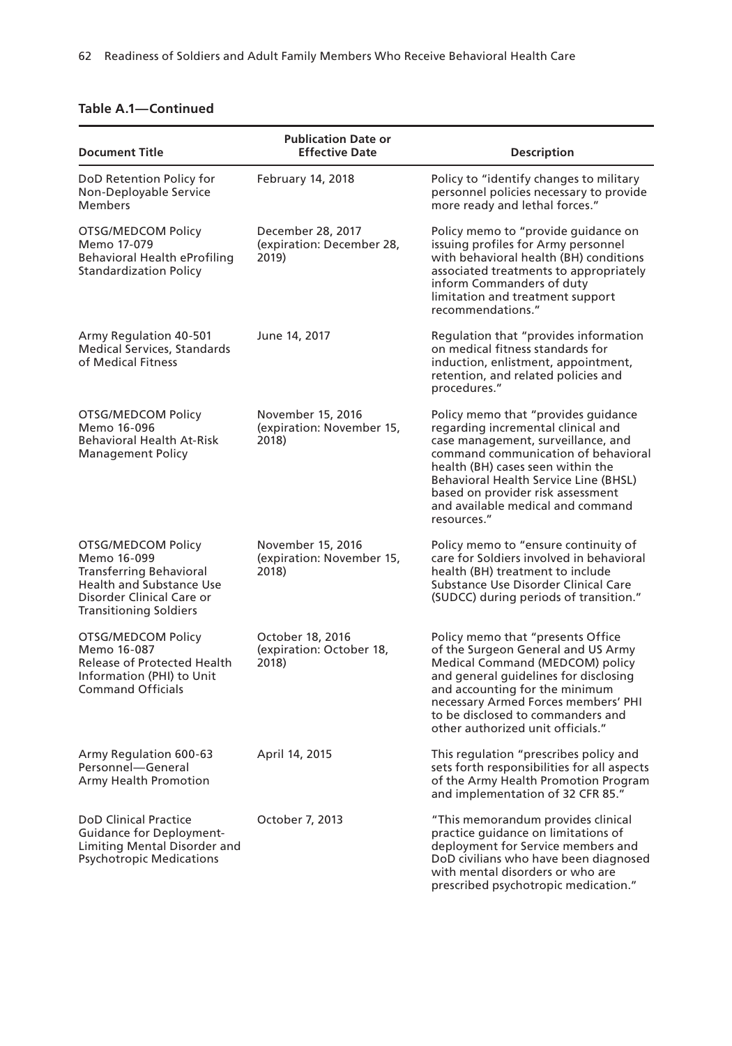**Table A.1—Continued**

| Document Title | Publication Date or Effective Date | Description |
| --- | --- | --- |
| DoD Retention Policy for Non-Deployable Service Members | February 14, 2018 | Policy to "identify changes to military personnel policies necessary to provide more ready and lethal forces." |
| OTSG/MEDCOM Policy Memo 17-079 Behavioral Health eProfiling Standardization Policy | December 28, 2017 (expiration: December 28, 2019) | Policy memo to "provide guidance on issuing profiles for Army personnel with behavioral health (BH) conditions associated treatments to appropriately inform Commanders of duty limitation and treatment support recommendations." |
| Army Regulation 40-501 Medical Services, Standards of Medical Fitness | June 14, 2017 | Regulation that "provides information on medical fitness standards for induction, enlistment, appointment, retention, and related policies and procedures." |
| OTSG/MEDCOM Policy Memo 16-096 Behavioral Health At-Risk Management Policy | November 15, 2016 (expiration: November 15, 2018) | Policy memo that "provides guidance regarding incremental clinical and case management, surveillance, and command communication of behavioral health (BH) cases seen within the Behavioral Health Service Line (BHSL) based on provider risk assessment and available medical and command resources." |
| OTSG/MEDCOM Policy Memo 16-099 Transferring Behavioral Health and Substance Use Disorder Clinical Care or Transitioning Soldiers | November 15, 2016 (expiration: November 15, 2018) | Policy memo to "ensure continuity of care for Soldiers involved in behavioral health (BH) treatment to include Substance Use Disorder Clinical Care (SUDCC) during periods of transition." |
| OTSG/MEDCOM Policy Memo 16-087 Release of Protected Health Information (PHI) to Unit Command Officials | October 18, 2016 (expiration: October 18, 2018) | Policy memo that "presents Office of the Surgeon General and US Army Medical Command (MEDCOM) policy and general guidelines for disclosing and accounting for the minimum necessary Armed Forces members' PHI to be disclosed to commanders and other authorized unit officials." |
| Army Regulation 600-63 Personnel—General Army Health Promotion | April 14, 2015 | This regulation "prescribes policy and sets forth responsibilities for all aspects of the Army Health Promotion Program and implementation of 32 CFR 85." |
| DoD Clinical Practice Guidance for Deployment-Limiting Mental Disorder and Psychotropic Medications | October 7, 2013 | "This memorandum provides clinical practice guidance on limitations of deployment for Service members and DoD civilians who have been diagnosed with mental disorders or who are prescribed psychotropic medication." |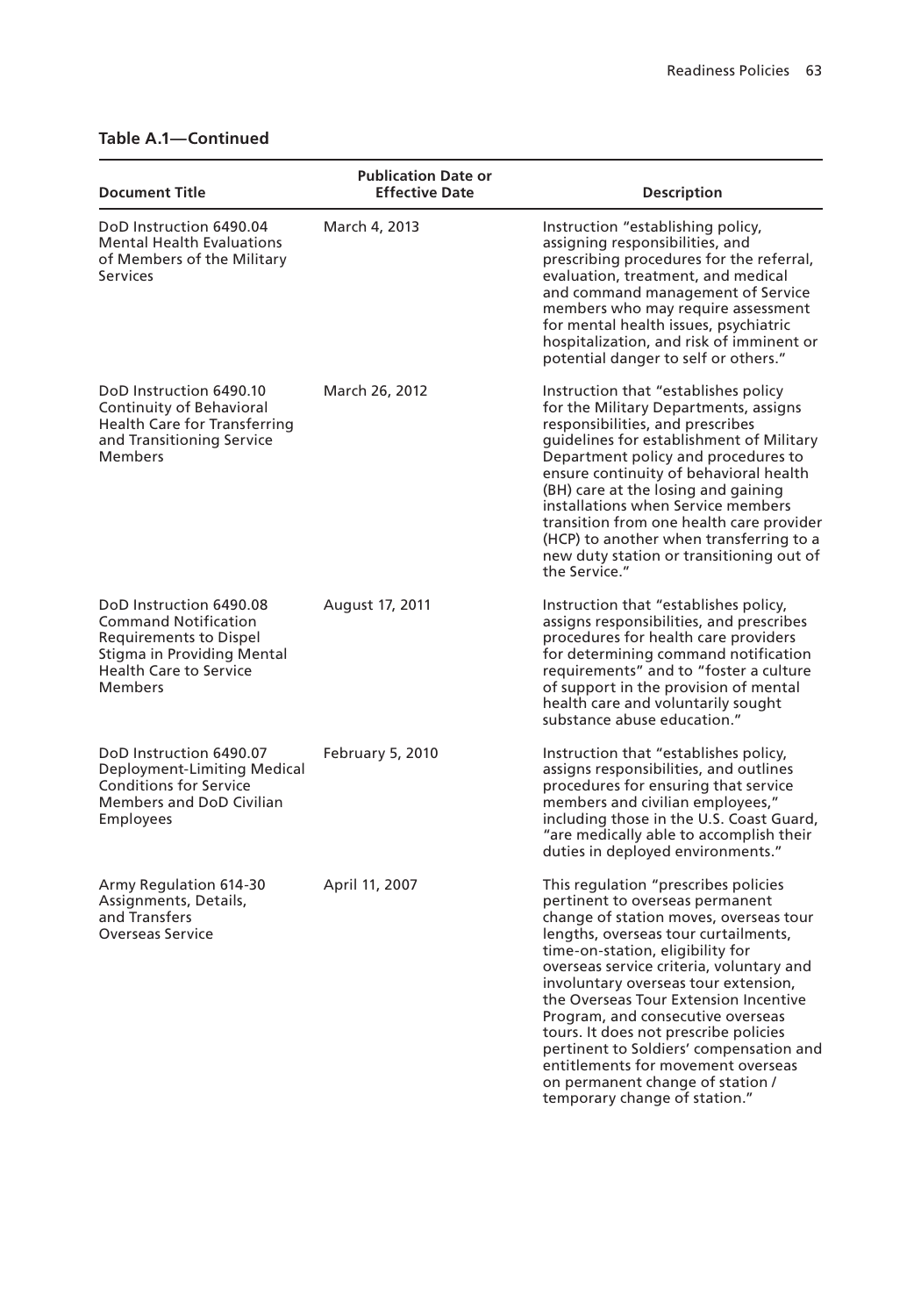**Table A.1—Continued**

| Document Title | Publication Date or Effective Date | Description |
|---|---|---|
| DoD Instruction 6490.04 Mental Health Evaluations of Members of the Military Services | March 4, 2013 | Instruction "establishing policy, assigning responsibilities, and prescribing procedures for the referral, evaluation, treatment, and medical and command management of Service members who may require assessment for mental health issues, psychiatric hospitalization, and risk of imminent or potential danger to self or others." |
| DoD Instruction 6490.10 Continuity of Behavioral Health Care for Transferring and Transitioning Service Members | March 26, 2012 | Instruction that "establishes policy for the Military Departments, assigns responsibilities, and prescribes guidelines for establishment of Military Department policy and procedures to ensure continuity of behavioral health (BH) care at the losing and gaining installations when Service members transition from one health care provider (HCP) to another when transferring to a new duty station or transitioning out of the Service." |
| DoD Instruction 6490.08 Command Notification Requirements to Dispel Stigma in Providing Mental Health Care to Service Members | August 17, 2011 | Instruction that "establishes policy, assigns responsibilities, and prescribes procedures for health care providers for determining command notification requirements" and to "foster a culture of support in the provision of mental health care and voluntarily sought substance abuse education." |
| DoD Instruction 6490.07 Deployment-Limiting Medical Conditions for Service Members and DoD Civilian Employees | February 5, 2010 | Instruction that "establishes policy, assigns responsibilities, and outlines procedures for ensuring that service members and civilian employees," including those in the U.S. Coast Guard, "are medically able to accomplish their duties in deployed environments." |
| Army Regulation 614-30 Assignments, Details, and Transfers Overseas Service | April 11, 2007 | This regulation "prescribes policies pertinent to overseas permanent change of station moves, overseas tour lengths, overseas tour curtailments, time-on-station, eligibility for overseas service criteria, voluntary and involuntary overseas tour extension, the Overseas Tour Extension Incentive Program, and consecutive overseas tours. It does not prescribe policies pertinent to Soldiers' compensation and entitlements for movement overseas on permanent change of station / temporary change of station." |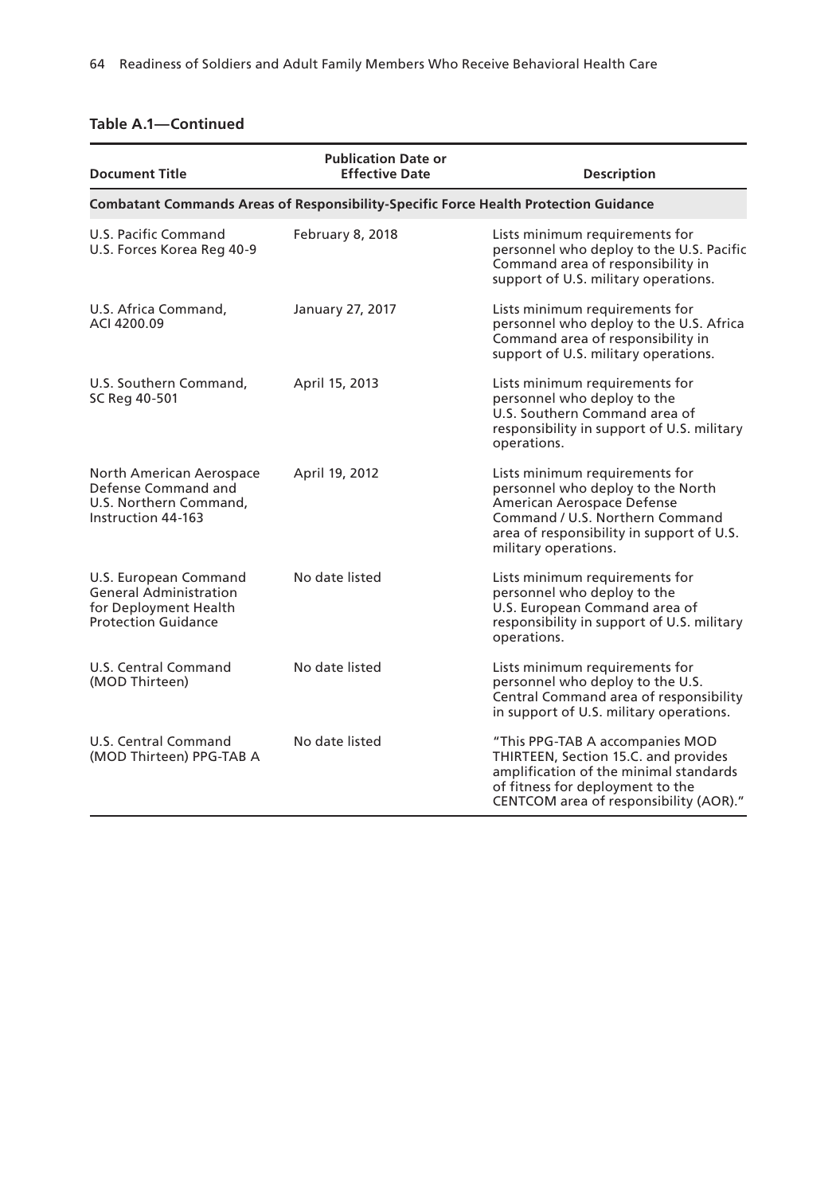**Table A.1—Continued**

| Document Title | Publication Date or Effective Date | Description |
|---|---|---|
| **Combatant Commands Areas of Responsibility-Specific Force Health Protection Guidance** | | |
| U.S. Pacific Command U.S. Forces Korea Reg 40-9 | February 8, 2018 | Lists minimum requirements for personnel who deploy to the U.S. Pacific Command area of responsibility in support of U.S. military operations. |
| U.S. Africa Command, ACI 4200.09 | January 27, 2017 | Lists minimum requirements for personnel who deploy to the U.S. Africa Command area of responsibility in support of U.S. military operations. |
| U.S. Southern Command, SC Reg 40-501 | April 15, 2013 | Lists minimum requirements for personnel who deploy to the U.S. Southern Command area of responsibility in support of U.S. military operations. |
| North American Aerospace Defense Command and U.S. Northern Command, Instruction 44-163 | April 19, 2012 | Lists minimum requirements for personnel who deploy to the North American Aerospace Defense Command / U.S. Northern Command area of responsibility in support of U.S. military operations. |
| U.S. European Command General Administration for Deployment Health Protection Guidance | No date listed | Lists minimum requirements for personnel who deploy to the U.S. European Command area of responsibility in support of U.S. military operations. |
| U.S. Central Command (MOD Thirteen) | No date listed | Lists minimum requirements for personnel who deploy to the U.S. Central Command area of responsibility in support of U.S. military operations. |
| U.S. Central Command (MOD Thirteen) PPG-TAB A | No date listed | "This PPG-TAB A accompanies MOD THIRTEEN, Section 15.C. and provides amplification of the minimal standards of fitness for deployment to the CENTCOM area of responsibility (AOR)." |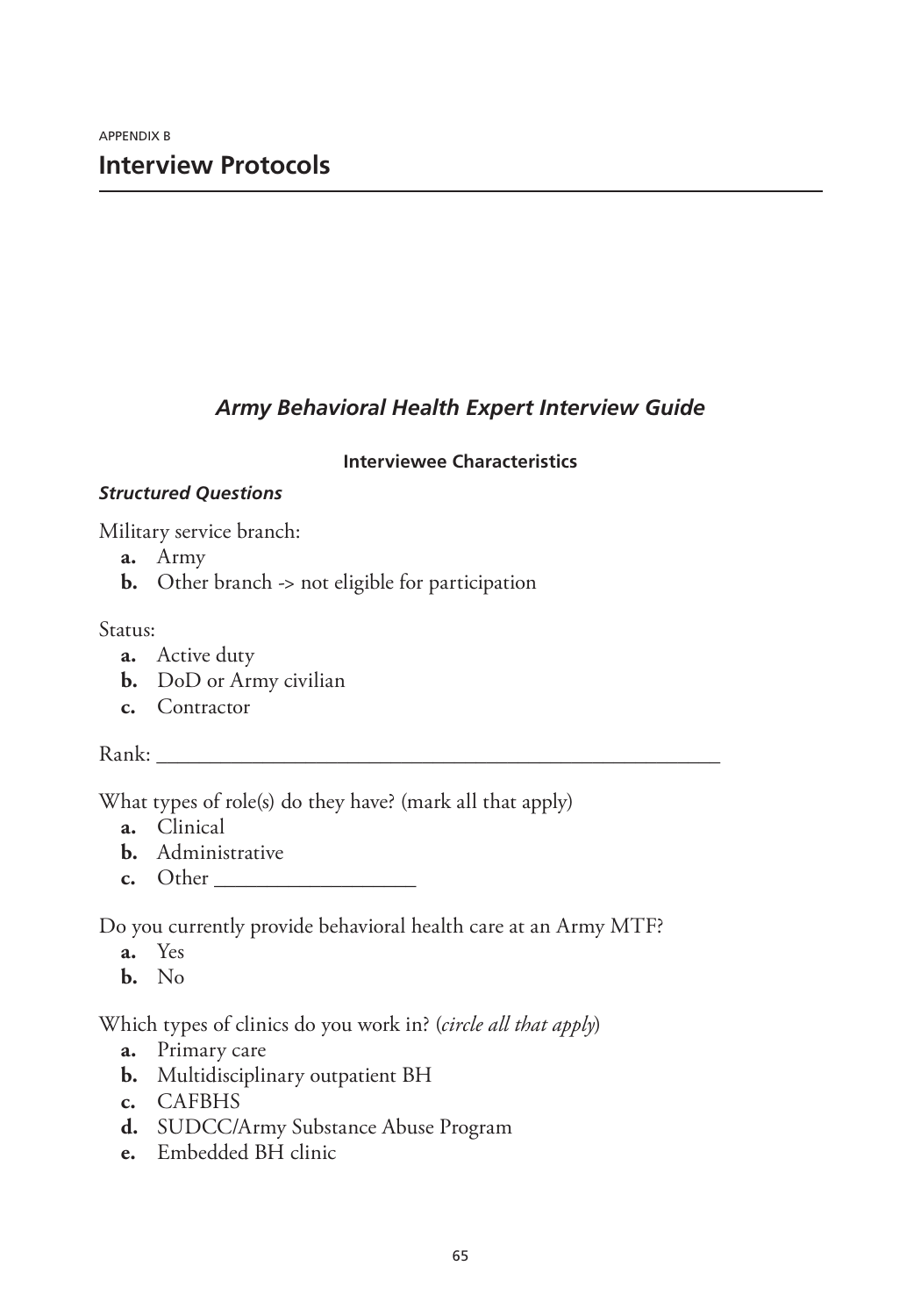APPENDIX B

# Interview Protocols

## *Army Behavioral Health Expert Interview Guide*

### Interviewee Characteristics

***Structured Questions***

Military service branch:

- **a.** Army
- **b.** Other branch -> not eligible for participation

Status:

- **a.** Active duty
- **b.** DoD or Army civilian
- **c.** Contractor

Rank: ______________________________________________

What types of role(s) do they have? (mark all that apply)

- **a.** Clinical
- **b.** Administrative
- **c.** Other ________________

Do you currently provide behavioral health care at an Army MTF?

- **a.** Yes
- **b.** No

Which types of clinics do you work in? (*circle all that apply*)

- **a.** Primary care
- **b.** Multidisciplinary outpatient BH
- **c.** CAFBHS
- **d.** SUDCC/Army Substance Abuse Program
- **e.** Embedded BH clinic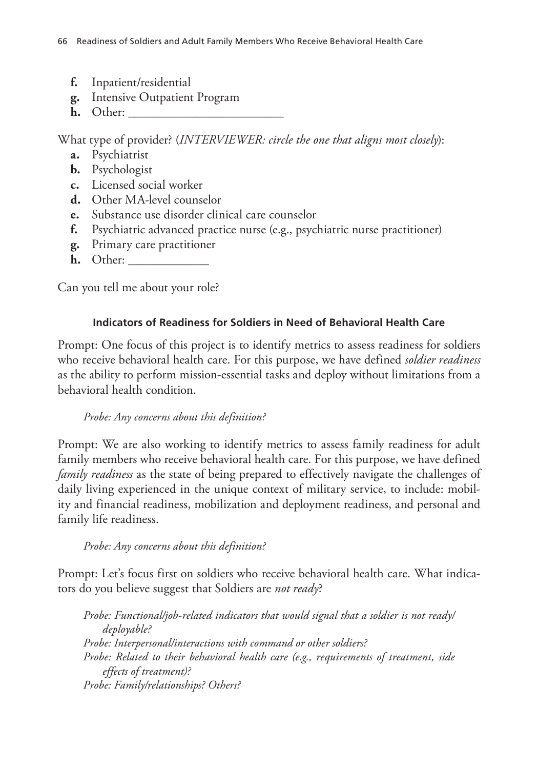**f.** Inpatient/residential
**g.** Intensive Outpatient Program
**h.** Other: ________________________

What type of provider? (*INTERVIEWER: circle the one that aligns most closely*):

**a.** Psychiatrist
**b.** Psychologist
**c.** Licensed social worker
**d.** Other MA-level counselor
**e.** Substance use disorder clinical care counselor
**f.** Psychiatric advanced practice nurse (e.g., psychiatric nurse practitioner)
**g.** Primary care practitioner
**h.** Other: ____________

Can you tell me about your role?

#### Indicators of Readiness for Soldiers in Need of Behavioral Health Care

Prompt: One focus of this project is to identify metrics to assess readiness for soldiers who receive behavioral health care. For this purpose, we have defined *soldier readiness* as the ability to perform mission-essential tasks and deploy without limitations from a behavioral health condition.

*Probe: Any concerns about this definition?*

Prompt: We are also working to identify metrics to assess family readiness for adult family members who receive behavioral health care. For this purpose, we have defined *family readiness* as the state of being prepared to effectively navigate the challenges of daily living experienced in the unique context of military service, to include: mobility and financial readiness, mobilization and deployment readiness, and personal and family life readiness.

*Probe: Any concerns about this definition?*

Prompt: Let's focus first on soldiers who receive behavioral health care. What indicators do you believe suggest that Soldiers are *not ready*?

*Probe: Functional/job-related indicators that would signal that a soldier is not ready/deployable?*
*Probe: Interpersonal/interactions with command or other soldiers?*
*Probe: Related to their behavioral health care (e.g., requirements of treatment, side effects of treatment)?*
*Probe: Family/relationships? Others?*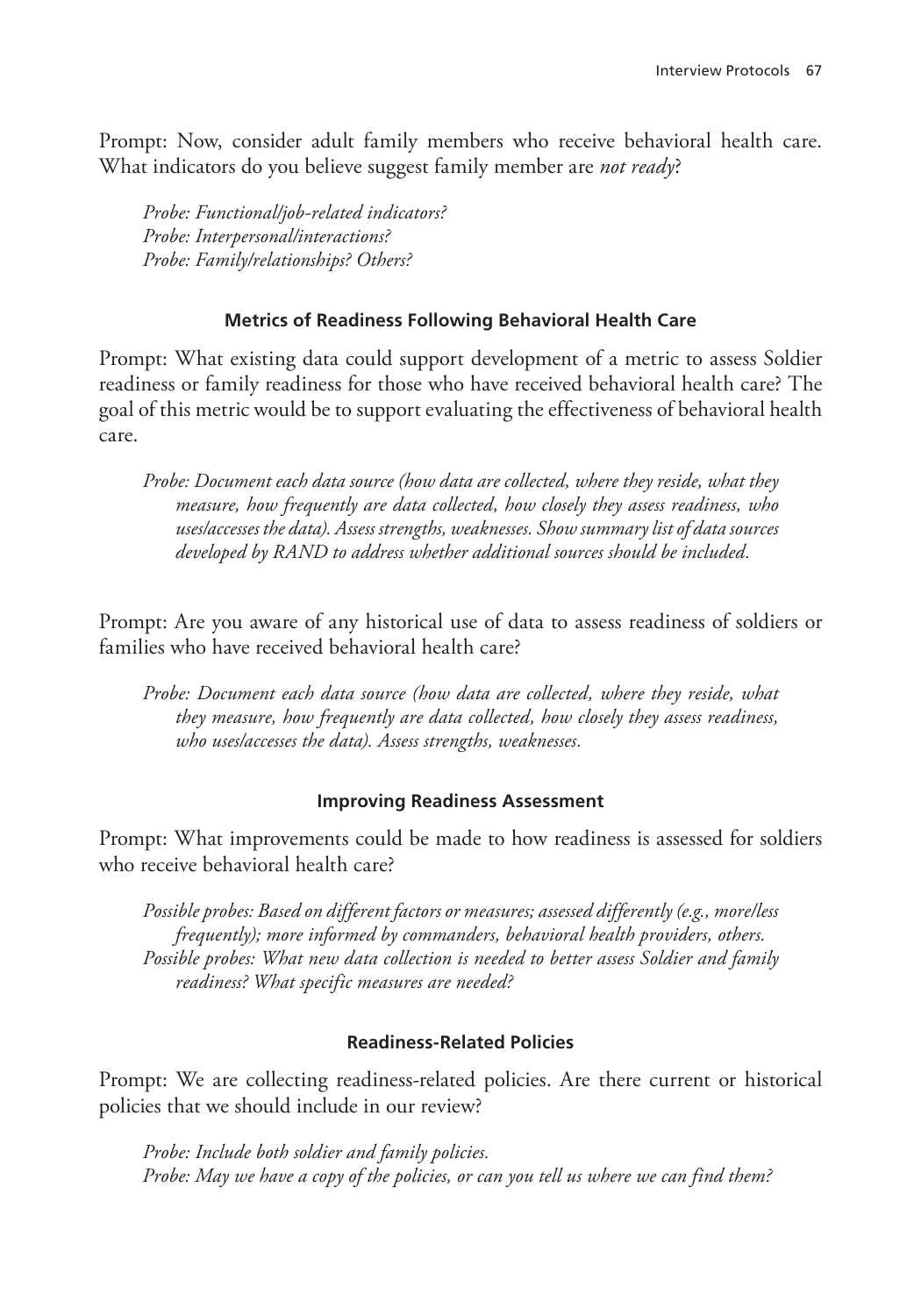Prompt: Now, consider adult family members who receive behavioral health care. What indicators do you believe suggest family member are *not ready*?

> *Probe: Functional/job-related indicators?*
> *Probe: Interpersonal/interactions?*
> *Probe: Family/relationships? Others?*

#### Metrics of Readiness Following Behavioral Health Care

Prompt: What existing data could support development of a metric to assess Soldier readiness or family readiness for those who have received behavioral health care? The goal of this metric would be to support evaluating the effectiveness of behavioral health care.

> *Probe: Document each data source (how data are collected, where they reside, what they measure, how frequently are data collected, how closely they assess readiness, who uses/accesses the data). Assess strengths, weaknesses. Show summary list of data sources developed by RAND to address whether additional sources should be included.*

Prompt: Are you aware of any historical use of data to assess readiness of soldiers or families who have received behavioral health care?

> *Probe: Document each data source (how data are collected, where they reside, what they measure, how frequently are data collected, how closely they assess readiness, who uses/accesses the data). Assess strengths, weaknesses.*

#### Improving Readiness Assessment

Prompt: What improvements could be made to how readiness is assessed for soldiers who receive behavioral health care?

> *Possible probes: Based on different factors or measures; assessed differently (e.g., more/less frequently); more informed by commanders, behavioral health providers, others.*
> *Possible probes: What new data collection is needed to better assess Soldier and family readiness? What specific measures are needed?*

#### Readiness-Related Policies

Prompt: We are collecting readiness-related policies. Are there current or historical policies that we should include in our review?

> *Probe: Include both soldier and family policies.*
> *Probe: May we have a copy of the policies, or can you tell us where we can find them?*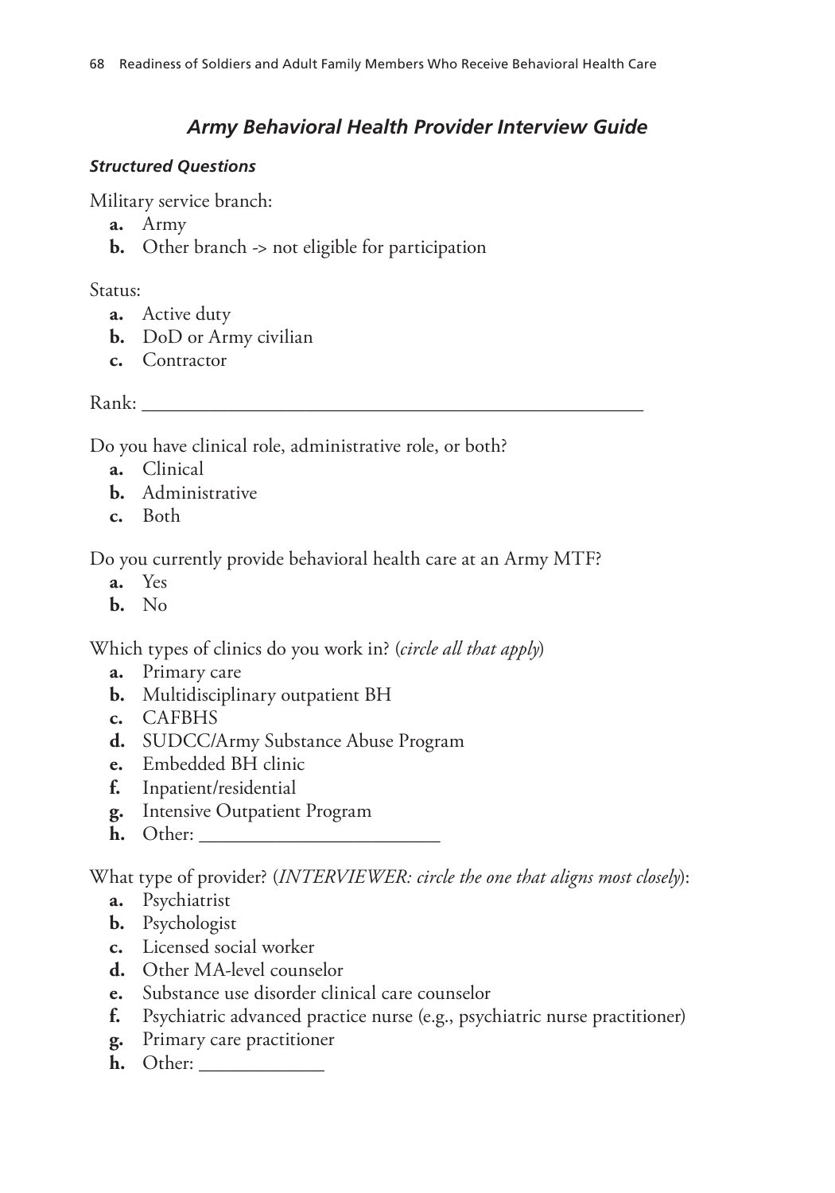## *Army Behavioral Health Provider Interview Guide*

### *Structured Questions*

Military service branch:

- **a.** Army
- **b.** Other branch -> not eligible for participation

Status:

- **a.** Active duty
- **b.** DoD or Army civilian
- **c.** Contractor

Rank: ______________________________________________________

Do you have clinical role, administrative role, or both?

- **a.** Clinical
- **b.** Administrative
- **c.** Both

Do you currently provide behavioral health care at an Army MTF?

- **a.** Yes
- **b.** No

Which types of clinics do you work in? (*circle all that apply*)

- **a.** Primary care
- **b.** Multidisciplinary outpatient BH
- **c.** CAFBHS
- **d.** SUDCC/Army Substance Abuse Program
- **e.** Embedded BH clinic
- **f.** Inpatient/residential
- **g.** Intensive Outpatient Program
- **h.** Other: _________________________

What type of provider? (*INTERVIEWER: circle the one that aligns most closely*):

- **a.** Psychiatrist
- **b.** Psychologist
- **c.** Licensed social worker
- **d.** Other MA-level counselor
- **e.** Substance use disorder clinical care counselor
- **f.** Psychiatric advanced practice nurse (e.g., psychiatric nurse practitioner)
- **g.** Primary care practitioner
- **h.** Other: _____________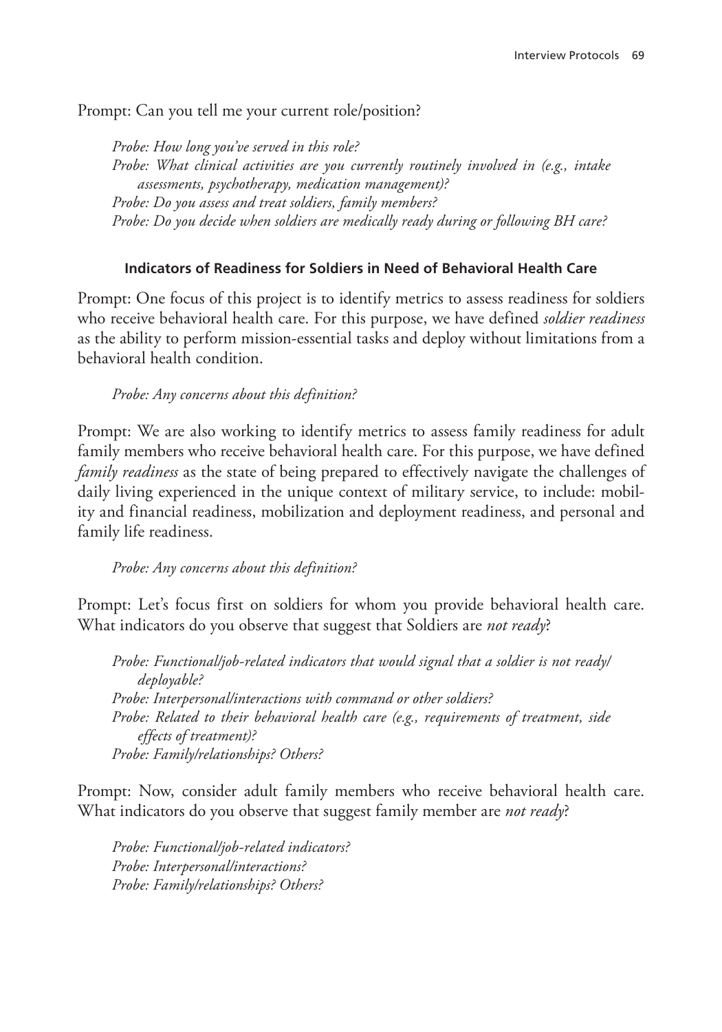Prompt: Can you tell me your current role/position?

*Probe: How long you've served in this role?*
*Probe: What clinical activities are you currently routinely involved in (e.g., intake assessments, psychotherapy, medication management)?*
*Probe: Do you assess and treat soldiers, family members?*
*Probe: Do you decide when soldiers are medically ready during or following BH care?*

**Indicators of Readiness for Soldiers in Need of Behavioral Health Care**

Prompt: One focus of this project is to identify metrics to assess readiness for soldiers who receive behavioral health care. For this purpose, we have defined *soldier readiness* as the ability to perform mission-essential tasks and deploy without limitations from a behavioral health condition.

*Probe: Any concerns about this definition?*

Prompt: We are also working to identify metrics to assess family readiness for adult family members who receive behavioral health care. For this purpose, we have defined *family readiness* as the state of being prepared to effectively navigate the challenges of daily living experienced in the unique context of military service, to include: mobility and financial readiness, mobilization and deployment readiness, and personal and family life readiness.

*Probe: Any concerns about this definition?*

Prompt: Let's focus first on soldiers for whom you provide behavioral health care. What indicators do you observe that suggest that Soldiers are *not ready*?

*Probe: Functional/job-related indicators that would signal that a soldier is not ready/deployable?*
*Probe: Interpersonal/interactions with command or other soldiers?*
*Probe: Related to their behavioral health care (e.g., requirements of treatment, side effects of treatment)?*
*Probe: Family/relationships? Others?*

Prompt: Now, consider adult family members who receive behavioral health care. What indicators do you observe that suggest family member are *not ready*?

*Probe: Functional/job-related indicators?*
*Probe: Interpersonal/interactions?*
*Probe: Family/relationships? Others?*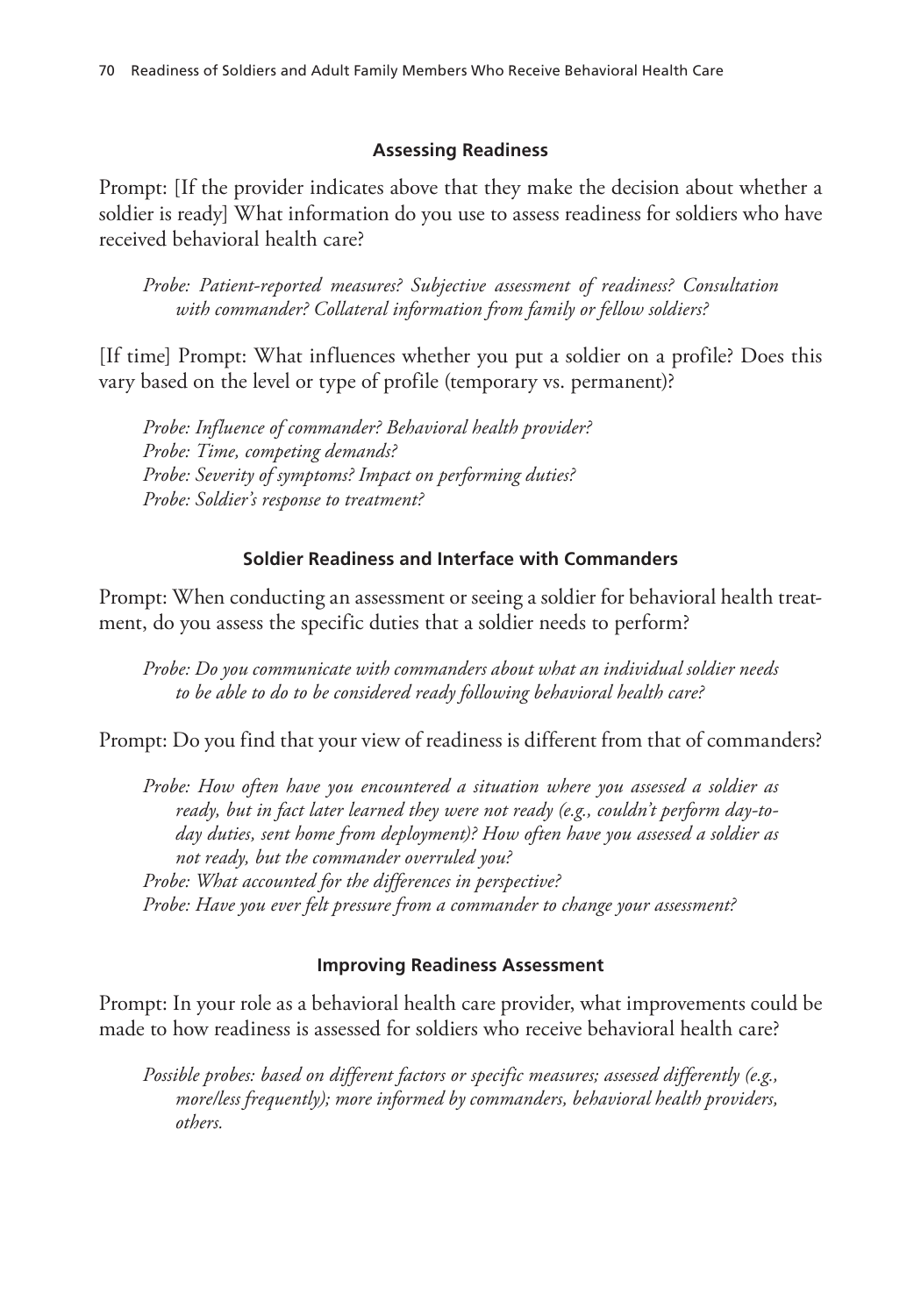### Assessing Readiness

Prompt: [If the provider indicates above that they make the decision about whether a soldier is ready] What information do you use to assess readiness for soldiers who have received behavioral health care?

*Probe: Patient-reported measures? Subjective assessment of readiness? Consultation with commander? Collateral information from family or fellow soldiers?*

[If time] Prompt: What influences whether you put a soldier on a profile? Does this vary based on the level or type of profile (temporary vs. permanent)?

*Probe: Influence of commander? Behavioral health provider?*
*Probe: Time, competing demands?*
*Probe: Severity of symptoms? Impact on performing duties?*
*Probe: Soldier's response to treatment?*

### Soldier Readiness and Interface with Commanders

Prompt: When conducting an assessment or seeing a soldier for behavioral health treatment, do you assess the specific duties that a soldier needs to perform?

*Probe: Do you communicate with commanders about what an individual soldier needs to be able to do to be considered ready following behavioral health care?*

Prompt: Do you find that your view of readiness is different from that of commanders?

*Probe: How often have you encountered a situation where you assessed a soldier as ready, but in fact later learned they were not ready (e.g., couldn't perform day-to-day duties, sent home from deployment)? How often have you assessed a soldier as not ready, but the commander overruled you?*
*Probe: What accounted for the differences in perspective?*
*Probe: Have you ever felt pressure from a commander to change your assessment?*

### Improving Readiness Assessment

Prompt: In your role as a behavioral health care provider, what improvements could be made to how readiness is assessed for soldiers who receive behavioral health care?

*Possible probes: based on different factors or specific measures; assessed differently (e.g., more/less frequently); more informed by commanders, behavioral health providers, others.*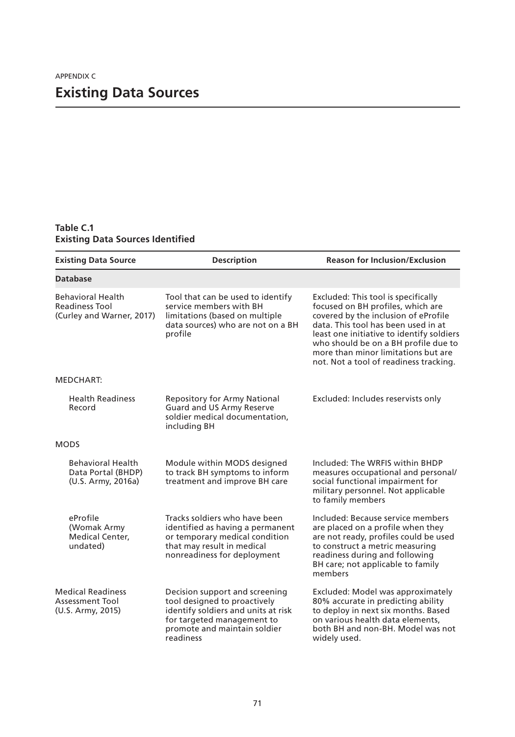APPENDIX C

# Existing Data Sources

**Table C.1**
**Existing Data Sources Identified**

| Existing Data Source | Description | Reason for Inclusion/Exclusion |
|---|---|---|
| **Database** | | |
| Behavioral Health Readiness Tool (Curley and Warner, 2017) | Tool that can be used to identify service members with BH limitations (based on multiple data sources) who are not on a BH profile | Excluded: This tool is specifically focused on BH profiles, which are covered by the inclusion of eProfile data. This tool has been used in at least one initiative to identify soldiers who should be on a BH profile due to more than minor limitations but are not. Not a tool of readiness tracking. |
| MEDCHART: | | |
| Health Readiness Record | Repository for Army National Guard and US Army Reserve soldier medical documentation, including BH | Excluded: Includes reservists only |
| MODS | | |
| Behavioral Health Data Portal (BHDP) (U.S. Army, 2016a) | Module within MODS designed to track BH symptoms to inform treatment and improve BH care | Included: The WRFIS within BHDP measures occupational and personal/social functional impairment for military personnel. Not applicable to family members |
| eProfile (Womak Army Medical Center, undated) | Tracks soldiers who have been identified as having a permanent or temporary medical condition that may result in medical nonreadiness for deployment | Included: Because service members are placed on a profile when they are not ready, profiles could be used to construct a metric measuring readiness during and following BH care; not applicable to family members |
| Medical Readiness Assessment Tool (U.S. Army, 2015) | Decision support and screening tool designed to proactively identify soldiers and units at risk for targeted management to promote and maintain soldier readiness | Excluded: Model was approximately 80% accurate in predicting ability to deploy in next six months. Based on various health data elements, both BH and non-BH. Model was not widely used. |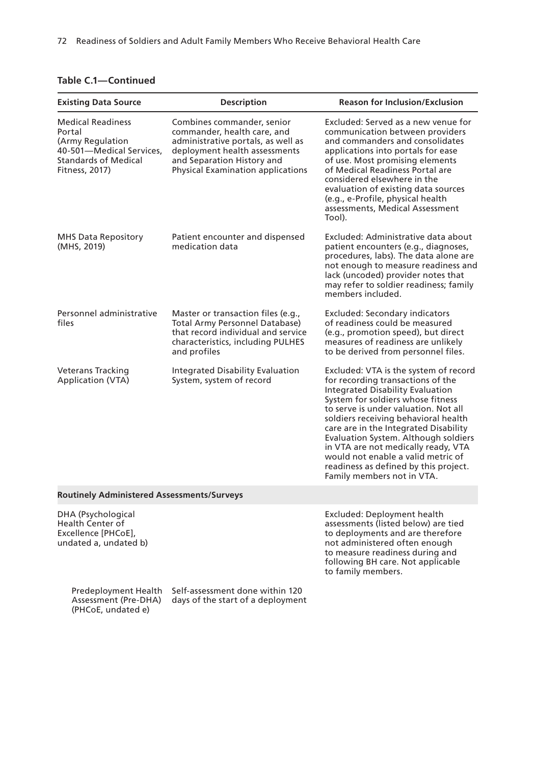**Table C.1—Continued**

| Existing Data Source | Description | Reason for Inclusion/Exclusion |
|---|---|---|
| Medical Readiness Portal (Army Regulation 40-501—Medical Services, Standards of Medical Fitness, 2017) | Combines commander, senior commander, health care, and administrative portals, as well as deployment health assessments and Separation History and Physical Examination applications | Excluded: Served as a new venue for communication between providers and commanders and consolidates applications into portals for ease of use. Most promising elements of Medical Readiness Portal are considered elsewhere in the evaluation of existing data sources (e.g., e-Profile, physical health assessments, Medical Assessment Tool). |
| MHS Data Repository (MHS, 2019) | Patient encounter and dispensed medication data | Excluded: Administrative data about patient encounters (e.g., diagnoses, procedures, labs). The data alone are not enough to measure readiness and lack (uncoded) provider notes that may refer to soldier readiness; family members included. |
| Personnel administrative files | Master or transaction files (e.g., Total Army Personnel Database) that record individual and service characteristics, including PULHES and profiles | Excluded: Secondary indicators of readiness could be measured (e.g., promotion speed), but direct measures of readiness are unlikely to be derived from personnel files. |
| Veterans Tracking Application (VTA) | Integrated Disability Evaluation System, system of record | Excluded: VTA is the system of record for recording transactions of the Integrated Disability Evaluation System for soldiers whose fitness to serve is under valuation. Not all soldiers receiving behavioral health care are in the Integrated Disability Evaluation System. Although soldiers in VTA are not medically ready, VTA would not enable a valid metric of readiness as defined by this project. Family members not in VTA. |
| **Routinely Administered Assessments/Surveys** | | |
| DHA (Psychological Health Center of Excellence [PHCoE], undated a, undated b) | | Excluded: Deployment health assessments (listed below) are tied to deployments and are therefore not administered often enough to measure readiness during and following BH care. Not applicable to family members. |
| Predeployment Health Assessment (Pre-DHA) (PHCoE, undated e) | Self-assessment done within 120 days of the start of a deployment | |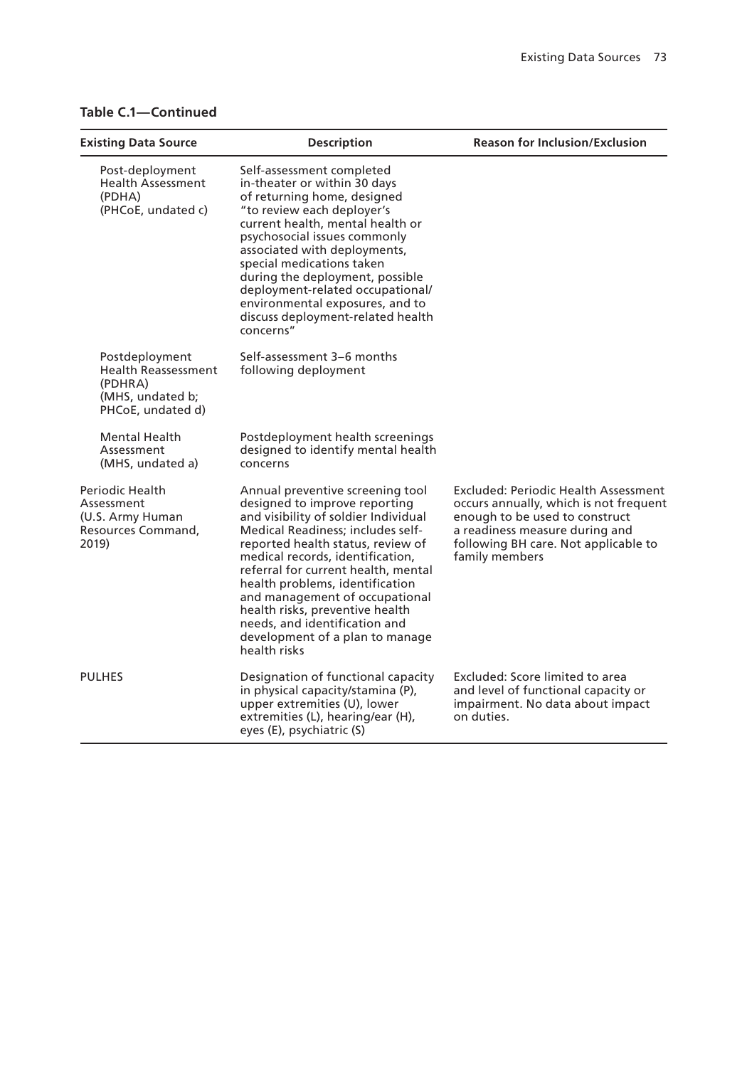**Table C.1—Continued**

| Existing Data Source | Description | Reason for Inclusion/Exclusion |
|---|---|---|
| Post-deployment Health Assessment (PDHA) (PHCoE, undated c) | Self-assessment completed in-theater or within 30 days of returning home, designed "to review each deployer's current health, mental health or psychosocial issues commonly associated with deployments, special medications taken during the deployment, possible deployment-related occupational/ environmental exposures, and to discuss deployment-related health concerns" | |
| Postdeployment Health Reassessment (PDHRA) (MHS, undated b; PHCoE, undated d) | Self-assessment 3–6 months following deployment | |
| Mental Health Assessment (MHS, undated a) | Postdeployment health screenings designed to identify mental health concerns | |
| Periodic Health Assessment (U.S. Army Human Resources Command, 2019) | Annual preventive screening tool designed to improve reporting and visibility of soldier Individual Medical Readiness; includes self-reported health status, review of medical records, identification, referral for current health, mental health problems, identification and management of occupational health risks, preventive health needs, and identification and development of a plan to manage health risks | Excluded: Periodic Health Assessment occurs annually, which is not frequent enough to be used to construct a readiness measure during and following BH care. Not applicable to family members |
| PULHES | Designation of functional capacity in physical capacity/stamina (P), upper extremities (U), lower extremities (L), hearing/ear (H), eyes (E), psychiatric (S) | Excluded: Score limited to area and level of functional capacity or impairment. No data about impact on duties. |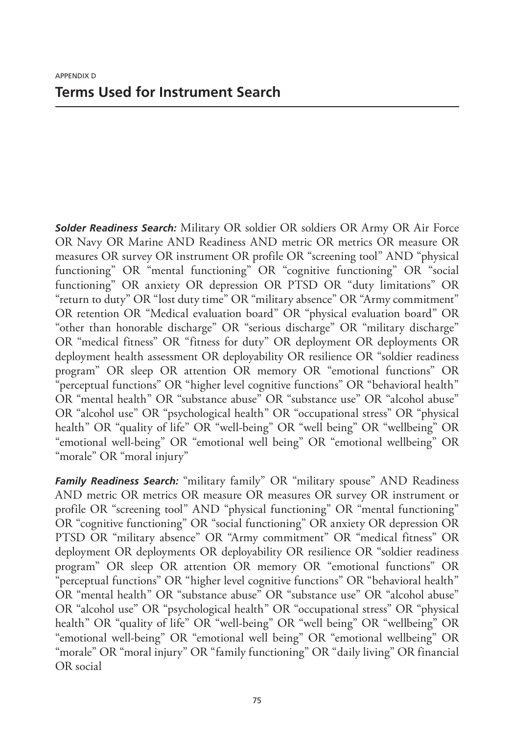APPENDIX D

# Terms Used for Instrument Search

***Solder Readiness Search:*** Military OR soldier OR soldiers OR Army OR Air Force OR Navy OR Marine AND Readiness AND metric OR metrics OR measure OR measures OR survey OR instrument OR profile OR "screening tool" AND "physical functioning" OR "mental functioning" OR "cognitive functioning" OR "social functioning" OR anxiety OR depression OR PTSD OR "duty limitations" OR "return to duty" OR "lost duty time" OR "military absence" OR "Army commitment" OR retention OR "Medical evaluation board" OR "physical evaluation board" OR "other than honorable discharge" OR "serious discharge" OR "military discharge" OR "medical fitness" OR "fitness for duty" OR deployment OR deployments OR deployment health assessment OR deployability OR resilience OR "soldier readiness program" OR sleep OR attention OR memory OR "emotional functions" OR "perceptual functions" OR "higher level cognitive functions" OR "behavioral health" OR "mental health" OR "substance abuse" OR "substance use" OR "alcohol abuse" OR "alcohol use" OR "psychological health" OR "occupational stress" OR "physical health" OR "quality of life" OR "well-being" OR "well being" OR "wellbeing" OR "emotional well-being" OR "emotional well being" OR "emotional wellbeing" OR "morale" OR "moral injury"

***Family Readiness Search:*** "military family" OR "military spouse" AND Readiness AND metric OR metrics OR measure OR measures OR survey OR instrument or profile OR "screening tool" AND "physical functioning" OR "mental functioning" OR "cognitive functioning" OR "social functioning" OR anxiety OR depression OR PTSD OR "military absence" OR "Army commitment" OR "medical fitness" OR deployment OR deployments OR deployability OR resilience OR "soldier readiness program" OR sleep OR attention OR memory OR "emotional functions" OR "perceptual functions" OR "higher level cognitive functions" OR "behavioral health" OR "mental health" OR "substance abuse" OR "substance use" OR "alcohol abuse" OR "alcohol use" OR "psychological health" OR "occupational stress" OR "physical health" OR "quality of life" OR "well-being" OR "well being" OR "wellbeing" OR "emotional well-being" OR "emotional well being" OR "emotional wellbeing" OR "morale" OR "moral injury" OR "family functioning" OR "daily living" OR financial OR social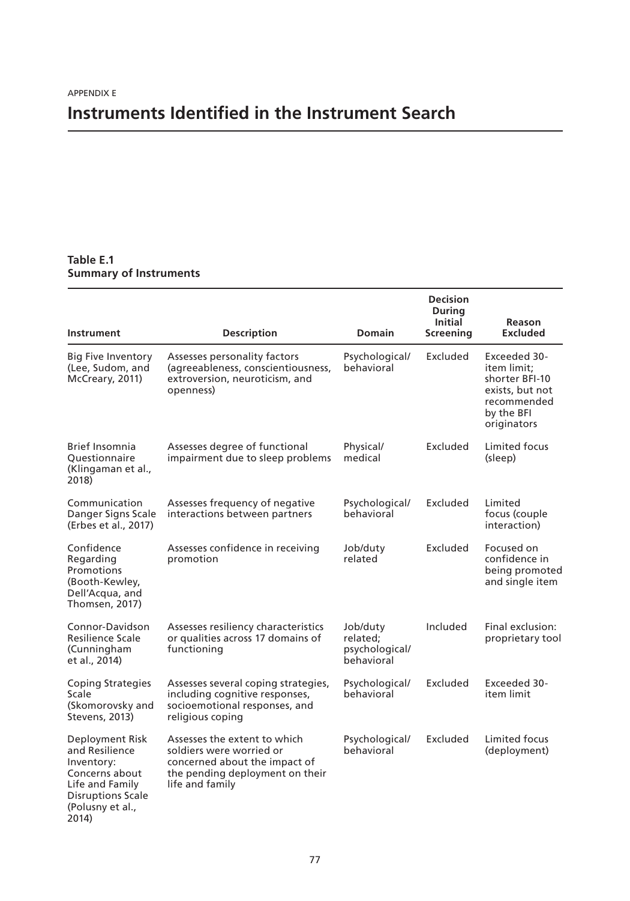APPENDIX E

# Instruments Identified in the Instrument Search

**Table E.1**
**Summary of Instruments**

| Instrument | Description | Domain | Decision During Initial Screening | Reason Excluded |
|---|---|---|---|---|
| Big Five Inventory (Lee, Sudom, and McCreary, 2011) | Assesses personality factors (agreeableness, conscientiousness, extroversion, neuroticism, and openness) | Psychological/behavioral | Excluded | Exceeded 30-item limit; shorter BFI-10 exists, but not recommended by the BFI originators |
| Brief Insomnia Questionnaire (Klingaman et al., 2018) | Assesses degree of functional impairment due to sleep problems | Physical/medical | Excluded | Limited focus (sleep) |
| Communication Danger Signs Scale (Erbes et al., 2017) | Assesses frequency of negative interactions between partners | Psychological/behavioral | Excluded | Limited focus (couple interaction) |
| Confidence Regarding Promotions (Booth-Kewley, Dell'Acqua, and Thomsen, 2017) | Assesses confidence in receiving promotion | Job/duty related | Excluded | Focused on confidence in being promoted and single item |
| Connor-Davidson Resilience Scale (Cunningham et al., 2014) | Assesses resiliency characteristics or qualities across 17 domains of functioning | Job/duty related; psychological/behavioral | Included | Final exclusion: proprietary tool |
| Coping Strategies Scale (Skomorovsky and Stevens, 2013) | Assesses several coping strategies, including cognitive responses, socioemotional responses, and religious coping | Psychological/behavioral | Excluded | Exceeded 30-item limit |
| Deployment Risk and Resilience Inventory: Concerns about Life and Family Disruptions Scale (Polusny et al., 2014) | Assesses the extent to which soldiers were worried or concerned about the impact of the pending deployment on their life and family | Psychological/behavioral | Excluded | Limited focus (deployment) |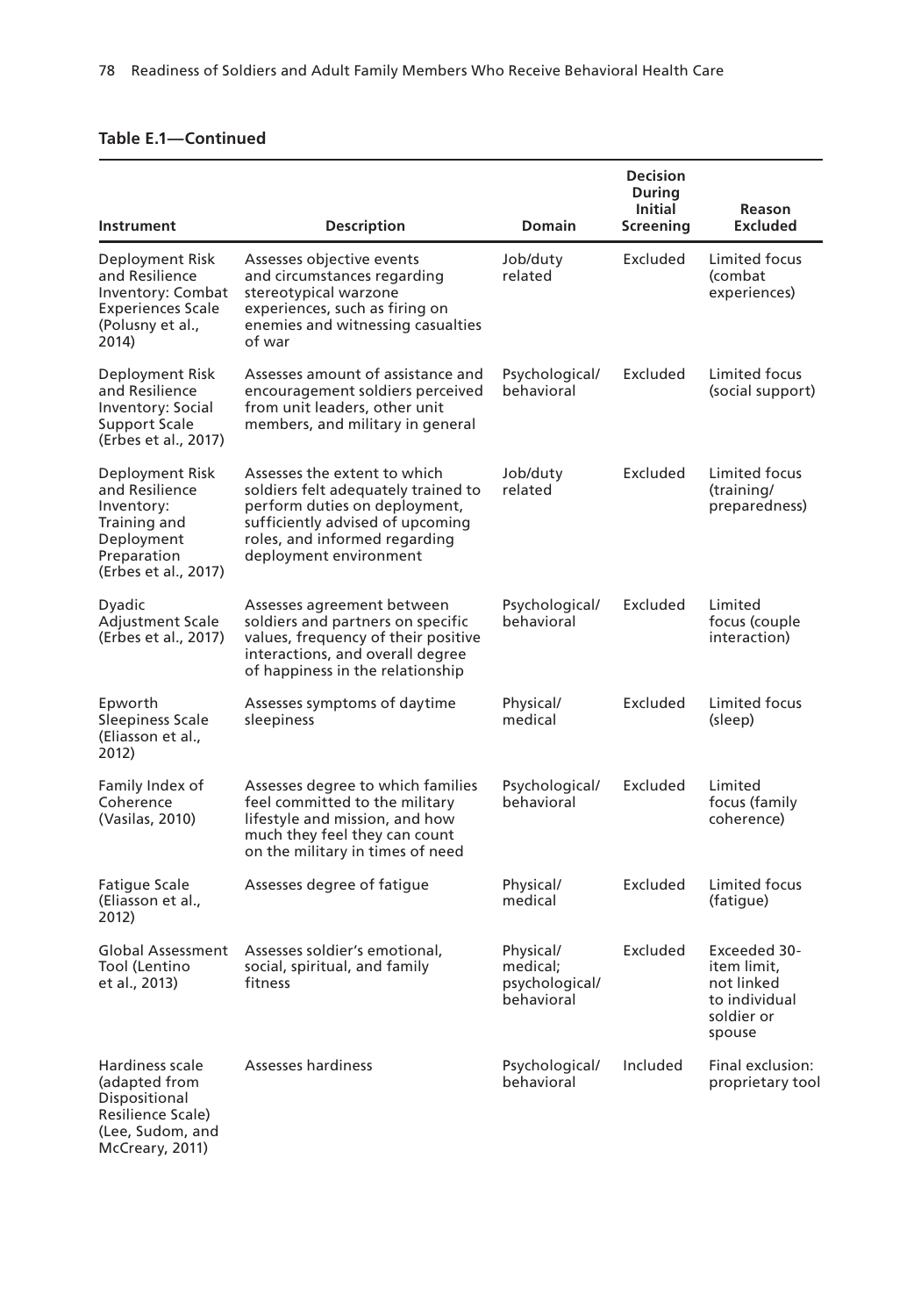**Table E.1—Continued**

| Instrument | Description | Domain | Decision During Initial Screening | Reason Excluded |
|---|---|---|---|---|
| Deployment Risk and Resilience Inventory: Combat Experiences Scale (Polusny et al., 2014) | Assesses objective events and circumstances regarding stereotypical warzone experiences, such as firing on enemies and witnessing casualties of war | Job/duty related | Excluded | Limited focus (combat experiences) |
| Deployment Risk and Resilience Inventory: Social Support Scale (Erbes et al., 2017) | Assesses amount of assistance and encouragement soldiers perceived from unit leaders, other unit members, and military in general | Psychological/ behavioral | Excluded | Limited focus (social support) |
| Deployment Risk and Resilience Inventory: Training and Deployment Preparation (Erbes et al., 2017) | Assesses the extent to which soldiers felt adequately trained to perform duties on deployment, sufficiently advised of upcoming roles, and informed regarding deployment environment | Job/duty related | Excluded | Limited focus (training/ preparedness) |
| Dyadic Adjustment Scale (Erbes et al., 2017) | Assesses agreement between soldiers and partners on specific values, frequency of their positive interactions, and overall degree of happiness in the relationship | Psychological/ behavioral | Excluded | Limited focus (couple interaction) |
| Epworth Sleepiness Scale (Eliasson et al., 2012) | Assesses symptoms of daytime sleepiness | Physical/ medical | Excluded | Limited focus (sleep) |
| Family Index of Coherence (Vasilas, 2010) | Assesses degree to which families feel committed to the military lifestyle and mission, and how much they feel they can count on the military in times of need | Psychological/ behavioral | Excluded | Limited focus (family coherence) |
| Fatigue Scale (Eliasson et al., 2012) | Assesses degree of fatigue | Physical/ medical | Excluded | Limited focus (fatigue) |
| Global Assessment Tool (Lentino et al., 2013) | Assesses soldier's emotional, social, spiritual, and family fitness | Physical/ medical; psychological/ behavioral | Excluded | Exceeded 30-item limit, not linked to individual soldier or spouse |
| Hardiness scale (adapted from Dispositional Resilience Scale) (Lee, Sudom, and McCreary, 2011) | Assesses hardiness | Psychological/ behavioral | Included | Final exclusion: proprietary tool |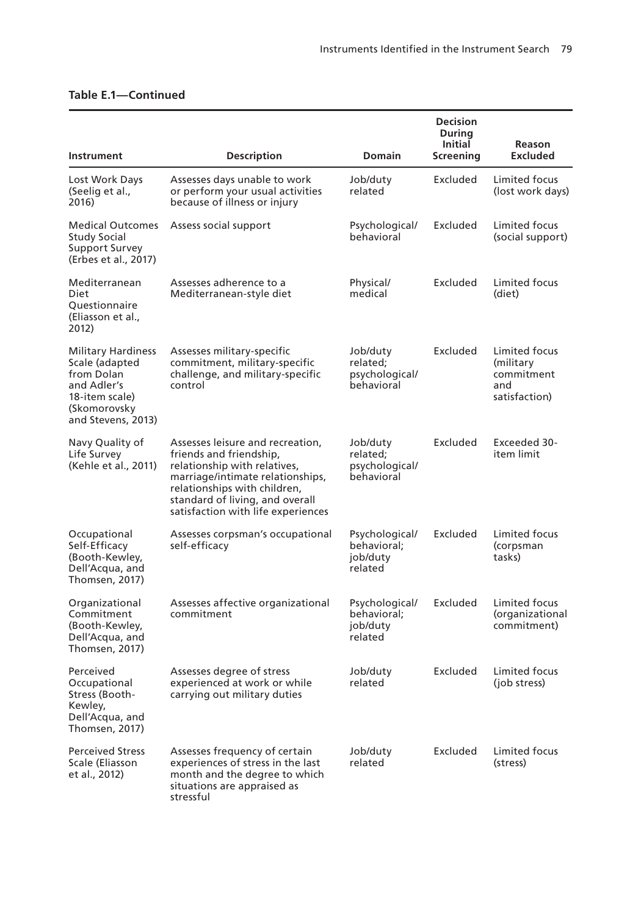**Table E.1—Continued**

| Instrument | Description | Domain | Decision During Initial Screening | Reason Excluded |
|---|---|---|---|---|
| Lost Work Days (Seelig et al., 2016) | Assesses days unable to work or perform your usual activities because of illness or injury | Job/duty related | Excluded | Limited focus (lost work days) |
| Medical Outcomes Study Social Support Survey (Erbes et al., 2017) | Assess social support | Psychological/ behavioral | Excluded | Limited focus (social support) |
| Mediterranean Diet Questionnaire (Eliasson et al., 2012) | Assesses adherence to a Mediterranean-style diet | Physical/ medical | Excluded | Limited focus (diet) |
| Military Hardiness Scale (adapted from Dolan and Adler's 18-item scale) (Skomorovsky and Stevens, 2013) | Assesses military-specific commitment, military-specific challenge, and military-specific control | Job/duty related; psychological/ behavioral | Excluded | Limited focus (military commitment and satisfaction) |
| Navy Quality of Life Survey (Kehle et al., 2011) | Assesses leisure and recreation, friends and friendship, relationship with relatives, marriage/intimate relationships, relationships with children, standard of living, and overall satisfaction with life experiences | Job/duty related; psychological/ behavioral | Excluded | Exceeded 30-item limit |
| Occupational Self-Efficacy (Booth-Kewley, Dell'Acqua, and Thomsen, 2017) | Assesses corpsman's occupational self-efficacy | Psychological/ behavioral; job/duty related | Excluded | Limited focus (corpsman tasks) |
| Organizational Commitment (Booth-Kewley, Dell'Acqua, and Thomsen, 2017) | Assesses affective organizational commitment | Psychological/ behavioral; job/duty related | Excluded | Limited focus (organizational commitment) |
| Perceived Occupational Stress (Booth-Kewley, Dell'Acqua, and Thomsen, 2017) | Assesses degree of stress experienced at work or while carrying out military duties | Job/duty related | Excluded | Limited focus (job stress) |
| Perceived Stress Scale (Eliasson et al., 2012) | Assesses frequency of certain experiences of stress in the last month and the degree to which situations are appraised as stressful | Job/duty related | Excluded | Limited focus (stress) |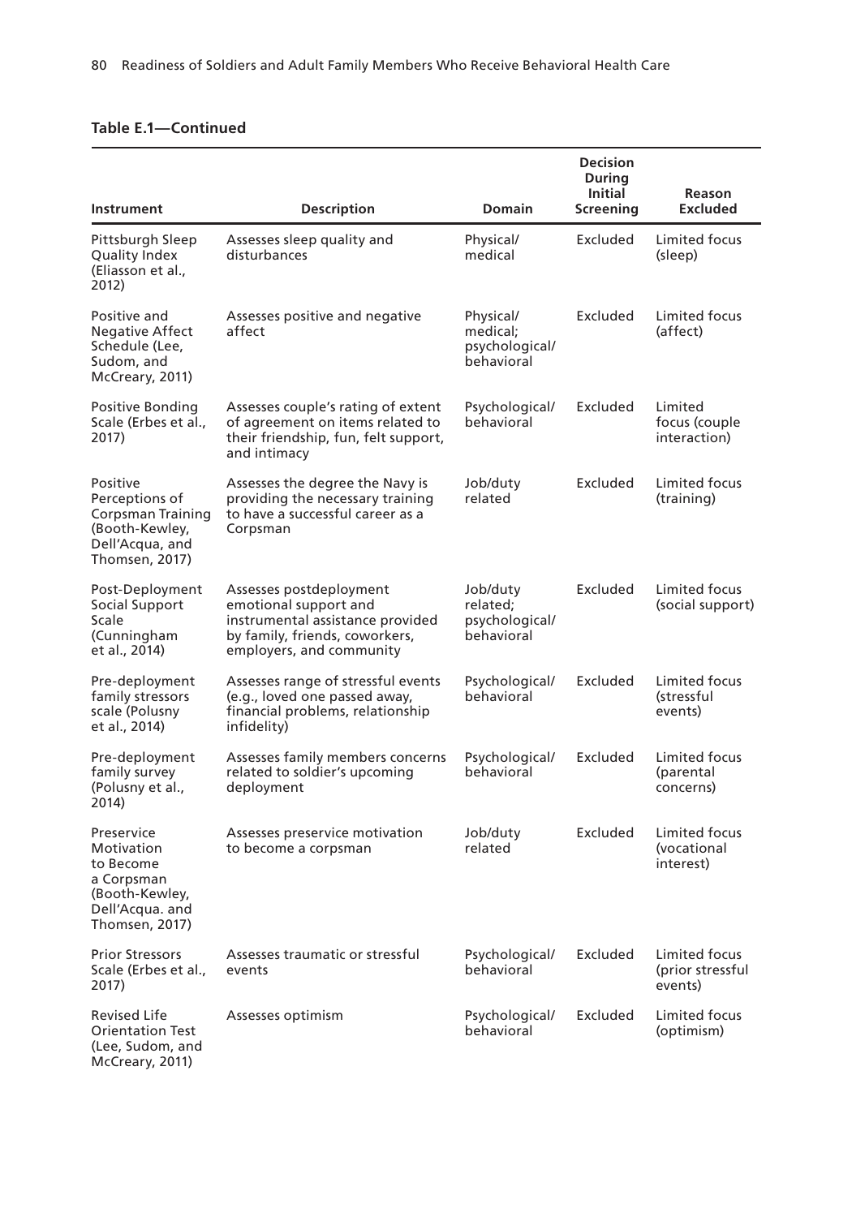**Table E.1—Continued**

| Instrument | Description | Domain | Decision During Initial Screening | Reason Excluded |
|---|---|---|---|---|
| Pittsburgh Sleep Quality Index (Eliasson et al., 2012) | Assesses sleep quality and disturbances | Physical/ medical | Excluded | Limited focus (sleep) |
| Positive and Negative Affect Schedule (Lee, Sudom, and McCreary, 2011) | Assesses positive and negative affect | Physical/ medical; psychological/ behavioral | Excluded | Limited focus (affect) |
| Positive Bonding Scale (Erbes et al., 2017) | Assesses couple's rating of extent of agreement on items related to their friendship, fun, felt support, and intimacy | Psychological/ behavioral | Excluded | Limited focus (couple interaction) |
| Positive Perceptions of Corpsman Training (Booth-Kewley, Dell'Acqua, and Thomsen, 2017) | Assesses the degree the Navy is providing the necessary training to have a successful career as a Corpsman | Job/duty related | Excluded | Limited focus (training) |
| Post-Deployment Social Support Scale (Cunningham et al., 2014) | Assesses postdeployment emotional support and instrumental assistance provided by family, friends, coworkers, employers, and community | Job/duty related; psychological/ behavioral | Excluded | Limited focus (social support) |
| Pre-deployment family stressors scale (Polusny et al., 2014) | Assesses range of stressful events (e.g., loved one passed away, financial problems, relationship infidelity) | Psychological/ behavioral | Excluded | Limited focus (stressful events) |
| Pre-deployment family survey (Polusny et al., 2014) | Assesses family members concerns related to soldier's upcoming deployment | Psychological/ behavioral | Excluded | Limited focus (parental concerns) |
| Preservice Motivation to Become a Corpsman (Booth-Kewley, Dell'Acqua. and Thomsen, 2017) | Assesses preservice motivation to become a corpsman | Job/duty related | Excluded | Limited focus (vocational interest) |
| Prior Stressors Scale (Erbes et al., 2017) | Assesses traumatic or stressful events | Psychological/ behavioral | Excluded | Limited focus (prior stressful events) |
| Revised Life Orientation Test (Lee, Sudom, and McCreary, 2011) | Assesses optimism | Psychological/ behavioral | Excluded | Limited focus (optimism) |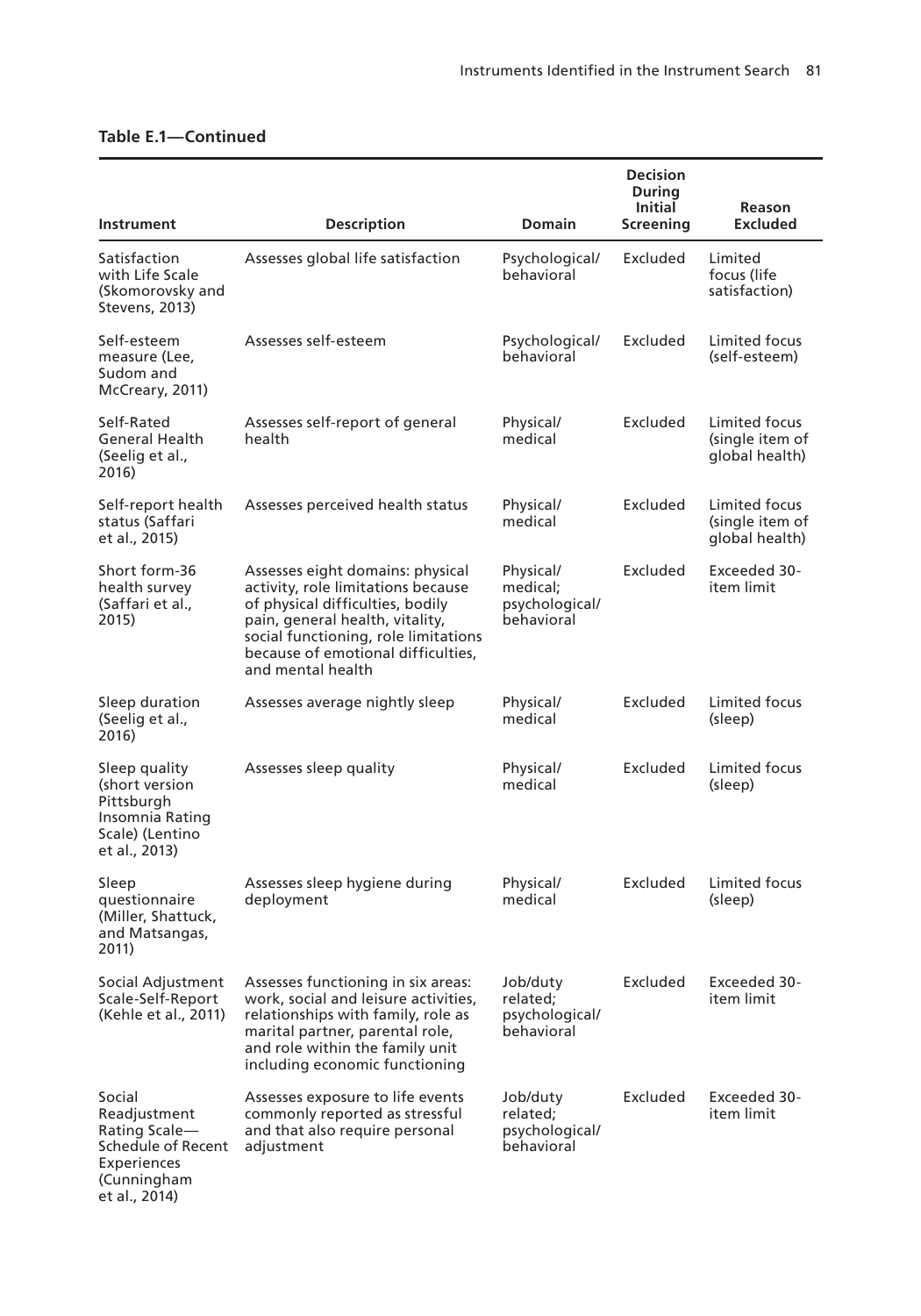**Table E.1—Continued**

| Instrument | Description | Domain | Decision During Initial Screening | Reason Excluded |
|---|---|---|---|---|
| Satisfaction with Life Scale (Skomorovsky and Stevens, 2013) | Assesses global life satisfaction | Psychological/ behavioral | Excluded | Limited focus (life satisfaction) |
| Self-esteem measure (Lee, Sudom and McCreary, 2011) | Assesses self-esteem | Psychological/ behavioral | Excluded | Limited focus (self-esteem) |
| Self-Rated General Health (Seelig et al., 2016) | Assesses self-report of general health | Physical/ medical | Excluded | Limited focus (single item of global health) |
| Self-report health status (Saffari et al., 2015) | Assesses perceived health status | Physical/ medical | Excluded | Limited focus (single item of global health) |
| Short form-36 health survey (Saffari et al., 2015) | Assesses eight domains: physical activity, role limitations because of physical difficulties, bodily pain, general health, vitality, social functioning, role limitations because of emotional difficulties, and mental health | Physical/ medical; psychological/ behavioral | Excluded | Exceeded 30-item limit |
| Sleep duration (Seelig et al., 2016) | Assesses average nightly sleep | Physical/ medical | Excluded | Limited focus (sleep) |
| Sleep quality (short version Pittsburgh Insomnia Rating Scale) (Lentino et al., 2013) | Assesses sleep quality | Physical/ medical | Excluded | Limited focus (sleep) |
| Sleep questionnaire (Miller, Shattuck, and Matsangas, 2011) | Assesses sleep hygiene during deployment | Physical/ medical | Excluded | Limited focus (sleep) |
| Social Adjustment Scale-Self-Report (Kehle et al., 2011) | Assesses functioning in six areas: work, social and leisure activities, relationships with family, role as marital partner, parental role, and role within the family unit including economic functioning | Job/duty related; psychological/ behavioral | Excluded | Exceeded 30-item limit |
| Social Readjustment Rating Scale—Schedule of Recent Experiences (Cunningham et al., 2014) | Assesses exposure to life events commonly reported as stressful and that also require personal adjustment | Job/duty related; psychological/ behavioral | Excluded | Exceeded 30-item limit |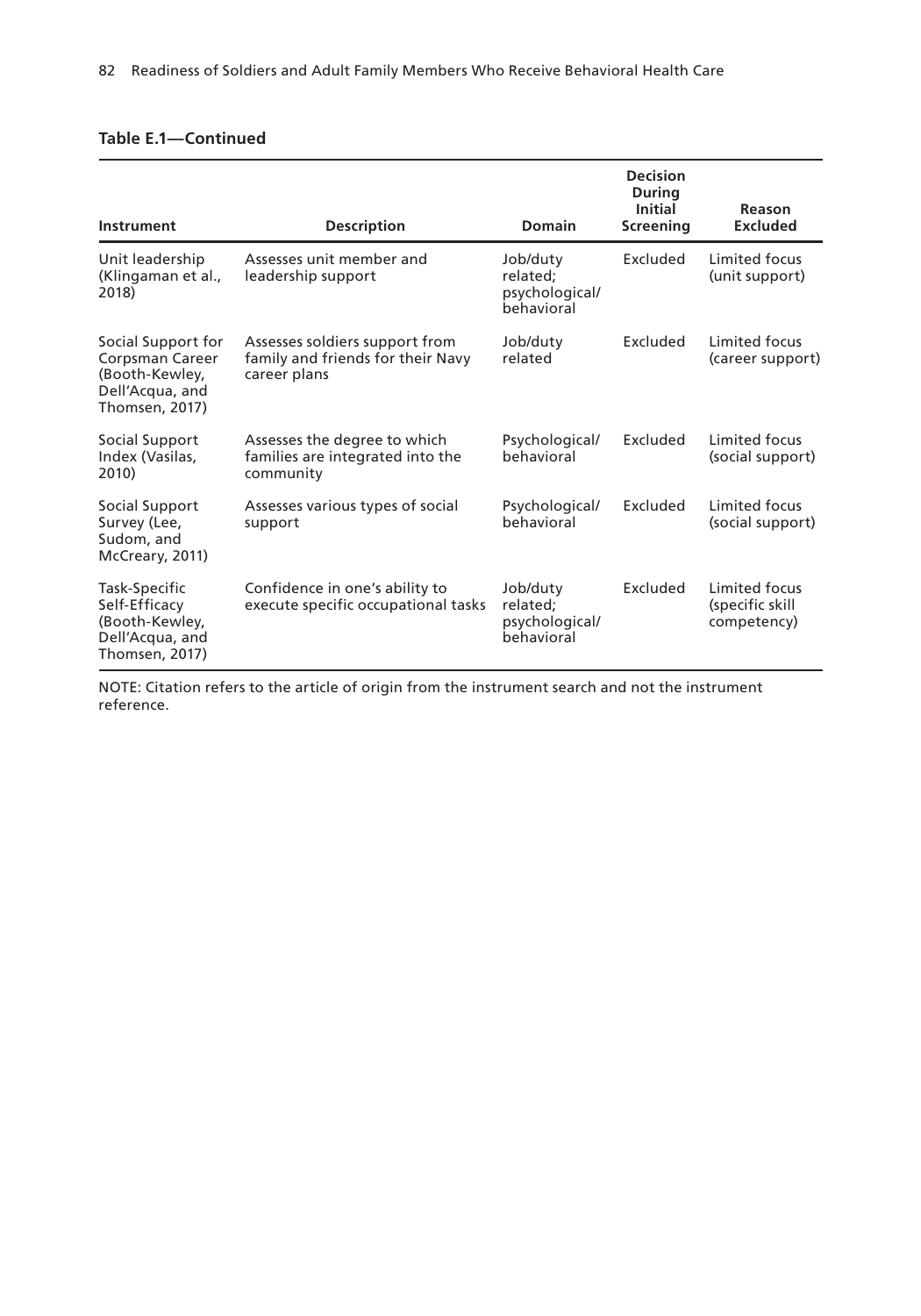**Table E.1—Continued**

| Instrument | Description | Domain | Decision During Initial Screening | Reason Excluded |
|---|---|---|---|---|
| Unit leadership (Klingaman et al., 2018) | Assesses unit member and leadership support | Job/duty related; psychological/ behavioral | Excluded | Limited focus (unit support) |
| Social Support for Corpsman Career (Booth-Kewley, Dell'Acqua, and Thomsen, 2017) | Assesses soldiers support from family and friends for their Navy career plans | Job/duty related | Excluded | Limited focus (career support) |
| Social Support Index (Vasilas, 2010) | Assesses the degree to which families are integrated into the community | Psychological/ behavioral | Excluded | Limited focus (social support) |
| Social Support Survey (Lee, Sudom, and McCreary, 2011) | Assesses various types of social support | Psychological/ behavioral | Excluded | Limited focus (social support) |
| Task-Specific Self-Efficacy (Booth-Kewley, Dell'Acqua, and Thomsen, 2017) | Confidence in one's ability to execute specific occupational tasks | Job/duty related; psychological/ behavioral | Excluded | Limited focus (specific skill competency) |

NOTE: Citation refers to the article of origin from the instrument search and not the instrument reference.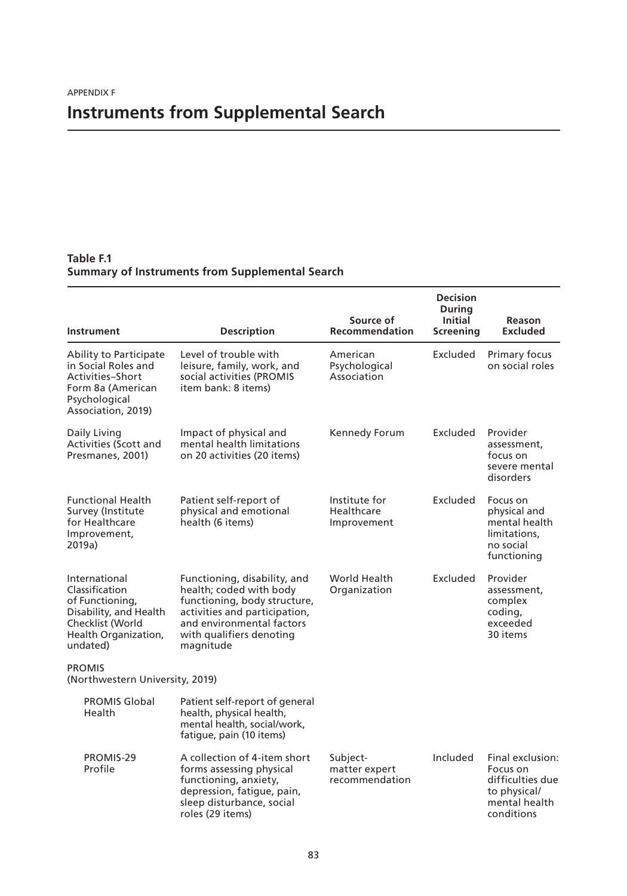APPENDIX F

# Instruments from Supplemental Search

**Table F.1**
**Summary of Instruments from Supplemental Search**

| Instrument | Description | Source of Recommendation | Decision During Initial Screening | Reason Excluded |
|---|---|---|---|---|
| Ability to Participate in Social Roles and Activities–Short Form 8a (American Psychological Association, 2019) | Level of trouble with leisure, family, work, and social activities (PROMIS item bank: 8 items) | American Psychological Association | Excluded | Primary focus on social roles |
| Daily Living Activities (Scott and Presmanes, 2001) | Impact of physical and mental health limitations on 20 activities (20 items) | Kennedy Forum | Excluded | Provider assessment, focus on severe mental disorders |
| Functional Health Survey (Institute for Healthcare Improvement, 2019a) | Patient self-report of physical and emotional health (6 items) | Institute for Healthcare Improvement | Excluded | Focus on physical and mental health limitations, no social functioning |
| International Classification of Functioning, Disability, and Health Checklist (World Health Organization, undated) | Functioning, disability, and health; coded with body functioning, body structure, activities and participation, and environmental factors with qualifiers denoting magnitude | World Health Organization | Excluded | Provider assessment, complex coding, exceeded 30 items |
| PROMIS (Northwestern University, 2019) | | | | |
| PROMIS Global Health | Patient self-report of general health, physical health, mental health, social/work, fatigue, pain (10 items) | | | |
| PROMIS-29 Profile | A collection of 4-item short forms assessing physical functioning, anxiety, depression, fatigue, pain, sleep disturbance, social roles (29 items) | Subject-matter expert recommendation | Included | Final exclusion: Focus on difficulties due to physical/mental health conditions |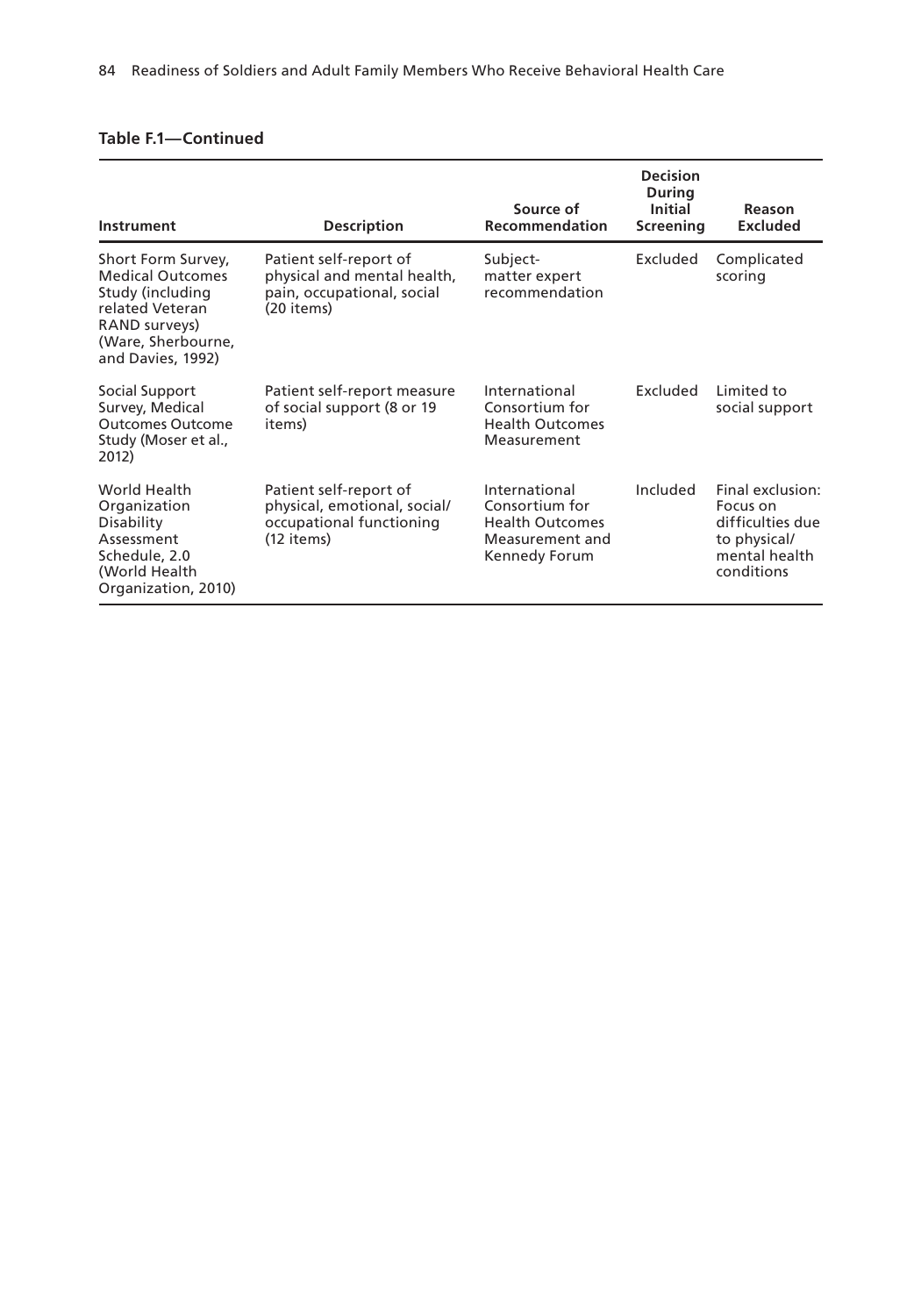**Table F.1—Continued**

| Instrument | Description | Source of Recommendation | Decision During Initial Screening | Reason Excluded |
|---|---|---|---|---|
| Short Form Survey, Medical Outcomes Study (including related Veteran RAND surveys) (Ware, Sherbourne, and Davies, 1992) | Patient self-report of physical and mental health, pain, occupational, social (20 items) | Subject-matter expert recommendation | Excluded | Complicated scoring |
| Social Support Survey, Medical Outcomes Outcome Study (Moser et al., 2012) | Patient self-report measure of social support (8 or 19 items) | International Consortium for Health Outcomes Measurement | Excluded | Limited to social support |
| World Health Organization Disability Assessment Schedule, 2.0 (World Health Organization, 2010) | Patient self-report of physical, emotional, social/occupational functioning (12 items) | International Consortium for Health Outcomes Measurement and Kennedy Forum | Included | Final exclusion: Focus on difficulties due to physical/mental health conditions |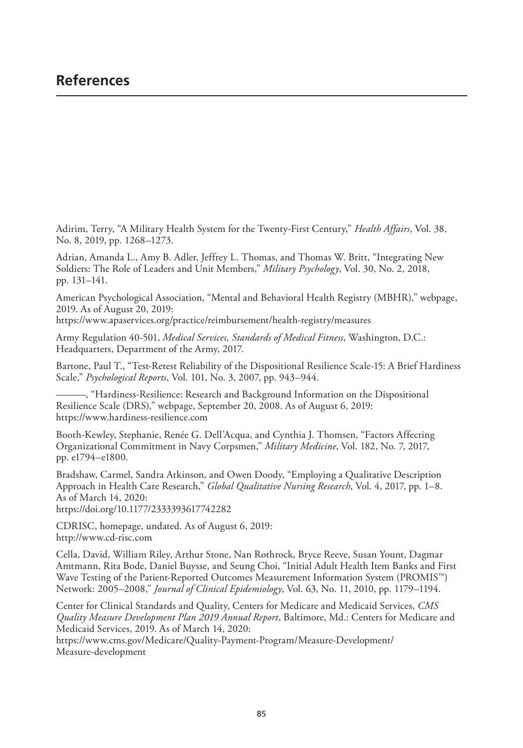# References

Adirim, Terry, "A Military Health System for the Twenty-First Century," *Health Affairs*, Vol. 38, No. 8, 2019, pp. 1268–1273.

Adrian, Amanda L., Amy B. Adler, Jeffrey L. Thomas, and Thomas W. Britt, "Integrating New Soldiers: The Role of Leaders and Unit Members," *Military Psychology*, Vol. 30, No. 2, 2018, pp. 131–141.

American Psychological Association, "Mental and Behavioral Health Registry (MBHR)," webpage, 2019. As of August 20, 2019:
https://www.apaservices.org/practice/reimbursement/health-registry/measures

Army Regulation 40-501, *Medical Services, Standards of Medical Fitness*, Washington, D.C.: Headquarters, Department of the Army, 2017.

Bartone, Paul T., "Test-Retest Reliability of the Dispositional Resilience Scale-15: A Brief Hardiness Scale," *Psychological Reports*, Vol. 101, No. 3, 2007, pp. 943–944.

———, "Hardiness-Resilience: Research and Background Information on the Dispositional Resilience Scale (DRS)," webpage, September 20, 2008. As of August 6, 2019:
https://www.hardiness-resilience.com

Booth-Kewley, Stephanie, Renée G. Dell'Acqua, and Cynthia J. Thomsen, "Factors Affecting Organizational Commitment in Navy Corpsmen," *Military Medicine*, Vol. 182, No. 7, 2017, pp. e1794–e1800.

Bradshaw, Carmel, Sandra Atkinson, and Owen Doody, "Employing a Qualitative Description Approach in Health Care Research," *Global Qualitative Nursing Research*, Vol. 4, 2017, pp. 1–8. As of March 14, 2020:
https://doi.org/10.1177/2333393617742282

CDRISC, homepage, undated. As of August 6, 2019:
http://www.cd-risc.com

Cella, David, William Riley, Arthur Stone, Nan Rothrock, Bryce Reeve, Susan Yount, Dagmar Amtmann, Rita Bode, Daniel Buysse, and Seung Choi, "Initial Adult Health Item Banks and First Wave Testing of the Patient-Reported Outcomes Measurement Information System (PROMIS™) Network: 2005–2008," *Journal of Clinical Epidemiology*, Vol. 63, No. 11, 2010, pp. 1179–1194.

Center for Clinical Standards and Quality, Centers for Medicare and Medicaid Services, *CMS Quality Measure Development Plan 2019 Annual Report*, Baltimore, Md.: Centers for Medicare and Medicaid Services, 2019. As of March 14, 2020:
https://www.cms.gov/Medicare/Quality-Payment-Program/Measure-Development/Measure-development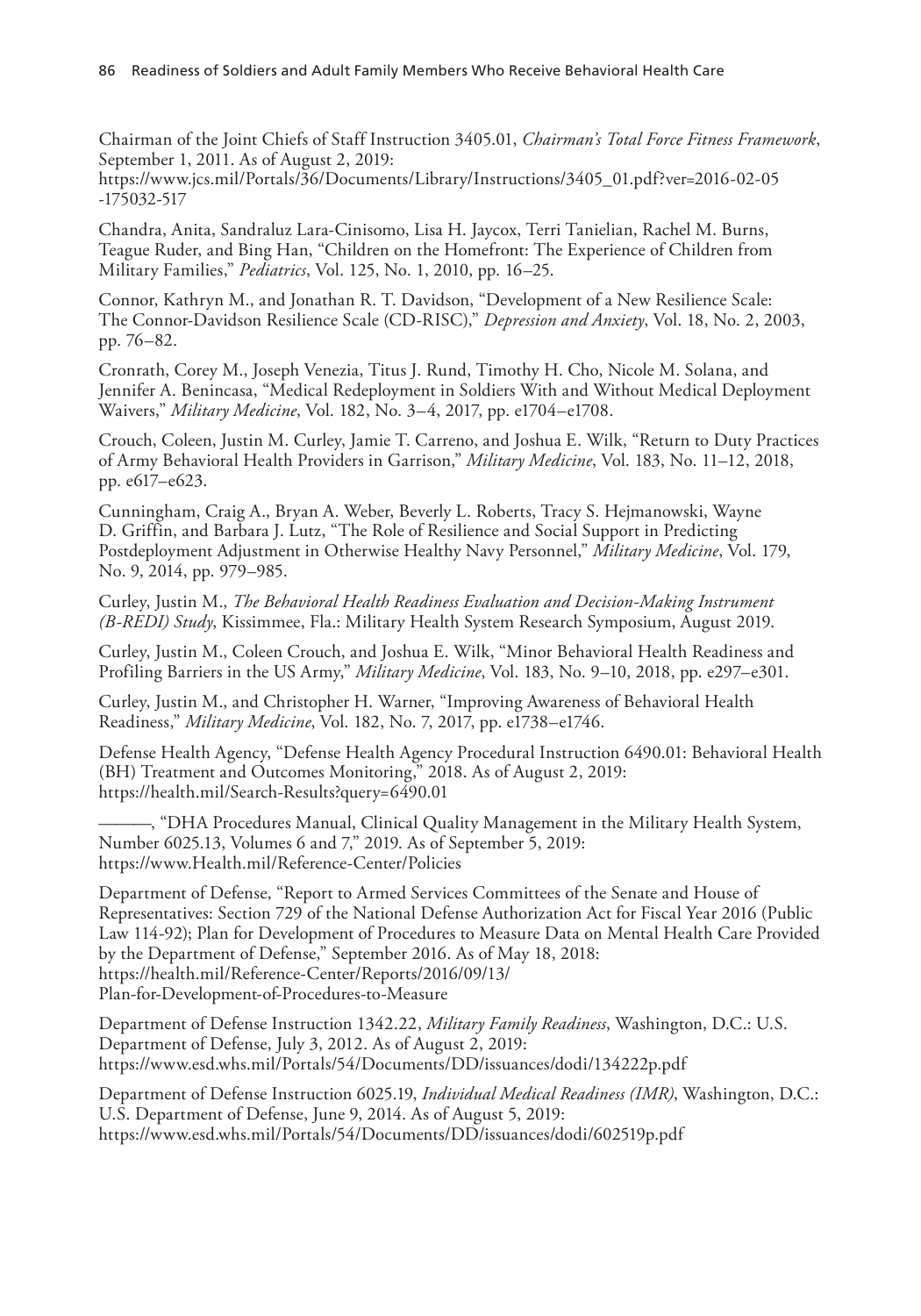Chairman of the Joint Chiefs of Staff Instruction 3405.01, *Chairman's Total Force Fitness Framework*, September 1, 2011. As of August 2, 2019:
https://www.jcs.mil/Portals/36/Documents/Library/Instructions/3405_01.pdf?ver=2016-02-05-175032-517

Chandra, Anita, Sandraluz Lara-Cinisomo, Lisa H. Jaycox, Terri Tanielian, Rachel M. Burns, Teague Ruder, and Bing Han, "Children on the Homefront: The Experience of Children from Military Families," *Pediatrics*, Vol. 125, No. 1, 2010, pp. 16–25.

Connor, Kathryn M., and Jonathan R. T. Davidson, "Development of a New Resilience Scale: The Connor-Davidson Resilience Scale (CD-RISC)," *Depression and Anxiety*, Vol. 18, No. 2, 2003, pp. 76–82.

Cronrath, Corey M., Joseph Venezia, Titus J. Rund, Timothy H. Cho, Nicole M. Solana, and Jennifer A. Benincasa, "Medical Redeployment in Soldiers With and Without Medical Deployment Waivers," *Military Medicine*, Vol. 182, No. 3–4, 2017, pp. e1704–e1708.

Crouch, Coleen, Justin M. Curley, Jamie T. Carreno, and Joshua E. Wilk, "Return to Duty Practices of Army Behavioral Health Providers in Garrison," *Military Medicine*, Vol. 183, No. 11–12, 2018, pp. e617–e623.

Cunningham, Craig A., Bryan A. Weber, Beverly L. Roberts, Tracy S. Hejmanowski, Wayne D. Griffin, and Barbara J. Lutz, "The Role of Resilience and Social Support in Predicting Postdeployment Adjustment in Otherwise Healthy Navy Personnel," *Military Medicine*, Vol. 179, No. 9, 2014, pp. 979–985.

Curley, Justin M., *The Behavioral Health Readiness Evaluation and Decision-Making Instrument (B-REDI) Study*, Kissimmee, Fla.: Military Health System Research Symposium, August 2019.

Curley, Justin M., Coleen Crouch, and Joshua E. Wilk, "Minor Behavioral Health Readiness and Profiling Barriers in the US Army," *Military Medicine*, Vol. 183, No. 9–10, 2018, pp. e297–e301.

Curley, Justin M., and Christopher H. Warner, "Improving Awareness of Behavioral Health Readiness," *Military Medicine*, Vol. 182, No. 7, 2017, pp. e1738–e1746.

Defense Health Agency, "Defense Health Agency Procedural Instruction 6490.01: Behavioral Health (BH) Treatment and Outcomes Monitoring," 2018. As of August 2, 2019:
https://health.mil/Search-Results?query=6490.01

———, "DHA Procedures Manual, Clinical Quality Management in the Military Health System, Number 6025.13, Volumes 6 and 7," 2019. As of September 5, 2019:
https://www.Health.mil/Reference-Center/Policies

Department of Defense, "Report to Armed Services Committees of the Senate and House of Representatives: Section 729 of the National Defense Authorization Act for Fiscal Year 2016 (Public Law 114-92); Plan for Development of Procedures to Measure Data on Mental Health Care Provided by the Department of Defense," September 2016. As of May 18, 2018:
https://health.mil/Reference-Center/Reports/2016/09/13/Plan-for-Development-of-Procedures-to-Measure

Department of Defense Instruction 1342.22, *Military Family Readiness*, Washington, D.C.: U.S. Department of Defense, July 3, 2012. As of August 2, 2019:
https://www.esd.whs.mil/Portals/54/Documents/DD/issuances/dodi/134222p.pdf

Department of Defense Instruction 6025.19, *Individual Medical Readiness (IMR)*, Washington, D.C.: U.S. Department of Defense, June 9, 2014. As of August 5, 2019:
https://www.esd.whs.mil/Portals/54/Documents/DD/issuances/dodi/602519p.pdf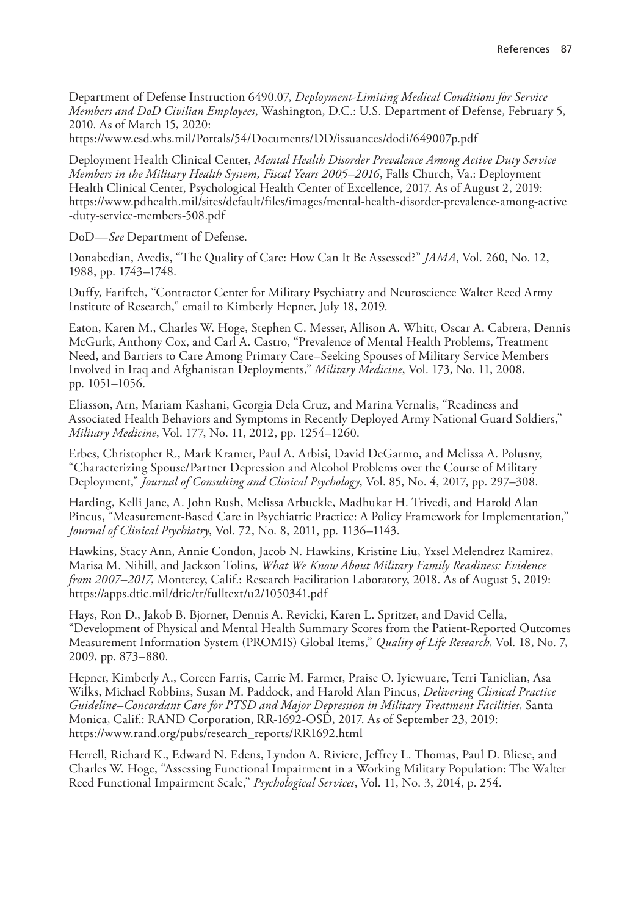Department of Defense Instruction 6490.07, *Deployment-Limiting Medical Conditions for Service Members and DoD Civilian Employees*, Washington, D.C.: U.S. Department of Defense, February 5, 2010. As of March 15, 2020: https://www.esd.whs.mil/Portals/54/Documents/DD/issuances/dodi/649007p.pdf

Deployment Health Clinical Center, *Mental Health Disorder Prevalence Among Active Duty Service Members in the Military Health System, Fiscal Years 2005–2016*, Falls Church, Va.: Deployment Health Clinical Center, Psychological Health Center of Excellence, 2017. As of August 2, 2019: https://www.pdhealth.mil/sites/default/files/images/mental-health-disorder-prevalence-among-active-duty-service-members-508.pdf

DoD—*See* Department of Defense.

Donabedian, Avedis, "The Quality of Care: How Can It Be Assessed?" *JAMA*, Vol. 260, No. 12, 1988, pp. 1743–1748.

Duffy, Farifteh, "Contractor Center for Military Psychiatry and Neuroscience Walter Reed Army Institute of Research," email to Kimberly Hepner, July 18, 2019.

Eaton, Karen M., Charles W. Hoge, Stephen C. Messer, Allison A. Whitt, Oscar A. Cabrera, Dennis McGurk, Anthony Cox, and Carl A. Castro, "Prevalence of Mental Health Problems, Treatment Need, and Barriers to Care Among Primary Care–Seeking Spouses of Military Service Members Involved in Iraq and Afghanistan Deployments," *Military Medicine*, Vol. 173, No. 11, 2008, pp. 1051–1056.

Eliasson, Arn, Mariam Kashani, Georgia Dela Cruz, and Marina Vernalis, "Readiness and Associated Health Behaviors and Symptoms in Recently Deployed Army National Guard Soldiers," *Military Medicine*, Vol. 177, No. 11, 2012, pp. 1254–1260.

Erbes, Christopher R., Mark Kramer, Paul A. Arbisi, David DeGarmo, and Melissa A. Polusny, "Characterizing Spouse/Partner Depression and Alcohol Problems over the Course of Military Deployment," *Journal of Consulting and Clinical Psychology*, Vol. 85, No. 4, 2017, pp. 297–308.

Harding, Kelli Jane, A. John Rush, Melissa Arbuckle, Madhukar H. Trivedi, and Harold Alan Pincus, "Measurement-Based Care in Psychiatric Practice: A Policy Framework for Implementation," *Journal of Clinical Psychiatry*, Vol. 72, No. 8, 2011, pp. 1136–1143.

Hawkins, Stacy Ann, Annie Condon, Jacob N. Hawkins, Kristine Liu, Yxsel Melendrez Ramirez, Marisa M. Nihill, and Jackson Tolins, *What We Know About Military Family Readiness: Evidence from 2007–2017*, Monterey, Calif.: Research Facilitation Laboratory, 2018. As of August 5, 2019: https://apps.dtic.mil/dtic/tr/fulltext/u2/1050341.pdf

Hays, Ron D., Jakob B. Bjorner, Dennis A. Revicki, Karen L. Spritzer, and David Cella, "Development of Physical and Mental Health Summary Scores from the Patient-Reported Outcomes Measurement Information System (PROMIS) Global Items," *Quality of Life Research*, Vol. 18, No. 7, 2009, pp. 873–880.

Hepner, Kimberly A., Coreen Farris, Carrie M. Farmer, Praise O. Iyiewuare, Terri Tanielian, Asa Wilks, Michael Robbins, Susan M. Paddock, and Harold Alan Pincus, *Delivering Clinical Practice Guideline–Concordant Care for PTSD and Major Depression in Military Treatment Facilities*, Santa Monica, Calif.: RAND Corporation, RR-1692-OSD, 2017. As of September 23, 2019: https://www.rand.org/pubs/research_reports/RR1692.html

Herrell, Richard K., Edward N. Edens, Lyndon A. Riviere, Jeffrey L. Thomas, Paul D. Bliese, and Charles W. Hoge, "Assessing Functional Impairment in a Working Military Population: The Walter Reed Functional Impairment Scale," *Psychological Services*, Vol. 11, No. 3, 2014, p. 254.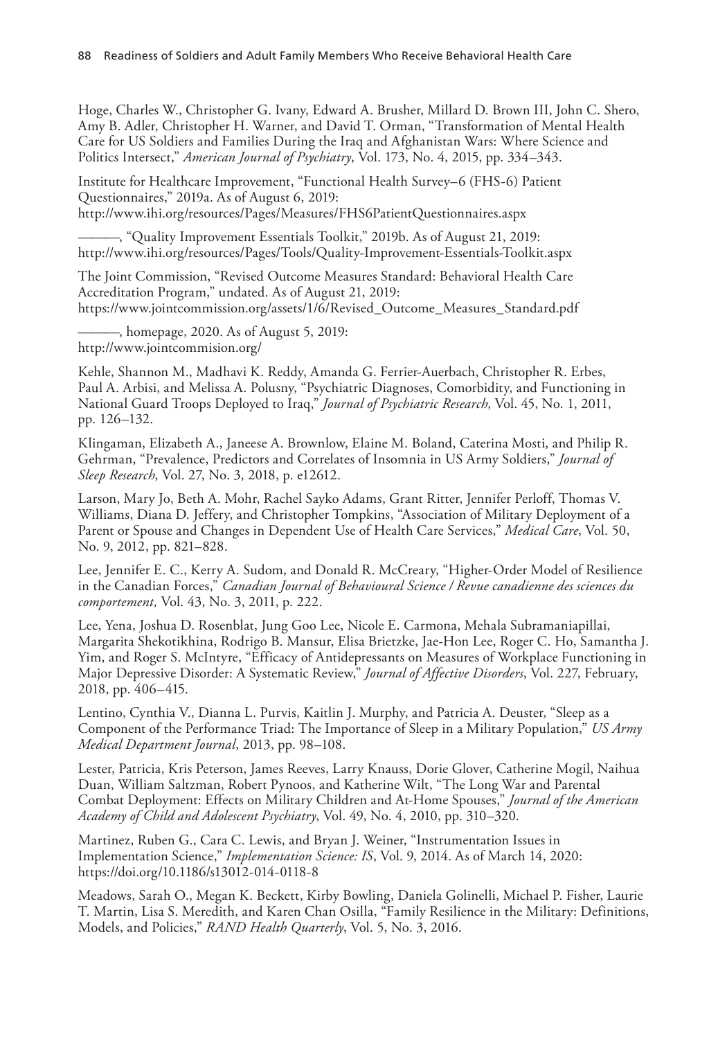Hoge, Charles W., Christopher G. Ivany, Edward A. Brusher, Millard D. Brown III, John C. Shero, Amy B. Adler, Christopher H. Warner, and David T. Orman, "Transformation of Mental Health Care for US Soldiers and Families During the Iraq and Afghanistan Wars: Where Science and Politics Intersect," *American Journal of Psychiatry*, Vol. 173, No. 4, 2015, pp. 334–343.

Institute for Healthcare Improvement, "Functional Health Survey–6 (FHS-6) Patient Questionnaires," 2019a. As of August 6, 2019:
http://www.ihi.org/resources/Pages/Measures/FHS6PatientQuestionnaires.aspx

———, "Quality Improvement Essentials Toolkit," 2019b. As of August 21, 2019:
http://www.ihi.org/resources/Pages/Tools/Quality-Improvement-Essentials-Toolkit.aspx

The Joint Commission, "Revised Outcome Measures Standard: Behavioral Health Care Accreditation Program," undated. As of August 21, 2019:
https://www.jointcommission.org/assets/1/6/Revised_Outcome_Measures_Standard.pdf

———, homepage, 2020. As of August 5, 2019:
http://www.jointcommision.org/

Kehle, Shannon M., Madhavi K. Reddy, Amanda G. Ferrier-Auerbach, Christopher R. Erbes, Paul A. Arbisi, and Melissa A. Polusny, "Psychiatric Diagnoses, Comorbidity, and Functioning in National Guard Troops Deployed to Iraq," *Journal of Psychiatric Research*, Vol. 45, No. 1, 2011, pp. 126–132.

Klingaman, Elizabeth A., Janeese A. Brownlow, Elaine M. Boland, Caterina Mosti, and Philip R. Gehrman, "Prevalence, Predictors and Correlates of Insomnia in US Army Soldiers," *Journal of Sleep Research*, Vol. 27, No. 3, 2018, p. e12612.

Larson, Mary Jo, Beth A. Mohr, Rachel Sayko Adams, Grant Ritter, Jennifer Perloff, Thomas V. Williams, Diana D. Jeffery, and Christopher Tompkins, "Association of Military Deployment of a Parent or Spouse and Changes in Dependent Use of Health Care Services," *Medical Care*, Vol. 50, No. 9, 2012, pp. 821–828.

Lee, Jennifer E. C., Kerry A. Sudom, and Donald R. McCreary, "Higher-Order Model of Resilience in the Canadian Forces," *Canadian Journal of Behavioural Science / Revue canadienne des sciences du comportement,* Vol. 43, No. 3, 2011, p. 222.

Lee, Yena, Joshua D. Rosenblat, Jung Goo Lee, Nicole E. Carmona, Mehala Subramaniapillai, Margarita Shekotikhina, Rodrigo B. Mansur, Elisa Brietzke, Jae-Hon Lee, Roger C. Ho, Samantha J. Yim, and Roger S. McIntyre, "Efficacy of Antidepressants on Measures of Workplace Functioning in Major Depressive Disorder: A Systematic Review," *Journal of Affective Disorders*, Vol. 227, February, 2018, pp. 406–415.

Lentino, Cynthia V., Dianna L. Purvis, Kaitlin J. Murphy, and Patricia A. Deuster, "Sleep as a Component of the Performance Triad: The Importance of Sleep in a Military Population," *US Army Medical Department Journal*, 2013, pp. 98–108.

Lester, Patricia, Kris Peterson, James Reeves, Larry Knauss, Dorie Glover, Catherine Mogil, Naihua Duan, William Saltzman, Robert Pynoos, and Katherine Wilt, "The Long War and Parental Combat Deployment: Effects on Military Children and At-Home Spouses," *Journal of the American Academy of Child and Adolescent Psychiatry*, Vol. 49, No. 4, 2010, pp. 310–320.

Martinez, Ruben G., Cara C. Lewis, and Bryan J. Weiner, "Instrumentation Issues in Implementation Science," *Implementation Science: IS*, Vol. 9, 2014. As of March 14, 2020:
https://doi.org/10.1186/s13012-014-0118-8

Meadows, Sarah O., Megan K. Beckett, Kirby Bowling, Daniela Golinelli, Michael P. Fisher, Laurie T. Martin, Lisa S. Meredith, and Karen Chan Osilla, "Family Resilience in the Military: Definitions, Models, and Policies," *RAND Health Quarterly*, Vol. 5, No. 3, 2016.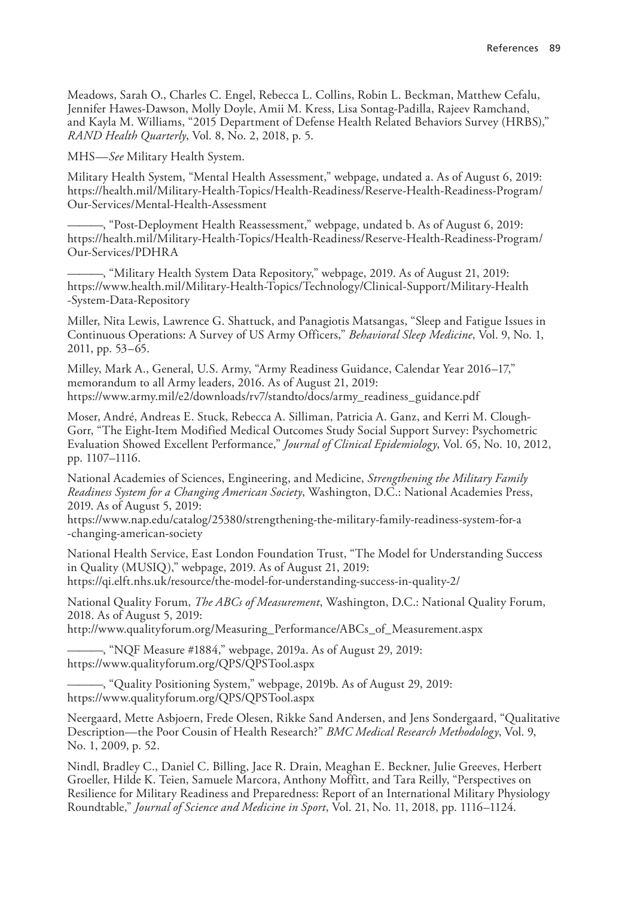Meadows, Sarah O., Charles C. Engel, Rebecca L. Collins, Robin L. Beckman, Matthew Cefalu, Jennifer Hawes-Dawson, Molly Doyle, Amii M. Kress, Lisa Sontag-Padilla, Rajeev Ramchand, and Kayla M. Williams, "2015 Department of Defense Health Related Behaviors Survey (HRBS)," *RAND Health Quarterly*, Vol. 8, No. 2, 2018, p. 5.

MHS—*See* Military Health System.

Military Health System, "Mental Health Assessment," webpage, undated a. As of August 6, 2019: https://health.mil/Military-Health-Topics/Health-Readiness/Reserve-Health-Readiness-Program/Our-Services/Mental-Health-Assessment

———, "Post-Deployment Health Reassessment," webpage, undated b. As of August 6, 2019: https://health.mil/Military-Health-Topics/Health-Readiness/Reserve-Health-Readiness-Program/Our-Services/PDHRA

———, "Military Health System Data Repository," webpage, 2019. As of August 21, 2019: https://www.health.mil/Military-Health-Topics/Technology/Clinical-Support/Military-Health-System-Data-Repository

Miller, Nita Lewis, Lawrence G. Shattuck, and Panagiotis Matsangas, "Sleep and Fatigue Issues in Continuous Operations: A Survey of US Army Officers," *Behavioral Sleep Medicine*, Vol. 9, No. 1, 2011, pp. 53–65.

Milley, Mark A., General, U.S. Army, "Army Readiness Guidance, Calendar Year 2016–17," memorandum to all Army leaders, 2016. As of August 21, 2019: https://www.army.mil/e2/downloads/rv7/standto/docs/army_readiness_guidance.pdf

Moser, André, Andreas E. Stuck, Rebecca A. Silliman, Patricia A. Ganz, and Kerri M. Clough-Gorr, "The Eight-Item Modified Medical Outcomes Study Social Support Survey: Psychometric Evaluation Showed Excellent Performance," *Journal of Clinical Epidemiology*, Vol. 65, No. 10, 2012, pp. 1107–1116.

National Academies of Sciences, Engineering, and Medicine, *Strengthening the Military Family Readiness System for a Changing American Society*, Washington, D.C.: National Academies Press, 2019. As of August 5, 2019:
https://www.nap.edu/catalog/25380/strengthening-the-military-family-readiness-system-for-a-changing-american-society

National Health Service, East London Foundation Trust, "The Model for Understanding Success in Quality (MUSIQ)," webpage, 2019. As of August 21, 2019:
https://qi.elft.nhs.uk/resource/the-model-for-understanding-success-in-quality-2/

National Quality Forum, *The ABCs of Measurement*, Washington, D.C.: National Quality Forum, 2018. As of August 5, 2019:
http://www.qualityforum.org/Measuring_Performance/ABCs_of_Measurement.aspx

———, "NQF Measure #1884," webpage, 2019a. As of August 29, 2019:
https://www.qualityforum.org/QPS/QPSTool.aspx

———, "Quality Positioning System," webpage, 2019b. As of August 29, 2019:
https://www.qualityforum.org/QPS/QPSTool.aspx

Neergaard, Mette Asbjoern, Frede Olesen, Rikke Sand Andersen, and Jens Sondergaard, "Qualitative Description—the Poor Cousin of Health Research?" *BMC Medical Research Methodology*, Vol. 9, No. 1, 2009, p. 52.

Nindl, Bradley C., Daniel C. Billing, Jace R. Drain, Meaghan E. Beckner, Julie Greeves, Herbert Groeller, Hilde K. Teien, Samuele Marcora, Anthony Moffitt, and Tara Reilly, "Perspectives on Resilience for Military Readiness and Preparedness: Report of an International Military Physiology Roundtable," *Journal of Science and Medicine in Sport*, Vol. 21, No. 11, 2018, pp. 1116–1124.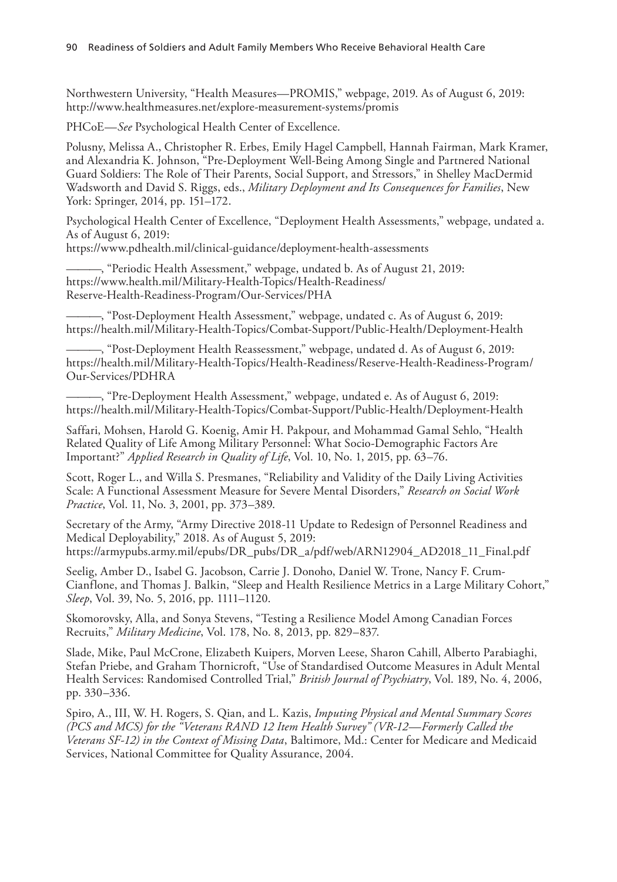Northwestern University, "Health Measures—PROMIS," webpage, 2019. As of August 6, 2019: http://www.healthmeasures.net/explore-measurement-systems/promis

PHCoE—*See* Psychological Health Center of Excellence.

Polusny, Melissa A., Christopher R. Erbes, Emily Hagel Campbell, Hannah Fairman, Mark Kramer, and Alexandria K. Johnson, "Pre-Deployment Well-Being Among Single and Partnered National Guard Soldiers: The Role of Their Parents, Social Support, and Stressors," in Shelley MacDermid Wadsworth and David S. Riggs, eds., *Military Deployment and Its Consequences for Families*, New York: Springer, 2014, pp. 151–172.

Psychological Health Center of Excellence, "Deployment Health Assessments," webpage, undated a. As of August 6, 2019: https://www.pdhealth.mil/clinical-guidance/deployment-health-assessments

———, "Periodic Health Assessment," webpage, undated b. As of August 21, 2019: https://www.health.mil/Military-Health-Topics/Health-Readiness/Reserve-Health-Readiness-Program/Our-Services/PHA

———, "Post-Deployment Health Assessment," webpage, undated c. As of August 6, 2019: https://health.mil/Military-Health-Topics/Combat-Support/Public-Health/Deployment-Health

———, "Post-Deployment Health Reassessment," webpage, undated d. As of August 6, 2019: https://health.mil/Military-Health-Topics/Health-Readiness/Reserve-Health-Readiness-Program/Our-Services/PDHRA

———, "Pre-Deployment Health Assessment," webpage, undated e. As of August 6, 2019: https://health.mil/Military-Health-Topics/Combat-Support/Public-Health/Deployment-Health

Saffari, Mohsen, Harold G. Koenig, Amir H. Pakpour, and Mohammad Gamal Sehlo, "Health Related Quality of Life Among Military Personnel: What Socio-Demographic Factors Are Important?" *Applied Research in Quality of Life*, Vol. 10, No. 1, 2015, pp. 63–76.

Scott, Roger L., and Willa S. Presmanes, "Reliability and Validity of the Daily Living Activities Scale: A Functional Assessment Measure for Severe Mental Disorders," *Research on Social Work Practice*, Vol. 11, No. 3, 2001, pp. 373–389.

Secretary of the Army, "Army Directive 2018-11 Update to Redesign of Personnel Readiness and Medical Deployability," 2018. As of August 5, 2019: https://armypubs.army.mil/epubs/DR_pubs/DR_a/pdf/web/ARN12904_AD2018_11_Final.pdf

Seelig, Amber D., Isabel G. Jacobson, Carrie J. Donoho, Daniel W. Trone, Nancy F. Crum-Cianflone, and Thomas J. Balkin, "Sleep and Health Resilience Metrics in a Large Military Cohort," *Sleep*, Vol. 39, No. 5, 2016, pp. 1111–1120.

Skomorovsky, Alla, and Sonya Stevens, "Testing a Resilience Model Among Canadian Forces Recruits," *Military Medicine*, Vol. 178, No. 8, 2013, pp. 829–837.

Slade, Mike, Paul McCrone, Elizabeth Kuipers, Morven Leese, Sharon Cahill, Alberto Parabiaghi, Stefan Priebe, and Graham Thornicroft, "Use of Standardised Outcome Measures in Adult Mental Health Services: Randomised Controlled Trial," *British Journal of Psychiatry*, Vol. 189, No. 4, 2006, pp. 330–336.

Spiro, A., III, W. H. Rogers, S. Qian, and L. Kazis, *Imputing Physical and Mental Summary Scores (PCS and MCS) for the "Veterans RAND 12 Item Health Survey" (VR-12—Formerly Called the Veterans SF-12) in the Context of Missing Data*, Baltimore, Md.: Center for Medicare and Medicaid Services, National Committee for Quality Assurance, 2004.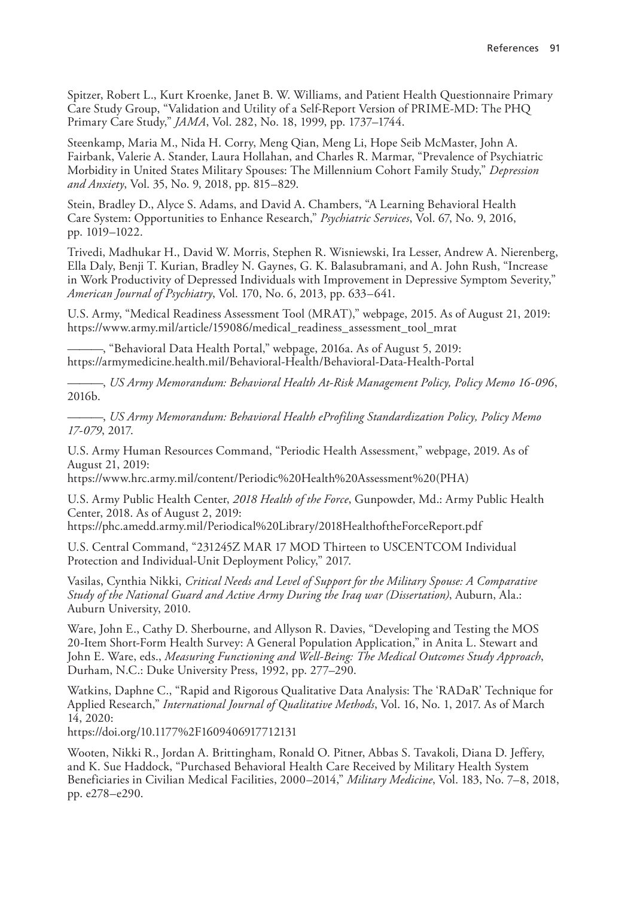Spitzer, Robert L., Kurt Kroenke, Janet B. W. Williams, and Patient Health Questionnaire Primary Care Study Group, "Validation and Utility of a Self-Report Version of PRIME-MD: The PHQ Primary Care Study," *JAMA*, Vol. 282, No. 18, 1999, pp. 1737–1744.

Steenkamp, Maria M., Nida H. Corry, Meng Qian, Meng Li, Hope Seib McMaster, John A. Fairbank, Valerie A. Stander, Laura Hollahan, and Charles R. Marmar, "Prevalence of Psychiatric Morbidity in United States Military Spouses: The Millennium Cohort Family Study," *Depression and Anxiety*, Vol. 35, No. 9, 2018, pp. 815–829.

Stein, Bradley D., Alyce S. Adams, and David A. Chambers, "A Learning Behavioral Health Care System: Opportunities to Enhance Research," *Psychiatric Services*, Vol. 67, No. 9, 2016, pp. 1019–1022.

Trivedi, Madhukar H., David W. Morris, Stephen R. Wisniewski, Ira Lesser, Andrew A. Nierenberg, Ella Daly, Benji T. Kurian, Bradley N. Gaynes, G. K. Balasubramani, and A. John Rush, "Increase in Work Productivity of Depressed Individuals with Improvement in Depressive Symptom Severity," *American Journal of Psychiatry*, Vol. 170, No. 6, 2013, pp. 633–641.

U.S. Army, "Medical Readiness Assessment Tool (MRAT)," webpage, 2015. As of August 21, 2019: https://www.army.mil/article/159086/medical_readiness_assessment_tool_mrat

———, "Behavioral Data Health Portal," webpage, 2016a. As of August 5, 2019: https://armymedicine.health.mil/Behavioral-Health/Behavioral-Data-Health-Portal

———, *US Army Memorandum: Behavioral Health At-Risk Management Policy, Policy Memo 16-096*, 2016b.

———, *US Army Memorandum: Behavioral Health eProfiling Standardization Policy, Policy Memo 17-079*, 2017.

U.S. Army Human Resources Command, "Periodic Health Assessment," webpage, 2019. As of August 21, 2019:
https://www.hrc.army.mil/content/Periodic%20Health%20Assessment%20(PHA)

U.S. Army Public Health Center, *2018 Health of the Force*, Gunpowder, Md.: Army Public Health Center, 2018. As of August 2, 2019:
https://phc.amedd.army.mil/Periodical%20Library/2018HealthoftheForceReport.pdf

U.S. Central Command, "231245Z MAR 17 MOD Thirteen to USCENTCOM Individual Protection and Individual-Unit Deployment Policy," 2017.

Vasilas, Cynthia Nikki, *Critical Needs and Level of Support for the Military Spouse: A Comparative Study of the National Guard and Active Army During the Iraq war (Dissertation)*, Auburn, Ala.: Auburn University, 2010.

Ware, John E., Cathy D. Sherbourne, and Allyson R. Davies, "Developing and Testing the MOS 20-Item Short-Form Health Survey: A General Population Application," in Anita L. Stewart and John E. Ware, eds., *Measuring Functioning and Well-Being: The Medical Outcomes Study Approach*, Durham, N.C.: Duke University Press, 1992, pp. 277–290.

Watkins, Daphne C., "Rapid and Rigorous Qualitative Data Analysis: The 'RADaR' Technique for Applied Research," *International Journal of Qualitative Methods*, Vol. 16, No. 1, 2017. As of March 14, 2020:
https://doi.org/10.1177%2F1609406917712131

Wooten, Nikki R., Jordan A. Brittingham, Ronald O. Pitner, Abbas S. Tavakoli, Diana D. Jeffery, and K. Sue Haddock, "Purchased Behavioral Health Care Received by Military Health System Beneficiaries in Civilian Medical Facilities, 2000–2014," *Military Medicine*, Vol. 183, No. 7–8, 2018, pp. e278–e290.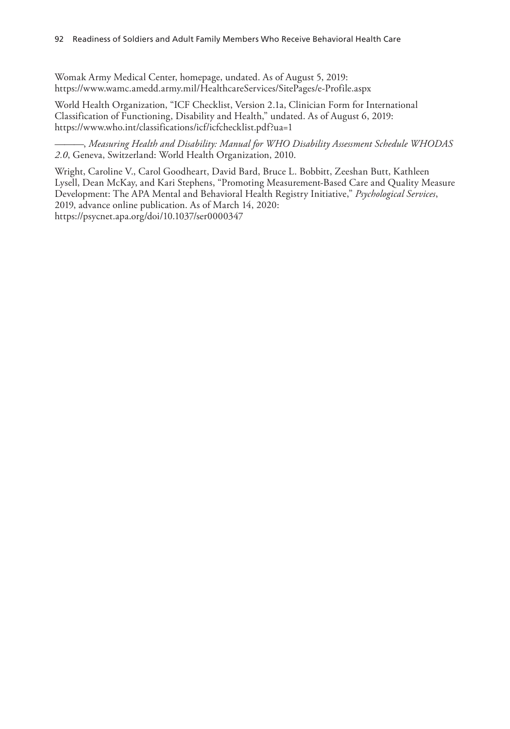Womak Army Medical Center, homepage, undated. As of August 5, 2019:
https://www.wamc.amedd.army.mil/HealthcareServices/SitePages/e-Profile.aspx

World Health Organization, "ICF Checklist, Version 2.1a, Clinician Form for International Classification of Functioning, Disability and Health," undated. As of August 6, 2019:
https://www.who.int/classifications/icf/icfchecklist.pdf?ua=1

———, *Measuring Health and Disability: Manual for WHO Disability Assessment Schedule WHODAS 2.0*, Geneva, Switzerland: World Health Organization, 2010.

Wright, Caroline V., Carol Goodheart, David Bard, Bruce L. Bobbitt, Zeeshan Butt, Kathleen Lysell, Dean McKay, and Kari Stephens, "Promoting Measurement-Based Care and Quality Measure Development: The APA Mental and Behavioral Health Registry Initiative," *Psychological Services*, 2019, advance online publication. As of March 14, 2020:
https://psycnet.apa.org/doi/10.1037/ser0000347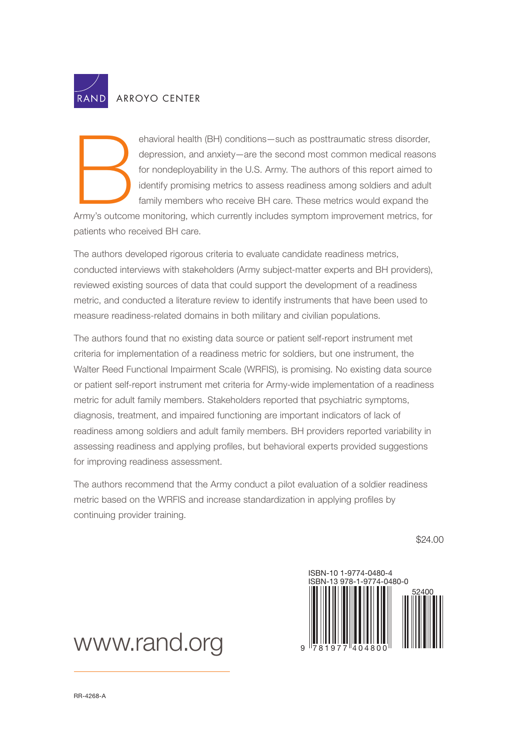RAND ARROYO CENTER

Behavioral health (BH) conditions—such as posttraumatic stress disorder, depression, and anxiety—are the second most common medical reasons for nondeployability in the U.S. Army. The authors of this report aimed to identify promising metrics to assess readiness among soldiers and adult family members who receive BH care. These metrics would expand the Army's outcome monitoring, which currently includes symptom improvement metrics, for patients who received BH care.

The authors developed rigorous criteria to evaluate candidate readiness metrics, conducted interviews with stakeholders (Army subject-matter experts and BH providers), reviewed existing sources of data that could support the development of a readiness metric, and conducted a literature review to identify instruments that have been used to measure readiness-related domains in both military and civilian populations.

The authors found that no existing data source or patient self-report instrument met criteria for implementation of a readiness metric for soldiers, but one instrument, the Walter Reed Functional Impairment Scale (WRFIS), is promising. No existing data source or patient self-report instrument met criteria for Army-wide implementation of a readiness metric for adult family members. Stakeholders reported that psychiatric symptoms, diagnosis, treatment, and impaired functioning are important indicators of lack of readiness among soldiers and adult family members. BH providers reported variability in assessing readiness and applying profiles, but behavioral experts provided suggestions for improving readiness assessment.

The authors recommend that the Army conduct a pilot evaluation of a soldier readiness metric based on the WRFIS and increase standardization in applying profiles by continuing provider training.

$24.00

ISBN-10 1-9774-0480-4
ISBN-13 978-1-9774-0480-0

52400

9 781977 404800

www.rand.org

RR-4268-A